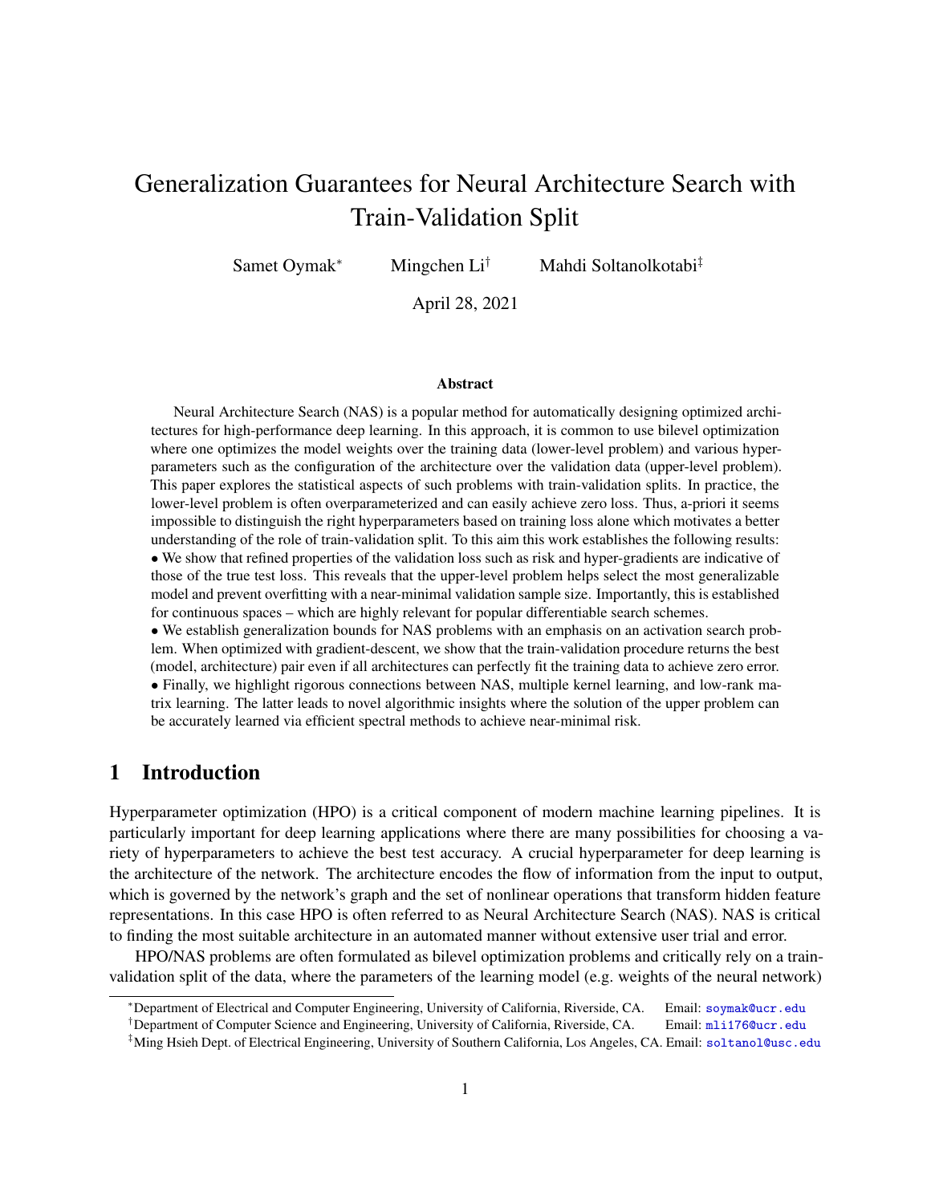# Generalization Guarantees for Neural Architecture Search with Train-Validation Split

Samet Oymak[*] Mingchen Li[†] Mahdi Soltanolkotabi[‡]

April 28, 2021

### Abstract

Neural Architecture Search (NAS) is a popular method for automatically designing optimized architectures for high-performance deep learning. In this approach, it is common to use bilevel optimization where one optimizes the model weights over the training data (lower-level problem) and various hyperparameters such as the configuration of the architecture over the validation data (upper-level problem). This paper explores the statistical aspects of such problems with train-validation splits. In practice, the lower-level problem is often overparameterized and can easily achieve zero loss. Thus, a-priori it seems impossible to distinguish the right hyperparameters based on training loss alone which motivates a better understanding of the role of train-validation split. To this aim this work establishes the following results:

- We show that refined properties of the validation loss such as risk and hyper-gradients are indicative of those of the true test loss. This reveals that the upper-level problem helps select the most generalizable model and prevent overfitting with a near-minimal validation sample size. Importantly, this is established for continuous spaces – which are highly relevant for popular differentiable search schemes.
- We establish generalization bounds for NAS problems with an emphasis on an activation search problem. When optimized with gradient-descent, we show that the train-validation procedure returns the best (model, architecture) pair even if all architectures can perfectly fit the training data to achieve zero error.
- Finally, we highlight rigorous connections between NAS, multiple kernel learning, and low-rank matrix learning. The latter leads to novel algorithmic insights where the solution of the upper problem can be accurately learned via efficient spectral methods to achieve near-minimal risk.

## 1 Introduction

Hyperparameter optimization (HPO) is a critical component of modern machine learning pipelines. It is particularly important for deep learning applications where there are many possibilities for choosing a variety of hyperparameters to achieve the best test accuracy. A crucial hyperparameter for deep learning is the architecture of the network. The architecture encodes the flow of information from the input to output, which is governed by the network's graph and the set of nonlinear operations that transform hidden feature representations. In this case HPO is often referred to as Neural Architecture Search (NAS). NAS is critical to finding the most suitable architecture in an automated manner without extensive user trial and error.

HPO/NAS problems are often formulated as bilevel optimization problems and critically rely on a train-validation split of the data, where the parameters of the learning model (e.g. weights of the neural network)

---

[*]Department of Electrical and Computer Engineering, University of California, Riverside, CA. Email: soymak@ucr.edu

[†]Department of Computer Science and Engineering, University of California, Riverside, CA. Email: mli176@ucr.edu

[‡]Ming Hsieh Dept. of Electrical Engineering, University of Southern California, Los Angeles, CA. Email: soltanol@usc.edu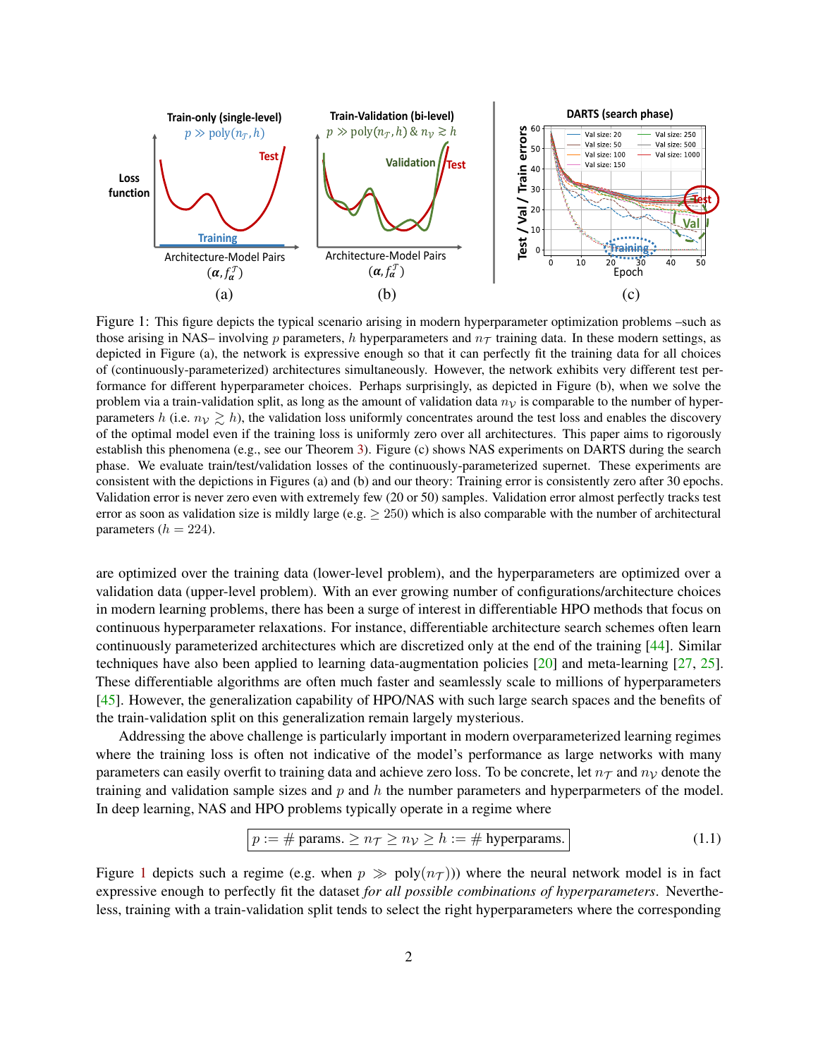Figure 1: This figure depicts the typical scenario arising in modern hyperparameter optimization problems –such as those arising in NAS– involving $p$ parameters, $h$ hyperparameters and $n_{\mathcal{T}}$ training data. In these modern settings, as depicted in Figure (a), the network is expressive enough so that it can perfectly fit the training data for all choices of (continuously-parameterized) architectures simultaneously. However, the network exhibits very different test performance for different hyperparameter choices. Perhaps surprisingly, as depicted in Figure (b), when we solve the problem via a train-validation split, as long as the amount of validation data $n_{\mathcal{V}}$ is comparable to the number of hyperparameters $h$ (i.e. $n_{\mathcal{V}} \gtrsim h$), the validation loss uniformly concentrates around the test loss and enables the discovery of the optimal model even if the training loss is uniformly zero over all architectures. This paper aims to rigorously establish this phenomena (e.g., see our Theorem 3). Figure (c) shows NAS experiments on DARTS during the search phase. We evaluate train/test/validation losses of the continuously-parameterized supernet. These experiments are consistent with the depictions in Figures (a) and (b) and our theory: Training error is consistently zero after 30 epochs. Validation error is never zero even with extremely few (20 or 50) samples. Validation error almost perfectly tracks test error as soon as validation size is mildly large (e.g. $\geq 250$) which is also comparable with the number of architectural parameters ($h = 224$).

are optimized over the training data (lower-level problem), and the hyperparameters are optimized over a validation data (upper-level problem). With an ever growing number of configurations/architecture choices in modern learning problems, there has been a surge of interest in differentiable HPO methods that focus on continuous hyperparameter relaxations. For instance, differentiable architecture search schemes often learn continuously parameterized architectures which are discretized only at the end of the training [44]. Similar techniques have also been applied to learning data-augmentation policies [20] and meta-learning [27, 25]. These differentiable algorithms are often much faster and seamlessly scale to millions of hyperparameters [45]. However, the generalization capability of HPO/NAS with such large search spaces and the benefits of the train-validation split on this generalization remain largely mysterious.

Addressing the above challenge is particularly important in modern overparameterized learning regimes where the training loss is often not indicative of the model's performance as large networks with many parameters can easily overfit to training data and achieve zero loss. To be concrete, let $n_{\mathcal{T}}$ and $n_{\mathcal{V}}$ denote the training and validation sample sizes and $p$ and $h$ the number parameters and hyperparmeters of the model. In deep learning, NAS and HPO problems typically operate in a regime where

$$\boxed{p := \#\text{ params.} \geq n_{\mathcal{T}} \geq n_{\mathcal{V}} \geq h := \#\text{ hyperparams.}} \tag{1.1}$$

Figure 1 depicts such a regime (e.g. when $p \gg \text{poly}(n_{\mathcal{T}})$) where the neural network model is in fact expressive enough to perfectly fit the dataset *for all possible combinations of hyperparameters*. Nevertheless, training with a train-validation split tends to select the right hyperparameters where the corresponding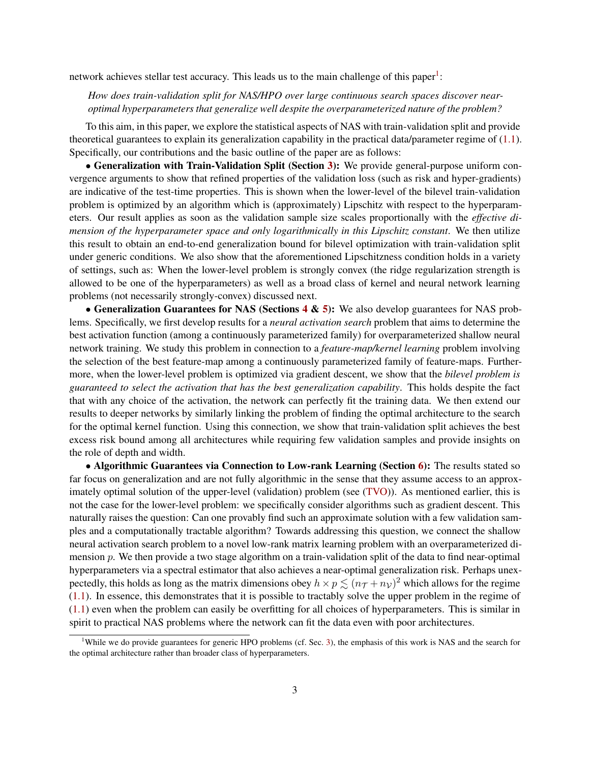network achieves stellar test accuracy. This leads us to the main challenge of this paper[1]:

> *How does train-validation split for NAS/HPO over large continuous search spaces discover near-optimal hyperparameters that generalize well despite the overparameterized nature of the problem?*

To this aim, in this paper, we explore the statistical aspects of NAS with train-validation split and provide theoretical guarantees to explain its generalization capability in the practical data/parameter regime of (1.1). Specifically, our contributions and the basic outline of the paper are as follows:

• **Generalization with Train-Validation Split (Section 3):** We provide general-purpose uniform convergence arguments to show that refined properties of the validation loss (such as risk and hyper-gradients) are indicative of the test-time properties. This is shown when the lower-level of the bilevel train-validation problem is optimized by an algorithm which is (approximately) Lipschitz with respect to the hyperparameters. Our result applies as soon as the validation sample size scales proportionally with the *effective dimension of the hyperparameter space and only logarithmically in this Lipschitz constant*. We then utilize this result to obtain an end-to-end generalization bound for bilevel optimization with train-validation split under generic conditions. We also show that the aforementioned Lipschitzness condition holds in a variety of settings, such as: When the lower-level problem is strongly convex (the ridge regularization strength is allowed to be one of the hyperparameters) as well as a broad class of kernel and neural network learning problems (not necessarily strongly-convex) discussed next.

• **Generalization Guarantees for NAS (Sections 4 & 5):** We also develop guarantees for NAS problems. Specifically, we first develop results for a *neural activation search* problem that aims to determine the best activation function (among a continuously parameterized family) for overparameterized shallow neural network training. We study this problem in connection to a *feature-map/kernel learning* problem involving the selection of the best feature-map among a continuously parameterized family of feature-maps. Furthermore, when the lower-level problem is optimized via gradient descent, we show that the *bilevel problem is guaranteed to select the activation that has the best generalization capability*. This holds despite the fact that with any choice of the activation, the network can perfectly fit the training data. We then extend our results to deeper networks by similarly linking the problem of finding the optimal architecture to the search for the optimal kernel function. Using this connection, we show that train-validation split achieves the best excess risk bound among all architectures while requiring few validation samples and provide insights on the role of depth and width.

• **Algorithmic Guarantees via Connection to Low-rank Learning (Section 6):** The results stated so far focus on generalization and are not fully algorithmic in the sense that they assume access to an approximately optimal solution of the upper-level (validation) problem (see (TVO)). As mentioned earlier, this is not the case for the lower-level problem: we specifically consider algorithms such as gradient descent. This naturally raises the question: Can one provably find such an approximate solution with a few validation samples and a computationally tractable algorithm? Towards addressing this question, we connect the shallow neural activation search problem to a novel low-rank matrix learning problem with an overparameterized dimension $p$. We then provide a two stage algorithm on a train-validation split of the data to find near-optimal hyperparameters via a spectral estimator that also achieves a near-optimal generalization risk. Perhaps unexpectedly, this holds as long as the matrix dimensions obey $h \times p \lesssim (n_{\mathcal{T}} + n_{\mathcal{V}})^2$ which allows for the regime (1.1). In essence, this demonstrates that it is possible to tractably solve the upper problem in the regime of (1.1) even when the problem can easily be overfitting for all choices of hyperparameters. This is similar in spirit to practical NAS problems where the network can fit the data even with poor architectures.

[1] While we do provide guarantees for generic HPO problems (cf. Sec. 3), the emphasis of this work is NAS and the search for the optimal architecture rather than broader class of hyperparameters.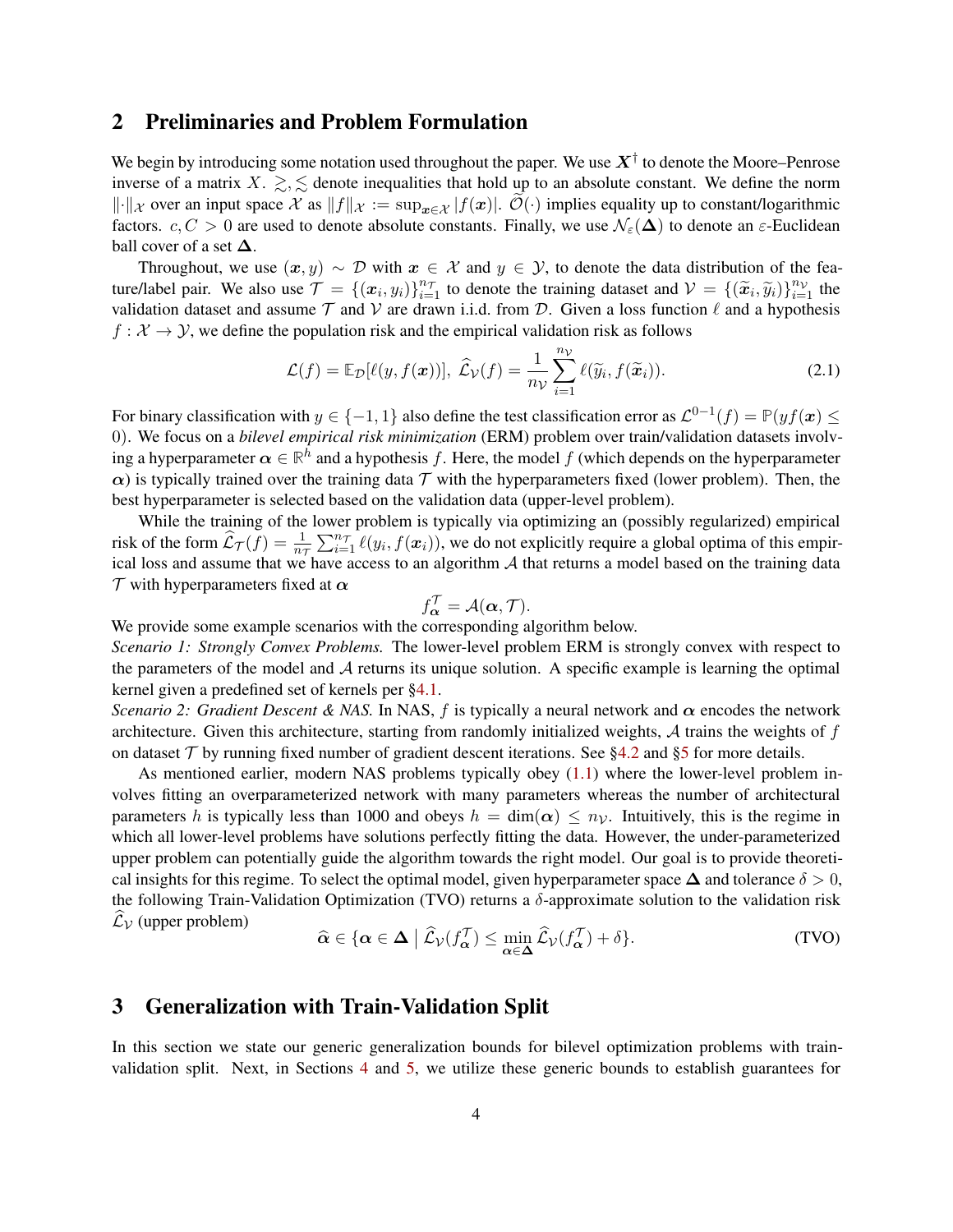## 2 Preliminaries and Problem Formulation

We begin by introducing some notation used throughout the paper. We use $\boldsymbol{X}^{\dagger}$ to denote the Moore–Penrose inverse of a matrix $X$. $\gtrsim, \lesssim$ denote inequalities that hold up to an absolute constant. We define the norm $\|\cdot\|_{\mathcal{X}}$ over an input space $\mathcal{X}$ as $\|f\|_{\mathcal{X}} := \sup_{\boldsymbol{x} \in \mathcal{X}} |f(\boldsymbol{x})|$. $\widetilde{\mathcal{O}}(\cdot)$ implies equality up to constant/logarithmic factors. $c, C > 0$ are used to denote absolute constants. Finally, we use $\mathcal{N}_{\varepsilon}(\boldsymbol{\Delta})$ to denote an $\varepsilon$-Euclidean ball cover of a set $\boldsymbol{\Delta}$.

Throughout, we use $(\boldsymbol{x}, y) \sim \mathcal{D}$ with $\boldsymbol{x} \in \mathcal{X}$ and $y \in \mathcal{Y}$, to denote the data distribution of the feature/label pair. We also use $\mathcal{T} = \{(\boldsymbol{x}_i, y_i)\}_{i=1}^{n_{\mathcal{T}}}$ to denote the training dataset and $\mathcal{V} = \{(\widetilde{\boldsymbol{x}}_i, \widetilde{y}_i)\}_{i=1}^{n_{\mathcal{V}}}$ the validation dataset and assume $\mathcal{T}$ and $\mathcal{V}$ are drawn i.i.d. from $\mathcal{D}$. Given a loss function $\ell$ and a hypothesis $f : \mathcal{X} \to \mathcal{Y}$, we define the population risk and the empirical validation risk as follows

$$
\mathcal{L}(f) = \mathbb{E}_{\mathcal{D}}[\ell(y, f(\boldsymbol{x}))], \ \widehat{\mathcal{L}}_{\mathcal{V}}(f) = \frac{1}{n_{\mathcal{V}}} \sum_{i=1}^{n_{\mathcal{V}}} \ell(\widetilde{y}_i, f(\widetilde{\boldsymbol{x}}_i)). \tag{2.1}
$$

For binary classification with $y \in \{-1, 1\}$ also define the test classification error as $\mathcal{L}^{0-1}(f) = \mathbb{P}(yf(\boldsymbol{x}) \leq 0)$. We focus on a *bilevel empirical risk minimization* (ERM) problem over train/validation datasets involving a hyperparameter $\boldsymbol{\alpha} \in \mathbb{R}^h$ and a hypothesis $f$. Here, the model $f$ (which depends on the hyperparameter $\boldsymbol{\alpha}$) is typically trained over the training data $\mathcal{T}$ with the hyperparameters fixed (lower problem). Then, the best hyperparameter is selected based on the validation data (upper-level problem).

While the training of the lower problem is typically via optimizing an (possibly regularized) empirical risk of the form $\widehat{\mathcal{L}}_{\mathcal{T}}(f) = \frac{1}{n_{\mathcal{T}}} \sum_{i=1}^{n_{\mathcal{T}}} \ell(y_i, f(\boldsymbol{x}_i))$, we do not explicitly require a global optima of this empirical loss and assume that we have access to an algorithm $\mathcal{A}$ that returns a model based on the training data $\mathcal{T}$ with hyperparameters fixed at $\boldsymbol{\alpha}$

$$
f_{\boldsymbol{\alpha}}^{\mathcal{T}} = \mathcal{A}(\boldsymbol{\alpha}, \mathcal{T}).
$$

We provide some example scenarios with the corresponding algorithm below.

*Scenario 1: Strongly Convex Problems.* The lower-level problem ERM is strongly convex with respect to the parameters of the model and $\mathcal{A}$ returns its unique solution. A specific example is learning the optimal kernel given a predefined set of kernels per §4.1.

*Scenario 2: Gradient Descent & NAS.* In NAS, $f$ is typically a neural network and $\boldsymbol{\alpha}$ encodes the network architecture. Given this architecture, starting from randomly initialized weights, $\mathcal{A}$ trains the weights of $f$ on dataset $\mathcal{T}$ by running fixed number of gradient descent iterations. See §4.2 and §5 for more details.

As mentioned earlier, modern NAS problems typically obey (1.1) where the lower-level problem involves fitting an overparameterized network with many parameters whereas the number of architectural parameters $h$ is typically less than 1000 and obeys $h = \dim(\boldsymbol{\alpha}) \leq n_{\mathcal{V}}$. Intuitively, this is the regime in which all lower-level problems have solutions perfectly fitting the data. However, the under-parameterized upper problem can potentially guide the algorithm towards the right model. Our goal is to provide theoretical insights for this regime. To select the optimal model, given hyperparameter space $\boldsymbol{\Delta}$ and tolerance $\delta > 0$, the following Train-Validation Optimization (TVO) returns a $\delta$-approximate solution to the validation risk $\widehat{\mathcal{L}}_{\mathcal{V}}$ (upper problem)

$$
\widehat{\boldsymbol{\alpha}} \in \{\boldsymbol{\alpha} \in \boldsymbol{\Delta} \mid \widehat{\mathcal{L}}_{\mathcal{V}}(f_{\boldsymbol{\alpha}}^{\mathcal{T}}) \leq \min_{\boldsymbol{\alpha} \in \boldsymbol{\Delta}} \widehat{\mathcal{L}}_{\mathcal{V}}(f_{\boldsymbol{\alpha}}^{\mathcal{T}}) + \delta\}. \tag{TVO}
$$

## 3 Generalization with Train-Validation Split

In this section we state our generic generalization bounds for bilevel optimization problems with train-validation split. Next, in Sections 4 and 5, we utilize these generic bounds to establish guarantees for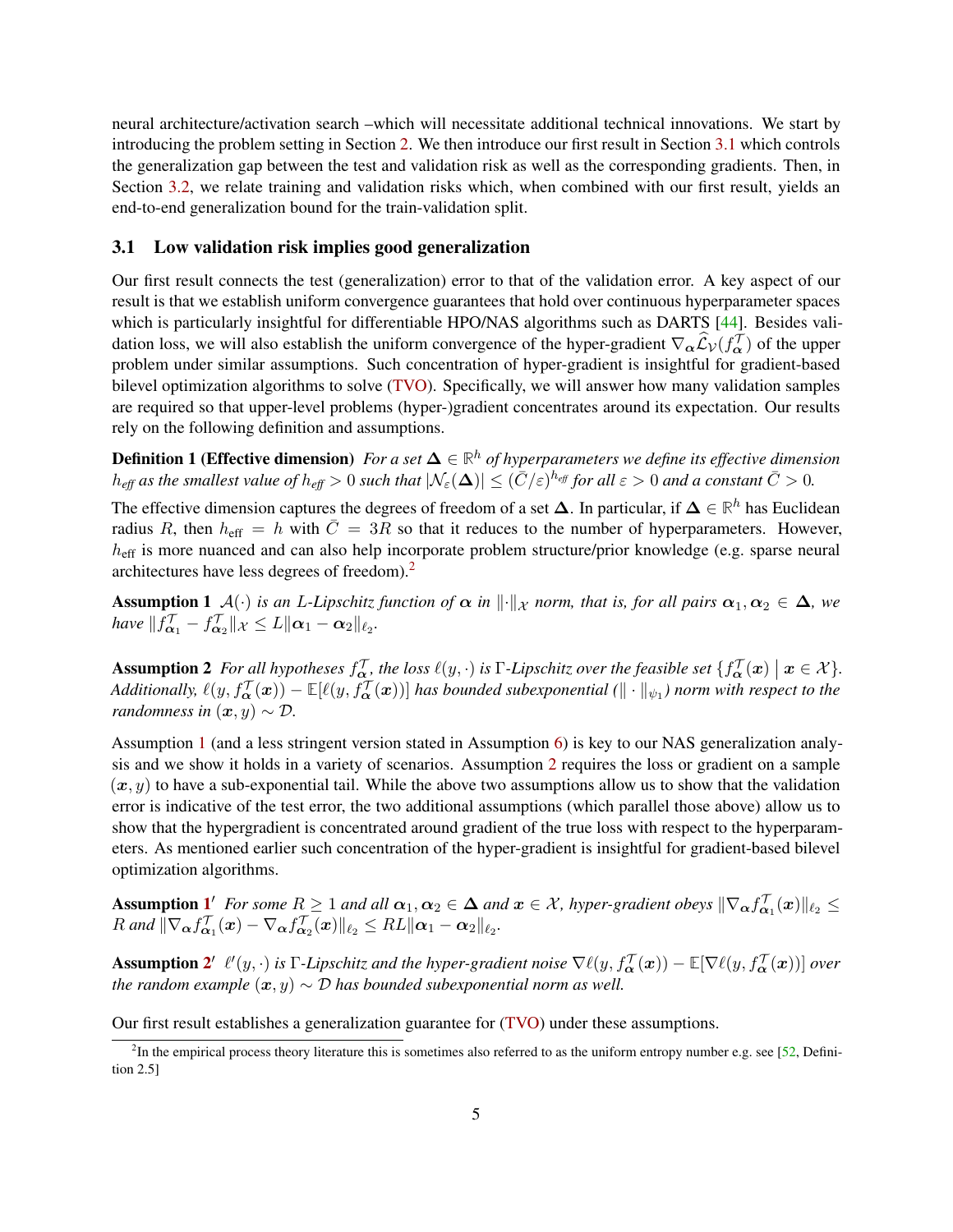neural architecture/activation search –which will necessitate additional technical innovations. We start by introducing the problem setting in Section 2. We then introduce our first result in Section 3.1 which controls the generalization gap between the test and validation risk as well as the corresponding gradients. Then, in Section 3.2, we relate training and validation risks which, when combined with our first result, yields an end-to-end generalization bound for the train-validation split.

### 3.1 Low validation risk implies good generalization

Our first result connects the test (generalization) error to that of the validation error. A key aspect of our result is that we establish uniform convergence guarantees that hold over continuous hyperparameter spaces which is particularly insightful for differentiable HPO/NAS algorithms such as DARTS [44]. Besides validation loss, we will also establish the uniform convergence of the hyper-gradient $\nabla_{\boldsymbol{\alpha}}\widehat{\mathcal{L}}_{\mathcal{V}}(f_{\boldsymbol{\alpha}}^{\mathcal{T}})$ of the upper problem under similar assumptions. Such concentration of hyper-gradient is insightful for gradient-based bilevel optimization algorithms to solve (TVO). Specifically, we will answer how many validation samples are required so that upper-level problems (hyper-)gradient concentrates around its expectation. Our results rely on the following definition and assumptions.

**Definition 1 (Effective dimension)** *For a set $\boldsymbol{\Delta} \in \mathbb{R}^h$ of hyperparameters we define its effective dimension $h_{\text{eff}}$ as the smallest value of $h_{\text{eff}} > 0$ such that $|\mathcal{N}_\varepsilon(\boldsymbol{\Delta})| \leq (\bar{C}/\varepsilon)^{h_{\text{eff}}}$ for all $\varepsilon > 0$ and a constant $\bar{C} > 0$.*

The effective dimension captures the degrees of freedom of a set $\boldsymbol{\Delta}$. In particular, if $\boldsymbol{\Delta} \in \mathbb{R}^h$ has Euclidean radius $R$, then $h_{\text{eff}} = h$ with $\bar{C} = 3R$ so that it reduces to the number of hyperparameters. However, $h_{\text{eff}}$ is more nuanced and can also help incorporate problem structure/prior knowledge (e.g. sparse neural architectures have less degrees of freedom).[2]

**Assumption 1** *$\mathcal{A}(\cdot)$ is an $L$-Lipschitz function of $\boldsymbol{\alpha}$ in $\|\cdot\|_{\mathcal{X}}$ norm, that is, for all pairs $\boldsymbol{\alpha}_1, \boldsymbol{\alpha}_2 \in \boldsymbol{\Delta}$, we have $\|f_{\boldsymbol{\alpha}_1}^{\mathcal{T}} - f_{\boldsymbol{\alpha}_2}^{\mathcal{T}}\|_{\mathcal{X}} \leq L\|\boldsymbol{\alpha}_1 - \boldsymbol{\alpha}_2\|_{\ell_2}$.*

**Assumption 2** *For all hypotheses $f_{\boldsymbol{\alpha}}^{\mathcal{T}}$, the loss $\ell(y, \cdot)$ is $\Gamma$-Lipschitz over the feasible set $\{f_{\boldsymbol{\alpha}}^{\mathcal{T}}(\boldsymbol{x}) \mid \boldsymbol{x} \in \mathcal{X}\}$. Additionally, $\ell(y, f_{\boldsymbol{\alpha}}^{\mathcal{T}}(\boldsymbol{x})) - \mathbb{E}[\ell(y, f_{\boldsymbol{\alpha}}^{\mathcal{T}}(\boldsymbol{x}))]$ has bounded subexponential ($\|\cdot\|_{\psi_1}$) norm with respect to the randomness in $(\boldsymbol{x}, y) \sim \mathcal{D}$.*

Assumption 1 (and a less stringent version stated in Assumption 6) is key to our NAS generalization analysis and we show it holds in a variety of scenarios. Assumption 2 requires the loss or gradient on a sample $(\boldsymbol{x}, y)$ to have a sub-exponential tail. While the above two assumptions allow us to show that the validation error is indicative of the test error, the two additional assumptions (which parallel those above) allow us to show that the hypergradient is concentrated around gradient of the true loss with respect to the hyperparameters. As mentioned earlier such concentration of the hyper-gradient is insightful for gradient-based bilevel optimization algorithms.

**Assumption 1′** *For some $R \geq 1$ and all $\boldsymbol{\alpha}_1, \boldsymbol{\alpha}_2 \in \boldsymbol{\Delta}$ and $\boldsymbol{x} \in \mathcal{X}$, hyper-gradient obeys $\|\nabla_{\boldsymbol{\alpha}} f_{\boldsymbol{\alpha}_1}^{\mathcal{T}}(\boldsymbol{x})\|_{\ell_2} \leq R$ and $\|\nabla_{\boldsymbol{\alpha}} f_{\boldsymbol{\alpha}_1}^{\mathcal{T}}(\boldsymbol{x}) - \nabla_{\boldsymbol{\alpha}} f_{\boldsymbol{\alpha}_2}^{\mathcal{T}}(\boldsymbol{x})\|_{\ell_2} \leq RL\|\boldsymbol{\alpha}_1 - \boldsymbol{\alpha}_2\|_{\ell_2}$.*

**Assumption 2′** *$\ell'(y, \cdot)$ is $\Gamma$-Lipschitz and the hyper-gradient noise $\nabla\ell(y, f_{\boldsymbol{\alpha}}^{\mathcal{T}}(\boldsymbol{x})) - \mathbb{E}[\nabla\ell(y, f_{\boldsymbol{\alpha}}^{\mathcal{T}}(\boldsymbol{x}))]$ over the random example $(\boldsymbol{x}, y) \sim \mathcal{D}$ has bounded subexponential norm as well.*

Our first result establishes a generalization guarantee for (TVO) under these assumptions.

[2] In the empirical process theory literature this is sometimes also referred to as the uniform entropy number e.g. see [52, Definition 2.5]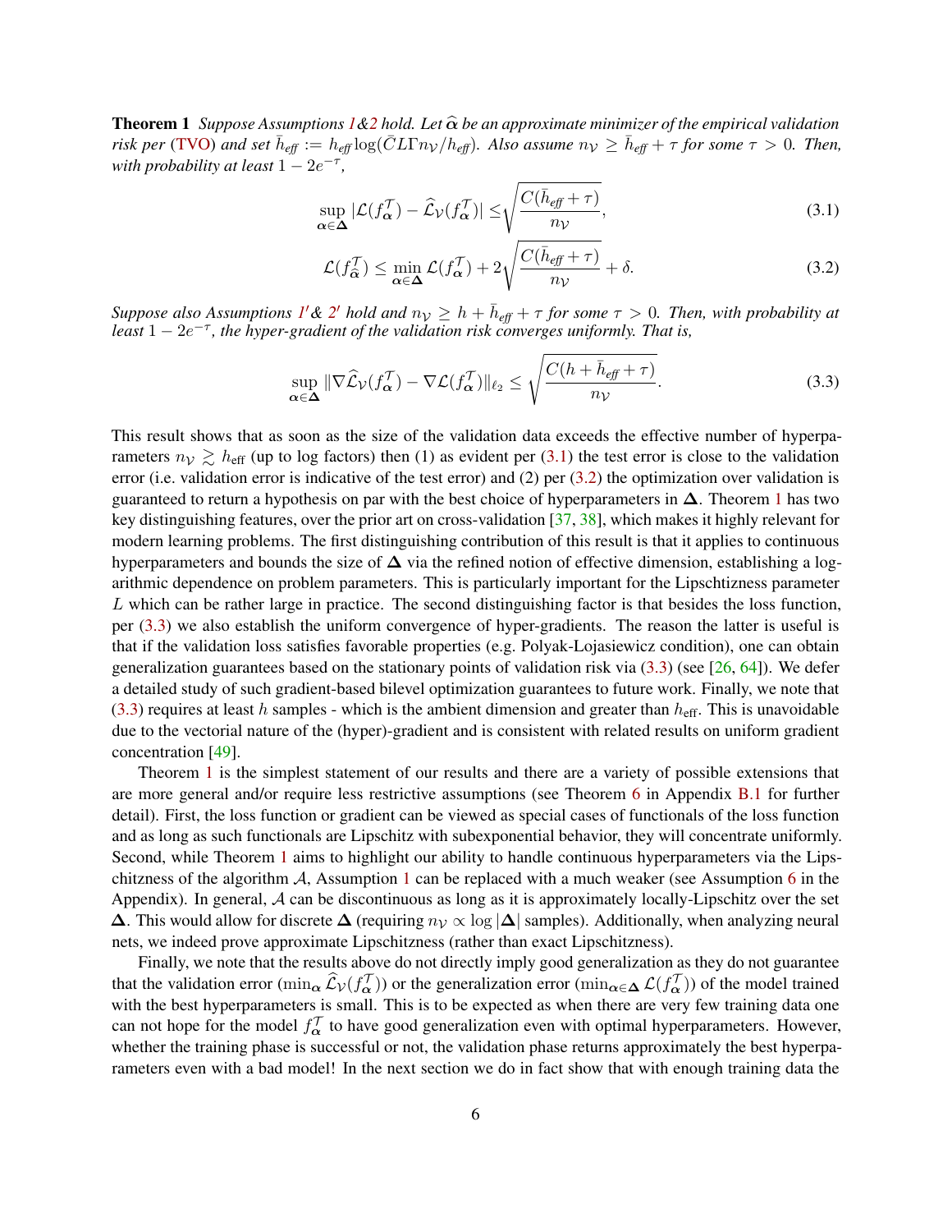**Theorem 1** *Suppose Assumptions 1&2 hold. Let $\widehat{\boldsymbol{\alpha}}$ be an approximate minimizer of the empirical validation risk per (TVO) and set $\bar{h}_{\textit{eff}} := h_{\textit{eff}} \log(\bar{C}L\Gamma n_{\mathcal{V}}/h_{\textit{eff}})$. Also assume $n_{\mathcal{V}} \geq \bar{h}_{\textit{eff}} + \tau$ for some $\tau > 0$. Then, with probability at least $1 - 2e^{-\tau}$,*

$$\sup_{\boldsymbol{\alpha}\in\boldsymbol{\Delta}} |\mathcal{L}(f_{\boldsymbol{\alpha}}^{\mathcal{T}}) - \widehat{\mathcal{L}}_{\mathcal{V}}(f_{\boldsymbol{\alpha}}^{\mathcal{T}})| \leq \sqrt{\frac{C(\bar{h}_{\textit{eff}} + \tau)}{n_{\mathcal{V}}}}, \tag{3.1}$$

$$\mathcal{L}(f_{\widehat{\boldsymbol{\alpha}}}^{\mathcal{T}}) \leq \min_{\boldsymbol{\alpha}\in\boldsymbol{\Delta}} \mathcal{L}(f_{\boldsymbol{\alpha}}^{\mathcal{T}}) + 2\sqrt{\frac{C(\bar{h}_{\textit{eff}} + \tau)}{n_{\mathcal{V}}}} + \delta. \tag{3.2}$$

*Suppose also Assumptions 1′& 2′ hold and $n_{\mathcal{V}} \geq h + \bar{h}_{\textit{eff}} + \tau$ for some $\tau > 0$. Then, with probability at least $1 - 2e^{-\tau}$, the hyper-gradient of the validation risk converges uniformly. That is,*

$$\sup_{\boldsymbol{\alpha}\in\boldsymbol{\Delta}} \|\nabla\widehat{\mathcal{L}}_{\mathcal{V}}(f_{\boldsymbol{\alpha}}^{\mathcal{T}}) - \nabla\mathcal{L}(f_{\boldsymbol{\alpha}}^{\mathcal{T}})\|_{\ell_2} \leq \sqrt{\frac{C(h + \bar{h}_{\textit{eff}} + \tau)}{n_{\mathcal{V}}}}. \tag{3.3}$$

This result shows that as soon as the size of the validation data exceeds the effective number of hyperparameters $n_{\mathcal{V}} \gtrsim h_{\text{eff}}$ (up to log factors) then (1) as evident per (3.1) the test error is close to the validation error (i.e. validation error is indicative of the test error) and (2) per (3.2) the optimization over validation is guaranteed to return a hypothesis on par with the best choice of hyperparameters in $\boldsymbol{\Delta}$. Theorem 1 has two key distinguishing features, over the prior art on cross-validation [37, 38], which makes it highly relevant for modern learning problems. The first distinguishing contribution of this result is that it applies to continuous hyperparameters and bounds the size of $\boldsymbol{\Delta}$ via the refined notion of effective dimension, establishing a logarithmic dependence on problem parameters. This is particularly important for the Lipschtizness parameter $L$ which can be rather large in practice. The second distinguishing factor is that besides the loss function, per (3.3) we also establish the uniform convergence of hyper-gradients. The reason the latter is useful is that if the validation loss satisfies favorable properties (e.g. Polyak-Lojasiewicz condition), one can obtain generalization guarantees based on the stationary points of validation risk via (3.3) (see [26, 64]). We defer a detailed study of such gradient-based bilevel optimization guarantees to future work. Finally, we note that (3.3) requires at least $h$ samples - which is the ambient dimension and greater than $h_{\text{eff}}$. This is unavoidable due to the vectorial nature of the (hyper)-gradient and is consistent with related results on uniform gradient concentration [49].

Theorem 1 is the simplest statement of our results and there are a variety of possible extensions that are more general and/or require less restrictive assumptions (see Theorem 6 in Appendix B.1 for further detail). First, the loss function or gradient can be viewed as special cases of functionals of the loss function and as long as such functionals are Lipschitz with subexponential behavior, they will concentrate uniformly. Second, while Theorem 1 aims to highlight our ability to handle continuous hyperparameters via the Lipschitzness of the algorithm $\mathcal{A}$, Assumption 1 can be replaced with a much weaker (see Assumption 6 in the Appendix). In general, $\mathcal{A}$ can be discontinuous as long as it is approximately locally-Lipschitz over the set $\boldsymbol{\Delta}$. This would allow for discrete $\boldsymbol{\Delta}$ (requiring $n_{\mathcal{V}} \propto \log|\boldsymbol{\Delta}|$ samples). Additionally, when analyzing neural nets, we indeed prove approximate Lipschitzness (rather than exact Lipschitzness).

Finally, we note that the results above do not directly imply good generalization as they do not guarantee that the validation error ($\min_{\boldsymbol{\alpha}} \widehat{\mathcal{L}}_{\mathcal{V}}(f_{\boldsymbol{\alpha}}^{\mathcal{T}})$) or the generalization error ($\min_{\boldsymbol{\alpha}\in\boldsymbol{\Delta}} \mathcal{L}(f_{\boldsymbol{\alpha}}^{\mathcal{T}})$) of the model trained with the best hyperparameters is small. This is to be expected as when there are very few training data one can not hope for the model $f_{\boldsymbol{\alpha}}^{\mathcal{T}}$ to have good generalization even with optimal hyperparameters. However, whether the training phase is successful or not, the validation phase returns approximately the best hyperparameters even with a bad model! In the next section we do in fact show that with enough training data the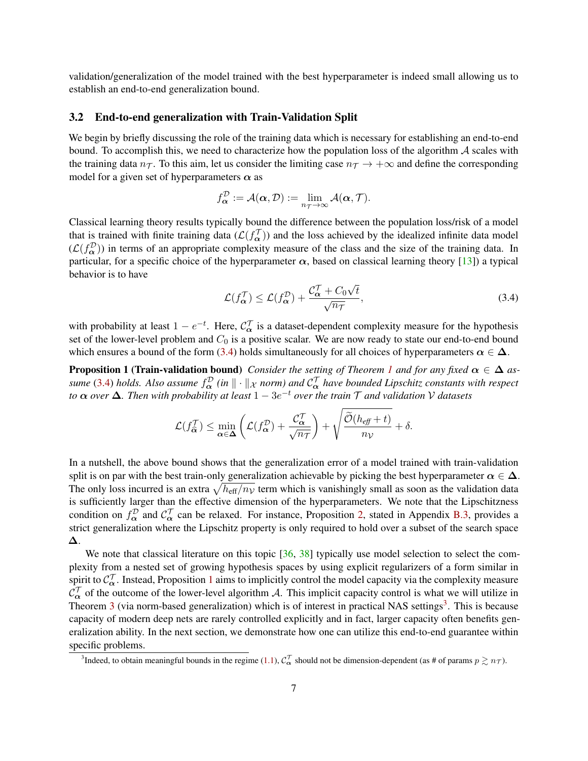validation/generalization of the model trained with the best hyperparameter is indeed small allowing us to establish an end-to-end generalization bound.

### 3.2 End-to-end generalization with Train-Validation Split

We begin by briefly discussing the role of the training data which is necessary for establishing an end-to-end bound. To accomplish this, we need to characterize how the population loss of the algorithm $\mathcal{A}$ scales with the training data $n_{\mathcal{T}}$. To this aim, let us consider the limiting case $n_{\mathcal{T}} \to +\infty$ and define the corresponding model for a given set of hyperparameters $\boldsymbol{\alpha}$ as

$$f_{\boldsymbol{\alpha}}^{\mathcal{D}} := \mathcal{A}(\boldsymbol{\alpha}, \mathcal{D}) := \lim_{n_{\mathcal{T}} \to \infty} \mathcal{A}(\boldsymbol{\alpha}, \mathcal{T}).$$

Classical learning theory results typically bound the difference between the population loss/risk of a model that is trained with finite training data ($\mathcal{L}(f_{\boldsymbol{\alpha}}^{\mathcal{T}})$) and the loss achieved by the idealized infinite data model ($\mathcal{L}(f_{\boldsymbol{\alpha}}^{\mathcal{D}})$) in terms of an appropriate complexity measure of the class and the size of the training data. In particular, for a specific choice of the hyperparameter $\boldsymbol{\alpha}$, based on classical learning theory [13]) a typical behavior is to have

$$\mathcal{L}(f_{\boldsymbol{\alpha}}^{\mathcal{T}}) \leq \mathcal{L}(f_{\boldsymbol{\alpha}}^{\mathcal{D}}) + \frac{\mathcal{C}_{\boldsymbol{\alpha}}^{\mathcal{T}} + C_0\sqrt{t}}{\sqrt{n_{\mathcal{T}}}}, \tag{3.4}$$

with probability at least $1 - e^{-t}$. Here, $\mathcal{C}_{\boldsymbol{\alpha}}^{\mathcal{T}}$ is a dataset-dependent complexity measure for the hypothesis set of the lower-level problem and $C_0$ is a positive scalar. We are now ready to state our end-to-end bound which ensures a bound of the form (3.4) holds simultaneously for all choices of hyperparameters $\boldsymbol{\alpha} \in \boldsymbol{\Delta}$.

**Proposition 1 (Train-validation bound)** *Consider the setting of Theorem 1 and for any fixed $\boldsymbol{\alpha} \in \boldsymbol{\Delta}$ assume (3.4) holds. Also assume $f_{\boldsymbol{\alpha}}^{\mathcal{D}}$ (in $\|\cdot\|_{\mathcal{X}}$ norm) and $\mathcal{C}_{\boldsymbol{\alpha}}^{\mathcal{T}}$ have bounded Lipschitz constants with respect to $\boldsymbol{\alpha}$ over $\boldsymbol{\Delta}$. Then with probability at least $1 - 3e^{-t}$ over the train $\mathcal{T}$ and validation $\mathcal{V}$ datasets*

$$\mathcal{L}(f_{\hat{\boldsymbol{\alpha}}}^{\mathcal{T}}) \leq \min_{\boldsymbol{\alpha} \in \boldsymbol{\Delta}} \left( \mathcal{L}(f_{\boldsymbol{\alpha}}^{\mathcal{D}}) + \frac{\mathcal{C}_{\boldsymbol{\alpha}}^{\mathcal{T}}}{\sqrt{n_{\mathcal{T}}}} \right) + \sqrt{\frac{\widetilde{\mathcal{O}}(h_{\text{eff}} + t)}{n_{\mathcal{V}}}} + \delta.$$

In a nutshell, the above bound shows that the generalization error of a model trained with train-validation split is on par with the best train-only generalization achievable by picking the best hyperparameter $\boldsymbol{\alpha} \in \boldsymbol{\Delta}$. The only loss incurred is an extra $\sqrt{h_{\text{eff}}/n_{\mathcal{V}}}$ term which is vanishingly small as soon as the validation data is sufficiently larger than the effective dimension of the hyperparameters. We note that the Lipschitzness condition on $f_{\boldsymbol{\alpha}}^{\mathcal{D}}$ and $\mathcal{C}_{\boldsymbol{\alpha}}^{\mathcal{T}}$ can be relaxed. For instance, Proposition 2, stated in Appendix B.3, provides a strict generalization where the Lipschitz property is only required to hold over a subset of the search space $\boldsymbol{\Delta}$.

We note that classical literature on this topic [36, 38] typically use model selection to select the complexity from a nested set of growing hypothesis spaces by using explicit regularizers of a form similar in spirit to $\mathcal{C}_{\boldsymbol{\alpha}}^{\mathcal{T}}$. Instead, Proposition 1 aims to implicitly control the model capacity via the complexity measure $\mathcal{C}_{\boldsymbol{\alpha}}^{\mathcal{T}}$ of the outcome of the lower-level algorithm $\mathcal{A}$. This implicit capacity control is what we will utilize in Theorem 3 (via norm-based generalization) which is of interest in practical NAS settings[3]. This is because capacity of modern deep nets are rarely controlled explicitly and in fact, larger capacity often benefits generalization ability. In the next section, we demonstrate how one can utilize this end-to-end guarantee within specific problems.

[3]Indeed, to obtain meaningful bounds in the regime (1.1), $\mathcal{C}_{\boldsymbol{\alpha}}^{\mathcal{T}}$ should not be dimension-dependent (as # of params $p \gtrsim n_{\mathcal{T}}$).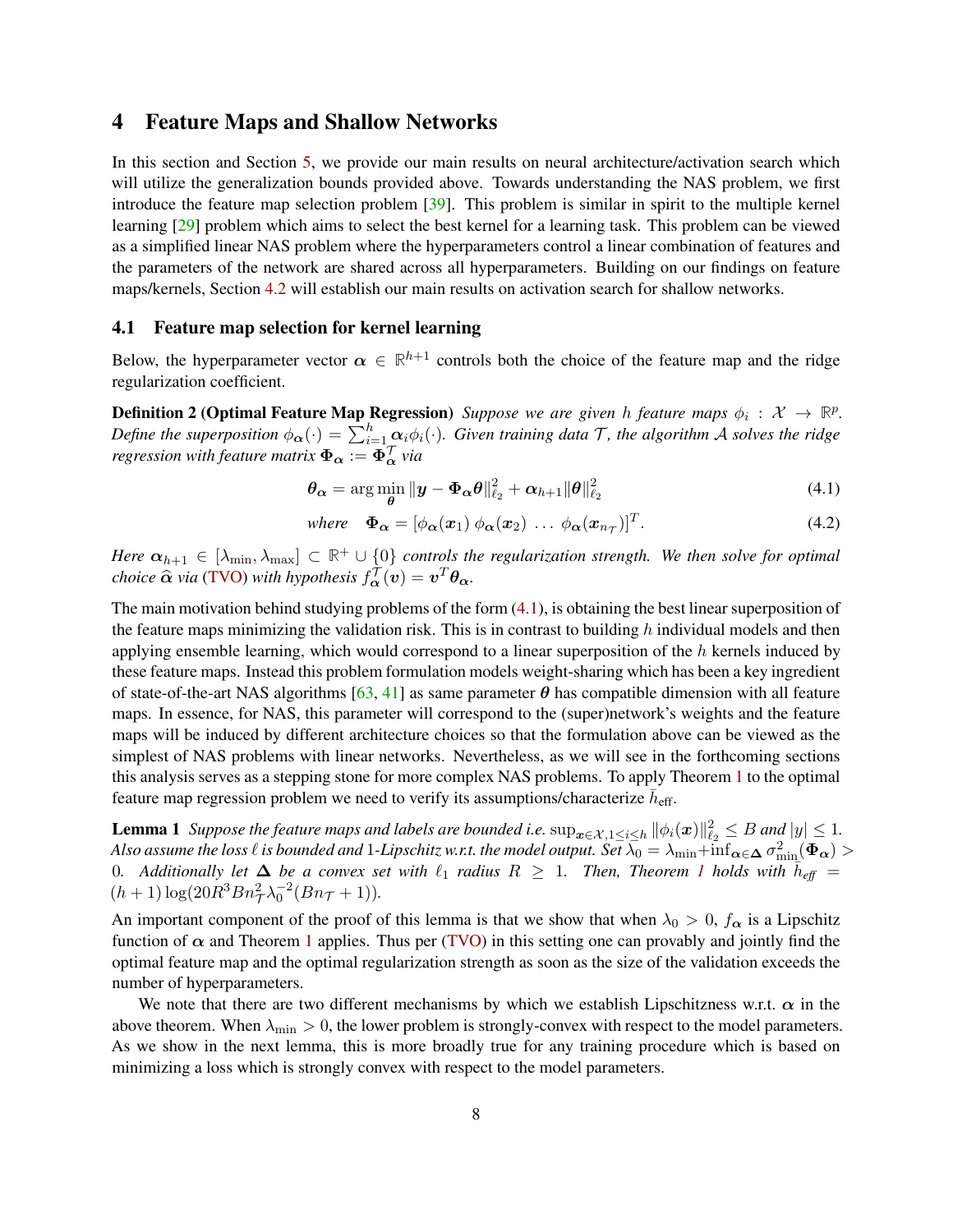## 4 Feature Maps and Shallow Networks

In this section and Section 5, we provide our main results on neural architecture/activation search which will utilize the generalization bounds provided above. Towards understanding the NAS problem, we first introduce the feature map selection problem [39]. This problem is similar in spirit to the multiple kernel learning [29] problem which aims to select the best kernel for a learning task. This problem can be viewed as a simplified linear NAS problem where the hyperparameters control a linear combination of features and the parameters of the network are shared across all hyperparameters. Building on our findings on feature maps/kernels, Section 4.2 will establish our main results on activation search for shallow networks.

### 4.1 Feature map selection for kernel learning

Below, the hyperparameter vector $\boldsymbol{\alpha} \in \mathbb{R}^{h+1}$ controls both the choice of the feature map and the ridge regularization coefficient.

**Definition 2 (Optimal Feature Map Regression)** *Suppose we are given $h$ feature maps $\phi_i : \mathcal{X} \to \mathbb{R}^p$. Define the superposition $\phi_{\boldsymbol{\alpha}}(\cdot) = \sum_{i=1}^{h} \boldsymbol{\alpha}_i \phi_i(\cdot)$. Given training data $\mathcal{T}$, the algorithm $\mathcal{A}$ solves the ridge regression with feature matrix $\boldsymbol{\Phi}_{\boldsymbol{\alpha}} := \boldsymbol{\Phi}_{\boldsymbol{\alpha}}^{\mathcal{T}}$ via*

$$\boldsymbol{\theta}_{\boldsymbol{\alpha}} = \arg\min_{\boldsymbol{\theta}} \|\boldsymbol{y} - \boldsymbol{\Phi}_{\boldsymbol{\alpha}}\boldsymbol{\theta}\|_{\ell_2}^2 + \boldsymbol{\alpha}_{h+1}\|\boldsymbol{\theta}\|_{\ell_2}^2 \tag{4.1}$$

$$\text{where} \quad \boldsymbol{\Phi}_{\boldsymbol{\alpha}} = [\phi_{\boldsymbol{\alpha}}(\boldsymbol{x}_1)\ \phi_{\boldsymbol{\alpha}}(\boldsymbol{x}_2)\ \ldots\ \phi_{\boldsymbol{\alpha}}(\boldsymbol{x}_{n_{\mathcal{T}}})]^T. \tag{4.2}$$

*Here $\boldsymbol{\alpha}_{h+1} \in [\lambda_{\min}, \lambda_{\max}] \subset \mathbb{R}^+ \cup \{0\}$ controls the regularization strength. We then solve for optimal choice $\widehat{\boldsymbol{\alpha}}$ via (TVO) with hypothesis $f_{\boldsymbol{\alpha}}^{\mathcal{T}}(\boldsymbol{v}) = \boldsymbol{v}^T\boldsymbol{\theta}_{\boldsymbol{\alpha}}$.*

The main motivation behind studying problems of the form (4.1), is obtaining the best linear superposition of the feature maps minimizing the validation risk. This is in contrast to building $h$ individual models and then applying ensemble learning, which would correspond to a linear superposition of the $h$ kernels induced by these feature maps. Instead this problem formulation models weight-sharing which has been a key ingredient of state-of-the-art NAS algorithms [63, 41] as same parameter $\boldsymbol{\theta}$ has compatible dimension with all feature maps. In essence, for NAS, this parameter will correspond to the (super)network's weights and the feature maps will be induced by different architecture choices so that the formulation above can be viewed as the simplest of NAS problems with linear networks. Nevertheless, as we will see in the forthcoming sections this analysis serves as a stepping stone for more complex NAS problems. To apply Theorem 1 to the optimal feature map regression problem we need to verify its assumptions/characterize $\bar{h}_{\text{eff}}$.

**Lemma 1** *Suppose the feature maps and labels are bounded i.e. $\sup_{\boldsymbol{x}\in\mathcal{X}, 1\leq i\leq h} \|\phi_i(\boldsymbol{x})\|_{\ell_2}^2 \leq B$ and $|y| \leq 1$. Also assume the loss $\ell$ is bounded and 1-Lipschitz w.r.t. the model output. Set $\lambda_0 = \lambda_{\min} + \inf_{\boldsymbol{\alpha}\in\boldsymbol{\Delta}} \sigma_{\min}^2(\boldsymbol{\Phi}_{\boldsymbol{\alpha}}) > 0$. Additionally let $\boldsymbol{\Delta}$ be a convex set with $\ell_1$ radius $R \geq 1$. Then, Theorem 1 holds with $\bar{h}_{\text{eff}} = (h+1)\log(20R^3Bn_{\mathcal{T}}^2\lambda_0^{-2}(Bn_{\mathcal{T}}+1))$.*

An important component of the proof of this lemma is that we show that when $\lambda_0 > 0$, $f_{\boldsymbol{\alpha}}$ is a Lipschitz function of $\boldsymbol{\alpha}$ and Theorem 1 applies. Thus per (TVO) in this setting one can provably and jointly find the optimal feature map and the optimal regularization strength as soon as the size of the validation exceeds the number of hyperparameters.

We note that there are two different mechanisms by which we establish Lipschitzness w.r.t. $\boldsymbol{\alpha}$ in the above theorem. When $\lambda_{\min} > 0$, the lower problem is strongly-convex with respect to the model parameters. As we show in the next lemma, this is more broadly true for any training procedure which is based on minimizing a loss which is strongly convex with respect to the model parameters.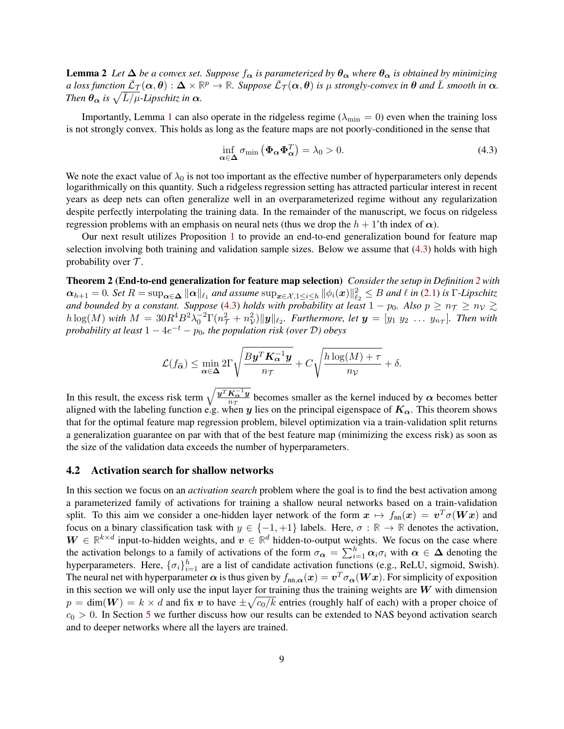**Lemma 2** *Let $\boldsymbol{\Delta}$ be a convex set. Suppose $f_{\boldsymbol{\alpha}}$ is parameterized by $\boldsymbol{\theta}_{\boldsymbol{\alpha}}$ where $\boldsymbol{\theta}_{\boldsymbol{\alpha}}$ is obtained by minimizing a loss function $\bar{\mathcal{L}}_{\mathcal{T}}(\boldsymbol{\alpha}, \boldsymbol{\theta}) : \boldsymbol{\Delta} \times \mathbb{R}^p \to \mathbb{R}$. Suppose $\bar{\mathcal{L}}_{\mathcal{T}}(\boldsymbol{\alpha}, \boldsymbol{\theta})$ is $\mu$ strongly-convex in $\boldsymbol{\theta}$ and $\bar{L}$ smooth in $\boldsymbol{\alpha}$. Then $\boldsymbol{\theta}_{\boldsymbol{\alpha}}$ is $\sqrt{\bar{L}/\mu}$-Lipschitz in $\boldsymbol{\alpha}$.*

Importantly, Lemma 1 can also operate in the ridgeless regime ($\lambda_{\min} = 0$) even when the training loss is not strongly convex. This holds as long as the feature maps are not poorly-conditioned in the sense that

$$\inf_{\boldsymbol{\alpha} \in \boldsymbol{\Delta}} \sigma_{\min}\left(\boldsymbol{\Phi}_{\boldsymbol{\alpha}} \boldsymbol{\Phi}_{\boldsymbol{\alpha}}^T\right) = \lambda_0 > 0. \tag{4.3}$$

We note the exact value of $\lambda_0$ is not too important as the effective number of hyperparameters only depends logarithmically on this quantity. Such a ridgeless regression setting has attracted particular interest in recent years as deep nets can often generalize well in an overparameterized regime without any regularization despite perfectly interpolating the training data. In the remainder of the manuscript, we focus on ridgeless regression problems with an emphasis on neural nets (thus we drop the $h+1$'th index of $\boldsymbol{\alpha}$).

Our next result utilizes Proposition 1 to provide an end-to-end generalization bound for feature map selection involving both training and validation sample sizes. Below we assume that (4.3) holds with high probability over $\mathcal{T}$.

**Theorem 2 (End-to-end generalization for feature map selection)** *Consider the setup in Definition 2 with $\boldsymbol{\alpha}_{h+1} = 0$. Set $R = \sup_{\boldsymbol{\alpha} \in \boldsymbol{\Delta}} \|\boldsymbol{\alpha}\|_{\ell_1}$ and assume $\sup_{\boldsymbol{x} \in \mathcal{X}, 1 \le i \le h} \|\phi_i(\boldsymbol{x})\|_{\ell_2}^2 \le B$ and $\ell$ in (2.1) is $\Gamma$-Lipschitz and bounded by a constant. Suppose (4.3) holds with probability at least $1 - p_0$. Also $p \ge n_{\mathcal{T}} \ge n_{\mathcal{V}} \gtrsim h \log(M)$ with $M = 30R^4B^2\lambda_0^{-2}\Gamma(n_{\mathcal{T}}^2 + n_{\mathcal{V}}^2)\|\boldsymbol{y}\|_{\ell_2}$. Furthermore, let $\boldsymbol{y} = [y_1 \ y_2 \ \dots \ y_{n_{\mathcal{T}}}]$. Then with probability at least $1 - 4e^{-t} - p_0$, the population risk (over $\mathcal{D}$) obeys*

$$\mathcal{L}(f_{\widehat{\boldsymbol{\alpha}}}) \le \min_{\boldsymbol{\alpha} \in \boldsymbol{\Delta}} 2\Gamma\sqrt{\frac{B\boldsymbol{y}^T\boldsymbol{K}_{\boldsymbol{\alpha}}^{-1}\boldsymbol{y}}{n_{\mathcal{T}}}} + C\sqrt{\frac{h\log(M) + \tau}{n_{\mathcal{V}}}} + \delta.$$

In this result, the excess risk term $\sqrt{\frac{\boldsymbol{y}^T\boldsymbol{K}_{\boldsymbol{\alpha}}^{-1}\boldsymbol{y}}{n_{\mathcal{T}}}}$ becomes smaller as the kernel induced by $\boldsymbol{\alpha}$ becomes better aligned with the labeling function e.g. when $\boldsymbol{y}$ lies on the principal eigenspace of $\boldsymbol{K}_{\boldsymbol{\alpha}}$. This theorem shows that for the optimal feature map regression problem, bilevel optimization via a train-validation split returns a generalization guarantee on par with that of the best feature map (minimizing the excess risk) as soon as the size of the validation data exceeds the number of hyperparameters.

## 4.2 Activation search for shallow networks

In this section we focus on an *activation search* problem where the goal is to find the best activation among a parameterized family of activations for training a shallow neural networks based on a train-validation split. To this aim we consider a one-hidden layer network of the form $\boldsymbol{x} \mapsto f_{\text{nn}}(\boldsymbol{x}) = \boldsymbol{v}^T\sigma(\boldsymbol{W}\boldsymbol{x})$ and focus on a binary classification task with $y \in \{-1, +1\}$ labels. Here, $\sigma : \mathbb{R} \to \mathbb{R}$ denotes the activation, $\boldsymbol{W} \in \mathbb{R}^{k \times d}$ input-to-hidden weights, and $\boldsymbol{v} \in \mathbb{R}^d$ hidden-to-output weights. We focus on the case where the activation belongs to a family of activations of the form $\sigma_{\boldsymbol{\alpha}} = \sum_{i=1}^h \boldsymbol{\alpha}_i \sigma_i$ with $\boldsymbol{\alpha} \in \boldsymbol{\Delta}$ denoting the hyperparameters. Here, $\{\sigma_i\}_{i=1}^h$ are a list of candidate activation functions (e.g., ReLU, sigmoid, Swish). The neural net with hyperparameter $\boldsymbol{\alpha}$ is thus given by $f_{\text{nn},\boldsymbol{\alpha}}(\boldsymbol{x}) = \boldsymbol{v}^T\sigma_{\boldsymbol{\alpha}}(\boldsymbol{W}\boldsymbol{x})$. For simplicity of exposition in this section we will only use the input layer for training thus the training weights are $\boldsymbol{W}$ with dimension $p = \dim(\boldsymbol{W}) = k \times d$ and fix $\boldsymbol{v}$ to have $\pm\sqrt{c_0/k}$ entries (roughly half of each) with a proper choice of $c_0 > 0$. In Section 5 we further discuss how our results can be extended to NAS beyond activation search and to deeper networks where all the layers are trained.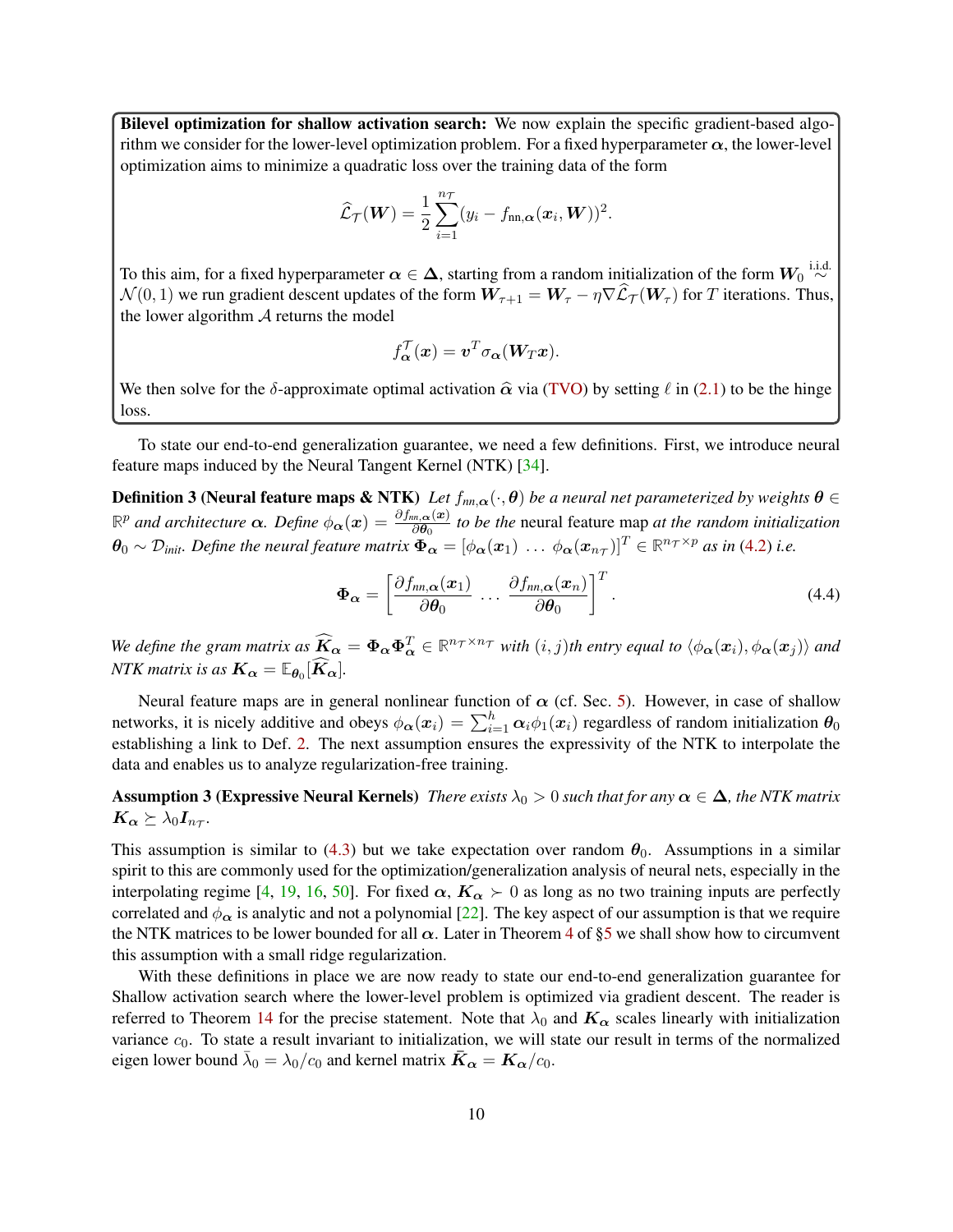**Bilevel optimization for shallow activation search:** We now explain the specific gradient-based algorithm we consider for the lower-level optimization problem. For a fixed hyperparameter $\boldsymbol{\alpha}$, the lower-level optimization aims to minimize a quadratic loss over the training data of the form

$$\widehat{\mathcal{L}}_{\mathcal{T}}(\boldsymbol{W}) = \frac{1}{2}\sum_{i=1}^{n_{\mathcal{T}}}(y_i - f_{\text{nn},\boldsymbol{\alpha}}(\boldsymbol{x}_i, \boldsymbol{W}))^2.$$

To this aim, for a fixed hyperparameter $\boldsymbol{\alpha} \in \boldsymbol{\Delta}$, starting from a random initialization of the form $\boldsymbol{W}_0 \overset{\text{i.i.d.}}{\sim} \mathcal{N}(0,1)$ we run gradient descent updates of the form $\boldsymbol{W}_{\tau+1} = \boldsymbol{W}_{\tau} - \eta\nabla\widehat{\mathcal{L}}_{\mathcal{T}}(\boldsymbol{W}_{\tau})$ for $T$ iterations. Thus, the lower algorithm $\mathcal{A}$ returns the model

$$f_{\boldsymbol{\alpha}}^{\mathcal{T}}(\boldsymbol{x}) = \boldsymbol{v}^T\sigma_{\boldsymbol{\alpha}}(\boldsymbol{W}_T\boldsymbol{x}).$$

We then solve for the $\delta$-approximate optimal activation $\widehat{\boldsymbol{\alpha}}$ via (TVO) by setting $\ell$ in (2.1) to be the hinge loss.

To state our end-to-end generalization guarantee, we need a few definitions. First, we introduce neural feature maps induced by the Neural Tangent Kernel (NTK) [34].

**Definition 3 (Neural feature maps & NTK)** *Let $f_{nn,\boldsymbol{\alpha}}(\cdot,\boldsymbol{\theta})$ be a neural net parameterized by weights $\boldsymbol{\theta} \in \mathbb{R}^p$ and architecture $\boldsymbol{\alpha}$. Define $\phi_{\boldsymbol{\alpha}}(\boldsymbol{x}) = \frac{\partial f_{nn,\boldsymbol{\alpha}}(\boldsymbol{x})}{\partial \boldsymbol{\theta}_0}$ to be the* neural feature map *at the random initialization $\boldsymbol{\theta}_0 \sim \mathcal{D}_{init}$. Define the neural feature matrix $\boldsymbol{\Phi}_{\boldsymbol{\alpha}} = [\phi_{\boldsymbol{\alpha}}(\boldsymbol{x}_1)\ \ldots\ \phi_{\boldsymbol{\alpha}}(\boldsymbol{x}_{n_{\mathcal{T}}})]^T \in \mathbb{R}^{n_{\mathcal{T}}\times p}$ as in (4.2) i.e.*

$$\boldsymbol{\Phi}_{\boldsymbol{\alpha}} = \left[\frac{\partial f_{nn,\boldsymbol{\alpha}}(\boldsymbol{x}_1)}{\partial \boldsymbol{\theta}_0}\ \ldots\ \frac{\partial f_{nn,\boldsymbol{\alpha}}(\boldsymbol{x}_n)}{\partial \boldsymbol{\theta}_0}\right]^T. \tag{4.4}$$

*We define the gram matrix as $\widehat{\boldsymbol{K}}_{\boldsymbol{\alpha}} = \boldsymbol{\Phi}_{\boldsymbol{\alpha}}\boldsymbol{\Phi}_{\boldsymbol{\alpha}}^T \in \mathbb{R}^{n_{\mathcal{T}}\times n_{\mathcal{T}}}$ with $(i,j)$th entry equal to $\langle \phi_{\boldsymbol{\alpha}}(\boldsymbol{x}_i), \phi_{\boldsymbol{\alpha}}(\boldsymbol{x}_j)\rangle$ and NTK matrix is as $\boldsymbol{K}_{\boldsymbol{\alpha}} = \mathbb{E}_{\boldsymbol{\theta}_0}[\widehat{\boldsymbol{K}}_{\boldsymbol{\alpha}}]$.*

Neural feature maps are in general nonlinear function of $\boldsymbol{\alpha}$ (cf. Sec. 5). However, in case of shallow networks, it is nicely additive and obeys $\phi_{\boldsymbol{\alpha}}(\boldsymbol{x}_i) = \sum_{i=1}^{h}\boldsymbol{\alpha}_i\phi_1(\boldsymbol{x}_i)$ regardless of random initialization $\boldsymbol{\theta}_0$ establishing a link to Def. 2. The next assumption ensures the expressivity of the NTK to interpolate the data and enables us to analyze regularization-free training.

**Assumption 3 (Expressive Neural Kernels)** *There exists $\lambda_0 > 0$ such that for any $\boldsymbol{\alpha} \in \boldsymbol{\Delta}$, the NTK matrix $\boldsymbol{K}_{\boldsymbol{\alpha}} \succeq \lambda_0 \boldsymbol{I}_{n_{\mathcal{T}}}$.*

This assumption is similar to (4.3) but we take expectation over random $\boldsymbol{\theta}_0$. Assumptions in a similar spirit to this are commonly used for the optimization/generalization analysis of neural nets, especially in the interpolating regime [4, 19, 16, 50]. For fixed $\boldsymbol{\alpha}$, $\boldsymbol{K}_{\boldsymbol{\alpha}} \succ 0$ as long as no two training inputs are perfectly correlated and $\phi_{\boldsymbol{\alpha}}$ is analytic and not a polynomial [22]. The key aspect of our assumption is that we require the NTK matrices to be lower bounded for all $\boldsymbol{\alpha}$. Later in Theorem 4 of §5 we shall show how to circumvent this assumption with a small ridge regularization.

With these definitions in place we are now ready to state our end-to-end generalization guarantee for Shallow activation search where the lower-level problem is optimized via gradient descent. The reader is referred to Theorem 14 for the precise statement. Note that $\lambda_0$ and $\boldsymbol{K}_{\boldsymbol{\alpha}}$ scales linearly with initialization variance $c_0$. To state a result invariant to initialization, we will state our result in terms of the normalized eigen lower bound $\bar{\lambda}_0 = \lambda_0/c_0$ and kernel matrix $\bar{\boldsymbol{K}}_{\boldsymbol{\alpha}} = \boldsymbol{K}_{\boldsymbol{\alpha}}/c_0$.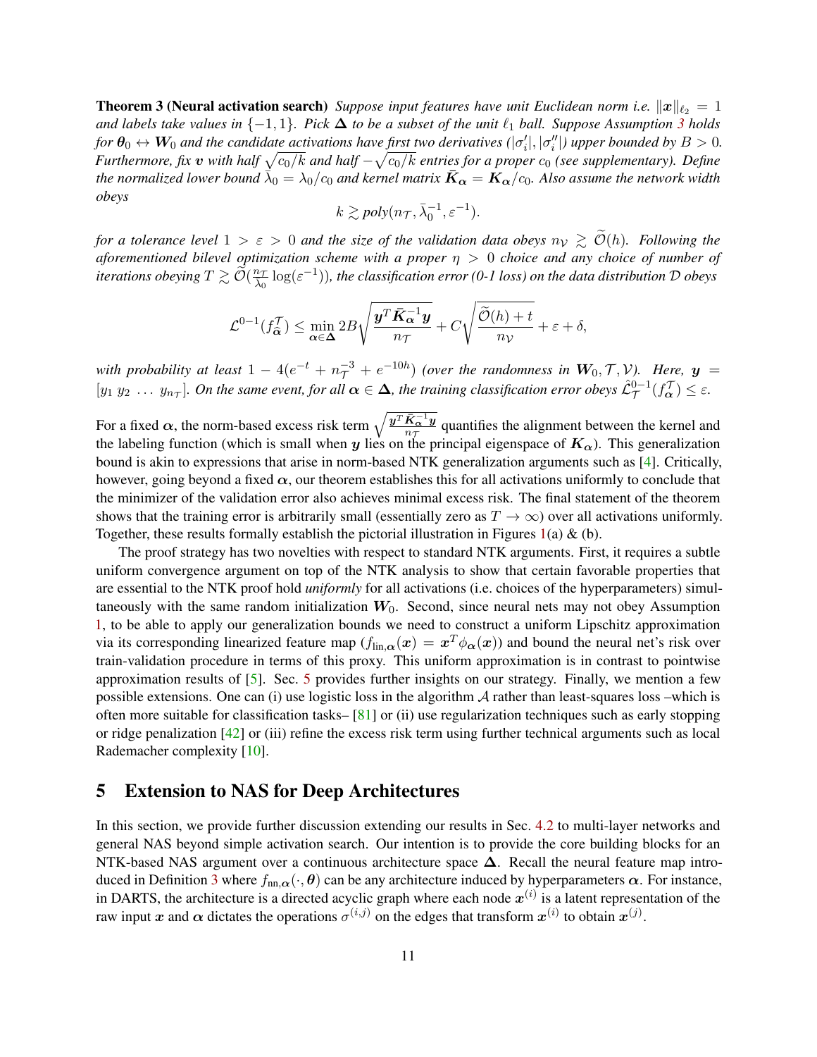**Theorem 3 (Neural activation search)** *Suppose input features have unit Euclidean norm i.e. $\|\boldsymbol{x}\|_{\ell_2} = 1$ and labels take values in $\{-1, 1\}$. Pick $\boldsymbol{\Delta}$ to be a subset of the unit $\ell_1$ ball. Suppose Assumption 3 holds for $\boldsymbol{\theta}_0 \leftrightarrow \boldsymbol{W}_0$ and the candidate activations have first two derivatives ($|\sigma_i'|, |\sigma_i''|$) upper bounded by $B > 0$. Furthermore, fix $\boldsymbol{v}$ with half $\sqrt{c_0/k}$ and half $-\sqrt{c_0/k}$ entries for a proper $c_0$ (see supplementary). Define the normalized lower bound $\bar{\lambda}_0 = \lambda_0/c_0$ and kernel matrix $\bar{\boldsymbol{K}}_{\boldsymbol{\alpha}} = \boldsymbol{K}_{\boldsymbol{\alpha}}/c_0$. Also assume the network width obeys*

$$k \gtrsim poly(n_{\mathcal{T}}, \bar{\lambda}_0^{-1}, \varepsilon^{-1}).$$

*for a tolerance level $1 > \varepsilon > 0$ and the size of the validation data obeys $n_{\mathcal{V}} \gtrsim \widetilde{\mathcal{O}}(h)$. Following the aforementioned bilevel optimization scheme with a proper $\eta > 0$ choice and any choice of number of iterations obeying $T \gtrsim \widetilde{\mathcal{O}}(\frac{n_{\mathcal{T}}}{\bar{\lambda}_0} \log(\varepsilon^{-1}))$, the classification error (0-1 loss) on the data distribution $\mathcal{D}$ obeys*

$$\mathcal{L}^{0-1}(f_{\widehat{\boldsymbol{\alpha}}}^{\mathcal{T}}) \leq \min_{\boldsymbol{\alpha} \in \boldsymbol{\Delta}} 2B\sqrt{\frac{\boldsymbol{y}^T \bar{\boldsymbol{K}}_{\boldsymbol{\alpha}}^{-1} \boldsymbol{y}}{n_{\mathcal{T}}}} + C\sqrt{\frac{\widetilde{\mathcal{O}}(h) + t}{n_{\mathcal{V}}}} + \varepsilon + \delta,$$

*with probability at least $1 - 4(e^{-t} + n_{\mathcal{T}}^{-3} + e^{-10h})$ (over the randomness in $\boldsymbol{W}_0, \mathcal{T}, \mathcal{V}$). Here, $\boldsymbol{y} = [y_1 \; y_2 \; \dots \; y_{n_{\mathcal{T}}}]$. On the same event, for all $\boldsymbol{\alpha} \in \boldsymbol{\Delta}$, the training classification error obeys $\hat{\mathcal{L}}_{\mathcal{T}}^{0-1}(f_{\boldsymbol{\alpha}}^{\mathcal{T}}) \leq \varepsilon$.*

For a fixed $\boldsymbol{\alpha}$, the norm-based excess risk term $\sqrt{\frac{\boldsymbol{y}^T \bar{\boldsymbol{K}}_{\boldsymbol{\alpha}}^{-1} \boldsymbol{y}}{n_{\mathcal{T}}}}$ quantifies the alignment between the kernel and the labeling function (which is small when $\boldsymbol{y}$ lies on the principal eigenspace of $\boldsymbol{K}_{\boldsymbol{\alpha}}$). This generalization bound is akin to expressions that arise in norm-based NTK generalization arguments such as [4]. Critically, however, going beyond a fixed $\boldsymbol{\alpha}$, our theorem establishes this for all activations uniformly to conclude that the minimizer of the validation error also achieves minimal excess risk. The final statement of the theorem shows that the training error is arbitrarily small (essentially zero as $T \to \infty$) over all activations uniformly. Together, these results formally establish the pictorial illustration in Figures 1(a) & (b).

The proof strategy has two novelties with respect to standard NTK arguments. First, it requires a subtle uniform convergence argument on top of the NTK analysis to show that certain favorable properties that are essential to the NTK proof hold *uniformly* for all activations (i.e. choices of the hyperparameters) simultaneously with the same random initialization $\boldsymbol{W}_0$. Second, since neural nets may not obey Assumption 1, to be able to apply our generalization bounds we need to construct a uniform Lipschitz approximation via its corresponding linearized feature map ($f_{\text{lin},\boldsymbol{\alpha}}(\boldsymbol{x}) = \boldsymbol{x}^T \phi_{\boldsymbol{\alpha}}(\boldsymbol{x})$) and bound the neural net's risk over train-validation procedure in terms of this proxy. This uniform approximation is in contrast to pointwise approximation results of [5]. Sec. 5 provides further insights on our strategy. Finally, we mention a few possible extensions. One can (i) use logistic loss in the algorithm $\mathcal{A}$ rather than least-squares loss –which is often more suitable for classification tasks– [81] or (ii) use regularization techniques such as early stopping or ridge penalization [42] or (iii) refine the excess risk term using further technical arguments such as local Rademacher complexity [10].

## 5 Extension to NAS for Deep Architectures

In this section, we provide further discussion extending our results in Sec. 4.2 to multi-layer networks and general NAS beyond simple activation search. Our intention is to provide the core building blocks for an NTK-based NAS argument over a continuous architecture space $\boldsymbol{\Delta}$. Recall the neural feature map introduced in Definition 3 where $f_{\text{nn},\boldsymbol{\alpha}}(\cdot, \boldsymbol{\theta})$ can be any architecture induced by hyperparameters $\boldsymbol{\alpha}$. For instance, in DARTS, the architecture is a directed acyclic graph where each node $\boldsymbol{x}^{(i)}$ is a latent representation of the raw input $\boldsymbol{x}$ and $\boldsymbol{\alpha}$ dictates the operations $\sigma^{(i,j)}$ on the edges that transform $\boldsymbol{x}^{(i)}$ to obtain $\boldsymbol{x}^{(j)}$.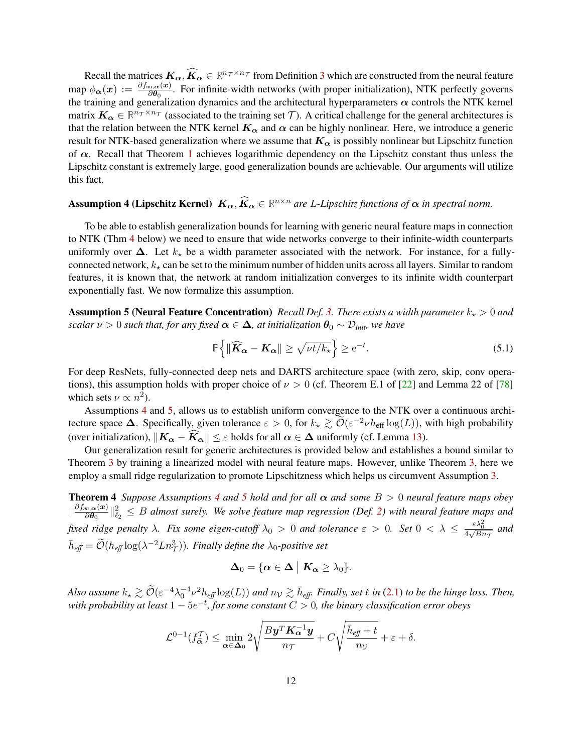Recall the matrices $\boldsymbol{K}_{\boldsymbol{\alpha}}, \widehat{\boldsymbol{K}}_{\boldsymbol{\alpha}} \in \mathbb{R}^{n_{\mathcal{T}} \times n_{\mathcal{T}}}$ from Definition 3 which are constructed from the neural feature map $\phi_{\boldsymbol{\alpha}}(\boldsymbol{x}) := \frac{\partial f_{\text{nn},\boldsymbol{\alpha}}(\boldsymbol{x})}{\partial \boldsymbol{\theta}_0}$. For infinite-width networks (with proper initialization), NTK perfectly governs the training and generalization dynamics and the architectural hyperparameters $\boldsymbol{\alpha}$ controls the NTK kernel matrix $\boldsymbol{K}_{\boldsymbol{\alpha}} \in \mathbb{R}^{n_{\mathcal{T}} \times n_{\mathcal{T}}}$ (associated to the training set $\mathcal{T}$). A critical challenge for the general architectures is that the relation between the NTK kernel $\boldsymbol{K}_{\boldsymbol{\alpha}}$ and $\boldsymbol{\alpha}$ can be highly nonlinear. Here, we introduce a generic result for NTK-based generalization where we assume that $\boldsymbol{K}_{\boldsymbol{\alpha}}$ is possibly nonlinear but Lipschitz function of $\boldsymbol{\alpha}$. Recall that Theorem 1 achieves logarithmic dependency on the Lipschitz constant thus unless the Lipschitz constant is extremely large, good generalization bounds are achievable. Our arguments will utilize this fact.

**Assumption 4 (Lipschitz Kernel)** *$\boldsymbol{K}_{\boldsymbol{\alpha}}, \widehat{\boldsymbol{K}}_{\boldsymbol{\alpha}} \in \mathbb{R}^{n \times n}$ are $L$-Lipschitz functions of $\boldsymbol{\alpha}$ in spectral norm.*

To be able to establish generalization bounds for learning with generic neural feature maps in connection to NTK (Thm 4 below) we need to ensure that wide networks converge to their infinite-width counterparts uniformly over $\boldsymbol{\Delta}$. Let $k_\star$ be a width parameter associated with the network. For instance, for a fully-connected network, $k_\star$ can be set to the minimum number of hidden units across all layers. Similar to random features, it is known that, the network at random initialization converges to its infinite width counterpart exponentially fast. We now formalize this assumption.

**Assumption 5 (Neural Feature Concentration)** *Recall Def. 3. There exists a width parameter $k_\star > 0$ and scalar $\nu > 0$ such that, for any fixed $\boldsymbol{\alpha} \in \boldsymbol{\Delta}$, at initialization $\boldsymbol{\theta}_0 \sim \mathcal{D}_{init}$, we have*

$$\mathbb{P}\Big\{\|\widehat{\boldsymbol{K}}_{\boldsymbol{\alpha}} - \boldsymbol{K}_{\boldsymbol{\alpha}}\| \geq \sqrt{\nu t / k_\star}\Big\} \geq \mathrm{e}^{-t}. \tag{5.1}$$

For deep ResNets, fully-connected deep nets and DARTS architecture space (with zero, skip, conv operations), this assumption holds with proper choice of $\nu > 0$ (cf. Theorem E.1 of [22] and Lemma 22 of [78] which sets $\nu \propto n^2$).

Assumptions 4 and 5, allows us to establish uniform convergence to the NTK over a continuous architecture space $\boldsymbol{\Delta}$. Specifically, given tolerance $\varepsilon > 0$, for $k_\star \gtrsim \widetilde{\mathcal{O}}(\varepsilon^{-2}\nu h_{\text{eff}} \log(L))$, with high probability (over initialization), $\|\boldsymbol{K}_{\boldsymbol{\alpha}} - \widehat{\boldsymbol{K}}_{\boldsymbol{\alpha}}\| \leq \varepsilon$ holds for all $\boldsymbol{\alpha} \in \boldsymbol{\Delta}$ uniformly (cf. Lemma 13).

Our generalization result for generic architectures is provided below and establishes a bound similar to Theorem 3 by training a linearized model with neural feature maps. However, unlike Theorem 3, here we employ a small ridge regularization to promote Lipschitzness which helps us circumvent Assumption 3.

**Theorem 4** *Suppose Assumptions 4 and 5 hold and for all $\boldsymbol{\alpha}$ and some $B > 0$ neural feature maps obey $\|\frac{\partial f_{nn,\boldsymbol{\alpha}}(\boldsymbol{x})}{\partial \boldsymbol{\theta}_0}\|_{\ell_2}^2 \leq B$ almost surely. We solve feature map regression (Def. 2) with neural feature maps and fixed ridge penalty $\lambda$. Fix some eigen-cutoff $\lambda_0 > 0$ and tolerance $\varepsilon > 0$. Set $0 < \lambda \leq \frac{\varepsilon \lambda_0^2}{4\sqrt{B n_{\mathcal{T}}}}$ and $\bar{h}_{eff} = \widetilde{\mathcal{O}}(h_{eff} \log(\lambda^{-2} L n_{\mathcal{T}}^3))$. Finally define the $\lambda_0$-positive set*

$$\boldsymbol{\Delta}_0 = \{\boldsymbol{\alpha} \in \boldsymbol{\Delta} \mid \boldsymbol{K}_{\boldsymbol{\alpha}} \geq \lambda_0\}.$$

*Also assume $k_\star \gtrsim \widetilde{\mathcal{O}}(\varepsilon^{-4}\lambda_0^{-4}\nu^2 h_{eff} \log(L))$ and $n_{\mathcal{V}} \gtrsim \bar{h}_{eff}$. Finally, set $\ell$ in (2.1) to be the hinge loss. Then, with probability at least $1 - 5\mathrm{e}^{-t}$, for some constant $C > 0$, the binary classification error obeys*

$$\mathcal{L}^{0\text{-}1}(f_{\widehat{\boldsymbol{\alpha}}}^{\mathcal{T}}) \leq \min_{\boldsymbol{\alpha} \in \boldsymbol{\Delta}_0} 2\sqrt{\frac{B\boldsymbol{y}^T \boldsymbol{K}_{\boldsymbol{\alpha}}^{-1} \boldsymbol{y}}{n_{\mathcal{T}}}} + C\sqrt{\frac{\bar{h}_{eff} + t}{n_{\mathcal{V}}}} + \varepsilon + \delta.$$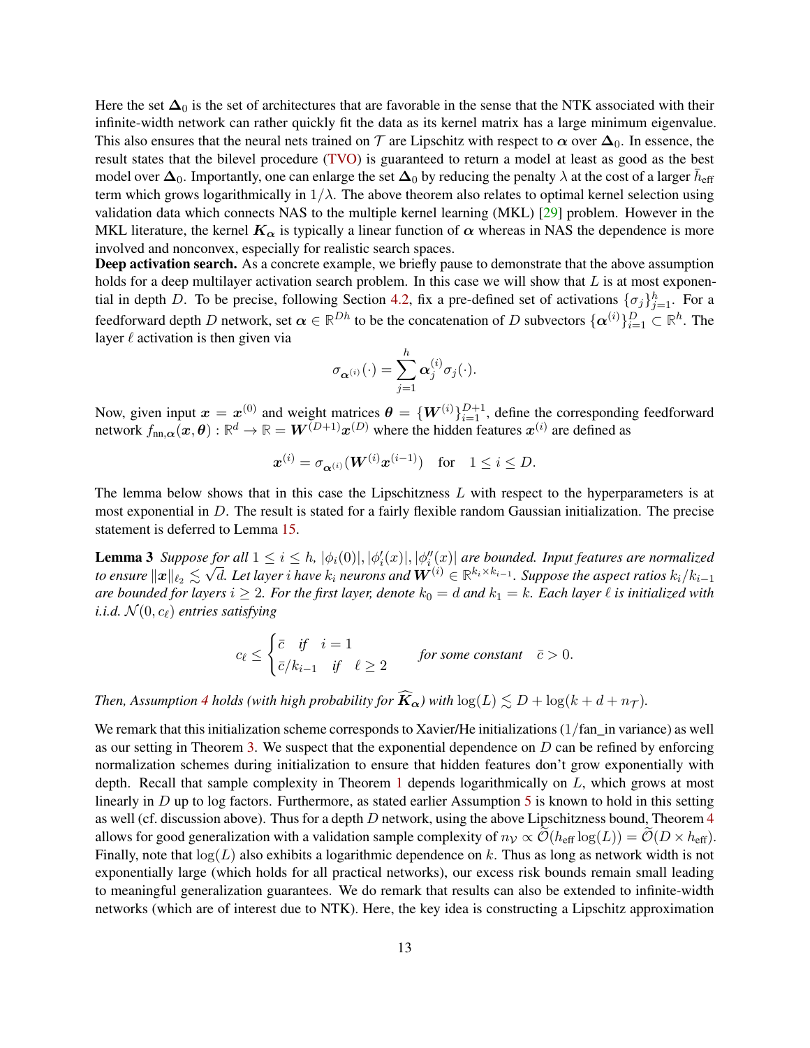Here the set $\boldsymbol{\Delta}_0$ is the set of architectures that are favorable in the sense that the NTK associated with their infinite-width network can rather quickly fit the data as its kernel matrix has a large minimum eigenvalue. This also ensures that the neural nets trained on $\mathcal{T}$ are Lipschitz with respect to $\boldsymbol{\alpha}$ over $\boldsymbol{\Delta}_0$. In essence, the result states that the bilevel procedure (TVO) is guaranteed to return a model at least as good as the best model over $\boldsymbol{\Delta}_0$. Importantly, one can enlarge the set $\boldsymbol{\Delta}_0$ by reducing the penalty $\lambda$ at the cost of a larger $\bar{h}_{\text{eff}}$ term which grows logarithmically in $1/\lambda$. The above theorem also relates to optimal kernel selection using validation data which connects NAS to the multiple kernel learning (MKL) [29] problem. However in the MKL literature, the kernel $\boldsymbol{K}_{\boldsymbol{\alpha}}$ is typically a linear function of $\boldsymbol{\alpha}$ whereas in NAS the dependence is more involved and nonconvex, especially for realistic search spaces.

**Deep activation search.** As a concrete example, we briefly pause to demonstrate that the above assumption holds for a deep multilayer activation search problem. In this case we will show that $L$ is at most exponential in depth $D$. To be precise, following Section 4.2, fix a pre-defined set of activations $\{\sigma_j\}_{j=1}^h$. For a feedforward depth $D$ network, set $\boldsymbol{\alpha} \in \mathbb{R}^{Dh}$ to be the concatenation of $D$ subvectors $\{\boldsymbol{\alpha}^{(i)}\}_{i=1}^D \subset \mathbb{R}^h$. The layer $\ell$ activation is then given via

$$\sigma_{\boldsymbol{\alpha}^{(i)}}(\cdot) = \sum_{j=1}^{h} \boldsymbol{\alpha}_j^{(i)} \sigma_j(\cdot).$$

Now, given input $\boldsymbol{x} = \boldsymbol{x}^{(0)}$ and weight matrices $\boldsymbol{\theta} = \{\boldsymbol{W}^{(i)}\}_{i=1}^{D+1}$, define the corresponding feedforward network $f_{\text{nn},\boldsymbol{\alpha}}(\boldsymbol{x}, \boldsymbol{\theta}) : \mathbb{R}^d \to \mathbb{R} = \boldsymbol{W}^{(D+1)}\boldsymbol{x}^{(D)}$ where the hidden features $\boldsymbol{x}^{(i)}$ are defined as

$$\boldsymbol{x}^{(i)} = \sigma_{\boldsymbol{\alpha}^{(i)}}(\boldsymbol{W}^{(i)}\boldsymbol{x}^{(i-1)}) \quad \text{for} \quad 1 \leq i \leq D.$$

The lemma below shows that in this case the Lipschitzness $L$ with respect to the hyperparameters is at most exponential in $D$. The result is stated for a fairly flexible random Gaussian initialization. The precise statement is deferred to Lemma 15.

**Lemma 3** *Suppose for all $1 \leq i \leq h$, $|\phi_i(0)|, |\phi_i'(x)|, |\phi_i''(x)|$ are bounded. Input features are normalized to ensure $\|\boldsymbol{x}\|_{\ell_2} \lesssim \sqrt{d}$. Let layer $i$ have $k_i$ neurons and $\boldsymbol{W}^{(i)} \in \mathbb{R}^{k_i \times k_{i-1}}$. Suppose the aspect ratios $k_i/k_{i-1}$ are bounded for layers $i \geq 2$. For the first layer, denote $k_0 = d$ and $k_1 = k$. Each layer $\ell$ is initialized with i.i.d. $\mathcal{N}(0, c_\ell)$ entries satisfying*

$$c_\ell \leq \begin{cases} \bar{c} & \text{if} \quad i = 1 \\ \bar{c}/k_{i-1} & \text{if} \quad \ell \geq 2 \end{cases} \qquad \text{for some constant} \quad \bar{c} > 0.$$

*Then, Assumption 4 holds (with high probability for $\widehat{\boldsymbol{K}}_{\boldsymbol{\alpha}}$) with $\log(L) \lesssim D + \log(k + d + n_{\mathcal{T}})$.*

We remark that this initialization scheme corresponds to Xavier/He initializations (1/fan_in variance) as well as our setting in Theorem 3. We suspect that the exponential dependence on $D$ can be refined by enforcing normalization schemes during initialization to ensure that hidden features don't grow exponentially with depth. Recall that sample complexity in Theorem 1 depends logarithmically on $L$, which grows at most linearly in $D$ up to log factors. Furthermore, as stated earlier Assumption 5 is known to hold in this setting as well (cf. discussion above). Thus for a depth $D$ network, using the above Lipschitzness bound, Theorem 4 allows for good generalization with a validation sample complexity of $n_{\mathcal{V}} \propto \widetilde{\mathcal{O}}(h_{\text{eff}} \log(L)) = \widetilde{\mathcal{O}}(D \times h_{\text{eff}})$. Finally, note that $\log(L)$ also exhibits a logarithmic dependence on $k$. Thus as long as network width is not exponentially large (which holds for all practical networks), our excess risk bounds remain small leading to meaningful generalization guarantees. We do remark that results can also be extended to infinite-width networks (which are of interest due to NTK). Here, the key idea is constructing a Lipschitz approximation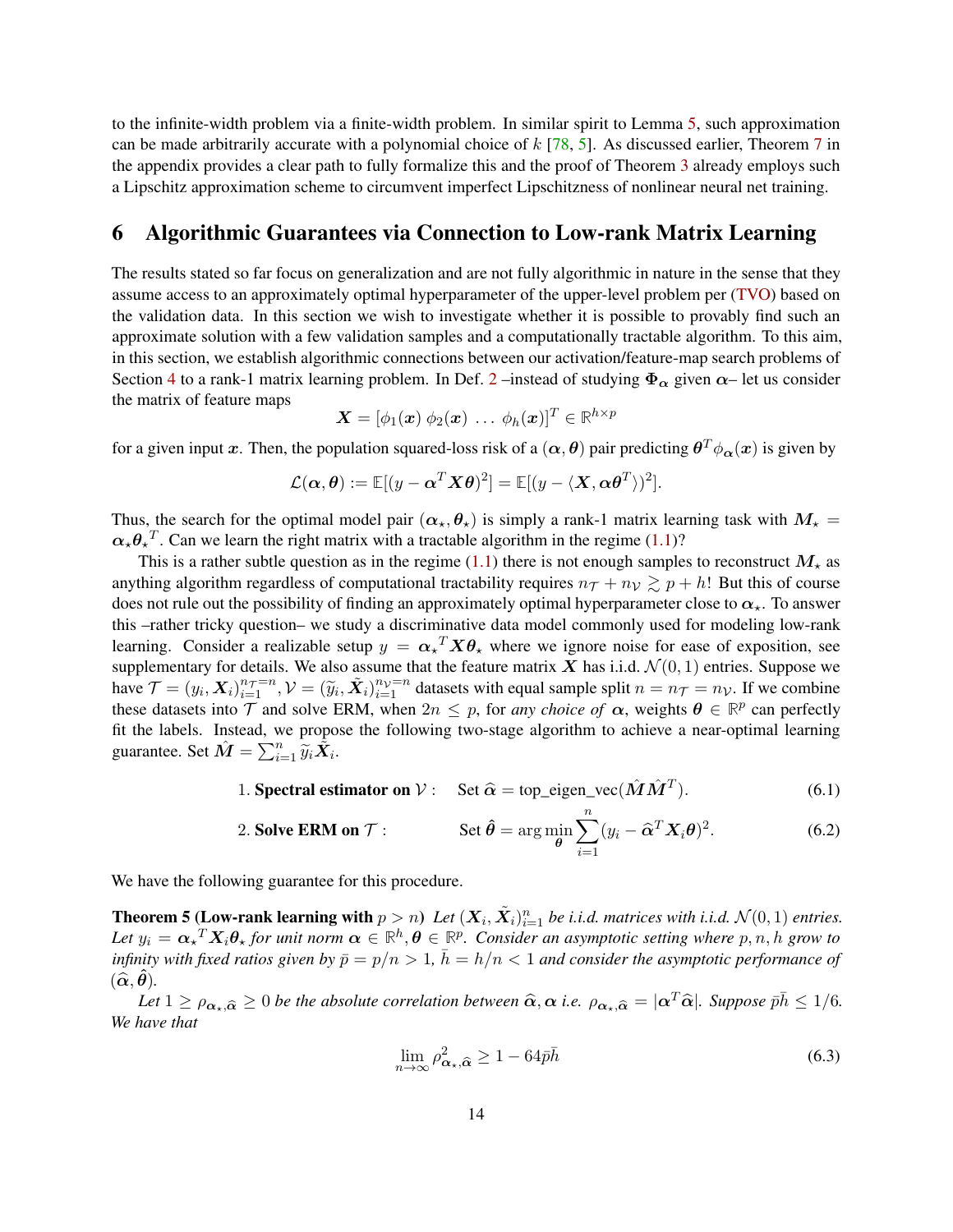to the infinite-width problem via a finite-width problem. In similar spirit to Lemma 5, such approximation can be made arbitrarily accurate with a polynomial choice of $k$ [78, 5]. As discussed earlier, Theorem 7 in the appendix provides a clear path to fully formalize this and the proof of Theorem 3 already employs such a Lipschitz approximation scheme to circumvent imperfect Lipschitzness of nonlinear neural net training.

## 6 Algorithmic Guarantees via Connection to Low-rank Matrix Learning

The results stated so far focus on generalization and are not fully algorithmic in nature in the sense that they assume access to an approximately optimal hyperparameter of the upper-level problem per (TVO) based on the validation data. In this section we wish to investigate whether it is possible to provably find such an approximate solution with a few validation samples and a computationally tractable algorithm. To this aim, in this section, we establish algorithmic connections between our activation/feature-map search problems of Section 4 to a rank-1 matrix learning problem. In Def. 2 –instead of studying $\boldsymbol{\Phi}_{\boldsymbol{\alpha}}$ given $\boldsymbol{\alpha}$– let us consider the matrix of feature maps

$$\boldsymbol{X} = [\phi_1(\boldsymbol{x})\ \phi_2(\boldsymbol{x})\ \dots\ \phi_h(\boldsymbol{x})]^T \in \mathbb{R}^{h\times p}$$

for a given input $\boldsymbol{x}$. Then, the population squared-loss risk of a $(\boldsymbol{\alpha},\boldsymbol{\theta})$ pair predicting $\boldsymbol{\theta}^T\phi_{\boldsymbol{\alpha}}(\boldsymbol{x})$ is given by

$$\mathcal{L}(\boldsymbol{\alpha},\boldsymbol{\theta}) := \mathbb{E}[(y-\boldsymbol{\alpha}^T\boldsymbol{X}\boldsymbol{\theta})^2] = \mathbb{E}[(y-\langle \boldsymbol{X},\boldsymbol{\alpha}\boldsymbol{\theta}^T\rangle)^2].$$

Thus, the search for the optimal model pair $(\boldsymbol{\alpha}_\star,\boldsymbol{\theta}_\star)$ is simply a rank-1 matrix learning task with $\boldsymbol{M}_\star = \boldsymbol{\alpha}_\star{\boldsymbol{\theta}_\star}^T$. Can we learn the right matrix with a tractable algorithm in the regime (1.1)?

This is a rather subtle question as in the regime (1.1) there is not enough samples to reconstruct $\boldsymbol{M}_\star$ as anything algorithm regardless of computational tractability requires $n_\mathcal{T}+n_\mathcal{V}\gtrsim p+h$! But this of course does not rule out the possibility of finding an approximately optimal hyperparameter close to $\boldsymbol{\alpha}_\star$. To answer this –rather tricky question– we study a discriminative data model commonly used for modeling low-rank learning. Consider a realizable setup $y = {\boldsymbol{\alpha}_\star}^T\boldsymbol{X}\boldsymbol{\theta}_\star$ where we ignore noise for ease of exposition, see supplementary for details. We also assume that the feature matrix $\boldsymbol{X}$ has i.i.d. $\mathcal{N}(0,1)$ entries. Suppose we have $\mathcal{T} = (y_i,\boldsymbol{X}_i)_{i=1}^{n_\mathcal{T}=n}, \mathcal{V} = (\widetilde{y}_i,\tilde{\boldsymbol{X}}_i)_{i=1}^{n_\mathcal{V}=n}$ datasets with equal sample split $n = n_\mathcal{T} = n_\mathcal{V}$. If we combine these datasets into $\mathcal{T}$ and solve ERM, when $2n\le p$, for *any choice of* $\boldsymbol{\alpha}$, weights $\boldsymbol{\theta}\in\mathbb{R}^p$ can perfectly fit the labels. Instead, we propose the following two-stage algorithm to achieve a near-optimal learning guarantee. Set $\hat{\boldsymbol{M}} = \sum_{i=1}^n \widetilde{y}_i\tilde{\boldsymbol{X}}_i$.

$$\text{1. } \textbf{Spectral estimator on } \mathcal{V}: \quad \text{Set } \widehat{\boldsymbol{\alpha}} = \text{top\_eigen\_vec}(\hat{\boldsymbol{M}}\hat{\boldsymbol{M}}^T). \tag{6.1}$$

$$\text{2. } \textbf{Solve ERM on } \mathcal{T}: \quad \text{Set } \hat{\boldsymbol{\theta}} = \arg\min_{\boldsymbol{\theta}} \sum_{i=1}^n (y_i - \widehat{\boldsymbol{\alpha}}^T\boldsymbol{X}_i\boldsymbol{\theta})^2. \tag{6.2}$$

We have the following guarantee for this procedure.

**Theorem 5 (Low-rank learning with $p > n$)** *Let $(\boldsymbol{X}_i,\tilde{\boldsymbol{X}}_i)_{i=1}^n$ be i.i.d. matrices with i.i.d. $\mathcal{N}(0,1)$ entries. Let $y_i = {\boldsymbol{\alpha}_\star}^T\boldsymbol{X}_i\boldsymbol{\theta}_\star$ for unit norm $\boldsymbol{\alpha}\in\mathbb{R}^h,\boldsymbol{\theta}\in\mathbb{R}^p$. Consider an asymptotic setting where $p,n,h$ grow to infinity with fixed ratios given by $\bar{p} = p/n > 1$, $\bar{h} = h/n < 1$ and consider the asymptotic performance of $(\widehat{\boldsymbol{\alpha}},\hat{\boldsymbol{\theta}})$.*

*Let $1\ge\rho_{\boldsymbol{\alpha}_\star,\widehat{\boldsymbol{\alpha}}}\ge 0$ be the absolute correlation between $\widehat{\boldsymbol{\alpha}},\boldsymbol{\alpha}$ i.e. $\rho_{\boldsymbol{\alpha}_\star,\widehat{\boldsymbol{\alpha}}} = |\boldsymbol{\alpha}^T\widehat{\boldsymbol{\alpha}}|$. Suppose $\bar{p}\bar{h}\le 1/6$. We have that*

$$\lim_{n\to\infty}\rho^2_{\boldsymbol{\alpha}_\star,\widehat{\boldsymbol{\alpha}}} \ge 1 - 64\bar{p}\bar{h} \tag{6.3}$$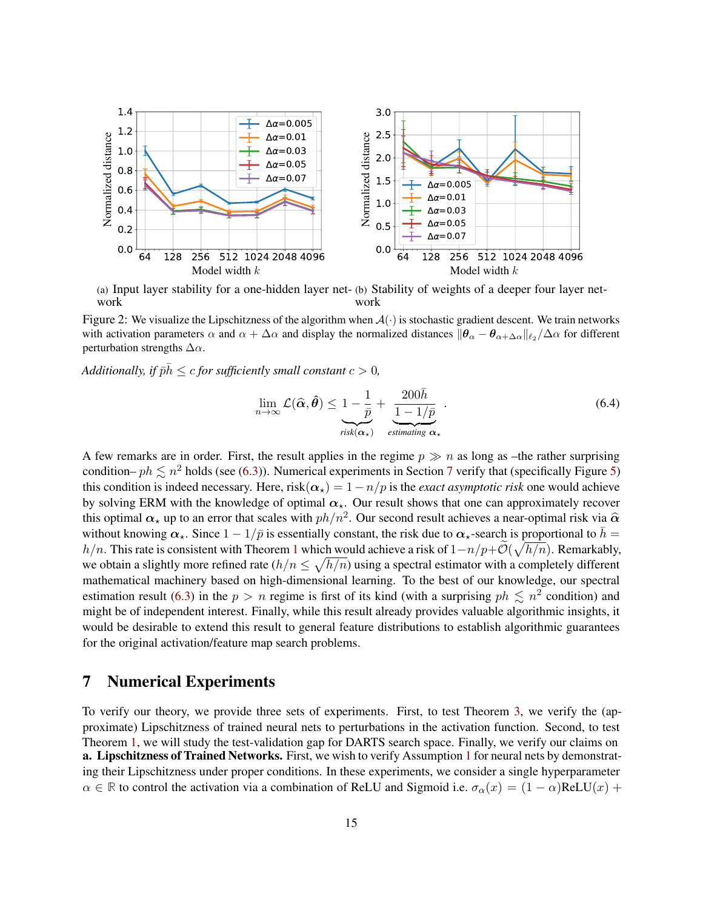(a) Input layer stability for a one-hidden layer network

(b) Stability of weights of a deeper four layer network

Figure 2: We visualize the Lipschitzness of the algorithm when $\mathcal{A}(\cdot)$ is stochastic gradient descent. We train networks with activation parameters $\alpha$ and $\alpha + \Delta\alpha$ and display the normalized distances $\|\boldsymbol{\theta}_\alpha - \boldsymbol{\theta}_{\alpha+\Delta\alpha}\|_{\ell_2}/\Delta\alpha$ for different perturbation strengths $\Delta\alpha$.

*Additionally, if $\bar{p}\bar{h} \leq c$ for sufficiently small constant $c > 0$,*

$$\lim_{n\to\infty} \mathcal{L}(\widehat{\boldsymbol{\alpha}}, \hat{\boldsymbol{\theta}}) \leq \underbrace{1 - \frac{1}{\bar{p}}}_{\text{risk}(\boldsymbol{\alpha}_\star)} + \underbrace{\frac{200\bar{h}}{1 - 1/\bar{p}}}_{\text{estimating } \boldsymbol{\alpha}_\star} . \tag{6.4}$$

A few remarks are in order. First, the result applies in the regime $p \gg n$ as long as –the rather surprising condition– $ph \lesssim n^2$ holds (see (6.3)). Numerical experiments in Section 7 verify that (specifically Figure 5) this condition is indeed necessary. Here, $\text{risk}(\boldsymbol{\alpha}_\star) = 1 - n/p$ is the *exact asymptotic risk* one would achieve by solving ERM with the knowledge of optimal $\boldsymbol{\alpha}_\star$. Our result shows that one can approximately recover this optimal $\boldsymbol{\alpha}_\star$ up to an error that scales with $ph/n^2$. Our second result achieves a near-optimal risk via $\widehat{\boldsymbol{\alpha}}$ without knowing $\boldsymbol{\alpha}_\star$. Since $1 - 1/\bar{p}$ is essentially constant, the risk due to $\boldsymbol{\alpha}_\star$-search is proportional to $\bar{h} = h/n$. This rate is consistent with Theorem 1 which would achieve a risk of $1 - n/p + \widetilde{\mathcal{O}}(\sqrt{h/n})$. Remarkably, we obtain a slightly more refined rate ($h/n \leq \sqrt{h/n}$) using a spectral estimator with a completely different mathematical machinery based on high-dimensional learning. To the best of our knowledge, our spectral estimation result (6.3) in the $p > n$ regime is first of its kind (with a surprising $ph \lesssim n^2$ condition) and might be of independent interest. Finally, while this result already provides valuable algorithmic insights, it would be desirable to extend this result to general feature distributions to establish algorithmic guarantees for the original activation/feature map search problems.

## 7 Numerical Experiments

To verify our theory, we provide three sets of experiments. First, to test Theorem 3, we verify the (approximate) Lipschitzness of trained neural nets to perturbations in the activation function. Second, to test Theorem 1, we will study the test-validation gap for DARTS search space. Finally, we verify our claims on

**a. Lipschitzness of Trained Networks.** First, we wish to verify Assumption 1 for neural nets by demonstrating their Lipschitzness under proper conditions. In these experiments, we consider a single hyperparameter $\alpha \in \mathbb{R}$ to control the activation via a combination of ReLU and Sigmoid i.e. $\sigma_\alpha(x) = (1 - \alpha)\text{ReLU}(x) +$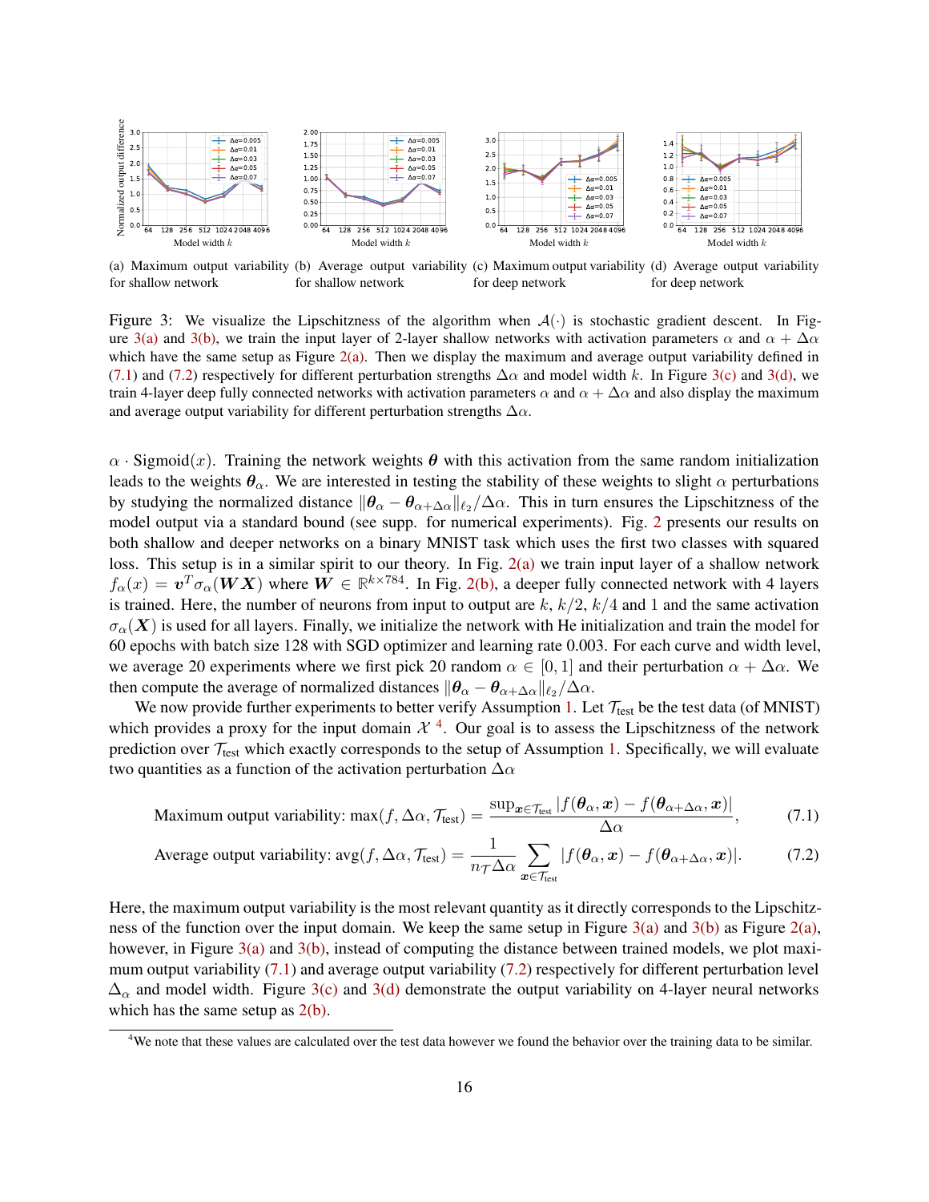(a) Maximum output variability for shallow network (b) Average output variability for shallow network (c) Maximum output variability for deep network (d) Average output variability for deep network

Figure 3: We visualize the Lipschitzness of the algorithm when $\mathcal{A}(\cdot)$ is stochastic gradient descent. In Figure 3(a) and 3(b), we train the input layer of 2-layer shallow networks with activation parameters $\alpha$ and $\alpha + \Delta\alpha$ which have the same setup as Figure 2(a). Then we display the maximum and average output variability defined in (7.1) and (7.2) respectively for different perturbation strengths $\Delta\alpha$ and model width $k$. In Figure 3(c) and 3(d), we train 4-layer deep fully connected networks with activation parameters $\alpha$ and $\alpha + \Delta\alpha$ and also display the maximum and average output variability for different perturbation strengths $\Delta\alpha$.

$\alpha \cdot \text{Sigmoid}(x)$. Training the network weights $\boldsymbol{\theta}$ with this activation from the same random initialization leads to the weights $\boldsymbol{\theta}_\alpha$. We are interested in testing the stability of these weights to slight $\alpha$ perturbations by studying the normalized distance $\|\boldsymbol{\theta}_\alpha - \boldsymbol{\theta}_{\alpha+\Delta\alpha}\|_{\ell_2}/\Delta\alpha$. This in turn ensures the Lipschitzness of the model output via a standard bound (see supp. for numerical experiments). Fig. 2 presents our results on both shallow and deeper networks on a binary MNIST task which uses the first two classes with squared loss. This setup is in a similar spirit to our theory. In Fig. 2(a) we train input layer of a shallow network $f_\alpha(x) = \boldsymbol{v}^T\sigma_\alpha(\boldsymbol{W}\boldsymbol{X})$ where $\boldsymbol{W} \in \mathbb{R}^{k\times 784}$. In Fig. 2(b), a deeper fully connected network with 4 layers is trained. Here, the number of neurons from input to output are $k$, $k/2$, $k/4$ and 1 and the same activation $\sigma_\alpha(\boldsymbol{X})$ is used for all layers. Finally, we initialize the network with He initialization and train the model for 60 epochs with batch size 128 with SGD optimizer and learning rate 0.003. For each curve and width level, we average 20 experiments where we first pick 20 random $\alpha \in [0, 1]$ and their perturbation $\alpha + \Delta\alpha$. We then compute the average of normalized distances $\|\boldsymbol{\theta}_\alpha - \boldsymbol{\theta}_{\alpha+\Delta\alpha}\|_{\ell_2}/\Delta\alpha$.

We now provide further experiments to better verify Assumption 1. Let $\mathcal{T}_{\text{test}}$ be the test data (of MNIST) which provides a proxy for the input domain $\mathcal{X}$ [4]. Our goal is to assess the Lipschitzness of the network prediction over $\mathcal{T}_{\text{test}}$ which exactly corresponds to the setup of Assumption 1. Specifically, we will evaluate two quantities as a function of the activation perturbation $\Delta\alpha$

$$\text{Maximum output variability: } \max(f, \Delta\alpha, \mathcal{T}_{\text{test}}) = \frac{\sup_{\boldsymbol{x}\in\mathcal{T}_{\text{test}}} |f(\boldsymbol{\theta}_\alpha, \boldsymbol{x}) - f(\boldsymbol{\theta}_{\alpha+\Delta\alpha}, \boldsymbol{x})|}{\Delta\alpha}, \tag{7.1}$$

$$\text{Average output variability: } \text{avg}(f, \Delta\alpha, \mathcal{T}_{\text{test}}) = \frac{1}{n_{\mathcal{T}}\Delta\alpha} \sum_{\boldsymbol{x}\in\mathcal{T}_{\text{test}}} |f(\boldsymbol{\theta}_\alpha, \boldsymbol{x}) - f(\boldsymbol{\theta}_{\alpha+\Delta\alpha}, \boldsymbol{x})|. \tag{7.2}$$

Here, the maximum output variability is the most relevant quantity as it directly corresponds to the Lipschitzness of the function over the input domain. We keep the same setup in Figure 3(a) and 3(b) as Figure 2(a), however, in Figure 3(a) and 3(b), instead of computing the distance between trained models, we plot maximum output variability (7.1) and average output variability (7.2) respectively for different perturbation level $\Delta_\alpha$ and model width. Figure 3(c) and 3(d) demonstrate the output variability on 4-layer neural networks which has the same setup as 2(b).

[4] We note that these values are calculated over the test data however we found the behavior over the training data to be similar.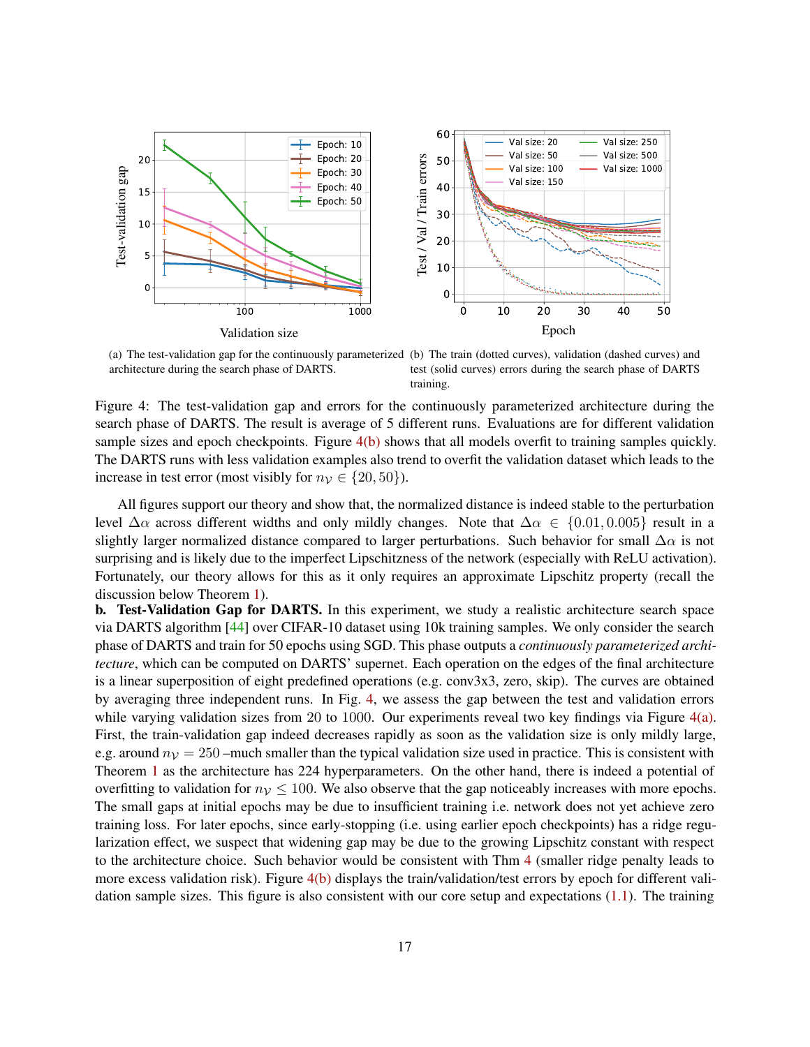(a) The test-validation gap for the continuously parameterized architecture during the search phase of DARTS.

(b) The train (dotted curves), validation (dashed curves) and test (solid curves) errors during the search phase of DARTS training.

Figure 4: The test-validation gap and errors for the continuously parameterized architecture during the search phase of DARTS. The result is average of 5 different runs. Evaluations are for different validation sample sizes and epoch checkpoints. Figure 4(b) shows that all models overfit to training samples quickly. The DARTS runs with less validation examples also trend to overfit the validation dataset which leads to the increase in test error (most visibly for $n_{\mathcal{V}} \in \{20, 50\}$).

All figures support our theory and show that, the normalized distance is indeed stable to the perturbation level $\Delta\alpha$ across different widths and only mildly changes. Note that $\Delta\alpha \in \{0.01, 0.005\}$ result in a slightly larger normalized distance compared to larger perturbations. Such behavior for small $\Delta\alpha$ is not surprising and is likely due to the imperfect Lipschitzness of the network (especially with ReLU activation). Fortunately, our theory allows for this as it only requires an approximate Lipschitz property (recall the discussion below Theorem 1).

**b. Test-Validation Gap for DARTS.** In this experiment, we study a realistic architecture search space via DARTS algorithm [44] over CIFAR-10 dataset using 10k training samples. We only consider the search phase of DARTS and train for 50 epochs using SGD. This phase outputs a *continuously parameterized architecture*, which can be computed on DARTS' supernet. Each operation on the edges of the final architecture is a linear superposition of eight predefined operations (e.g. conv3x3, zero, skip). The curves are obtained by averaging three independent runs. In Fig. 4, we assess the gap between the test and validation errors while varying validation sizes from 20 to 1000. Our experiments reveal two key findings via Figure 4(a). First, the train-validation gap indeed decreases rapidly as soon as the validation size is only mildly large, e.g. around $n_{\mathcal{V}} = 250$ –much smaller than the typical validation size used in practice. This is consistent with Theorem 1 as the architecture has 224 hyperparameters. On the other hand, there is indeed a potential of overfitting to validation for $n_{\mathcal{V}} \leq 100$. We also observe that the gap noticeably increases with more epochs. The small gaps at initial epochs may be due to insufficient training i.e. network does not yet achieve zero training loss. For later epochs, since early-stopping (i.e. using earlier epoch checkpoints) has a ridge regularization effect, we suspect that widening gap may be due to the growing Lipschitz constant with respect to the architecture choice. Such behavior would be consistent with Thm 4 (smaller ridge penalty leads to more excess validation risk). Figure 4(b) displays the train/validation/test errors by epoch for different validation sample sizes. This figure is also consistent with our core setup and expectations (1.1). The training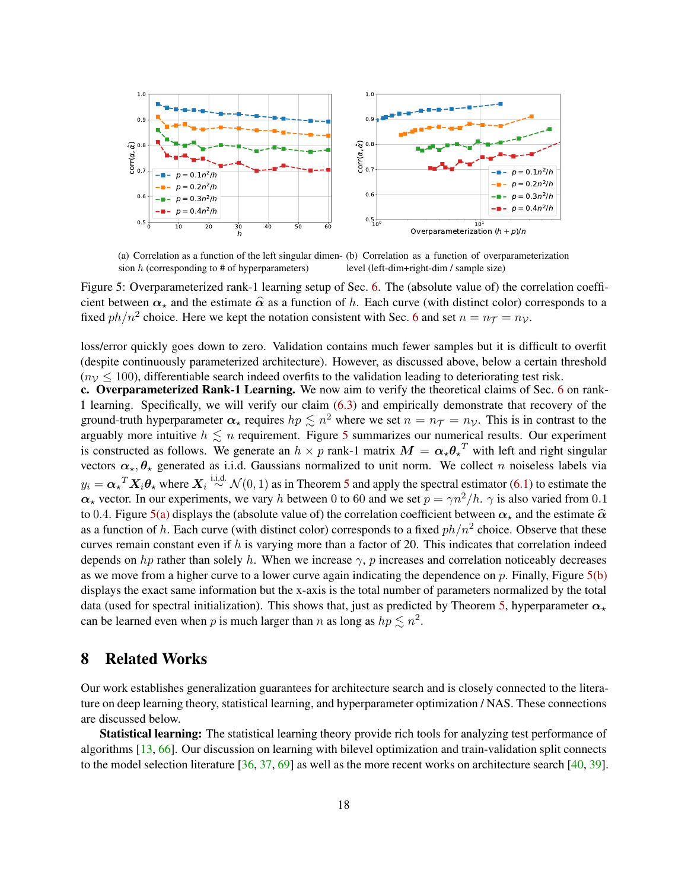(a) Correlation as a function of the left singular dimension $h$ (corresponding to # of hyperparameters)

(b) Correlation as a function of overparameterization level (left-dim+right-dim / sample size)

Figure 5: Overparameterized rank-1 learning setup of Sec. 6. The (absolute value of) the correlation coefficient between $\boldsymbol{\alpha}_\star$ and the estimate $\widehat{\boldsymbol{\alpha}}$ as a function of $h$. Each curve (with distinct color) corresponds to a fixed $ph/n^2$ choice. Here we kept the notation consistent with Sec. 6 and set $n = n_\mathcal{T} = n_\mathcal{V}$.

loss/error quickly goes down to zero. Validation contains much fewer samples but it is difficult to overfit (despite continuously parameterized architecture). However, as discussed above, below a certain threshold ($n_\mathcal{V} \leq 100$), differentiable search indeed overfits to the validation leading to deteriorating test risk.

**c. Overparameterized Rank-1 Learning.** We now aim to verify the theoretical claims of Sec. 6 on rank-1 learning. Specifically, we will verify our claim (6.3) and empirically demonstrate that recovery of the ground-truth hyperparameter $\boldsymbol{\alpha}_\star$ requires $hp \lesssim n^2$ where we set $n = n_\mathcal{T} = n_\mathcal{V}$. This is in contrast to the arguably more intuitive $h \lesssim n$ requirement. Figure 5 summarizes our numerical results. Our experiment is constructed as follows. We generate an $h \times p$ rank-1 matrix $\boldsymbol{M} = \boldsymbol{\alpha}_\star {\boldsymbol{\theta}_\star}^T$ with left and right singular vectors $\boldsymbol{\alpha}_\star, \boldsymbol{\theta}_\star$ generated as i.i.d. Gaussians normalized to unit norm. We collect $n$ noiseless labels via $y_i = {\boldsymbol{\alpha}_\star}^T \boldsymbol{X}_i \boldsymbol{\theta}_\star$ where $\boldsymbol{X}_i \overset{\text{i.i.d.}}{\sim} \mathcal{N}(0, 1)$ as in Theorem 5 and apply the spectral estimator (6.1) to estimate the $\boldsymbol{\alpha}_\star$ vector. In our experiments, we vary $h$ between 0 to 60 and we set $p = \gamma n^2/h$. $\gamma$ is also varied from 0.1 to 0.4. Figure 5(a) displays the (absolute value of) the correlation coefficient between $\boldsymbol{\alpha}_\star$ and the estimate $\widehat{\boldsymbol{\alpha}}$ as a function of $h$. Each curve (with distinct color) corresponds to a fixed $ph/n^2$ choice. Observe that these curves remain constant even if $h$ is varying more than a factor of 20. This indicates that correlation indeed depends on $hp$ rather than solely $h$. When we increase $\gamma$, $p$ increases and correlation noticeably decreases as we move from a higher curve to a lower curve again indicating the dependence on $p$. Finally, Figure 5(b) displays the exact same information but the x-axis is the total number of parameters normalized by the total data (used for spectral initialization). This shows that, just as predicted by Theorem 5, hyperparameter $\boldsymbol{\alpha}_\star$ can be learned even when $p$ is much larger than $n$ as long as $hp \lesssim n^2$.

## 8 Related Works

Our work establishes generalization guarantees for architecture search and is closely connected to the literature on deep learning theory, statistical learning, and hyperparameter optimization / NAS. These connections are discussed below.

**Statistical learning:** The statistical learning theory provide rich tools for analyzing test performance of algorithms [13, 66]. Our discussion on learning with bilevel optimization and train-validation split connects to the model selection literature [36, 37, 69] as well as the more recent works on architecture search [40, 39].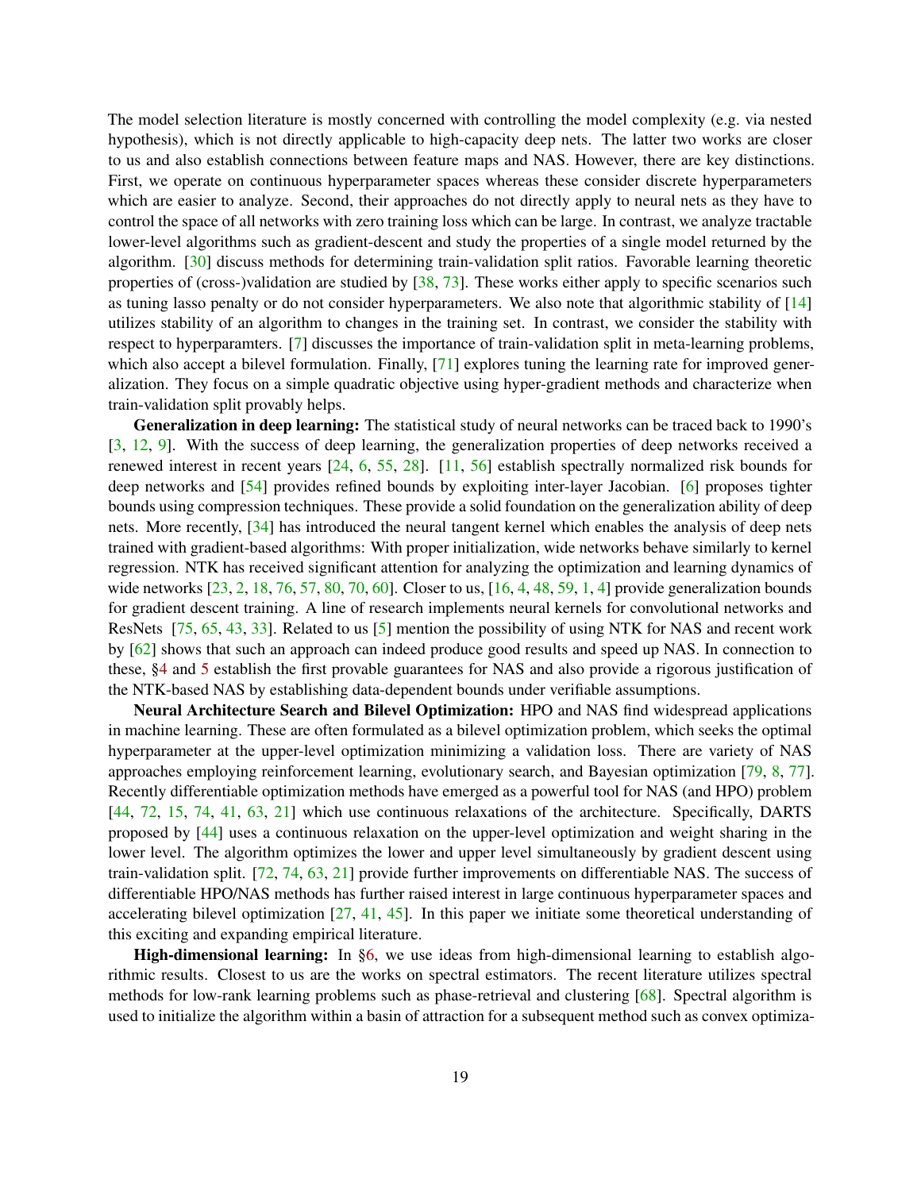The model selection literature is mostly concerned with controlling the model complexity (e.g. via nested hypothesis), which is not directly applicable to high-capacity deep nets. The latter two works are closer to us and also establish connections between feature maps and NAS. However, there are key distinctions. First, we operate on continuous hyperparameter spaces whereas these consider discrete hyperparameters which are easier to analyze. Second, their approaches do not directly apply to neural nets as they have to control the space of all networks with zero training loss which can be large. In contrast, we analyze tractable lower-level algorithms such as gradient-descent and study the properties of a single model returned by the algorithm. [30] discuss methods for determining train-validation split ratios. Favorable learning theoretic properties of (cross-)validation are studied by [38, 73]. These works either apply to specific scenarios such as tuning lasso penalty or do not consider hyperparameters. We also note that algorithmic stability of [14] utilizes stability of an algorithm to changes in the training set. In contrast, we consider the stability with respect to hyperparamters. [7] discusses the importance of train-validation split in meta-learning problems, which also accept a bilevel formulation. Finally, [71] explores tuning the learning rate for improved generalization. They focus on a simple quadratic objective using hyper-gradient methods and characterize when train-validation split provably helps.

**Generalization in deep learning:** The statistical study of neural networks can be traced back to 1990's [3, 12, 9]. With the success of deep learning, the generalization properties of deep networks received a renewed interest in recent years [24, 6, 55, 28]. [11, 56] establish spectrally normalized risk bounds for deep networks and [54] provides refined bounds by exploiting inter-layer Jacobian. [6] proposes tighter bounds using compression techniques. These provide a solid foundation on the generalization ability of deep nets. More recently, [34] has introduced the neural tangent kernel which enables the analysis of deep nets trained with gradient-based algorithms: With proper initialization, wide networks behave similarly to kernel regression. NTK has received significant attention for analyzing the optimization and learning dynamics of wide networks [23, 2, 18, 76, 57, 80, 70, 60]. Closer to us, [16, 4, 48, 59, 1, 4] provide generalization bounds for gradient descent training. A line of research implements neural kernels for convolutional networks and ResNets [75, 65, 43, 33]. Related to us [5] mention the possibility of using NTK for NAS and recent work by [62] shows that such an approach can indeed produce good results and speed up NAS. In connection to these, §4 and 5 establish the first provable guarantees for NAS and also provide a rigorous justification of the NTK-based NAS by establishing data-dependent bounds under verifiable assumptions.

**Neural Architecture Search and Bilevel Optimization:** HPO and NAS find widespread applications in machine learning. These are often formulated as a bilevel optimization problem, which seeks the optimal hyperparameter at the upper-level optimization minimizing a validation loss. There are variety of NAS approaches employing reinforcement learning, evolutionary search, and Bayesian optimization [79, 8, 77]. Recently differentiable optimization methods have emerged as a powerful tool for NAS (and HPO) problem [44, 72, 15, 74, 41, 63, 21] which use continuous relaxations of the architecture. Specifically, DARTS proposed by [44] uses a continuous relaxation on the upper-level optimization and weight sharing in the lower level. The algorithm optimizes the lower and upper level simultaneously by gradient descent using train-validation split. [72, 74, 63, 21] provide further improvements on differentiable NAS. The success of differentiable HPO/NAS methods has further raised interest in large continuous hyperparameter spaces and accelerating bilevel optimization [27, 41, 45]. In this paper we initiate some theoretical understanding of this exciting and expanding empirical literature.

**High-dimensional learning:** In §6, we use ideas from high-dimensional learning to establish algorithmic results. Closest to us are the works on spectral estimators. The recent literature utilizes spectral methods for low-rank learning problems such as phase-retrieval and clustering [68]. Spectral algorithm is used to initialize the algorithm within a basin of attraction for a subsequent method such as convex optimiza-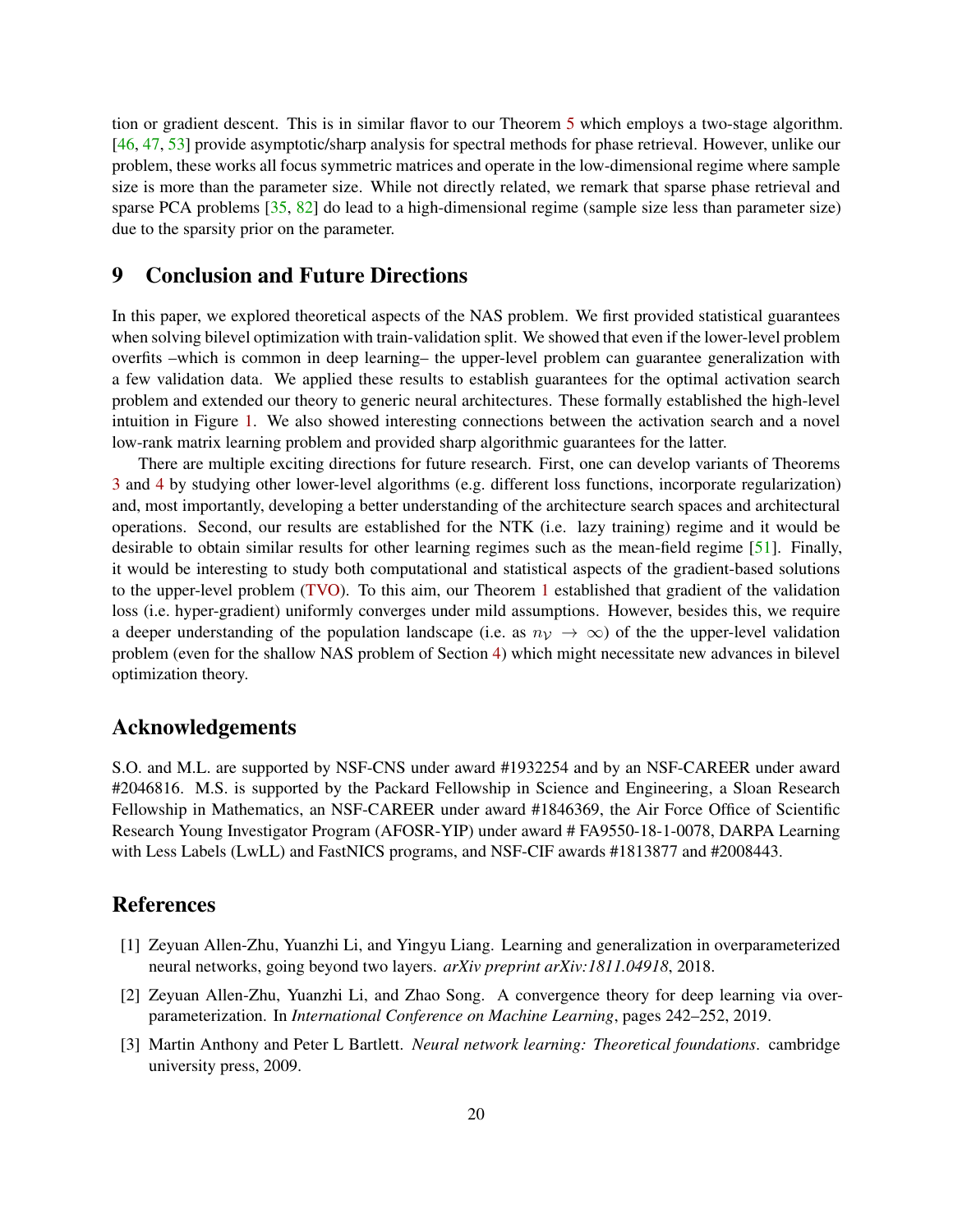tion or gradient descent. This is in similar flavor to our Theorem 5 which employs a two-stage algorithm. [46, 47, 53] provide asymptotic/sharp analysis for spectral methods for phase retrieval. However, unlike our problem, these works all focus symmetric matrices and operate in the low-dimensional regime where sample size is more than the parameter size. While not directly related, we remark that sparse phase retrieval and sparse PCA problems [35, 82] do lead to a high-dimensional regime (sample size less than parameter size) due to the sparsity prior on the parameter.

## 9 Conclusion and Future Directions

In this paper, we explored theoretical aspects of the NAS problem. We first provided statistical guarantees when solving bilevel optimization with train-validation split. We showed that even if the lower-level problem overfits –which is common in deep learning– the upper-level problem can guarantee generalization with a few validation data. We applied these results to establish guarantees for the optimal activation search problem and extended our theory to generic neural architectures. These formally established the high-level intuition in Figure 1. We also showed interesting connections between the activation search and a novel low-rank matrix learning problem and provided sharp algorithmic guarantees for the latter.

There are multiple exciting directions for future research. First, one can develop variants of Theorems 3 and 4 by studying other lower-level algorithms (e.g. different loss functions, incorporate regularization) and, most importantly, developing a better understanding of the architecture search spaces and architectural operations. Second, our results are established for the NTK (i.e. lazy training) regime and it would be desirable to obtain similar results for other learning regimes such as the mean-field regime [51]. Finally, it would be interesting to study both computational and statistical aspects of the gradient-based solutions to the upper-level problem (TVO). To this aim, our Theorem 1 established that gradient of the validation loss (i.e. hyper-gradient) uniformly converges under mild assumptions. However, besides this, we require a deeper understanding of the population landscape (i.e. as $n_{\mathcal{V}} \to \infty$) of the the upper-level validation problem (even for the shallow NAS problem of Section 4) which might necessitate new advances in bilevel optimization theory.

## Acknowledgements

S.O. and M.L. are supported by NSF-CNS under award #1932254 and by an NSF-CAREER under award #2046816. M.S. is supported by the Packard Fellowship in Science and Engineering, a Sloan Research Fellowship in Mathematics, an NSF-CAREER under award #1846369, the Air Force Office of Scientific Research Young Investigator Program (AFOSR-YIP) under award # FA9550-18-1-0078, DARPA Learning with Less Labels (LwLL) and FastNICS programs, and NSF-CIF awards #1813877 and #2008443.

## References

[1] Zeyuan Allen-Zhu, Yuanzhi Li, and Yingyu Liang. Learning and generalization in overparameterized neural networks, going beyond two layers. *arXiv preprint arXiv:1811.04918*, 2018.

[2] Zeyuan Allen-Zhu, Yuanzhi Li, and Zhao Song. A convergence theory for deep learning via over-parameterization. In *International Conference on Machine Learning*, pages 242–252, 2019.

[3] Martin Anthony and Peter L Bartlett. *Neural network learning: Theoretical foundations*. cambridge university press, 2009.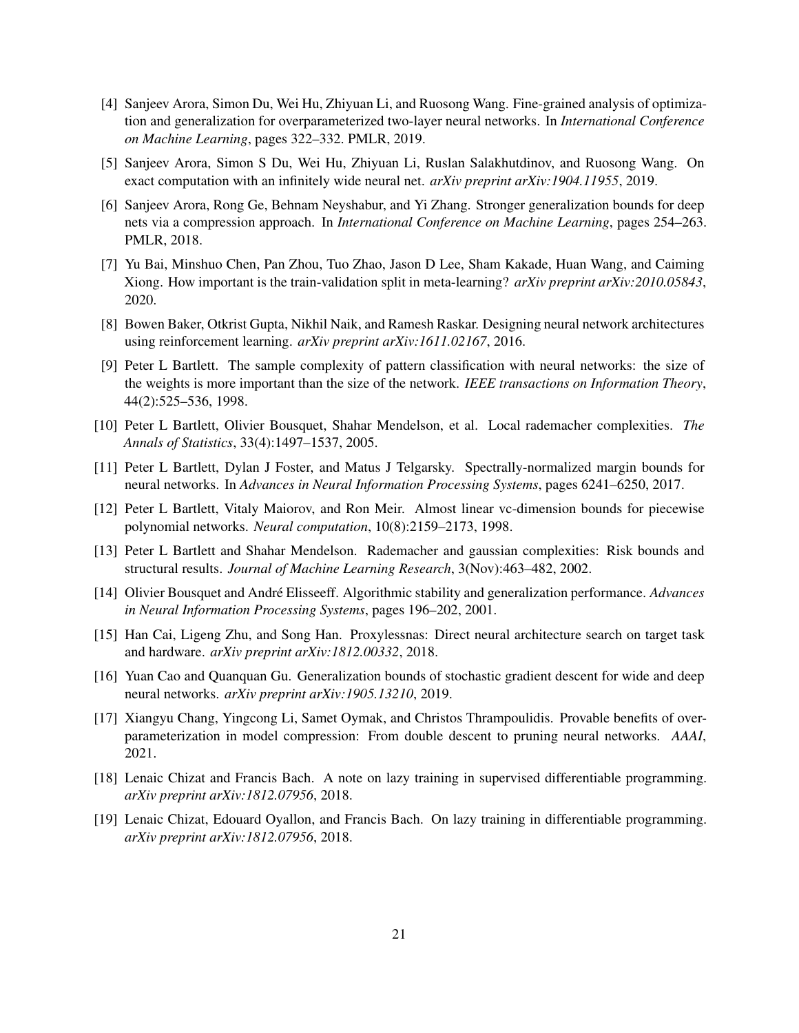[4] Sanjeev Arora, Simon Du, Wei Hu, Zhiyuan Li, and Ruosong Wang. Fine-grained analysis of optimization and generalization for overparameterized two-layer neural networks. In *International Conference on Machine Learning*, pages 322–332. PMLR, 2019.

[5] Sanjeev Arora, Simon S Du, Wei Hu, Zhiyuan Li, Ruslan Salakhutdinov, and Ruosong Wang. On exact computation with an infinitely wide neural net. *arXiv preprint arXiv:1904.11955*, 2019.

[6] Sanjeev Arora, Rong Ge, Behnam Neyshabur, and Yi Zhang. Stronger generalization bounds for deep nets via a compression approach. In *International Conference on Machine Learning*, pages 254–263. PMLR, 2018.

[7] Yu Bai, Minshuo Chen, Pan Zhou, Tuo Zhao, Jason D Lee, Sham Kakade, Huan Wang, and Caiming Xiong. How important is the train-validation split in meta-learning? *arXiv preprint arXiv:2010.05843*, 2020.

[8] Bowen Baker, Otkrist Gupta, Nikhil Naik, and Ramesh Raskar. Designing neural network architectures using reinforcement learning. *arXiv preprint arXiv:1611.02167*, 2016.

[9] Peter L Bartlett. The sample complexity of pattern classification with neural networks: the size of the weights is more important than the size of the network. *IEEE transactions on Information Theory*, 44(2):525–536, 1998.

[10] Peter L Bartlett, Olivier Bousquet, Shahar Mendelson, et al. Local rademacher complexities. *The Annals of Statistics*, 33(4):1497–1537, 2005.

[11] Peter L Bartlett, Dylan J Foster, and Matus J Telgarsky. Spectrally-normalized margin bounds for neural networks. In *Advances in Neural Information Processing Systems*, pages 6241–6250, 2017.

[12] Peter L Bartlett, Vitaly Maiorov, and Ron Meir. Almost linear vc-dimension bounds for piecewise polynomial networks. *Neural computation*, 10(8):2159–2173, 1998.

[13] Peter L Bartlett and Shahar Mendelson. Rademacher and gaussian complexities: Risk bounds and structural results. *Journal of Machine Learning Research*, 3(Nov):463–482, 2002.

[14] Olivier Bousquet and André Elisseeff. Algorithmic stability and generalization performance. *Advances in Neural Information Processing Systems*, pages 196–202, 2001.

[15] Han Cai, Ligeng Zhu, and Song Han. Proxylessnas: Direct neural architecture search on target task and hardware. *arXiv preprint arXiv:1812.00332*, 2018.

[16] Yuan Cao and Quanquan Gu. Generalization bounds of stochastic gradient descent for wide and deep neural networks. *arXiv preprint arXiv:1905.13210*, 2019.

[17] Xiangyu Chang, Yingcong Li, Samet Oymak, and Christos Thrampoulidis. Provable benefits of overparameterization in model compression: From double descent to pruning neural networks. *AAAI*, 2021.

[18] Lenaic Chizat and Francis Bach. A note on lazy training in supervised differentiable programming. *arXiv preprint arXiv:1812.07956*, 2018.

[19] Lenaic Chizat, Edouard Oyallon, and Francis Bach. On lazy training in differentiable programming. *arXiv preprint arXiv:1812.07956*, 2018.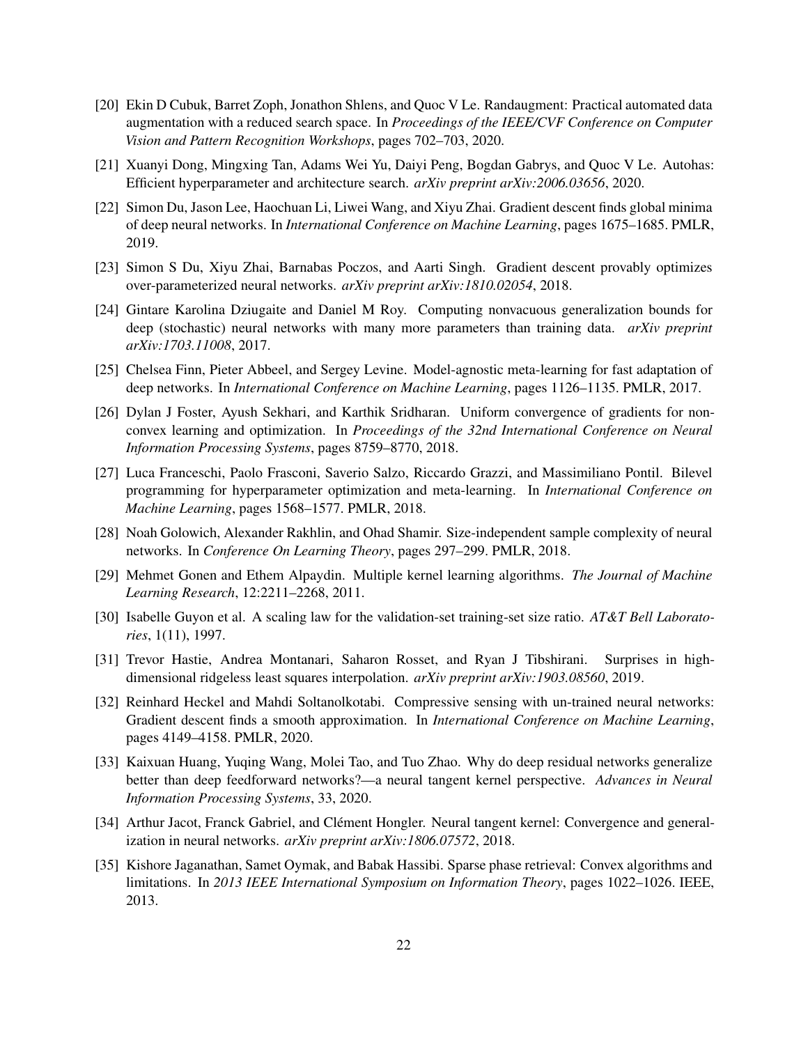[20] Ekin D Cubuk, Barret Zoph, Jonathon Shlens, and Quoc V Le. Randaugment: Practical automated data augmentation with a reduced search space. In *Proceedings of the IEEE/CVF Conference on Computer Vision and Pattern Recognition Workshops*, pages 702–703, 2020.

[21] Xuanyi Dong, Mingxing Tan, Adams Wei Yu, Daiyi Peng, Bogdan Gabrys, and Quoc V Le. Autohas: Efficient hyperparameter and architecture search. *arXiv preprint arXiv:2006.03656*, 2020.

[22] Simon Du, Jason Lee, Haochuan Li, Liwei Wang, and Xiyu Zhai. Gradient descent finds global minima of deep neural networks. In *International Conference on Machine Learning*, pages 1675–1685. PMLR, 2019.

[23] Simon S Du, Xiyu Zhai, Barnabas Poczos, and Aarti Singh. Gradient descent provably optimizes over-parameterized neural networks. *arXiv preprint arXiv:1810.02054*, 2018.

[24] Gintare Karolina Dziugaite and Daniel M Roy. Computing nonvacuous generalization bounds for deep (stochastic) neural networks with many more parameters than training data. *arXiv preprint arXiv:1703.11008*, 2017.

[25] Chelsea Finn, Pieter Abbeel, and Sergey Levine. Model-agnostic meta-learning for fast adaptation of deep networks. In *International Conference on Machine Learning*, pages 1126–1135. PMLR, 2017.

[26] Dylan J Foster, Ayush Sekhari, and Karthik Sridharan. Uniform convergence of gradients for non-convex learning and optimization. In *Proceedings of the 32nd International Conference on Neural Information Processing Systems*, pages 8759–8770, 2018.

[27] Luca Franceschi, Paolo Frasconi, Saverio Salzo, Riccardo Grazzi, and Massimiliano Pontil. Bilevel programming for hyperparameter optimization and meta-learning. In *International Conference on Machine Learning*, pages 1568–1577. PMLR, 2018.

[28] Noah Golowich, Alexander Rakhlin, and Ohad Shamir. Size-independent sample complexity of neural networks. In *Conference On Learning Theory*, pages 297–299. PMLR, 2018.

[29] Mehmet Gonen and Ethem Alpaydin. Multiple kernel learning algorithms. *The Journal of Machine Learning Research*, 12:2211–2268, 2011.

[30] Isabelle Guyon et al. A scaling law for the validation-set training-set size ratio. *AT&T Bell Laboratories*, 1(11), 1997.

[31] Trevor Hastie, Andrea Montanari, Saharon Rosset, and Ryan J Tibshirani. Surprises in high-dimensional ridgeless least squares interpolation. *arXiv preprint arXiv:1903.08560*, 2019.

[32] Reinhard Heckel and Mahdi Soltanolkotabi. Compressive sensing with un-trained neural networks: Gradient descent finds a smooth approximation. In *International Conference on Machine Learning*, pages 4149–4158. PMLR, 2020.

[33] Kaixuan Huang, Yuqing Wang, Molei Tao, and Tuo Zhao. Why do deep residual networks generalize better than deep feedforward networks?—a neural tangent kernel perspective. *Advances in Neural Information Processing Systems*, 33, 2020.

[34] Arthur Jacot, Franck Gabriel, and Clément Hongler. Neural tangent kernel: Convergence and generalization in neural networks. *arXiv preprint arXiv:1806.07572*, 2018.

[35] Kishore Jaganathan, Samet Oymak, and Babak Hassibi. Sparse phase retrieval: Convex algorithms and limitations. In *2013 IEEE International Symposium on Information Theory*, pages 1022–1026. IEEE, 2013.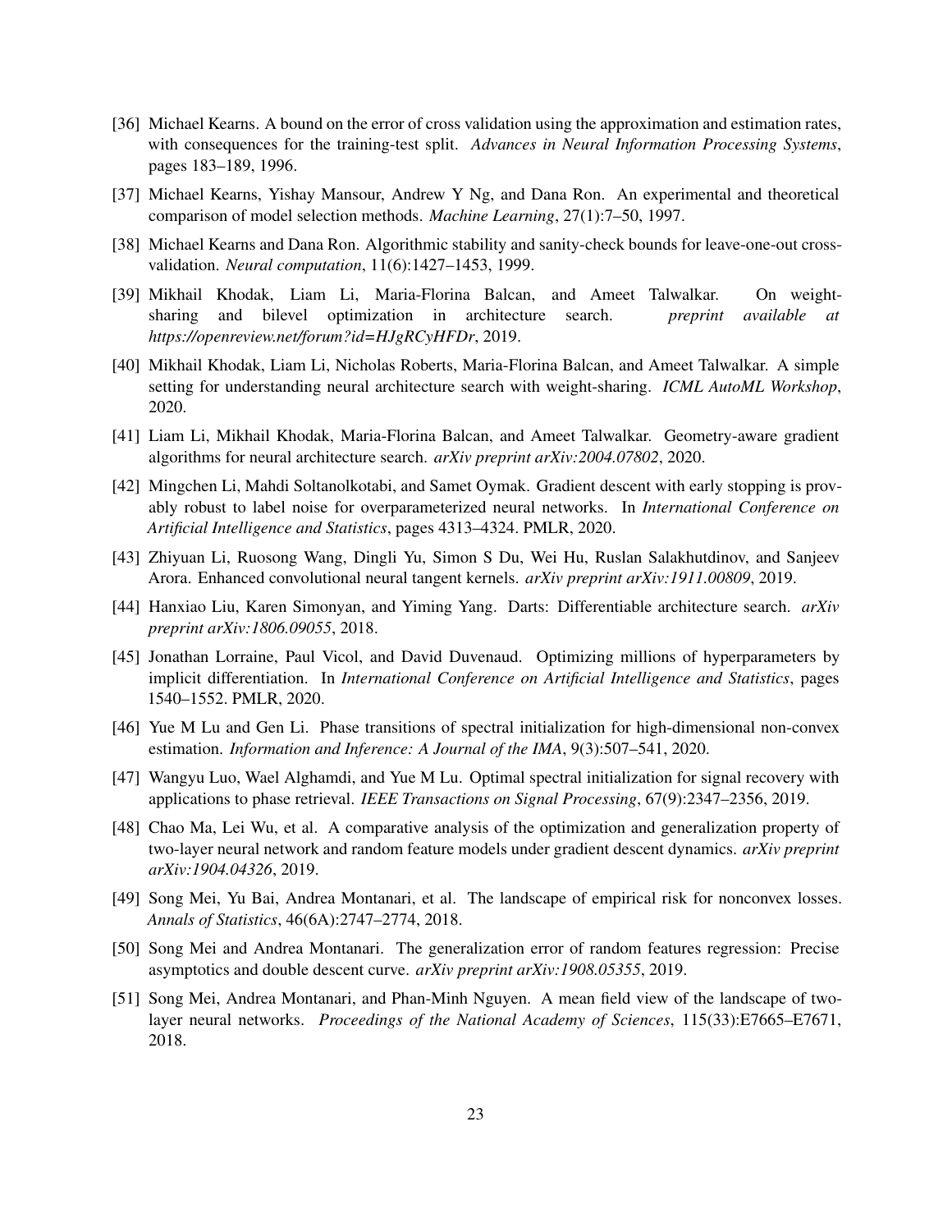[36] Michael Kearns. A bound on the error of cross validation using the approximation and estimation rates, with consequences for the training-test split. *Advances in Neural Information Processing Systems*, pages 183–189, 1996.

[37] Michael Kearns, Yishay Mansour, Andrew Y Ng, and Dana Ron. An experimental and theoretical comparison of model selection methods. *Machine Learning*, 27(1):7–50, 1997.

[38] Michael Kearns and Dana Ron. Algorithmic stability and sanity-check bounds for leave-one-out cross-validation. *Neural computation*, 11(6):1427–1453, 1999.

[39] Mikhail Khodak, Liam Li, Maria-Florina Balcan, and Ameet Talwalkar. On weight-sharing and bilevel optimization in architecture search. *preprint available at https://openreview.net/forum?id=HJgRCyHFDr*, 2019.

[40] Mikhail Khodak, Liam Li, Nicholas Roberts, Maria-Florina Balcan, and Ameet Talwalkar. A simple setting for understanding neural architecture search with weight-sharing. *ICML AutoML Workshop*, 2020.

[41] Liam Li, Mikhail Khodak, Maria-Florina Balcan, and Ameet Talwalkar. Geometry-aware gradient algorithms for neural architecture search. *arXiv preprint arXiv:2004.07802*, 2020.

[42] Mingchen Li, Mahdi Soltanolkotabi, and Samet Oymak. Gradient descent with early stopping is provably robust to label noise for overparameterized neural networks. In *International Conference on Artificial Intelligence and Statistics*, pages 4313–4324. PMLR, 2020.

[43] Zhiyuan Li, Ruosong Wang, Dingli Yu, Simon S Du, Wei Hu, Ruslan Salakhutdinov, and Sanjeev Arora. Enhanced convolutional neural tangent kernels. *arXiv preprint arXiv:1911.00809*, 2019.

[44] Hanxiao Liu, Karen Simonyan, and Yiming Yang. Darts: Differentiable architecture search. *arXiv preprint arXiv:1806.09055*, 2018.

[45] Jonathan Lorraine, Paul Vicol, and David Duvenaud. Optimizing millions of hyperparameters by implicit differentiation. In *International Conference on Artificial Intelligence and Statistics*, pages 1540–1552. PMLR, 2020.

[46] Yue M Lu and Gen Li. Phase transitions of spectral initialization for high-dimensional non-convex estimation. *Information and Inference: A Journal of the IMA*, 9(3):507–541, 2020.

[47] Wangyu Luo, Wael Alghamdi, and Yue M Lu. Optimal spectral initialization for signal recovery with applications to phase retrieval. *IEEE Transactions on Signal Processing*, 67(9):2347–2356, 2019.

[48] Chao Ma, Lei Wu, et al. A comparative analysis of the optimization and generalization property of two-layer neural network and random feature models under gradient descent dynamics. *arXiv preprint arXiv:1904.04326*, 2019.

[49] Song Mei, Yu Bai, Andrea Montanari, et al. The landscape of empirical risk for nonconvex losses. *Annals of Statistics*, 46(6A):2747–2774, 2018.

[50] Song Mei and Andrea Montanari. The generalization error of random features regression: Precise asymptotics and double descent curve. *arXiv preprint arXiv:1908.05355*, 2019.

[51] Song Mei, Andrea Montanari, and Phan-Minh Nguyen. A mean field view of the landscape of two-layer neural networks. *Proceedings of the National Academy of Sciences*, 115(33):E7665–E7671, 2018.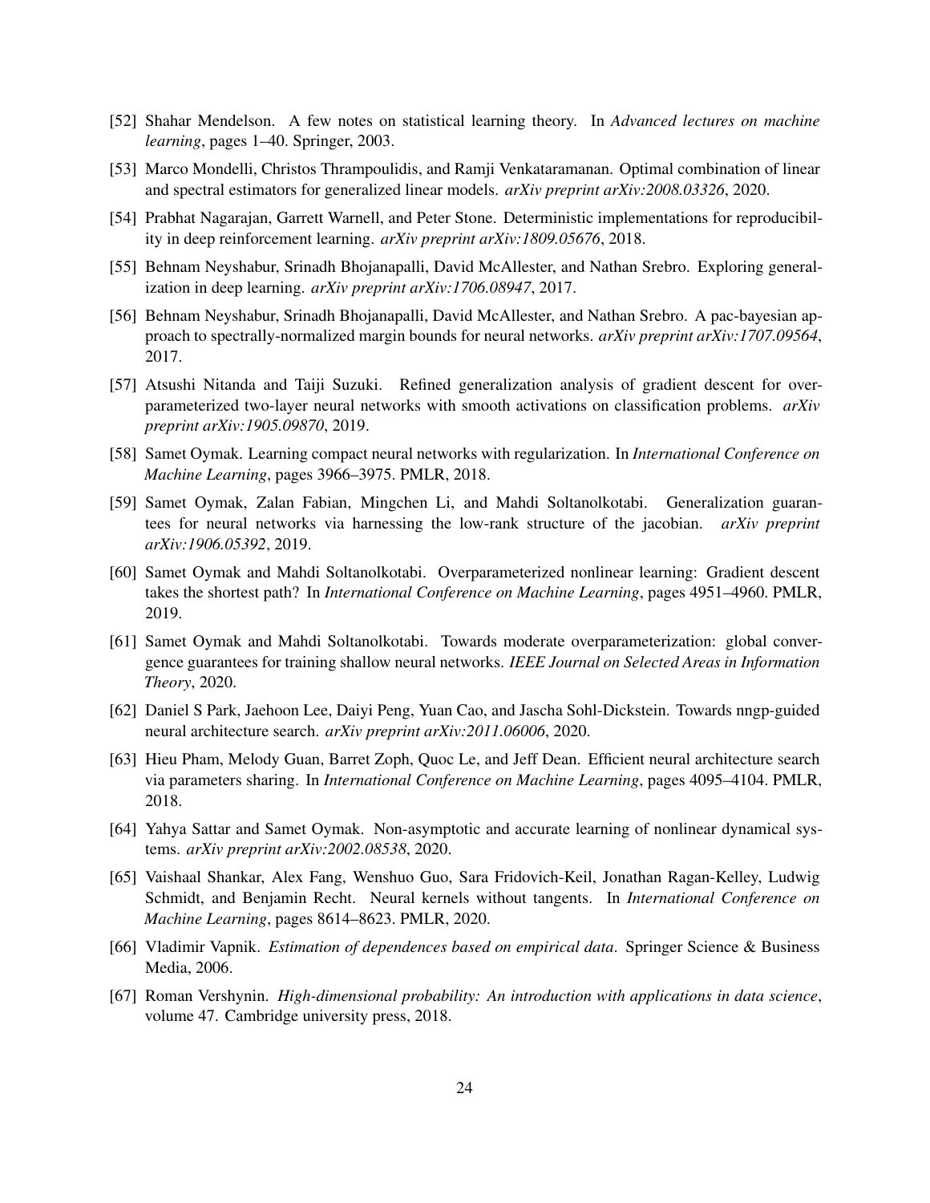[52] Shahar Mendelson. A few notes on statistical learning theory. In *Advanced lectures on machine learning*, pages 1–40. Springer, 2003.

[53] Marco Mondelli, Christos Thrampoulidis, and Ramji Venkataramanan. Optimal combination of linear and spectral estimators for generalized linear models. *arXiv preprint arXiv:2008.03326*, 2020.

[54] Prabhat Nagarajan, Garrett Warnell, and Peter Stone. Deterministic implementations for reproducibility in deep reinforcement learning. *arXiv preprint arXiv:1809.05676*, 2018.

[55] Behnam Neyshabur, Srinadh Bhojanapalli, David McAllester, and Nathan Srebro. Exploring generalization in deep learning. *arXiv preprint arXiv:1706.08947*, 2017.

[56] Behnam Neyshabur, Srinadh Bhojanapalli, David McAllester, and Nathan Srebro. A pac-bayesian approach to spectrally-normalized margin bounds for neural networks. *arXiv preprint arXiv:1707.09564*, 2017.

[57] Atsushi Nitanda and Taiji Suzuki. Refined generalization analysis of gradient descent for over-parameterized two-layer neural networks with smooth activations on classification problems. *arXiv preprint arXiv:1905.09870*, 2019.

[58] Samet Oymak. Learning compact neural networks with regularization. In *International Conference on Machine Learning*, pages 3966–3975. PMLR, 2018.

[59] Samet Oymak, Zalan Fabian, Mingchen Li, and Mahdi Soltanolkotabi. Generalization guarantees for neural networks via harnessing the low-rank structure of the jacobian. *arXiv preprint arXiv:1906.05392*, 2019.

[60] Samet Oymak and Mahdi Soltanolkotabi. Overparameterized nonlinear learning: Gradient descent takes the shortest path? In *International Conference on Machine Learning*, pages 4951–4960. PMLR, 2019.

[61] Samet Oymak and Mahdi Soltanolkotabi. Towards moderate overparameterization: global convergence guarantees for training shallow neural networks. *IEEE Journal on Selected Areas in Information Theory*, 2020.

[62] Daniel S Park, Jaehoon Lee, Daiyi Peng, Yuan Cao, and Jascha Sohl-Dickstein. Towards nngp-guided neural architecture search. *arXiv preprint arXiv:2011.06006*, 2020.

[63] Hieu Pham, Melody Guan, Barret Zoph, Quoc Le, and Jeff Dean. Efficient neural architecture search via parameters sharing. In *International Conference on Machine Learning*, pages 4095–4104. PMLR, 2018.

[64] Yahya Sattar and Samet Oymak. Non-asymptotic and accurate learning of nonlinear dynamical systems. *arXiv preprint arXiv:2002.08538*, 2020.

[65] Vaishaal Shankar, Alex Fang, Wenshuo Guo, Sara Fridovich-Keil, Jonathan Ragan-Kelley, Ludwig Schmidt, and Benjamin Recht. Neural kernels without tangents. In *International Conference on Machine Learning*, pages 8614–8623. PMLR, 2020.

[66] Vladimir Vapnik. *Estimation of dependences based on empirical data*. Springer Science & Business Media, 2006.

[67] Roman Vershynin. *High-dimensional probability: An introduction with applications in data science*, volume 47. Cambridge university press, 2018.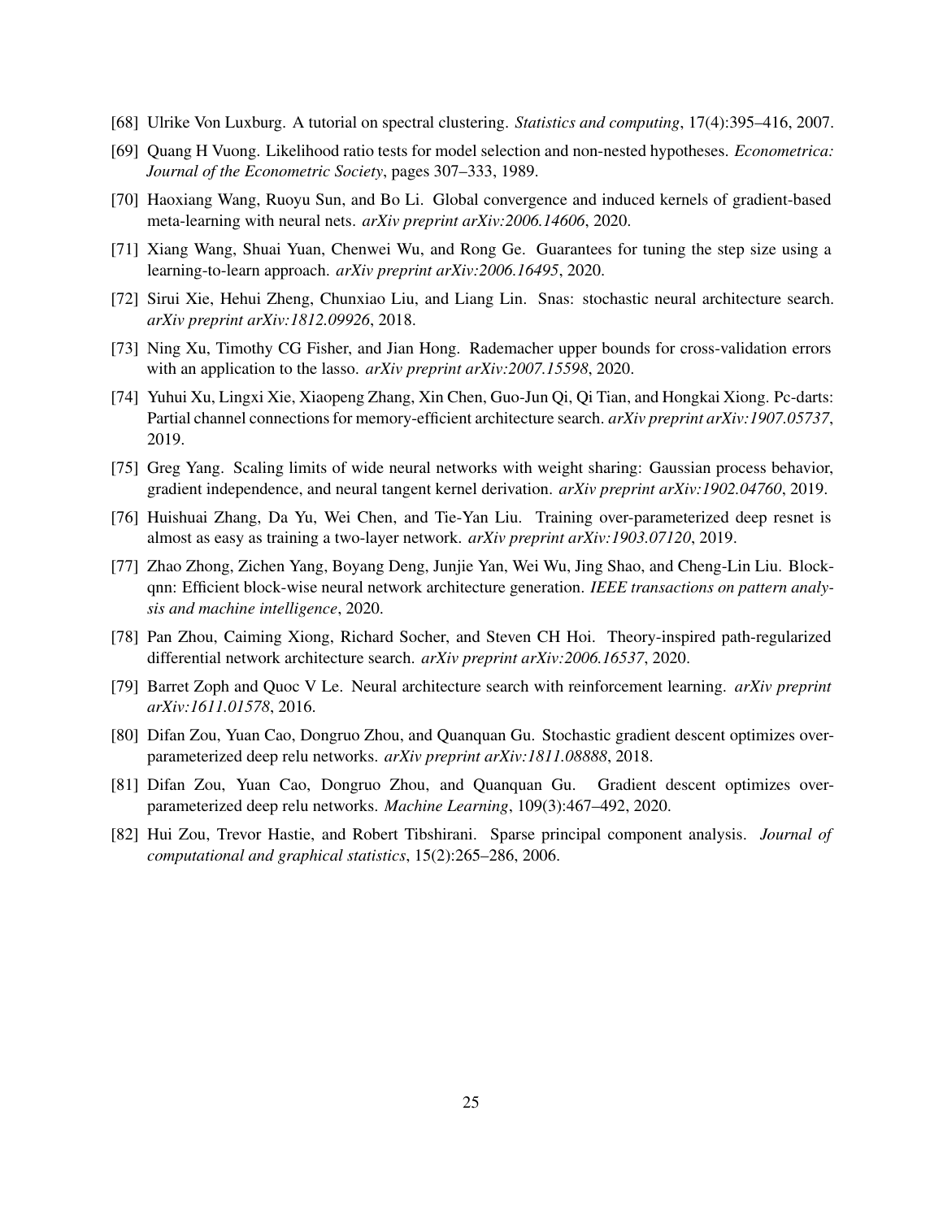[68] Ulrike Von Luxburg. A tutorial on spectral clustering. *Statistics and computing*, 17(4):395–416, 2007.

[69] Quang H Vuong. Likelihood ratio tests for model selection and non-nested hypotheses. *Econometrica: Journal of the Econometric Society*, pages 307–333, 1989.

[70] Haoxiang Wang, Ruoyu Sun, and Bo Li. Global convergence and induced kernels of gradient-based meta-learning with neural nets. *arXiv preprint arXiv:2006.14606*, 2020.

[71] Xiang Wang, Shuai Yuan, Chenwei Wu, and Rong Ge. Guarantees for tuning the step size using a learning-to-learn approach. *arXiv preprint arXiv:2006.16495*, 2020.

[72] Sirui Xie, Hehui Zheng, Chunxiao Liu, and Liang Lin. Snas: stochastic neural architecture search. *arXiv preprint arXiv:1812.09926*, 2018.

[73] Ning Xu, Timothy CG Fisher, and Jian Hong. Rademacher upper bounds for cross-validation errors with an application to the lasso. *arXiv preprint arXiv:2007.15598*, 2020.

[74] Yuhui Xu, Lingxi Xie, Xiaopeng Zhang, Xin Chen, Guo-Jun Qi, Qi Tian, and Hongkai Xiong. Pc-darts: Partial channel connections for memory-efficient architecture search. *arXiv preprint arXiv:1907.05737*, 2019.

[75] Greg Yang. Scaling limits of wide neural networks with weight sharing: Gaussian process behavior, gradient independence, and neural tangent kernel derivation. *arXiv preprint arXiv:1902.04760*, 2019.

[76] Huishuai Zhang, Da Yu, Wei Chen, and Tie-Yan Liu. Training over-parameterized deep resnet is almost as easy as training a two-layer network. *arXiv preprint arXiv:1903.07120*, 2019.

[77] Zhao Zhong, Zichen Yang, Boyang Deng, Junjie Yan, Wei Wu, Jing Shao, and Cheng-Lin Liu. Blockqnn: Efficient block-wise neural network architecture generation. *IEEE transactions on pattern analysis and machine intelligence*, 2020.

[78] Pan Zhou, Caiming Xiong, Richard Socher, and Steven CH Hoi. Theory-inspired path-regularized differential network architecture search. *arXiv preprint arXiv:2006.16537*, 2020.

[79] Barret Zoph and Quoc V Le. Neural architecture search with reinforcement learning. *arXiv preprint arXiv:1611.01578*, 2016.

[80] Difan Zou, Yuan Cao, Dongruo Zhou, and Quanquan Gu. Stochastic gradient descent optimizes over-parameterized deep relu networks. *arXiv preprint arXiv:1811.08888*, 2018.

[81] Difan Zou, Yuan Cao, Dongruo Zhou, and Quanquan Gu. Gradient descent optimizes over-parameterized deep relu networks. *Machine Learning*, 109(3):467–492, 2020.

[82] Hui Zou, Trevor Hastie, and Robert Tibshirani. Sparse principal component analysis. *Journal of computational and graphical statistics*, 15(2):265–286, 2006.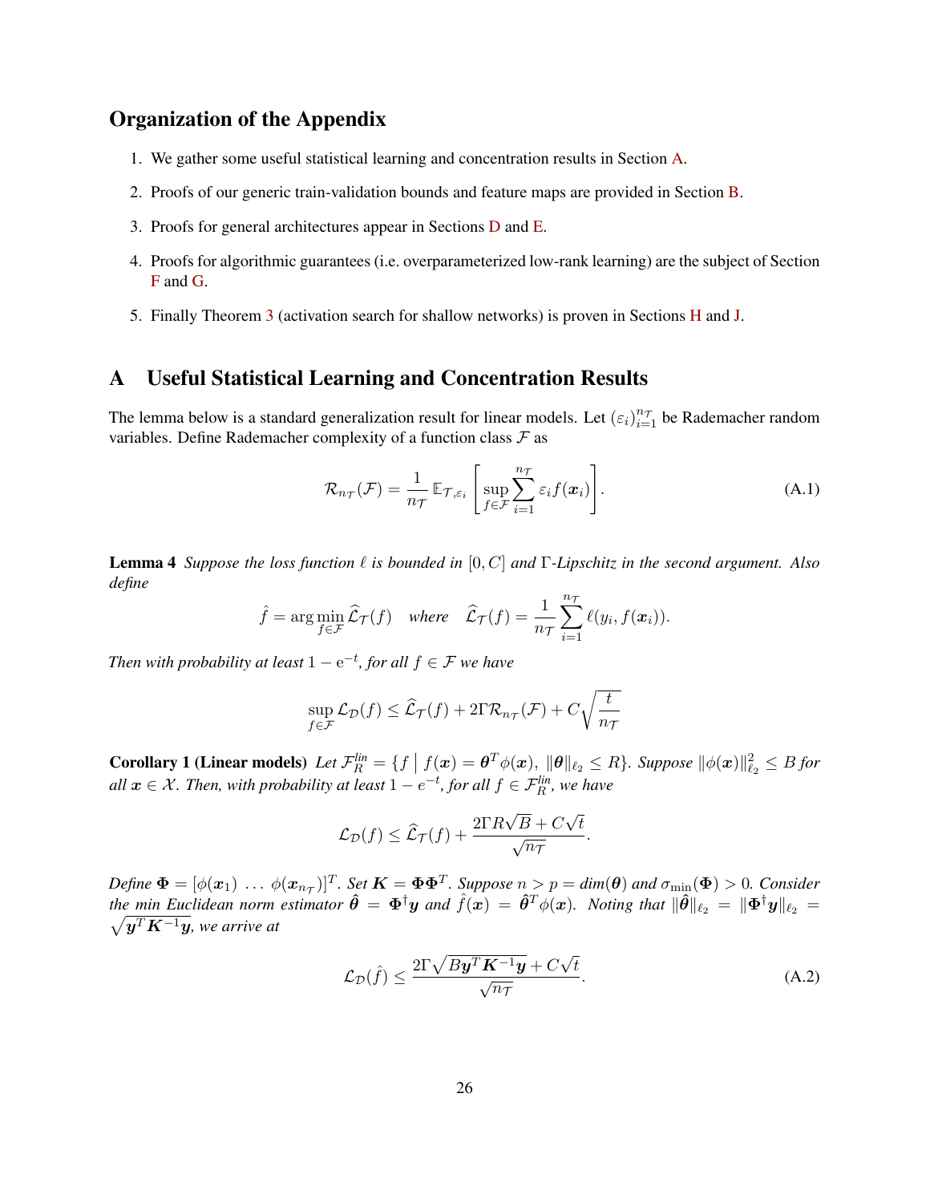## Organization of the Appendix

1. We gather some useful statistical learning and concentration results in Section A.
2. Proofs of our generic train-validation bounds and feature maps are provided in Section B.
3. Proofs for general architectures appear in Sections D and E.
4. Proofs for algorithmic guarantees (i.e. overparameterized low-rank learning) are the subject of Section F and G.
5. Finally Theorem 3 (activation search for shallow networks) is proven in Sections H and J.

# A Useful Statistical Learning and Concentration Results

The lemma below is a standard generalization result for linear models. Let $(\varepsilon_i)_{i=1}^{n_\mathcal{T}}$ be Rademacher random variables. Define Rademacher complexity of a function class $\mathcal{F}$ as

$$\mathcal{R}_{n_\mathcal{T}}(\mathcal{F}) = \frac{1}{n_\mathcal{T}} \mathbb{E}_{\mathcal{T},\varepsilon_i}\left[\sup_{f\in\mathcal{F}} \sum_{i=1}^{n_\mathcal{T}} \varepsilon_i f(\boldsymbol{x}_i)\right]. \tag{A.1}$$

**Lemma 4** *Suppose the loss function $\ell$ is bounded in $[0, C]$ and $\Gamma$-Lipschitz in the second argument. Also define*

$$\hat{f} = \arg\min_{f\in\mathcal{F}} \widehat{\mathcal{L}}_\mathcal{T}(f) \quad \text{where} \quad \widehat{\mathcal{L}}_\mathcal{T}(f) = \frac{1}{n_\mathcal{T}} \sum_{i=1}^{n_\mathcal{T}} \ell(y_i, f(\boldsymbol{x}_i)).$$

*Then with probability at least $1 - \mathrm{e}^{-t}$, for all $f \in \mathcal{F}$ we have*

$$\sup_{f\in\mathcal{F}} \mathcal{L}_\mathcal{D}(f) \le \widehat{\mathcal{L}}_\mathcal{T}(f) + 2\Gamma\mathcal{R}_{n_\mathcal{T}}(\mathcal{F}) + C\sqrt{\frac{t}{n_\mathcal{T}}}$$

**Corollary 1 (Linear models)** *Let $\mathcal{F}_R^{lin} = \{f \mid f(\boldsymbol{x}) = \boldsymbol{\theta}^T\phi(\boldsymbol{x}),\ \|\boldsymbol{\theta}\|_{\ell_2} \le R\}$. Suppose $\|\phi(\boldsymbol{x})\|_{\ell_2}^2 \le B$ for all $\boldsymbol{x} \in \mathcal{X}$. Then, with probability at least $1 - e^{-t}$, for all $f \in \mathcal{F}_R^{lin}$, we have*

$$\mathcal{L}_\mathcal{D}(f) \le \widehat{\mathcal{L}}_\mathcal{T}(f) + \frac{2\Gamma R\sqrt{B} + C\sqrt{t}}{\sqrt{n_\mathcal{T}}}.$$

*Define $\boldsymbol{\Phi} = [\phi(\boldsymbol{x}_1)\ \ldots\ \phi(\boldsymbol{x}_{n_\mathcal{T}})]^T$. Set $\boldsymbol{K} = \boldsymbol{\Phi}\boldsymbol{\Phi}^T$. Suppose $n > p = dim(\boldsymbol{\theta})$ and $\sigma_{\min}(\boldsymbol{\Phi}) > 0$. Consider the min Euclidean norm estimator $\hat{\boldsymbol{\theta}} = \boldsymbol{\Phi}^\dagger \boldsymbol{y}$ and $\hat{f}(\boldsymbol{x}) = \hat{\boldsymbol{\theta}}^T\phi(\boldsymbol{x})$. Noting that $\|\hat{\boldsymbol{\theta}}\|_{\ell_2} = \|\boldsymbol{\Phi}^\dagger\boldsymbol{y}\|_{\ell_2} = \sqrt{\boldsymbol{y}^T\boldsymbol{K}^{-1}\boldsymbol{y}}$, we arrive at*

$$\mathcal{L}_\mathcal{D}(\hat{f}) \le \frac{2\Gamma\sqrt{B\boldsymbol{y}^T\boldsymbol{K}^{-1}\boldsymbol{y}} + C\sqrt{t}}{\sqrt{n_\mathcal{T}}}. \tag{A.2}$$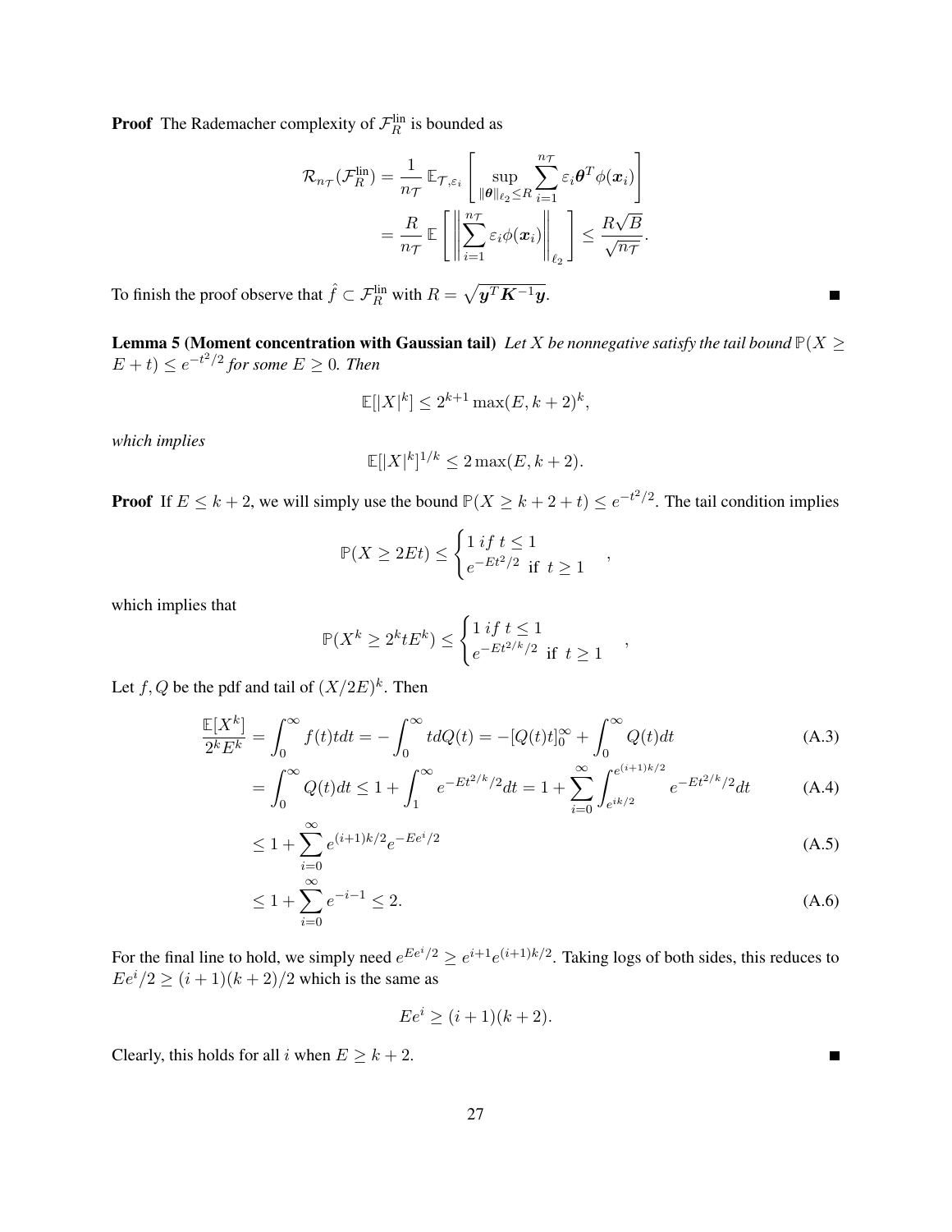**Proof** The Rademacher complexity of $\mathcal{F}_R^{\text{lin}}$ is bounded as

$$
\begin{aligned}
\mathcal{R}_{n\mathcal{T}}(\mathcal{F}_R^{\text{lin}}) &= \frac{1}{n\mathcal{T}} \mathbb{E}_{\mathcal{T},\varepsilon_i}\left[\sup_{\|\boldsymbol{\theta}\|_{\ell_2}\leq R} \sum_{i=1}^{n\mathcal{T}} \varepsilon_i \boldsymbol{\theta}^T \phi(\boldsymbol{x}_i)\right] \\
&= \frac{R}{n\mathcal{T}} \mathbb{E}\left[\left\|\sum_{i=1}^{n\mathcal{T}} \varepsilon_i \phi(\boldsymbol{x}_i)\right\|_{\ell_2}\right] \leq \frac{R\sqrt{B}}{\sqrt{n\mathcal{T}}}.
\end{aligned}
$$

To finish the proof observe that $\hat{f} \subset \mathcal{F}_R^{\text{lin}}$ with $R = \sqrt{\boldsymbol{y}^T \boldsymbol{K}^{-1} \boldsymbol{y}}$. ∎

**Lemma 5 (Moment concentration with Gaussian tail)** *Let $X$ be nonnegative satisfy the tail bound $\mathbb{P}(X \geq E + t) \leq e^{-t^2/2}$ for some $E \geq 0$. Then*

$$
\mathbb{E}[|X|^k] \leq 2^{k+1} \max(E, k+2)^k,
$$

*which implies*

$$
\mathbb{E}[|X|^k]^{1/k} \leq 2 \max(E, k+2).
$$

**Proof** If $E \leq k+2$, we will simply use the bound $\mathbb{P}(X \geq k+2+t) \leq e^{-t^2/2}$. The tail condition implies

$$
\mathbb{P}(X \geq 2Et) \leq \begin{cases} 1 \; if \; t \leq 1 \\ e^{-Et^2/2} \;\text{ if }\; t \geq 1 \end{cases},
$$

which implies that

$$
\mathbb{P}(X^k \geq 2^k t E^k) \leq \begin{cases} 1 \; if \; t \leq 1 \\ e^{-Et^{2/k}/2} \;\text{ if }\; t \geq 1 \end{cases},
$$

Let $f, Q$ be the pdf and tail of $(X/2E)^k$. Then

$$
\frac{\mathbb{E}[X^k]}{2^k E^k} = \int_0^\infty f(t) t dt = -\int_0^\infty t dQ(t) = -[Q(t)t]_0^\infty + \int_0^\infty Q(t) dt \tag{A.3}
$$

$$
= \int_0^\infty Q(t) dt \leq 1 + \int_1^\infty e^{-Et^{2/k}/2} dt = 1 + \sum_{i=0}^\infty \int_{e^{ik/2}}^{e^{(i+1)k/2}} e^{-Et^{2/k}/2} dt \tag{A.4}
$$

$$
\leq 1 + \sum_{i=0}^\infty e^{(i+1)k/2} e^{-Ee^i/2} \tag{A.5}
$$

$$
\leq 1 + \sum_{i=0}^\infty e^{-i-1} \leq 2. \tag{A.6}
$$

For the final line to hold, we simply need $e^{Ee^i/2} \geq e^{i+1} e^{(i+1)k/2}$. Taking logs of both sides, this reduces to $Ee^i/2 \geq (i+1)(k+2)/2$ which is the same as

$$
Ee^i \geq (i+1)(k+2).
$$

Clearly, this holds for all $i$ when $E \geq k+2$. ∎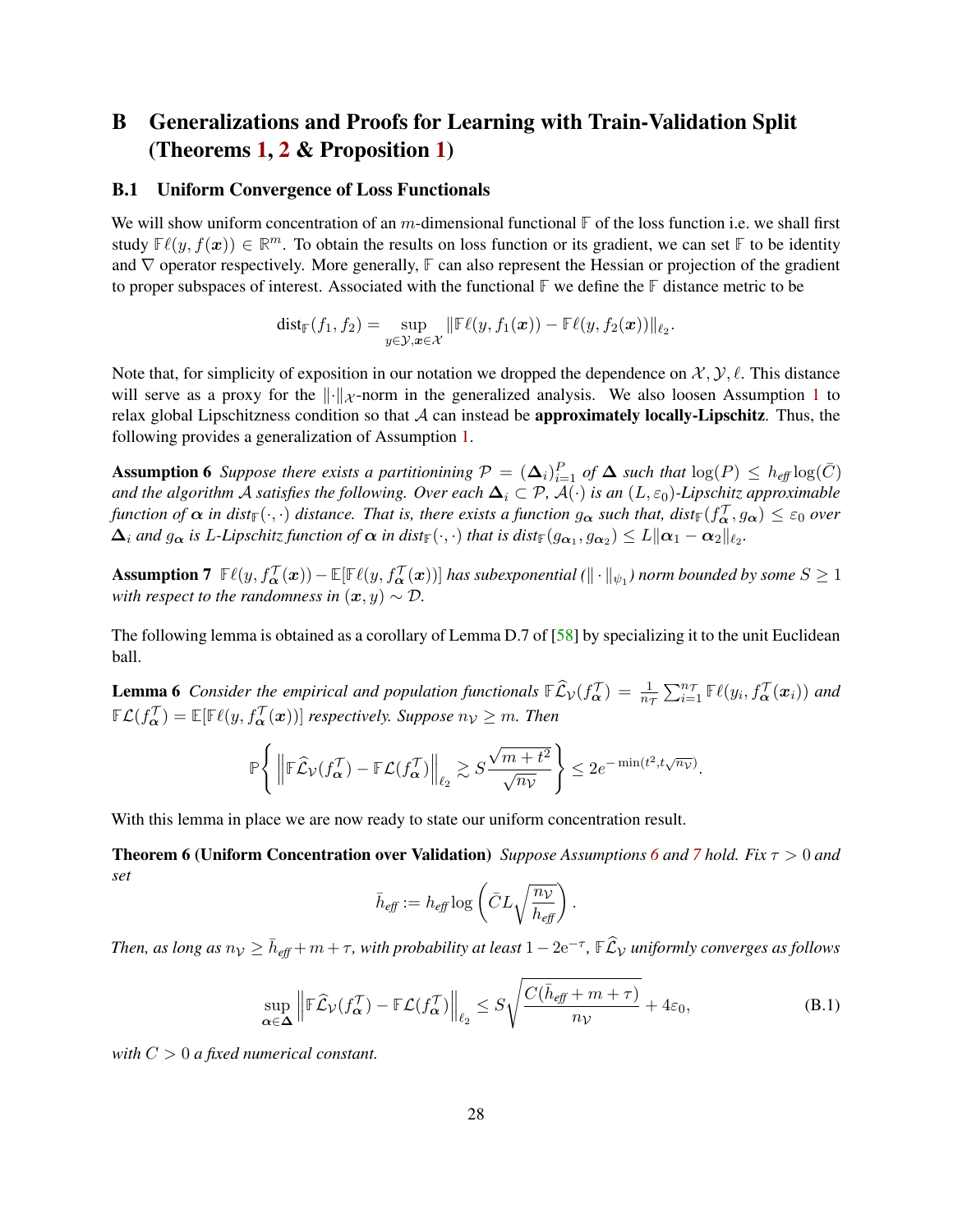# B Generalizations and Proofs for Learning with Train-Validation Split (Theorems 1, 2 & Proposition 1)

## B.1 Uniform Convergence of Loss Functionals

We will show uniform concentration of an $m$-dimensional functional $\mathbb{F}$ of the loss function i.e. we shall first study $\mathbb{F}\ell(y, f(\boldsymbol{x})) \in \mathbb{R}^m$. To obtain the results on loss function or its gradient, we can set $\mathbb{F}$ to be identity and $\nabla$ operator respectively. More generally, $\mathbb{F}$ can also represent the Hessian or projection of the gradient to proper subspaces of interest. Associated with the functional $\mathbb{F}$ we define the $\mathbb{F}$ distance metric to be

$$\text{dist}_{\mathbb{F}}(f_1, f_2) = \sup_{y \in \mathcal{Y}, \boldsymbol{x} \in \mathcal{X}} \|\mathbb{F}\ell(y, f_1(\boldsymbol{x})) - \mathbb{F}\ell(y, f_2(\boldsymbol{x}))\|_{\ell_2}.$$

Note that, for simplicity of exposition in our notation we dropped the dependence on $\mathcal{X}, \mathcal{Y}, \ell$. This distance will serve as a proxy for the $\|\cdot\|_{\mathcal{X}}$-norm in the generalized analysis. We also loosen Assumption 1 to relax global Lipschitzness condition so that $\mathcal{A}$ can instead be **approximately locally-Lipschitz**. Thus, the following provides a generalization of Assumption 1.

**Assumption 6** *Suppose there exists a partitioning $\mathcal{P} = (\boldsymbol{\Delta}_i)_{i=1}^P$ of $\boldsymbol{\Delta}$ such that $\log(P) \le h_{\textit{eff}} \log(\bar{C})$ and the algorithm $\mathcal{A}$ satisfies the following. Over each $\boldsymbol{\Delta}_i \subset \mathcal{P}$, $\mathcal{A}(\cdot)$ is an $(L, \varepsilon_0)$-Lipschitz approximable function of $\boldsymbol{\alpha}$ in $\text{dist}_{\mathbb{F}}(\cdot,\cdot)$ distance. That is, there exists a function $g_{\boldsymbol{\alpha}}$ such that, $\text{dist}_{\mathbb{F}}(f_{\boldsymbol{\alpha}}^{\mathcal{T}}, g_{\boldsymbol{\alpha}}) \le \varepsilon_0$ over $\boldsymbol{\Delta}_i$ and $g_{\boldsymbol{\alpha}}$ is $L$-Lipschitz function of $\boldsymbol{\alpha}$ in $\text{dist}_{\mathbb{F}}(\cdot,\cdot)$ that is $\text{dist}_{\mathbb{F}}(g_{\boldsymbol{\alpha}_1}, g_{\boldsymbol{\alpha}_2}) \le L\|\boldsymbol{\alpha}_1 - \boldsymbol{\alpha}_2\|_{\ell_2}$.*

**Assumption 7** *$\mathbb{F}\ell(y, f_{\boldsymbol{\alpha}}^{\mathcal{T}}(\boldsymbol{x})) - \mathbb{E}[\mathbb{F}\ell(y, f_{\boldsymbol{\alpha}}^{\mathcal{T}}(\boldsymbol{x}))]$ has subexponential ($\|\cdot\|_{\psi_1}$) norm bounded by some $S \ge 1$ with respect to the randomness in $(\boldsymbol{x}, y) \sim \mathcal{D}$.*

The following lemma is obtained as a corollary of Lemma D.7 of [58] by specializing it to the unit Euclidean ball.

**Lemma 6** *Consider the empirical and population functionals $\mathbb{F}\widehat{\mathcal{L}}_{\mathcal{V}}(f_{\boldsymbol{\alpha}}^{\mathcal{T}}) = \frac{1}{n_{\mathcal{T}}}\sum_{i=1}^{n_{\mathcal{T}}} \mathbb{F}\ell(y_i, f_{\boldsymbol{\alpha}}^{\mathcal{T}}(\boldsymbol{x}_i))$ and $\mathbb{F}\mathcal{L}(f_{\boldsymbol{\alpha}}^{\mathcal{T}}) = \mathbb{E}[\mathbb{F}\ell(y, f_{\boldsymbol{\alpha}}^{\mathcal{T}}(\boldsymbol{x}))]$ respectively. Suppose $n_{\mathcal{V}} \ge m$. Then*

$$\mathbb{P}\left\{ \left\|\mathbb{F}\widehat{\mathcal{L}}_{\mathcal{V}}(f_{\boldsymbol{\alpha}}^{\mathcal{T}}) - \mathbb{F}\mathcal{L}(f_{\boldsymbol{\alpha}}^{\mathcal{T}})\right\|_{\ell_2} \gtrsim S\frac{\sqrt{m+t^2}}{\sqrt{n_{\mathcal{V}}}} \right\} \le 2e^{-\min(t^2, t\sqrt{n_{\mathcal{V}}})}.$$

With this lemma in place we are now ready to state our uniform concentration result.

**Theorem 6 (Uniform Concentration over Validation)** *Suppose Assumptions 6 and 7 hold. Fix $\tau > 0$ and set*

$$\bar{h}_{\textit{eff}} := h_{\textit{eff}} \log\left(\bar{C}L\sqrt{\frac{n_{\mathcal{V}}}{h_{\textit{eff}}}}\right).$$

*Then, as long as $n_{\mathcal{V}} \ge \bar{h}_{\textit{eff}} + m + \tau$, with probability at least $1 - 2\mathrm{e}^{-\tau}$, $\mathbb{F}\widehat{\mathcal{L}}_{\mathcal{V}}$ uniformly converges as follows*

$$\sup_{\boldsymbol{\alpha} \in \boldsymbol{\Delta}} \left\|\mathbb{F}\widehat{\mathcal{L}}_{\mathcal{V}}(f_{\boldsymbol{\alpha}}^{\mathcal{T}}) - \mathbb{F}\mathcal{L}(f_{\boldsymbol{\alpha}}^{\mathcal{T}})\right\|_{\ell_2} \le S\sqrt{\frac{C(\bar{h}_{\textit{eff}} + m + \tau)}{n_{\mathcal{V}}}} + 4\varepsilon_0, \tag{B.1}$$

*with $C > 0$ a fixed numerical constant.*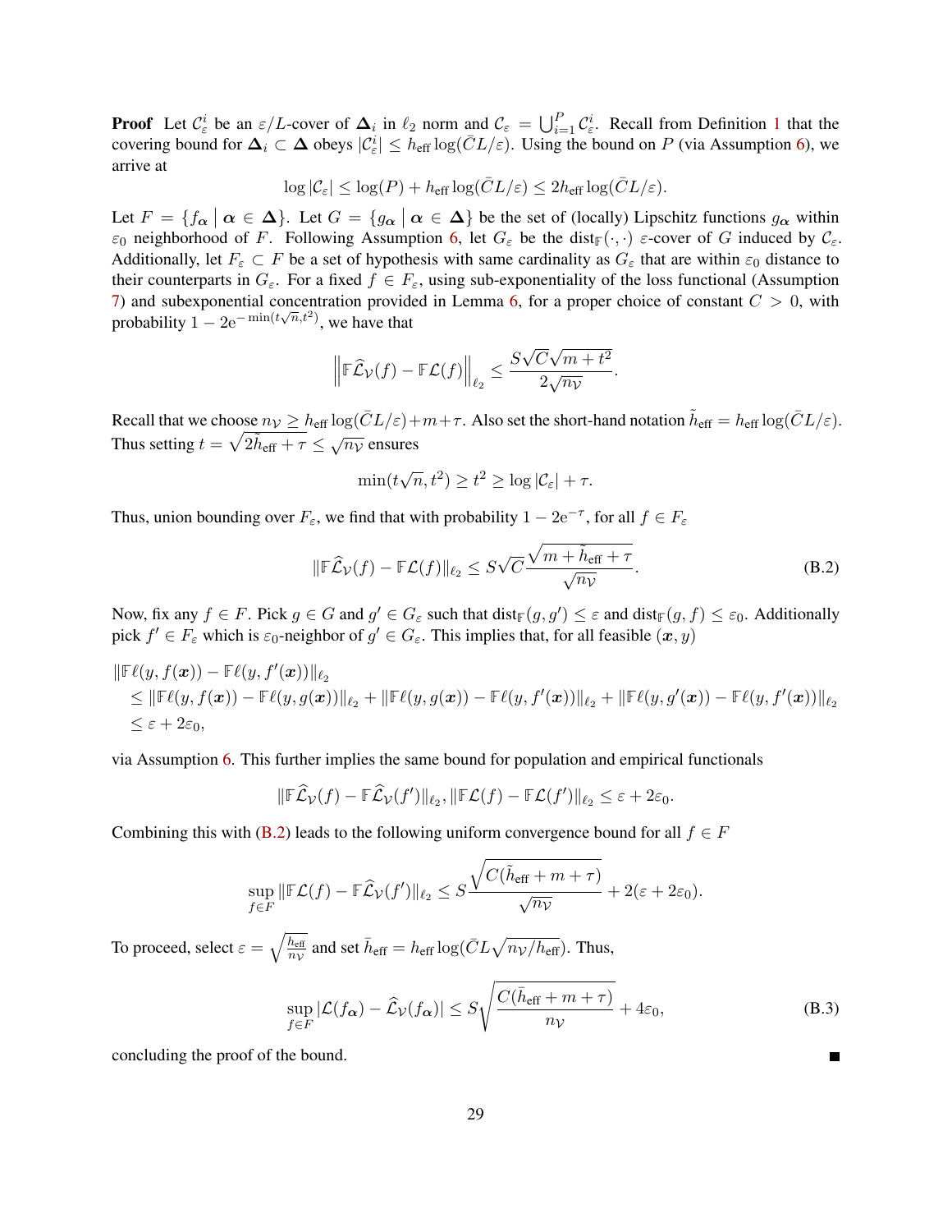**Proof** Let $\mathcal{C}_\varepsilon^i$ be an $\varepsilon/L$-cover of $\boldsymbol{\Delta}_i$ in $\ell_2$ norm and $\mathcal{C}_\varepsilon = \bigcup_{i=1}^P \mathcal{C}_\varepsilon^i$. Recall from Definition 1 that the covering bound for $\boldsymbol{\Delta}_i \subset \boldsymbol{\Delta}$ obeys $|\mathcal{C}_\varepsilon^i| \le h_{\text{eff}} \log(\bar{C}L/\varepsilon)$. Using the bound on $P$ (via Assumption 6), we arrive at

$$\log|\mathcal{C}_\varepsilon| \le \log(P) + h_{\text{eff}} \log(\bar{C}L/\varepsilon) \le 2h_{\text{eff}} \log(\bar{C}L/\varepsilon).$$

Let $F = \{f_{\boldsymbol{\alpha}} \mid \boldsymbol{\alpha} \in \boldsymbol{\Delta}\}$. Let $G = \{g_{\boldsymbol{\alpha}} \mid \boldsymbol{\alpha} \in \boldsymbol{\Delta}\}$ be the set of (locally) Lipschitz functions $g_{\boldsymbol{\alpha}}$ within $\varepsilon_0$ neighborhood of $F$. Following Assumption 6, let $G_\varepsilon$ be the $\text{dist}_{\mathbb{F}}(\cdot,\cdot)$ $\varepsilon$-cover of $G$ induced by $\mathcal{C}_\varepsilon$. Additionally, let $F_\varepsilon \subset F$ be a set of hypothesis with same cardinality as $G_\varepsilon$ that are within $\varepsilon_0$ distance to their counterparts in $G_\varepsilon$. For a fixed $f \in F_\varepsilon$, using sub-exponentiality of the loss functional (Assumption 7) and subexponential concentration provided in Lemma 6, for a proper choice of constant $C > 0$, with probability $1 - 2\mathrm{e}^{-\min(t\sqrt{n}, t^2)}$, we have that

$$\left\|\mathbb{F}\widehat{\mathcal{L}}_{\mathcal{V}}(f) - \mathbb{F}\mathcal{L}(f)\right\|_{\ell_2} \le \frac{S\sqrt{C}\sqrt{m+t^2}}{2\sqrt{n_{\mathcal{V}}}}.$$

Recall that we choose $n_{\mathcal{V}} \ge h_{\text{eff}} \log(\bar{C}L/\varepsilon) + m + \tau$. Also set the short-hand notation $\tilde{h}_{\text{eff}} = h_{\text{eff}} \log(\bar{C}L/\varepsilon)$. Thus setting $t = \sqrt{2\tilde{h}_{\text{eff}} + \tau} \le \sqrt{n_{\mathcal{V}}}$ ensures

$$\min(t\sqrt{n}, t^2) \ge t^2 \ge \log|\mathcal{C}_\varepsilon| + \tau.$$

Thus, union bounding over $F_\varepsilon$, we find that with probability $1 - 2\mathrm{e}^{-\tau}$, for all $f \in F_\varepsilon$

$$\|\mathbb{F}\widehat{\mathcal{L}}_{\mathcal{V}}(f) - \mathbb{F}\mathcal{L}(f)\|_{\ell_2} \le S\sqrt{C}\frac{\sqrt{m + \tilde{h}_{\text{eff}} + \tau}}{\sqrt{n_{\mathcal{V}}}}. \tag{B.2}$$

Now, fix any $f \in F$. Pick $g \in G$ and $g' \in G_\varepsilon$ such that $\text{dist}_{\mathbb{F}}(g, g') \le \varepsilon$ and $\text{dist}_{\mathbb{F}}(g, f) \le \varepsilon_0$. Additionally pick $f' \in F_\varepsilon$ which is $\varepsilon_0$-neighbor of $g' \in G_\varepsilon$. This implies that, for all feasible $(\boldsymbol{x}, y)$

$$\begin{aligned}
&\|\mathbb{F}\ell(y, f(\boldsymbol{x})) - \mathbb{F}\ell(y, f'(\boldsymbol{x}))\|_{\ell_2} \\
&\quad \le \|\mathbb{F}\ell(y, f(\boldsymbol{x})) - \mathbb{F}\ell(y, g(\boldsymbol{x}))\|_{\ell_2} + \|\mathbb{F}\ell(y, g(\boldsymbol{x})) - \mathbb{F}\ell(y, f'(\boldsymbol{x}))\|_{\ell_2} + \|\mathbb{F}\ell(y, g'(\boldsymbol{x})) - \mathbb{F}\ell(y, f'(\boldsymbol{x}))\|_{\ell_2} \\
&\quad \le \varepsilon + 2\varepsilon_0,
\end{aligned}$$

via Assumption 6. This further implies the same bound for population and empirical functionals

$$\|\mathbb{F}\widehat{\mathcal{L}}_{\mathcal{V}}(f) - \mathbb{F}\widehat{\mathcal{L}}_{\mathcal{V}}(f')\|_{\ell_2}, \|\mathbb{F}\mathcal{L}(f) - \mathbb{F}\mathcal{L}(f')\|_{\ell_2} \le \varepsilon + 2\varepsilon_0.$$

Combining this with (B.2) leads to the following uniform convergence bound for all $f \in F$

$$\sup_{f \in F} \|\mathbb{F}\mathcal{L}(f) - \mathbb{F}\widehat{\mathcal{L}}_{\mathcal{V}}(f')\|_{\ell_2} \le S\frac{\sqrt{C(\tilde{h}_{\text{eff}} + m + \tau)}}{\sqrt{n_{\mathcal{V}}}} + 2(\varepsilon + 2\varepsilon_0).$$

To proceed, select $\varepsilon = \sqrt{\frac{h_{\text{eff}}}{n_{\mathcal{V}}}}$ and set $\bar{h}_{\text{eff}} = h_{\text{eff}} \log(\bar{C}L\sqrt{n_{\mathcal{V}}/h_{\text{eff}}})$. Thus,

$$\sup_{f \in F} |\mathcal{L}(f_{\boldsymbol{\alpha}}) - \widehat{\mathcal{L}}_{\mathcal{V}}(f_{\boldsymbol{\alpha}})| \le S\sqrt{\frac{C(\bar{h}_{\text{eff}} + m + \tau)}{n_{\mathcal{V}}}} + 4\varepsilon_0, \tag{B.3}$$

concluding the proof of the bound. ∎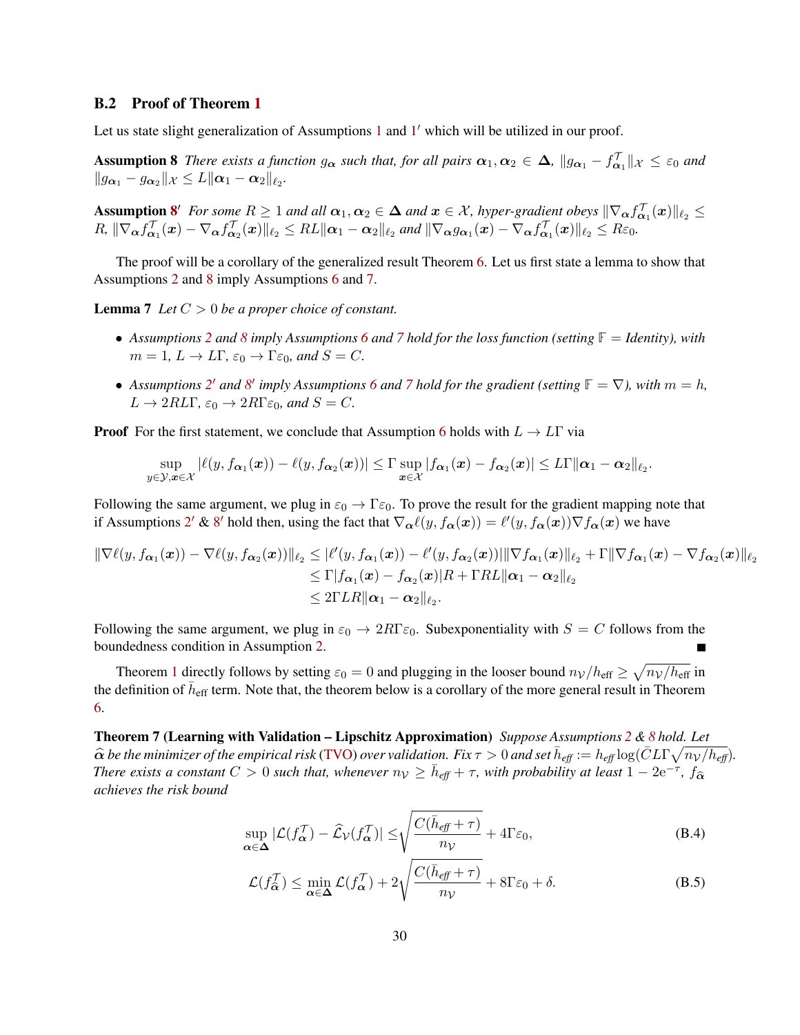### B.2 Proof of Theorem 1

Let us state slight generalization of Assumptions 1 and 1′ which will be utilized in our proof.

**Assumption 8** *There exists a function $g_{\boldsymbol{\alpha}}$ such that, for all pairs $\boldsymbol{\alpha}_1, \boldsymbol{\alpha}_2 \in \boldsymbol{\Delta}$, $\|g_{\boldsymbol{\alpha}_1} - f^{\mathcal{T}}_{\boldsymbol{\alpha}_1}\|_{\mathcal{X}} \leq \varepsilon_0$ and $\|g_{\boldsymbol{\alpha}_1} - g_{\boldsymbol{\alpha}_2}\|_{\mathcal{X}} \leq L\|\boldsymbol{\alpha}_1 - \boldsymbol{\alpha}_2\|_{\ell_2}$.*

**Assumption 8′** *For some $R \geq 1$ and all $\boldsymbol{\alpha}_1, \boldsymbol{\alpha}_2 \in \boldsymbol{\Delta}$ and $\boldsymbol{x} \in \mathcal{X}$, hyper-gradient obeys $\|\nabla_{\boldsymbol{\alpha}} f^{\mathcal{T}}_{\boldsymbol{\alpha}_1}(\boldsymbol{x})\|_{\ell_2} \leq R$, $\|\nabla_{\boldsymbol{\alpha}} f^{\mathcal{T}}_{\boldsymbol{\alpha}_1}(\boldsymbol{x}) - \nabla_{\boldsymbol{\alpha}} f^{\mathcal{T}}_{\boldsymbol{\alpha}_2}(\boldsymbol{x})\|_{\ell_2} \leq RL\|\boldsymbol{\alpha}_1 - \boldsymbol{\alpha}_2\|_{\ell_2}$ and $\|\nabla_{\boldsymbol{\alpha}} g_{\boldsymbol{\alpha}_1}(\boldsymbol{x}) - \nabla_{\boldsymbol{\alpha}} f^{\mathcal{T}}_{\boldsymbol{\alpha}_1}(\boldsymbol{x})\|_{\ell_2} \leq R\varepsilon_0$.*

The proof will be a corollary of the generalized result Theorem 6. Let us first state a lemma to show that Assumptions 2 and 8 imply Assumptions 6 and 7.

**Lemma 7** *Let $C > 0$ be a proper choice of constant.*

- *Assumptions 2 and 8 imply Assumptions 6 and 7 hold for the loss function (setting $\mathbb{F}$ = Identity), with $m = 1$, $L \to L\Gamma$, $\varepsilon_0 \to \Gamma\varepsilon_0$, and $S = C$.*
- *Assumptions 2′ and 8′ imply Assumptions 6 and 7 hold for the gradient (setting $\mathbb{F} = \nabla$), with $m = h$, $L \to 2RL\Gamma$, $\varepsilon_0 \to 2R\Gamma\varepsilon_0$, and $S = C$.*

**Proof** For the first statement, we conclude that Assumption 6 holds with $L \to L\Gamma$ via

$$\sup_{y\in\mathcal{Y},\boldsymbol{x}\in\mathcal{X}} |\ell(y, f_{\boldsymbol{\alpha}_1}(\boldsymbol{x})) - \ell(y, f_{\boldsymbol{\alpha}_2}(\boldsymbol{x}))| \leq \Gamma \sup_{\boldsymbol{x}\in\mathcal{X}} |f_{\boldsymbol{\alpha}_1}(\boldsymbol{x}) - f_{\boldsymbol{\alpha}_2}(\boldsymbol{x})| \leq L\Gamma\|\boldsymbol{\alpha}_1 - \boldsymbol{\alpha}_2\|_{\ell_2}.$$

Following the same argument, we plug in $\varepsilon_0 \to \Gamma\varepsilon_0$. To prove the result for the gradient mapping note that if Assumptions 2′ & 8′ hold then, using the fact that $\nabla_{\boldsymbol{\alpha}}\ell(y, f_{\boldsymbol{\alpha}}(\boldsymbol{x})) = \ell'(y, f_{\boldsymbol{\alpha}}(\boldsymbol{x}))\nabla f_{\boldsymbol{\alpha}}(\boldsymbol{x})$ we have

$$\begin{aligned}
\|\nabla\ell(y, f_{\boldsymbol{\alpha}_1}(\boldsymbol{x})) - \nabla\ell(y, f_{\boldsymbol{\alpha}_2}(\boldsymbol{x}))\|_{\ell_2} &\leq |\ell'(y, f_{\boldsymbol{\alpha}_1}(\boldsymbol{x})) - \ell'(y, f_{\boldsymbol{\alpha}_2}(\boldsymbol{x}))|\|\nabla f_{\boldsymbol{\alpha}_1}(\boldsymbol{x})\|_{\ell_2} + \Gamma\|\nabla f_{\boldsymbol{\alpha}_1}(\boldsymbol{x}) - \nabla f_{\boldsymbol{\alpha}_2}(\boldsymbol{x})\|_{\ell_2} \\
&\leq \Gamma|f_{\boldsymbol{\alpha}_1}(\boldsymbol{x}) - f_{\boldsymbol{\alpha}_2}(\boldsymbol{x})|R + \Gamma RL\|\boldsymbol{\alpha}_1 - \boldsymbol{\alpha}_2\|_{\ell_2} \\
&\leq 2\Gamma LR\|\boldsymbol{\alpha}_1 - \boldsymbol{\alpha}_2\|_{\ell_2}.
\end{aligned}$$

Following the same argument, we plug in $\varepsilon_0 \to 2R\Gamma\varepsilon_0$. Subexponentiality with $S = C$ follows from the boundedness condition in Assumption 2. ■

Theorem 1 directly follows by setting $\varepsilon_0 = 0$ and plugging in the looser bound $n_{\mathcal{V}}/h_{\text{eff}} \geq \sqrt{n_{\mathcal{V}}/h_{\text{eff}}}$ in the definition of $\bar{h}_{\text{eff}}$ term. Note that, the theorem below is a corollary of the more general result in Theorem 6.

**Theorem 7 (Learning with Validation – Lipschitz Approximation)** *Suppose Assumptions 2 & 8 hold. Let $\widehat{\boldsymbol{\alpha}}$ be the minimizer of the empirical risk (TVO) over validation. Fix $\tau > 0$ and set $\bar{h}_{\text{eff}} := h_{\text{eff}} \log(\bar{C}L\Gamma\sqrt{n_{\mathcal{V}}/h_{\text{eff}}})$. There exists a constant $C > 0$ such that, whenever $n_{\mathcal{V}} \geq \bar{h}_{\text{eff}} + \tau$, with probability at least $1 - 2\mathrm{e}^{-\tau}$, $f_{\widehat{\boldsymbol{\alpha}}}$ achieves the risk bound*

$$\sup_{\boldsymbol{\alpha}\in\boldsymbol{\Delta}} |\mathcal{L}(f^{\mathcal{T}}_{\boldsymbol{\alpha}}) - \widehat{\mathcal{L}}_{\mathcal{V}}(f^{\mathcal{T}}_{\boldsymbol{\alpha}})| \leq \sqrt{\frac{C(\bar{h}_{\text{eff}} + \tau)}{n_{\mathcal{V}}}} + 4\Gamma\varepsilon_0, \tag{B.4}$$

$$\mathcal{L}(f^{\mathcal{T}}_{\widehat{\boldsymbol{\alpha}}}) \leq \min_{\boldsymbol{\alpha}\in\boldsymbol{\Delta}} \mathcal{L}(f^{\mathcal{T}}_{\boldsymbol{\alpha}}) + 2\sqrt{\frac{C(\bar{h}_{\text{eff}} + \tau)}{n_{\mathcal{V}}}} + 8\Gamma\varepsilon_0 + \delta. \tag{B.5}$$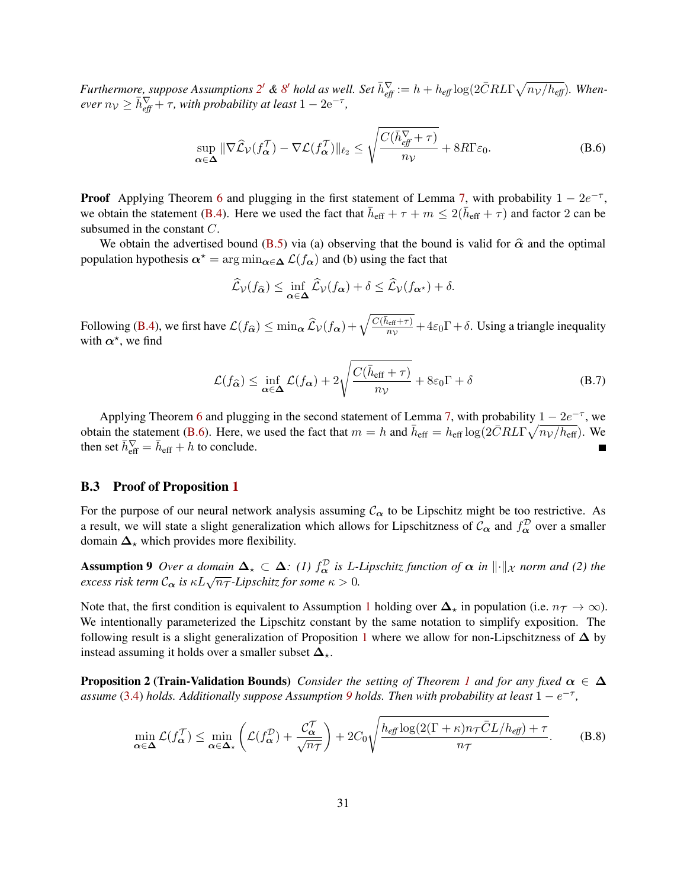*Furthermore, suppose Assumptions 2′ & 8′ hold as well. Set $\bar{h}_{\text{eff}}^{\nabla} := h + h_{\text{eff}} \log(2\bar{C}RL\Gamma\sqrt{n_{\mathcal{V}}/h_{\text{eff}}})$. Whenever $n_{\mathcal{V}} \geq \bar{h}_{\text{eff}}^{\nabla} + \tau$, with probability at least $1 - 2e^{-\tau}$,*

$$\sup_{\boldsymbol{\alpha}\in\boldsymbol{\Delta}} \|\nabla\widehat{\mathcal{L}}_{\mathcal{V}}(f_{\boldsymbol{\alpha}}^{\mathcal{T}}) - \nabla\mathcal{L}(f_{\boldsymbol{\alpha}}^{\mathcal{T}})\|_{\ell_2} \leq \sqrt{\frac{C(\bar{h}_{\text{eff}}^{\nabla} + \tau)}{n_{\mathcal{V}}}} + 8R\Gamma\varepsilon_0. \tag{B.6}$$

**Proof** Applying Theorem 6 and plugging in the first statement of Lemma 7, with probability $1 - 2e^{-\tau}$, we obtain the statement (B.4). Here we used the fact that $\bar{h}_{\text{eff}} + \tau + m \leq 2(\bar{h}_{\text{eff}} + \tau)$ and factor 2 can be subsumed in the constant $C$.

We obtain the advertised bound (B.5) via (a) observing that the bound is valid for $\widehat{\boldsymbol{\alpha}}$ and the optimal population hypothesis $\boldsymbol{\alpha}^\star = \arg\min_{\boldsymbol{\alpha}\in\boldsymbol{\Delta}} \mathcal{L}(f_{\boldsymbol{\alpha}})$ and (b) using the fact that

$$\widehat{\mathcal{L}}_{\mathcal{V}}(f_{\widehat{\boldsymbol{\alpha}}}) \leq \inf_{\boldsymbol{\alpha}\in\boldsymbol{\Delta}} \widehat{\mathcal{L}}_{\mathcal{V}}(f_{\boldsymbol{\alpha}}) + \delta \leq \widehat{\mathcal{L}}_{\mathcal{V}}(f_{\boldsymbol{\alpha}^\star}) + \delta.$$

Following (B.4), we first have $\mathcal{L}(f_{\widehat{\boldsymbol{\alpha}}}) \leq \min_{\boldsymbol{\alpha}} \widehat{\mathcal{L}}_{\mathcal{V}}(f_{\boldsymbol{\alpha}}) + \sqrt{\frac{C(\bar{h}_{\text{eff}}+\tau)}{n_{\mathcal{V}}}} + 4\varepsilon_0\Gamma + \delta$. Using a triangle inequality with $\boldsymbol{\alpha}^\star$, we find

$$\mathcal{L}(f_{\widehat{\boldsymbol{\alpha}}}) \leq \inf_{\boldsymbol{\alpha}\in\boldsymbol{\Delta}} \mathcal{L}(f_{\boldsymbol{\alpha}}) + 2\sqrt{\frac{C(\bar{h}_{\text{eff}} + \tau)}{n_{\mathcal{V}}}} + 8\varepsilon_0\Gamma + \delta \tag{B.7}$$

Applying Theorem 6 and plugging in the second statement of Lemma 7, with probability $1 - 2e^{-\tau}$, we obtain the statement (B.6). Here, we used the fact that $m = h$ and $\bar{h}_{\text{eff}} = h_{\text{eff}} \log(2\bar{C}RL\Gamma\sqrt{n_{\mathcal{V}}/h_{\text{eff}}})$. We then set $\bar{h}_{\text{eff}}^{\nabla} = \bar{h}_{\text{eff}} + h$ to conclude. ■

### B.3 Proof of Proposition 1

For the purpose of our neural network analysis assuming $\mathcal{C}_{\boldsymbol{\alpha}}$ to be Lipschitz might be too restrictive. As a result, we will state a slight generalization which allows for Lipschitzness of $\mathcal{C}_{\boldsymbol{\alpha}}$ and $f_{\boldsymbol{\alpha}}^{\mathcal{D}}$ over a smaller domain $\boldsymbol{\Delta}_\star$ which provides more flexibility.

**Assumption 9** *Over a domain $\boldsymbol{\Delta}_\star \subset \boldsymbol{\Delta}$: (1) $f_{\boldsymbol{\alpha}}^{\mathcal{D}}$ is $L$-Lipschitz function of $\boldsymbol{\alpha}$ in $\|\cdot\|_{\mathcal{X}}$ norm and (2) the excess risk term $\mathcal{C}_{\boldsymbol{\alpha}}$ is $\kappa L\sqrt{n_{\mathcal{T}}}$-Lipschitz for some $\kappa > 0$.*

Note that, the first condition is equivalent to Assumption 1 holding over $\boldsymbol{\Delta}_\star$ in population (i.e. $n_{\mathcal{T}} \to \infty$). We intentionally parameterized the Lipschitz constant by the same notation to simplify exposition. The following result is a slight generalization of Proposition 1 where we allow for non-Lipschitzness of $\boldsymbol{\Delta}$ by instead assuming it holds over a smaller subset $\boldsymbol{\Delta}_\star$.

**Proposition 2 (Train-Validation Bounds)** *Consider the setting of Theorem 1 and for any fixed $\boldsymbol{\alpha} \in \boldsymbol{\Delta}$ assume (3.4) holds. Additionally suppose Assumption 9 holds. Then with probability at least $1 - e^{-\tau}$,*

$$\min_{\boldsymbol{\alpha}\in\boldsymbol{\Delta}} \mathcal{L}(f_{\boldsymbol{\alpha}}^{\mathcal{T}}) \leq \min_{\boldsymbol{\alpha}\in\boldsymbol{\Delta}_\star} \left(\mathcal{L}(f_{\boldsymbol{\alpha}}^{\mathcal{D}}) + \frac{\mathcal{C}_{\boldsymbol{\alpha}}^{\mathcal{T}}}{\sqrt{n_{\mathcal{T}}}}\right) + 2C_0\sqrt{\frac{h_{\text{eff}}\log(2(\Gamma + \kappa)n_{\mathcal{T}}\bar{C}L/h_{\text{eff}}) + \tau}{n_{\mathcal{T}}}}. \tag{B.8}$$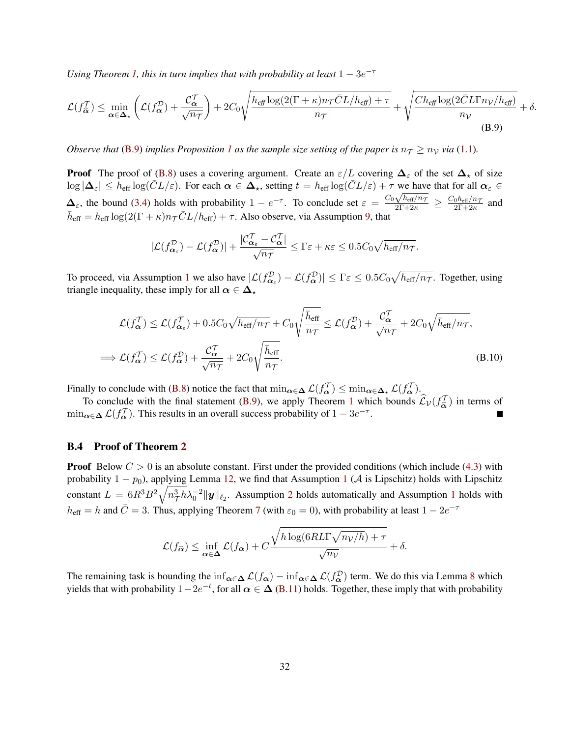*Using Theorem 1, this in turn implies that with probability at least $1-3e^{-\tau}$*

$$\mathcal{L}(f^{\mathcal{T}}_{\widehat{\boldsymbol{\alpha}}}) \leq \min_{\boldsymbol{\alpha}\in\boldsymbol{\Delta}_\star}\left(\mathcal{L}(f^{\mathcal{D}}_{\boldsymbol{\alpha}})+\frac{\mathcal{C}^{\mathcal{T}}_{\boldsymbol{\alpha}}}{\sqrt{n_\mathcal{T}}}\right)+2C_0\sqrt{\frac{h_{\mathit{eff}}\log(2(\Gamma+\kappa)n_\mathcal{T}\bar{C}L/h_{\mathit{eff}})+\tau}{n_\mathcal{T}}}+\sqrt{\frac{Ch_{\mathit{eff}}\log(2\bar{C}L\Gamma n_\mathcal{V}/h_{\mathit{eff}})}{n_\mathcal{V}}}+\delta. \tag{B.9}$$

*Observe that (B.9) implies Proposition 1 as the sample size setting of the paper is $n_\mathcal{T}\geq n_\mathcal{V}$ via (1.1).*

**Proof** The proof of (B.8) uses a covering argument. Create an $\varepsilon/L$ covering $\boldsymbol{\Delta}_\varepsilon$ of the set $\boldsymbol{\Delta}_\star$ of size $\log|\boldsymbol{\Delta}_\varepsilon|\leq h_{\text{eff}}\log(\bar{C}L/\varepsilon)$. For each $\boldsymbol{\alpha}\in\boldsymbol{\Delta}_\star$, setting $t=h_{\text{eff}}\log(\bar{C}L/\varepsilon)+\tau$ we have that for all $\boldsymbol{\alpha}_\varepsilon\in\boldsymbol{\Delta}_\varepsilon$, the bound (3.4) holds with probability $1-e^{-\tau}$. To conclude set $\varepsilon=\frac{C_0\sqrt{h_{\text{eff}}/n_\mathcal{T}}}{2\Gamma+2\kappa}\geq\frac{C_0h_{\text{eff}}/n_\mathcal{T}}{2\Gamma+2\kappa}$ and $\bar{h}_{\text{eff}}=h_{\text{eff}}\log(2(\Gamma+\kappa)n_\mathcal{T}\bar{C}L/h_{\text{eff}})+\tau$. Also observe, via Assumption 9, that

$$|\mathcal{L}(f^{\mathcal{D}}_{\boldsymbol{\alpha}_\varepsilon})-\mathcal{L}(f^{\mathcal{D}}_{\boldsymbol{\alpha}})|+\frac{|\mathcal{C}^{\mathcal{T}}_{\boldsymbol{\alpha}_\varepsilon}-\mathcal{C}^{\mathcal{T}}_{\boldsymbol{\alpha}}|}{\sqrt{n_\mathcal{T}}}\leq\Gamma\varepsilon+\kappa\varepsilon\leq 0.5C_0\sqrt{h_{\text{eff}}/n_\mathcal{T}}.$$

To proceed, via Assumption 1 we also have $|\mathcal{L}(f^{\mathcal{D}}_{\boldsymbol{\alpha}_\varepsilon})-\mathcal{L}(f^{\mathcal{D}}_{\boldsymbol{\alpha}})|\leq\Gamma\varepsilon\leq0.5C_0\sqrt{h_{\text{eff}}/n_\mathcal{T}}$. Together, using triangle inequality, these imply for all $\boldsymbol{\alpha}\in\boldsymbol{\Delta}_\star$

$$\mathcal{L}(f^{\mathcal{T}}_{\boldsymbol{\alpha}})\leq\mathcal{L}(f^{\mathcal{T}}_{\boldsymbol{\alpha}_\varepsilon})+0.5C_0\sqrt{h_{\text{eff}}/n_\mathcal{T}}+C_0\sqrt{\frac{\bar{h}_{\text{eff}}}{n_\mathcal{T}}}\leq\mathcal{L}(f^{\mathcal{D}}_{\boldsymbol{\alpha}})+\frac{\mathcal{C}^{\mathcal{T}}_{\boldsymbol{\alpha}}}{\sqrt{n_\mathcal{T}}}+2C_0\sqrt{\bar{h}_{\text{eff}}/n_\mathcal{T}},$$

$$\Longrightarrow\mathcal{L}(f^{\mathcal{T}}_{\boldsymbol{\alpha}})\leq\mathcal{L}(f^{\mathcal{D}}_{\boldsymbol{\alpha}})+\frac{\mathcal{C}^{\mathcal{T}}_{\boldsymbol{\alpha}}}{\sqrt{n_\mathcal{T}}}+2C_0\sqrt{\frac{\bar{h}_{\text{eff}}}{n_\mathcal{T}}}. \tag{B.10}$$

Finally to conclude with (B.8) notice the fact that $\min_{\boldsymbol{\alpha}\in\boldsymbol{\Delta}}\mathcal{L}(f^{\mathcal{T}}_{\boldsymbol{\alpha}})\leq\min_{\boldsymbol{\alpha}\in\boldsymbol{\Delta}_\star}\mathcal{L}(f^{\mathcal{T}}_{\boldsymbol{\alpha}})$.

To conclude with the final statement (B.9), we apply Theorem 1 which bounds $\widehat{\mathcal{L}}_\mathcal{V}(f^{\mathcal{T}}_{\widehat{\boldsymbol{\alpha}}})$ in terms of $\min_{\boldsymbol{\alpha}\in\boldsymbol{\Delta}}\mathcal{L}(f^{\mathcal{T}}_{\boldsymbol{\alpha}})$. This results in an overall success probability of $1-3e^{-\tau}$. ■

## B.4 Proof of Theorem 2

**Proof** Below $C>0$ is an absolute constant. First under the provided conditions (which include (4.3) with probability $1-p_0$), applying Lemma 12, we find that Assumption 1 ($\mathcal{A}$ is Lipschitz) holds with Lipschitz constant $L=6R^3B^2\sqrt{n_\mathcal{T}^3h}\lambda_0^{-2}\|\boldsymbol{y}\|_{\ell_2}$. Assumption 2 holds automatically and Assumption 1 holds with $h_{\text{eff}}=h$ and $\bar{C}=3$. Thus, applying Theorem 7 (with $\varepsilon_0=0$), with probability at least $1-2e^{-\tau}$

$$\mathcal{L}(f_{\widehat{\boldsymbol{\alpha}}})\leq\inf_{\boldsymbol{\alpha}\in\boldsymbol{\Delta}}\mathcal{L}(f_{\boldsymbol{\alpha}})+C\frac{\sqrt{h\log(6RL\Gamma\sqrt{n_\mathcal{V}/h})+\tau}}{\sqrt{n_\mathcal{V}}}+\delta.$$

The remaining task is bounding the $\inf_{\boldsymbol{\alpha}\in\boldsymbol{\Delta}}\mathcal{L}(f_{\boldsymbol{\alpha}})-\inf_{\boldsymbol{\alpha}\in\boldsymbol{\Delta}}\mathcal{L}(f^{\mathcal{D}}_{\boldsymbol{\alpha}})$ term. We do this via Lemma 8 which yields that with probability $1-2e^{-t}$, for all $\boldsymbol{\alpha}\in\boldsymbol{\Delta}$ (B.11) holds. Together, these imply that with probability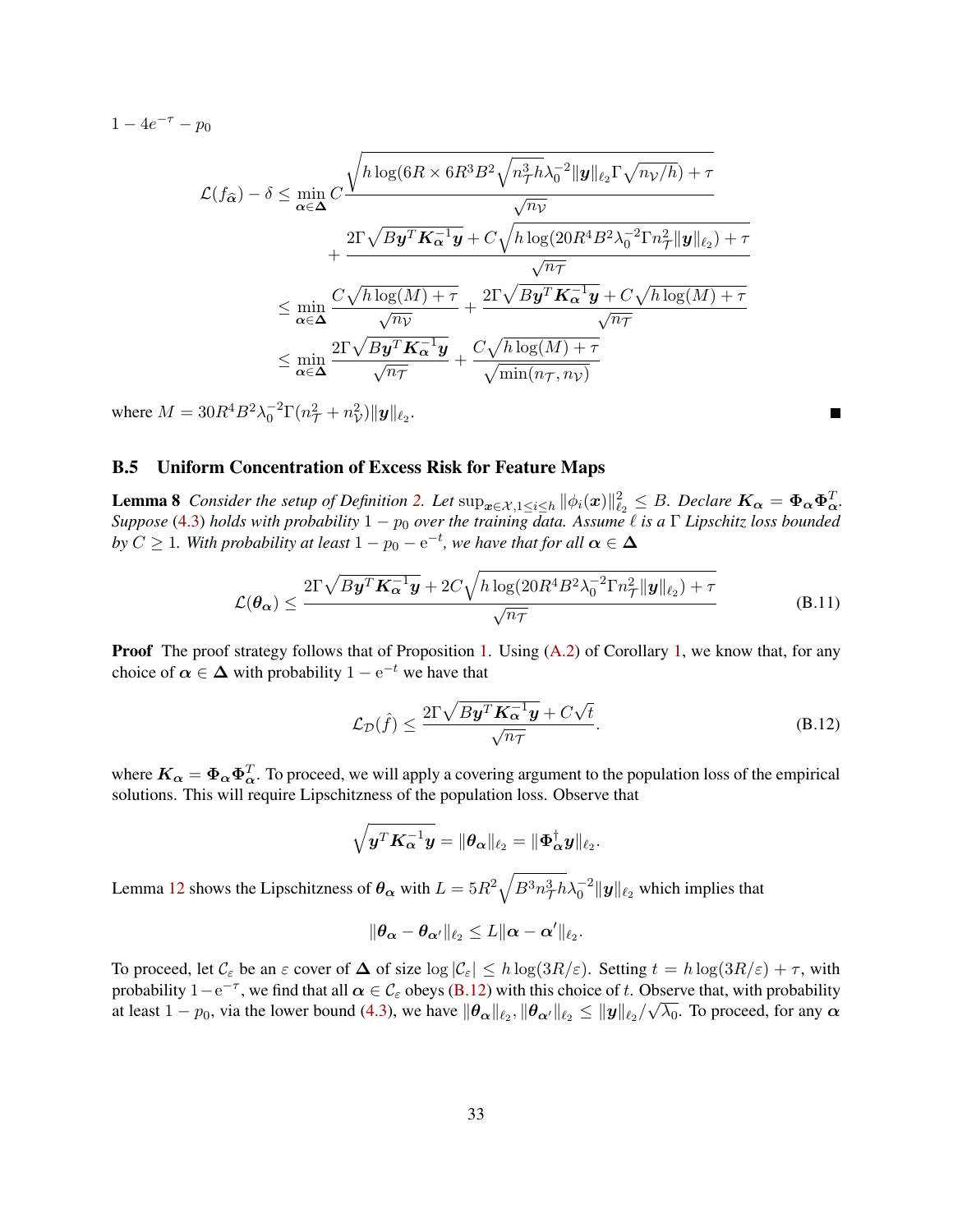$1 - 4e^{-\tau} - p_0$

$$
\begin{aligned}
\mathcal{L}(f_{\widehat{\boldsymbol{\alpha}}}) - \delta &\leq \min_{\boldsymbol{\alpha}\in\boldsymbol{\Delta}} C\frac{\sqrt{h\log(6R\times 6R^3B^2\sqrt{n_{\mathcal{T}}^3 h}\lambda_0^{-2}\|\boldsymbol{y}\|_{\ell_2}\Gamma\sqrt{n_{\mathcal{V}}/h})+\tau}}{\sqrt{n_{\mathcal{V}}}} \\
&\quad + \frac{2\Gamma\sqrt{B\boldsymbol{y}^T\boldsymbol{K}_{\boldsymbol{\alpha}}^{-1}\boldsymbol{y}} + C\sqrt{h\log(20R^4B^2\lambda_0^{-2}\Gamma n_{\mathcal{T}}^2\|\boldsymbol{y}\|_{\ell_2})+\tau}}{\sqrt{n_{\mathcal{T}}}} \\
&\leq \min_{\boldsymbol{\alpha}\in\boldsymbol{\Delta}} \frac{C\sqrt{h\log(M)+\tau}}{\sqrt{n_{\mathcal{V}}}} + \frac{2\Gamma\sqrt{B\boldsymbol{y}^T\boldsymbol{K}_{\boldsymbol{\alpha}}^{-1}\boldsymbol{y}} + C\sqrt{h\log(M)+\tau}}{\sqrt{n_{\mathcal{T}}}} \\
&\leq \min_{\boldsymbol{\alpha}\in\boldsymbol{\Delta}} \frac{2\Gamma\sqrt{B\boldsymbol{y}^T\boldsymbol{K}_{\boldsymbol{\alpha}}^{-1}\boldsymbol{y}}}{\sqrt{n_{\mathcal{T}}}} + \frac{C\sqrt{h\log(M)+\tau}}{\sqrt{\min(n_{\mathcal{T}}, n_{\mathcal{V}})}}
\end{aligned}
$$

where $M = 30R^4B^2\lambda_0^{-2}\Gamma(n_{\mathcal{T}}^2 + n_{\mathcal{V}}^2)\|\boldsymbol{y}\|_{\ell_2}$. ∎

### B.5 Uniform Concentration of Excess Risk for Feature Maps

**Lemma 8** *Consider the setup of Definition 2. Let* $\sup_{\boldsymbol{x}\in\mathcal{X},1\leq i\leq h}\|\phi_i(\boldsymbol{x})\|_{\ell_2}^2 \leq B$. *Declare* $\boldsymbol{K}_{\boldsymbol{\alpha}} = \boldsymbol{\Phi}_{\boldsymbol{\alpha}}\boldsymbol{\Phi}_{\boldsymbol{\alpha}}^T$. *Suppose* (4.3) *holds with probability* $1-p_0$ *over the training data. Assume* $\ell$ *is a* $\Gamma$ *Lipschitz loss bounded by* $C \geq 1$. *With probability at least* $1 - p_0 - \mathrm{e}^{-t}$, *we have that for all* $\boldsymbol{\alpha}\in\boldsymbol{\Delta}$

$$
\mathcal{L}(\boldsymbol{\theta}_{\boldsymbol{\alpha}}) \leq \frac{2\Gamma\sqrt{B\boldsymbol{y}^T\boldsymbol{K}_{\boldsymbol{\alpha}}^{-1}\boldsymbol{y}} + 2C\sqrt{h\log(20R^4B^2\lambda_0^{-2}\Gamma n_{\mathcal{T}}^2\|\boldsymbol{y}\|_{\ell_2})+\tau}}{\sqrt{n_{\mathcal{T}}}} \tag{B.11}
$$

**Proof** The proof strategy follows that of Proposition 1. Using (A.2) of Corollary 1, we know that, for any choice of $\boldsymbol{\alpha}\in\boldsymbol{\Delta}$ with probability $1-\mathrm{e}^{-t}$ we have that

$$
\mathcal{L}_{\mathcal{D}}(\hat{f}) \leq \frac{2\Gamma\sqrt{B\boldsymbol{y}^T\boldsymbol{K}_{\boldsymbol{\alpha}}^{-1}\boldsymbol{y}} + C\sqrt{t}}{\sqrt{n_{\mathcal{T}}}}. \tag{B.12}
$$

where $\boldsymbol{K}_{\boldsymbol{\alpha}} = \boldsymbol{\Phi}_{\boldsymbol{\alpha}}\boldsymbol{\Phi}_{\boldsymbol{\alpha}}^T$. To proceed, we will apply a covering argument to the population loss of the empirical solutions. This will require Lipschitzness of the population loss. Observe that

$$
\sqrt{\boldsymbol{y}^T\boldsymbol{K}_{\boldsymbol{\alpha}}^{-1}\boldsymbol{y}} = \|\boldsymbol{\theta}_{\boldsymbol{\alpha}}\|_{\ell_2} = \|\boldsymbol{\Phi}_{\boldsymbol{\alpha}}^{\dagger}\boldsymbol{y}\|_{\ell_2}.
$$

Lemma 12 shows the Lipschitzness of $\boldsymbol{\theta}_{\boldsymbol{\alpha}}$ with $L = 5R^2\sqrt{B^3n_{\mathcal{T}}^3h}\lambda_0^{-2}\|\boldsymbol{y}\|_{\ell_2}$ which implies that

$$
\|\boldsymbol{\theta}_{\boldsymbol{\alpha}} - \boldsymbol{\theta}_{\boldsymbol{\alpha}'}\|_{\ell_2} \leq L\|\boldsymbol{\alpha} - \boldsymbol{\alpha}'\|_{\ell_2}.
$$

To proceed, let $\mathcal{C}_\varepsilon$ be an $\varepsilon$ cover of $\boldsymbol{\Delta}$ of size $\log|\mathcal{C}_\varepsilon| \leq h\log(3R/\varepsilon)$. Setting $t = h\log(3R/\varepsilon)+\tau$, with probability $1-\mathrm{e}^{-\tau}$, we find that all $\boldsymbol{\alpha}\in\mathcal{C}_\varepsilon$ obeys (B.12) with this choice of $t$. Observe that, with probability at least $1-p_0$, via the lower bound (4.3), we have $\|\boldsymbol{\theta}_{\boldsymbol{\alpha}}\|_{\ell_2}, \|\boldsymbol{\theta}_{\boldsymbol{\alpha}'}\|_{\ell_2} \leq \|\boldsymbol{y}\|_{\ell_2}/\sqrt{\lambda_0}$. To proceed, for any $\boldsymbol{\alpha}$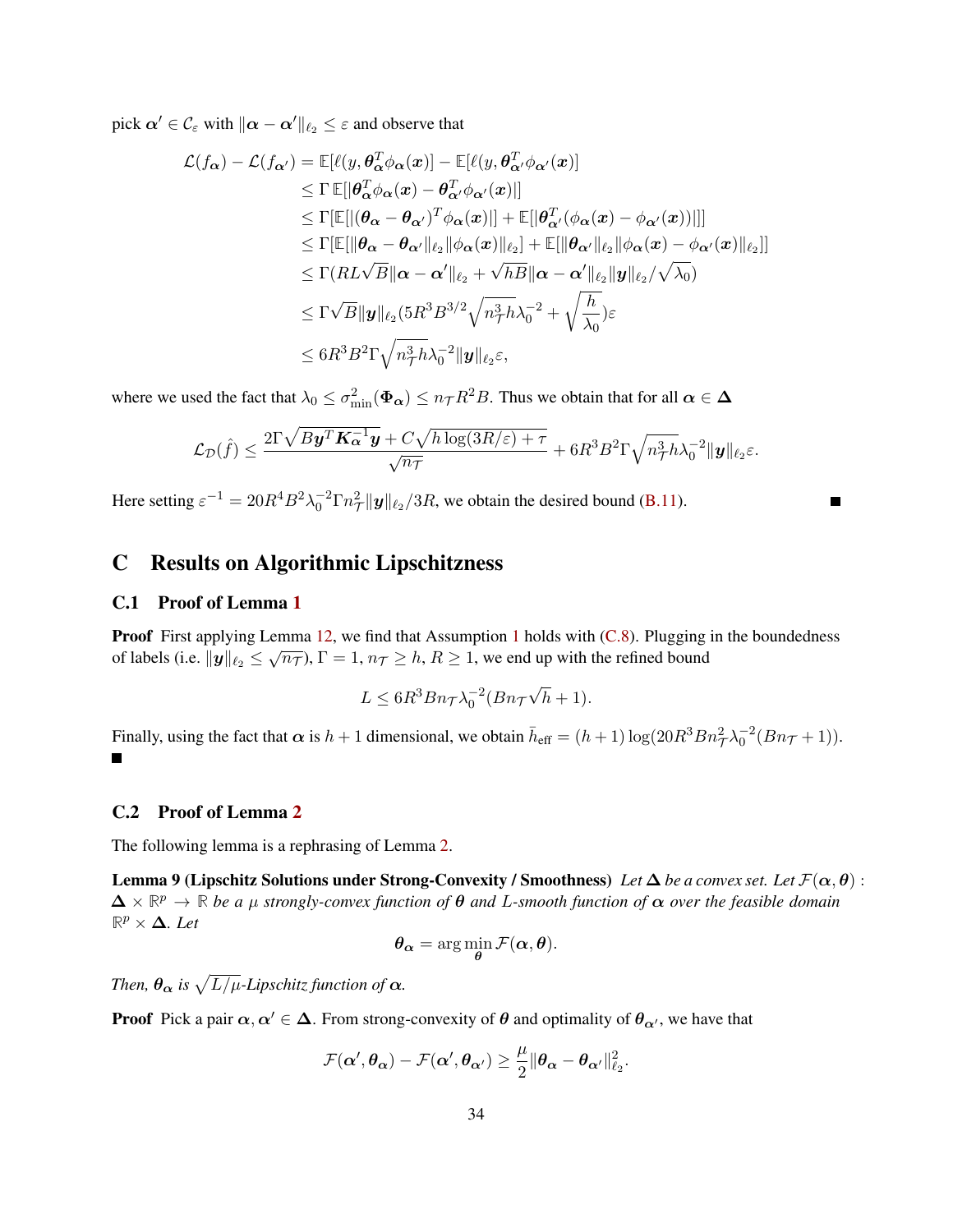pick $\boldsymbol{\alpha}' \in \mathcal{C}_\varepsilon$ with $\|\boldsymbol{\alpha} - \boldsymbol{\alpha}'\|_{\ell_2} \leq \varepsilon$ and observe that

$$
\begin{aligned}
\mathcal{L}(f_{\boldsymbol{\alpha}}) - \mathcal{L}(f_{\boldsymbol{\alpha}'}) &= \mathbb{E}[\ell(y, \boldsymbol{\theta}_{\boldsymbol{\alpha}}^T \phi_{\boldsymbol{\alpha}}(\boldsymbol{x})] - \mathbb{E}[\ell(y, \boldsymbol{\theta}_{\boldsymbol{\alpha}'}^T \phi_{\boldsymbol{\alpha}'}(\boldsymbol{x})] \\
&\leq \Gamma\, \mathbb{E}[|\boldsymbol{\theta}_{\boldsymbol{\alpha}}^T \phi_{\boldsymbol{\alpha}}(\boldsymbol{x}) - \boldsymbol{\theta}_{\boldsymbol{\alpha}'}^T \phi_{\boldsymbol{\alpha}'}(\boldsymbol{x})|] \\
&\leq \Gamma[\mathbb{E}[|(\boldsymbol{\theta}_{\boldsymbol{\alpha}} - \boldsymbol{\theta}_{\boldsymbol{\alpha}'})^T \phi_{\boldsymbol{\alpha}}(\boldsymbol{x})|] + \mathbb{E}[|\boldsymbol{\theta}_{\boldsymbol{\alpha}'}^T(\phi_{\boldsymbol{\alpha}}(\boldsymbol{x}) - \phi_{\boldsymbol{\alpha}'}(\boldsymbol{x}))|]] \\
&\leq \Gamma[\mathbb{E}[\|\boldsymbol{\theta}_{\boldsymbol{\alpha}} - \boldsymbol{\theta}_{\boldsymbol{\alpha}'}\|_{\ell_2} \|\phi_{\boldsymbol{\alpha}}(\boldsymbol{x})\|_{\ell_2}] + \mathbb{E}[\|\boldsymbol{\theta}_{\boldsymbol{\alpha}'}\|_{\ell_2} \|\phi_{\boldsymbol{\alpha}}(\boldsymbol{x}) - \phi_{\boldsymbol{\alpha}'}(\boldsymbol{x})\|_{\ell_2}]] \\
&\leq \Gamma(RL\sqrt{B}\|\boldsymbol{\alpha} - \boldsymbol{\alpha}'\|_{\ell_2} + \sqrt{hB}\|\boldsymbol{\alpha} - \boldsymbol{\alpha}'\|_{\ell_2} \|\boldsymbol{y}\|_{\ell_2}/\sqrt{\lambda_0}) \\
&\leq \Gamma\sqrt{B}\|\boldsymbol{y}\|_{\ell_2}(5R^3B^{3/2}\sqrt{n_{\mathcal{T}}^3 h}\lambda_0^{-2} + \sqrt{\frac{h}{\lambda_0}})\varepsilon \\
&\leq 6R^3B^2\Gamma\sqrt{n_{\mathcal{T}}^3 h}\lambda_0^{-2}\|\boldsymbol{y}\|_{\ell_2}\varepsilon,
\end{aligned}
$$

where we used the fact that $\lambda_0 \leq \sigma_{\min}^2(\boldsymbol{\Phi}_{\boldsymbol{\alpha}}) \leq n_{\mathcal{T}} R^2 B$. Thus we obtain that for all $\boldsymbol{\alpha} \in \boldsymbol{\Delta}$

$$
\mathcal{L}_{\mathcal{D}}(\hat{f}) \leq \frac{2\Gamma\sqrt{B\boldsymbol{y}^T\boldsymbol{K}_{\boldsymbol{\alpha}}^{-1}\boldsymbol{y}} + C\sqrt{h\log(3R/\varepsilon) + \tau}}{\sqrt{n_{\mathcal{T}}}} + 6R^3B^2\Gamma\sqrt{n_{\mathcal{T}}^3 h}\lambda_0^{-2}\|\boldsymbol{y}\|_{\ell_2}\varepsilon.
$$

Here setting $\varepsilon^{-1} = 20R^4B^2\lambda_0^{-2}\Gamma n_{\mathcal{T}}^2\|\boldsymbol{y}\|_{\ell_2}/3R$, we obtain the desired bound (B.11). ∎

# C Results on Algorithmic Lipschitzness

## C.1 Proof of Lemma 1

**Proof** First applying Lemma 12, we find that Assumption 1 holds with (C.8). Plugging in the boundedness of labels (i.e. $\|\boldsymbol{y}\|_{\ell_2} \leq \sqrt{n_{\mathcal{T}}}$), $\Gamma = 1$, $n_{\mathcal{T}} \geq h$, $R \geq 1$, we end up with the refined bound

$$
L \leq 6R^3Bn_{\mathcal{T}}\lambda_0^{-2}(Bn_{\mathcal{T}}\sqrt{h} + 1).
$$

Finally, using the fact that $\boldsymbol{\alpha}$ is $h+1$ dimensional, we obtain $\bar{h}_{\text{eff}} = (h+1)\log(20R^3Bn_{\mathcal{T}}^2\lambda_0^{-2}(Bn_{\mathcal{T}} + 1))$. ∎

## C.2 Proof of Lemma 2

The following lemma is a rephrasing of Lemma 2.

**Lemma 9 (Lipschitz Solutions under Strong-Convexity / Smoothness)** *Let $\boldsymbol{\Delta}$ be a convex set. Let $\mathcal{F}(\boldsymbol{\alpha}, \boldsymbol{\theta})$ : $\boldsymbol{\Delta} \times \mathbb{R}^p \to \mathbb{R}$ be a $\mu$ strongly-convex function of $\boldsymbol{\theta}$ and $L$-smooth function of $\boldsymbol{\alpha}$ over the feasible domain $\mathbb{R}^p \times \boldsymbol{\Delta}$. Let*

$$
\boldsymbol{\theta}_{\boldsymbol{\alpha}} = \arg\min_{\boldsymbol{\theta}} \mathcal{F}(\boldsymbol{\alpha}, \boldsymbol{\theta}).
$$

*Then, $\boldsymbol{\theta}_{\boldsymbol{\alpha}}$ is $\sqrt{L/\mu}$-Lipschitz function of $\boldsymbol{\alpha}$.*

**Proof** Pick a pair $\boldsymbol{\alpha}, \boldsymbol{\alpha}' \in \boldsymbol{\Delta}$. From strong-convexity of $\boldsymbol{\theta}$ and optimality of $\boldsymbol{\theta}_{\boldsymbol{\alpha}'}$, we have that

$$
\mathcal{F}(\boldsymbol{\alpha}', \boldsymbol{\theta}_{\boldsymbol{\alpha}}) - \mathcal{F}(\boldsymbol{\alpha}', \boldsymbol{\theta}_{\boldsymbol{\alpha}'}) \geq \frac{\mu}{2}\|\boldsymbol{\theta}_{\boldsymbol{\alpha}} - \boldsymbol{\theta}_{\boldsymbol{\alpha}'}\|_{\ell_2}^2.
$$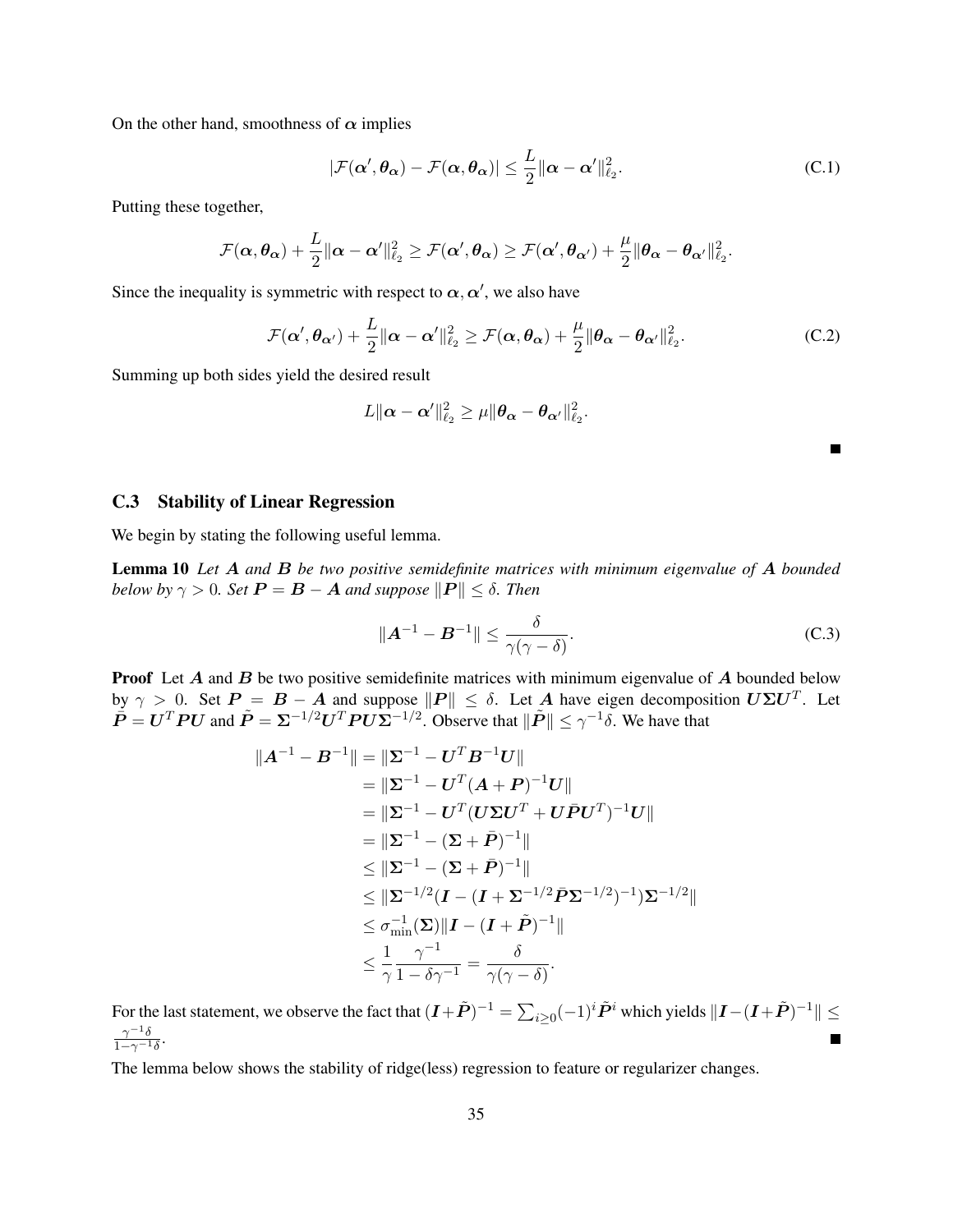On the other hand, smoothness of $\boldsymbol{\alpha}$ implies

$$
|\mathcal{F}(\boldsymbol{\alpha}', \boldsymbol{\theta}_{\boldsymbol{\alpha}}) - \mathcal{F}(\boldsymbol{\alpha}, \boldsymbol{\theta}_{\boldsymbol{\alpha}})| \leq \frac{L}{2}\|\boldsymbol{\alpha} - \boldsymbol{\alpha}'\|_{\ell_2}^2. \tag{C.1}
$$

Putting these together,

$$
\mathcal{F}(\boldsymbol{\alpha}, \boldsymbol{\theta}_{\boldsymbol{\alpha}}) + \frac{L}{2}\|\boldsymbol{\alpha} - \boldsymbol{\alpha}'\|_{\ell_2}^2 \geq \mathcal{F}(\boldsymbol{\alpha}', \boldsymbol{\theta}_{\boldsymbol{\alpha}}) \geq \mathcal{F}(\boldsymbol{\alpha}', \boldsymbol{\theta}_{\boldsymbol{\alpha}'}) + \frac{\mu}{2}\|\boldsymbol{\theta}_{\boldsymbol{\alpha}} - \boldsymbol{\theta}_{\boldsymbol{\alpha}'}\|_{\ell_2}^2.
$$

Since the inequality is symmetric with respect to $\boldsymbol{\alpha}, \boldsymbol{\alpha}'$, we also have

$$
\mathcal{F}(\boldsymbol{\alpha}', \boldsymbol{\theta}_{\boldsymbol{\alpha}'}) + \frac{L}{2}\|\boldsymbol{\alpha} - \boldsymbol{\alpha}'\|_{\ell_2}^2 \geq \mathcal{F}(\boldsymbol{\alpha}, \boldsymbol{\theta}_{\boldsymbol{\alpha}}) + \frac{\mu}{2}\|\boldsymbol{\theta}_{\boldsymbol{\alpha}} - \boldsymbol{\theta}_{\boldsymbol{\alpha}'}\|_{\ell_2}^2. \tag{C.2}
$$

Summing up both sides yield the desired result

$$
L\|\boldsymbol{\alpha} - \boldsymbol{\alpha}'\|_{\ell_2}^2 \geq \mu\|\boldsymbol{\theta}_{\boldsymbol{\alpha}} - \boldsymbol{\theta}_{\boldsymbol{\alpha}'}\|_{\ell_2}^2.
$$

■

### C.3 Stability of Linear Regression

We begin by stating the following useful lemma.

**Lemma 10** *Let $\boldsymbol{A}$ and $\boldsymbol{B}$ be two positive semidefinite matrices with minimum eigenvalue of $\boldsymbol{A}$ bounded below by $\gamma > 0$. Set $\boldsymbol{P} = \boldsymbol{B} - \boldsymbol{A}$ and suppose $\|\boldsymbol{P}\| \leq \delta$. Then*

$$
\|\boldsymbol{A}^{-1} - \boldsymbol{B}^{-1}\| \leq \frac{\delta}{\gamma(\gamma - \delta)}. \tag{C.3}
$$

**Proof** Let $\boldsymbol{A}$ and $\boldsymbol{B}$ be two positive semidefinite matrices with minimum eigenvalue of $\boldsymbol{A}$ bounded below by $\gamma > 0$. Set $\boldsymbol{P} = \boldsymbol{B} - \boldsymbol{A}$ and suppose $\|\boldsymbol{P}\| \leq \delta$. Let $\boldsymbol{A}$ have eigen decomposition $\boldsymbol{U}\boldsymbol{\Sigma}\boldsymbol{U}^T$. Let $\bar{\boldsymbol{P}} = \boldsymbol{U}^T\boldsymbol{P}\boldsymbol{U}$ and $\tilde{\boldsymbol{P}} = \boldsymbol{\Sigma}^{-1/2}\boldsymbol{U}^T\boldsymbol{P}\boldsymbol{U}\boldsymbol{\Sigma}^{-1/2}$. Observe that $\|\tilde{\boldsymbol{P}}\| \leq \gamma^{-1}\delta$. We have that

$$
\begin{aligned}
\|\boldsymbol{A}^{-1} - \boldsymbol{B}^{-1}\| &= \|\boldsymbol{\Sigma}^{-1} - \boldsymbol{U}^T\boldsymbol{B}^{-1}\boldsymbol{U}\| \\
&= \|\boldsymbol{\Sigma}^{-1} - \boldsymbol{U}^T(\boldsymbol{A} + \boldsymbol{P})^{-1}\boldsymbol{U}\| \\
&= \|\boldsymbol{\Sigma}^{-1} - \boldsymbol{U}^T(\boldsymbol{U}\boldsymbol{\Sigma}\boldsymbol{U}^T + \boldsymbol{U}\bar{\boldsymbol{P}}\boldsymbol{U}^T)^{-1}\boldsymbol{U}\| \\
&= \|\boldsymbol{\Sigma}^{-1} - (\boldsymbol{\Sigma} + \bar{\boldsymbol{P}})^{-1}\| \\
&\leq \|\boldsymbol{\Sigma}^{-1} - (\boldsymbol{\Sigma} + \bar{\boldsymbol{P}})^{-1}\| \\
&\leq \|\boldsymbol{\Sigma}^{-1/2}(\boldsymbol{I} - (\boldsymbol{I} + \boldsymbol{\Sigma}^{-1/2}\bar{\boldsymbol{P}}\boldsymbol{\Sigma}^{-1/2})^{-1})\boldsymbol{\Sigma}^{-1/2}\| \\
&\leq \sigma_{\min}^{-1}(\boldsymbol{\Sigma})\|\boldsymbol{I} - (\boldsymbol{I} + \tilde{\boldsymbol{P}})^{-1}\| \\
&\leq \frac{1}{\gamma}\frac{\gamma^{-1}}{1 - \delta\gamma^{-1}} = \frac{\delta}{\gamma(\gamma - \delta)}.
\end{aligned}
$$

For the last statement, we observe the fact that $(\boldsymbol{I}+\tilde{\boldsymbol{P}})^{-1} = \sum_{i\geq 0}(-1)^i\tilde{\boldsymbol{P}}^i$ which yields $\|\boldsymbol{I}-(\boldsymbol{I}+\tilde{\boldsymbol{P}})^{-1}\| \leq \frac{\gamma^{-1}\delta}{1-\gamma^{-1}\delta}$. ■

The lemma below shows the stability of ridge(less) regression to feature or regularizer changes.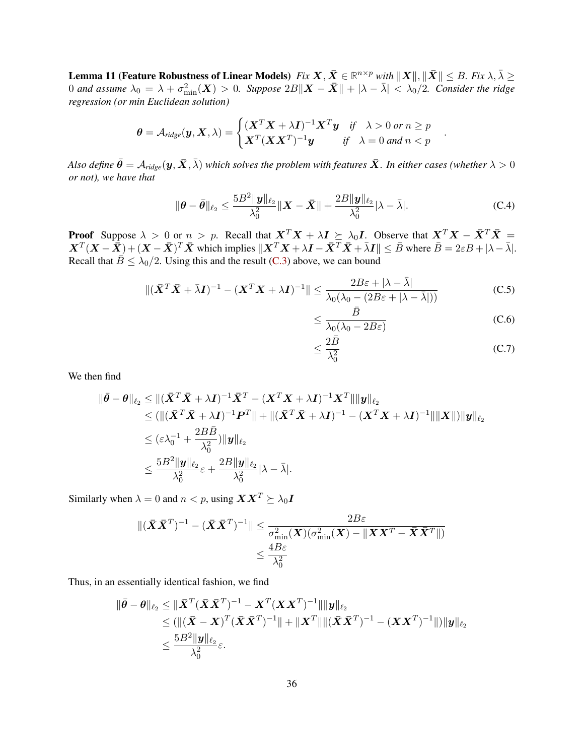**Lemma 11 (Feature Robustness of Linear Models)** *Fix $\boldsymbol{X}, \bar{\boldsymbol{X}} \in \mathbb{R}^{n\times p}$ with $\|\boldsymbol{X}\|, \|\bar{\boldsymbol{X}}\| \leq B$. Fix $\lambda, \bar{\lambda} \geq 0$ and assume $\lambda_0 = \lambda + \sigma^2_{\min}(\boldsymbol{X}) > 0$. Suppose $2B\|\boldsymbol{X} - \bar{\boldsymbol{X}}\| + |\lambda - \bar{\lambda}| < \lambda_0/2$. Consider the ridge regression (or min Euclidean solution)*

$$\boldsymbol{\theta} = \mathcal{A}_{ridge}(\boldsymbol{y}, \boldsymbol{X}, \lambda) = \begin{cases} (\boldsymbol{X}^T\boldsymbol{X} + \lambda \boldsymbol{I})^{-1}\boldsymbol{X}^T\boldsymbol{y} & \text{if} \quad \lambda > 0 \text{ or } n \geq p \\ \boldsymbol{X}^T(\boldsymbol{X}\boldsymbol{X}^T)^{-1}\boldsymbol{y} & \text{if} \quad \lambda = 0 \text{ and } n < p \end{cases}.$$

*Also define $\bar{\boldsymbol{\theta}} = \mathcal{A}_{ridge}(\boldsymbol{y}, \bar{\boldsymbol{X}}, \bar{\lambda})$ which solves the problem with features $\bar{\boldsymbol{X}}$. In either cases (whether $\lambda > 0$ or not), we have that*

$$\|\boldsymbol{\theta} - \bar{\boldsymbol{\theta}}\|_{\ell_2} \leq \frac{5B^2\|\boldsymbol{y}\|_{\ell_2}}{\lambda_0^2}\|\boldsymbol{X} - \bar{\boldsymbol{X}}\| + \frac{2B\|\boldsymbol{y}\|_{\ell_2}}{\lambda_0^2}|\lambda - \bar{\lambda}|. \tag{C.4}$$

**Proof** Suppose $\lambda > 0$ or $n > p$. Recall that $\boldsymbol{X}^T\boldsymbol{X} + \lambda\boldsymbol{I} \succeq \lambda_0\boldsymbol{I}$. Observe that $\boldsymbol{X}^T\boldsymbol{X} - \bar{\boldsymbol{X}}^T\bar{\boldsymbol{X}} = \boldsymbol{X}^T(\boldsymbol{X} - \bar{\boldsymbol{X}}) + (\boldsymbol{X} - \bar{\boldsymbol{X}})^T\bar{\boldsymbol{X}}$ which implies $\|\boldsymbol{X}^T\boldsymbol{X} + \lambda\boldsymbol{I} - \bar{\boldsymbol{X}}^T\bar{\boldsymbol{X}} + \bar{\lambda}\boldsymbol{I}\| \leq \bar{B}$ where $\bar{B} = 2\varepsilon B + |\lambda - \bar{\lambda}|$. Recall that $\bar{B} \leq \lambda_0/2$. Using this and the result (C.3) above, we can bound

$$\|(\bar{\boldsymbol{X}}^T\bar{\boldsymbol{X}} + \bar{\lambda}\boldsymbol{I})^{-1} - (\boldsymbol{X}^T\boldsymbol{X} + \lambda\boldsymbol{I})^{-1}\| \leq \frac{2B\varepsilon + |\lambda - \bar{\lambda}|}{\lambda_0(\lambda_0 - (2B\varepsilon + |\lambda - \bar{\lambda}|))} \tag{C.5}$$

$$\leq \frac{\bar{B}}{\lambda_0(\lambda_0 - 2B\varepsilon)} \tag{C.6}$$

$$\leq \frac{2\bar{B}}{\lambda_0^2} \tag{C.7}$$

We then find

$$\begin{aligned}
\|\bar{\boldsymbol{\theta}} - \boldsymbol{\theta}\|_{\ell_2} &\leq \|(\bar{\boldsymbol{X}}^T\bar{\boldsymbol{X}} + \lambda\boldsymbol{I})^{-1}\bar{\boldsymbol{X}}^T - (\boldsymbol{X}^T\boldsymbol{X} + \lambda\boldsymbol{I})^{-1}\boldsymbol{X}^T\|\|\boldsymbol{y}\|_{\ell_2} \\
&\leq (\|(\bar{\boldsymbol{X}}^T\bar{\boldsymbol{X}} + \lambda\boldsymbol{I})^{-1}\boldsymbol{P}^T\| + \|(\bar{\boldsymbol{X}}^T\bar{\boldsymbol{X}} + \lambda\boldsymbol{I})^{-1} - (\boldsymbol{X}^T\boldsymbol{X} + \lambda\boldsymbol{I})^{-1}\|\|\boldsymbol{X}\|)\|\boldsymbol{y}\|_{\ell_2} \\
&\leq (\varepsilon\lambda_0^{-1} + \frac{2B\bar{B}}{\lambda_0^2})\|\boldsymbol{y}\|_{\ell_2} \\
&\leq \frac{5B^2\|\boldsymbol{y}\|_{\ell_2}}{\lambda_0^2}\varepsilon + \frac{2B\|\boldsymbol{y}\|_{\ell_2}}{\lambda_0^2}|\lambda - \bar{\lambda}|.
\end{aligned}$$

Similarly when $\lambda = 0$ and $n < p$, using $\boldsymbol{X}\boldsymbol{X}^T \succeq \lambda_0\boldsymbol{I}$

$$\begin{aligned}
\|(\bar{\boldsymbol{X}}\bar{\boldsymbol{X}}^T)^{-1} - (\bar{\boldsymbol{X}}\bar{\boldsymbol{X}}^T)^{-1}\| &\leq \frac{2B\varepsilon}{\sigma^2_{\min}(\boldsymbol{X})(\sigma^2_{\min}(\boldsymbol{X}) - \|\boldsymbol{X}\boldsymbol{X}^T - \bar{\boldsymbol{X}}\bar{\boldsymbol{X}}^T\|)} \\
&\leq \frac{4B\varepsilon}{\lambda_0^2}
\end{aligned}$$

Thus, in an essentially identical fashion, we find

$$\begin{aligned}
\|\bar{\boldsymbol{\theta}} - \boldsymbol{\theta}\|_{\ell_2} &\leq \|\bar{\boldsymbol{X}}^T(\bar{\boldsymbol{X}}\bar{\boldsymbol{X}}^T)^{-1} - \boldsymbol{X}^T(\boldsymbol{X}\boldsymbol{X}^T)^{-1}\|\|\boldsymbol{y}\|_{\ell_2} \\
&\leq (\|(\bar{\boldsymbol{X}} - \boldsymbol{X})^T(\bar{\boldsymbol{X}}\bar{\boldsymbol{X}}^T)^{-1}\| + \|\boldsymbol{X}^T\|\|(\bar{\boldsymbol{X}}\bar{\boldsymbol{X}}^T)^{-1} - (\boldsymbol{X}\boldsymbol{X}^T)^{-1}\|)\|\boldsymbol{y}\|_{\ell_2} \\
&\leq \frac{5B^2\|\boldsymbol{y}\|_{\ell_2}}{\lambda_0^2}\varepsilon.
\end{aligned}$$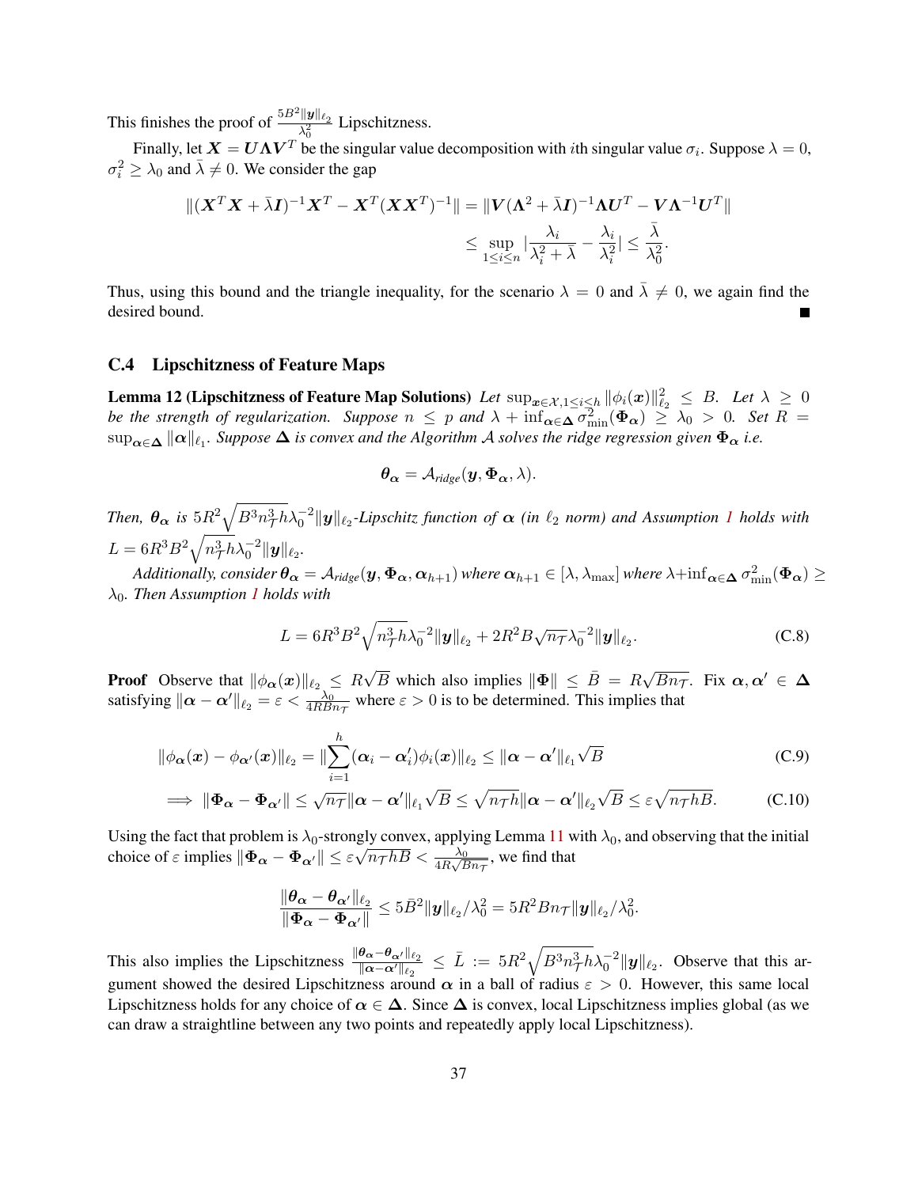This finishes the proof of $\frac{5B^2\|\boldsymbol{y}\|_{\ell_2}}{\lambda_0^2}$ Lipschitzness.

Finally, let $\boldsymbol{X} = \boldsymbol{U}\boldsymbol{\Lambda}\boldsymbol{V}^T$ be the singular value decomposition with $i$th singular value $\sigma_i$. Suppose $\lambda = 0$, $\sigma_i^2 \geq \lambda_0$ and $\bar{\lambda} \neq 0$. We consider the gap

$$\|(\boldsymbol{X}^T\boldsymbol{X} + \bar{\lambda}\boldsymbol{I})^{-1}\boldsymbol{X}^T - \boldsymbol{X}^T(\boldsymbol{X}\boldsymbol{X}^T)^{-1}\| = \|\boldsymbol{V}(\boldsymbol{\Lambda}^2 + \bar{\lambda}\boldsymbol{I})^{-1}\boldsymbol{\Lambda}\boldsymbol{U}^T - \boldsymbol{V}\boldsymbol{\Lambda}^{-1}\boldsymbol{U}^T\|$$
$$\leq \sup_{1\leq i\leq n} |\frac{\lambda_i}{\lambda_i^2 + \bar{\lambda}} - \frac{\lambda_i}{\lambda_i^2}| \leq \frac{\bar{\lambda}}{\lambda_0^2}.$$

Thus, using this bound and the triangle inequality, for the scenario $\lambda = 0$ and $\bar{\lambda} \neq 0$, we again find the desired bound. ■

### C.4 Lipschitzness of Feature Maps

**Lemma 12 (Lipschitzness of Feature Map Solutions)** *Let $\sup_{\boldsymbol{x}\in\mathcal{X},1\leq i\leq h} \|\phi_i(\boldsymbol{x})\|_{\ell_2}^2 \leq B$. Let $\lambda \geq 0$ be the strength of regularization. Suppose $n \leq p$ and $\lambda + \inf_{\boldsymbol{\alpha}\in\boldsymbol{\Delta}} \sigma_{\min}^2(\boldsymbol{\Phi}_{\boldsymbol{\alpha}}) \geq \lambda_0 > 0$. Set $R = \sup_{\boldsymbol{\alpha}\in\boldsymbol{\Delta}} \|\boldsymbol{\alpha}\|_{\ell_1}$. Suppose $\boldsymbol{\Delta}$ is convex and the Algorithm $\mathcal{A}$ solves the ridge regression given $\boldsymbol{\Phi}_{\boldsymbol{\alpha}}$ i.e.*

$$\boldsymbol{\theta}_{\boldsymbol{\alpha}} = \mathcal{A}_{ridge}(\boldsymbol{y}, \boldsymbol{\Phi}_{\boldsymbol{\alpha}}, \lambda).$$

*Then, $\boldsymbol{\theta}_{\boldsymbol{\alpha}}$ is $5R^2\sqrt{B^3n_{\mathcal{T}}^3h}\lambda_0^{-2}\|\boldsymbol{y}\|_{\ell_2}$-Lipschitz function of $\boldsymbol{\alpha}$ (in $\ell_2$ norm) and Assumption 1 holds with $L = 6R^3B^2\sqrt{n_{\mathcal{T}}^3h}\lambda_0^{-2}\|\boldsymbol{y}\|_{\ell_2}$.*

*Additionally, consider $\boldsymbol{\theta}_{\boldsymbol{\alpha}} = \mathcal{A}_{ridge}(\boldsymbol{y}, \boldsymbol{\Phi}_{\boldsymbol{\alpha}}, \boldsymbol{\alpha}_{h+1})$ where $\boldsymbol{\alpha}_{h+1} \in [\lambda, \lambda_{\max}]$ where $\lambda + \inf_{\boldsymbol{\alpha}\in\boldsymbol{\Delta}} \sigma_{\min}^2(\boldsymbol{\Phi}_{\boldsymbol{\alpha}}) \geq \lambda_0$. Then Assumption 1 holds with*

$$L = 6R^3B^2\sqrt{n_{\mathcal{T}}^3h}\lambda_0^{-2}\|\boldsymbol{y}\|_{\ell_2} + 2R^2B\sqrt{n_{\mathcal{T}}}\lambda_0^{-2}\|\boldsymbol{y}\|_{\ell_2}. \tag{C.8}$$

**Proof** Observe that $\|\phi_{\boldsymbol{\alpha}}(\boldsymbol{x})\|_{\ell_2} \leq R\sqrt{B}$ which also implies $\|\boldsymbol{\Phi}\| \leq \bar{B} = R\sqrt{Bn_{\mathcal{T}}}$. Fix $\boldsymbol{\alpha}, \boldsymbol{\alpha}' \in \boldsymbol{\Delta}$ satisfying $\|\boldsymbol{\alpha} - \boldsymbol{\alpha}'\|_{\ell_2} = \varepsilon < \frac{\lambda_0}{4RBn_{\mathcal{T}}}$ where $\varepsilon > 0$ is to be determined. This implies that

$$\|\phi_{\boldsymbol{\alpha}}(\boldsymbol{x}) - \phi_{\boldsymbol{\alpha}'}(\boldsymbol{x})\|_{\ell_2} = \|\sum_{i=1}^{h}(\boldsymbol{\alpha}_i - \boldsymbol{\alpha}_i')\phi_i(\boldsymbol{x})\|_{\ell_2} \leq \|\boldsymbol{\alpha} - \boldsymbol{\alpha}'\|_{\ell_1}\sqrt{B} \tag{C.9}$$

$$\implies \|\boldsymbol{\Phi}_{\boldsymbol{\alpha}} - \boldsymbol{\Phi}_{\boldsymbol{\alpha}'}\| \leq \sqrt{n_{\mathcal{T}}}\|\boldsymbol{\alpha} - \boldsymbol{\alpha}'\|_{\ell_1}\sqrt{B} \leq \sqrt{n_{\mathcal{T}}h}\|\boldsymbol{\alpha} - \boldsymbol{\alpha}'\|_{\ell_2}\sqrt{B} \leq \varepsilon\sqrt{n_{\mathcal{T}}hB}. \tag{C.10}$$

Using the fact that problem is $\lambda_0$-strongly convex, applying Lemma 11 with $\lambda_0$, and observing that the initial choice of $\varepsilon$ implies $\|\boldsymbol{\Phi}_{\boldsymbol{\alpha}} - \boldsymbol{\Phi}_{\boldsymbol{\alpha}'}\| \leq \varepsilon\sqrt{n_{\mathcal{T}}hB} < \frac{\lambda_0}{4R\sqrt{Bn_{\mathcal{T}}}}$, we find that

$$\frac{\|\boldsymbol{\theta}_{\boldsymbol{\alpha}} - \boldsymbol{\theta}_{\boldsymbol{\alpha}'}\|_{\ell_2}}{\|\boldsymbol{\Phi}_{\boldsymbol{\alpha}} - \boldsymbol{\Phi}_{\boldsymbol{\alpha}'}\|} \leq 5\bar{B}^2\|\boldsymbol{y}\|_{\ell_2}/\lambda_0^2 = 5R^2Bn_{\mathcal{T}}\|\boldsymbol{y}\|_{\ell_2}/\lambda_0^2.$$

This also implies the Lipschitzness $\frac{\|\boldsymbol{\theta}_{\boldsymbol{\alpha}} - \boldsymbol{\theta}_{\boldsymbol{\alpha}'}\|_{\ell_2}}{\|\boldsymbol{\alpha} - \boldsymbol{\alpha}'\|_{\ell_2}} \leq \bar{L} := 5R^2\sqrt{B^3n_{\mathcal{T}}^3h}\lambda_0^{-2}\|\boldsymbol{y}\|_{\ell_2}$. Observe that this argument showed the desired Lipschitzness around $\boldsymbol{\alpha}$ in a ball of radius $\varepsilon > 0$. However, this same local Lipschitzness holds for any choice of $\boldsymbol{\alpha} \in \boldsymbol{\Delta}$. Since $\boldsymbol{\Delta}$ is convex, local Lipschitzness implies global (as we can draw a straightline between any two points and repeatedly apply local Lipschitzness).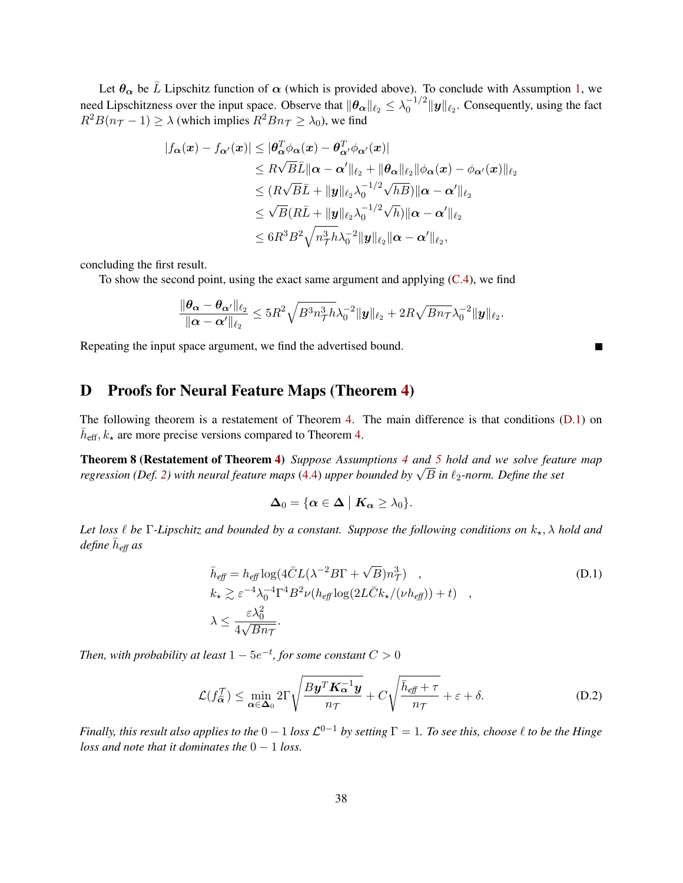Let $\boldsymbol{\theta}_{\boldsymbol{\alpha}}$ be $\bar{L}$ Lipschitz function of $\boldsymbol{\alpha}$ (which is provided above). To conclude with Assumption 1, we need Lipschitzness over the input space. Observe that $\|\boldsymbol{\theta}_{\boldsymbol{\alpha}}\|_{\ell_2} \leq \lambda_0^{-1/2}\|\boldsymbol{y}\|_{\ell_2}$. Consequently, using the fact $R^2B(n_{\mathcal{T}}-1) \geq \lambda$ (which implies $R^2Bn_{\mathcal{T}} \geq \lambda_0$), we find

$$
\begin{aligned}
|f_{\boldsymbol{\alpha}}(\boldsymbol{x}) - f_{\boldsymbol{\alpha}'}(\boldsymbol{x})| &\leq |\boldsymbol{\theta}_{\boldsymbol{\alpha}}^T\phi_{\boldsymbol{\alpha}}(\boldsymbol{x}) - \boldsymbol{\theta}_{\boldsymbol{\alpha}'}^T\phi_{\boldsymbol{\alpha}'}(\boldsymbol{x})| \\
&\leq R\sqrt{B}\bar{L}\|\boldsymbol{\alpha}-\boldsymbol{\alpha}'\|_{\ell_2} + \|\boldsymbol{\theta}_{\boldsymbol{\alpha}}\|_{\ell_2}\|\phi_{\boldsymbol{\alpha}}(\boldsymbol{x}) - \phi_{\boldsymbol{\alpha}'}(\boldsymbol{x})\|_{\ell_2} \\
&\leq (R\sqrt{B}\bar{L} + \|\boldsymbol{y}\|_{\ell_2}\lambda_0^{-1/2}\sqrt{hB})\|\boldsymbol{\alpha}-\boldsymbol{\alpha}'\|_{\ell_2} \\
&\leq \sqrt{B}(R\bar{L} + \|\boldsymbol{y}\|_{\ell_2}\lambda_0^{-1/2}\sqrt{h})\|\boldsymbol{\alpha}-\boldsymbol{\alpha}'\|_{\ell_2} \\
&\leq 6R^3B^2\sqrt{n_{\mathcal{T}}^3h}\lambda_0^{-2}\|\boldsymbol{y}\|_{\ell_2}\|\boldsymbol{\alpha}-\boldsymbol{\alpha}'\|_{\ell_2},
\end{aligned}
$$

concluding the first result.

To show the second point, using the exact same argument and applying (C.4), we find

$$
\frac{\|\boldsymbol{\theta}_{\boldsymbol{\alpha}} - \boldsymbol{\theta}_{\boldsymbol{\alpha}'}\|_{\ell_2}}{\|\boldsymbol{\alpha}-\boldsymbol{\alpha}'\|_{\ell_2}} \leq 5R^2\sqrt{B^3n_{\mathcal{T}}^3h}\lambda_0^{-2}\|\boldsymbol{y}\|_{\ell_2} + 2R\sqrt{Bn_{\mathcal{T}}}\lambda_0^{-2}\|\boldsymbol{y}\|_{\ell_2}.
$$

Repeating the input space argument, we find the advertised bound. ∎

# D Proofs for Neural Feature Maps (Theorem 4)

The following theorem is a restatement of Theorem 4. The main difference is that conditions (D.1) on $\bar{h}_{\text{eff}}, k_\star$ are more precise versions compared to Theorem 4.

**Theorem 8 (Restatement of Theorem 4)** *Suppose Assumptions 4 and 5 hold and we solve feature map regression (Def. 2) with neural feature maps (4.4) upper bounded by $\sqrt{B}$ in $\ell_2$-norm. Define the set*

$$
\boldsymbol{\Delta}_0 = \{\boldsymbol{\alpha} \in \boldsymbol{\Delta} \mid \boldsymbol{K}_{\boldsymbol{\alpha}} \geq \lambda_0\}.
$$

*Let loss $\ell$ be $\Gamma$-Lipschitz and bounded by a constant. Suppose the following conditions on $k_\star, \lambda$ hold and define $\bar{h}_{\text{eff}}$ as*

$$
\begin{aligned}
&\bar{h}_{\text{eff}} = h_{\text{eff}}\log(4\bar{C}L(\lambda^{-2}B\Gamma + \sqrt{B})n_{\mathcal{T}}^3) \quad , \\
&k_\star \gtrsim \varepsilon^{-4}\lambda_0^{-4}\Gamma^4B^2\nu(h_{\text{eff}}\log(2L\bar{C}k_\star/(\nu h_{\text{eff}})) + t) \quad , \\
&\lambda \leq \frac{\varepsilon\lambda_0^2}{4\sqrt{Bn_{\mathcal{T}}}}.
\end{aligned} \tag{D.1}
$$

*Then, with probability at least $1-5e^{-t}$, for some constant $C > 0$*

$$
\mathcal{L}(f_{\hat{\boldsymbol{\alpha}}}^{\mathcal{T}}) \leq \min_{\boldsymbol{\alpha}\in\boldsymbol{\Delta}_0} 2\Gamma\sqrt{\frac{B\boldsymbol{y}^T\boldsymbol{K}_{\boldsymbol{\alpha}}^{-1}\boldsymbol{y}}{n_{\mathcal{T}}}} + C\sqrt{\frac{\bar{h}_{\text{eff}} + \tau}{n_{\mathcal{T}}}} + \varepsilon + \delta. \tag{D.2}
$$

*Finally, this result also applies to the $0-1$ loss $\mathcal{L}^{0-1}$ by setting $\Gamma = 1$. To see this, choose $\ell$ to be the Hinge loss and note that it dominates the $0-1$ loss.*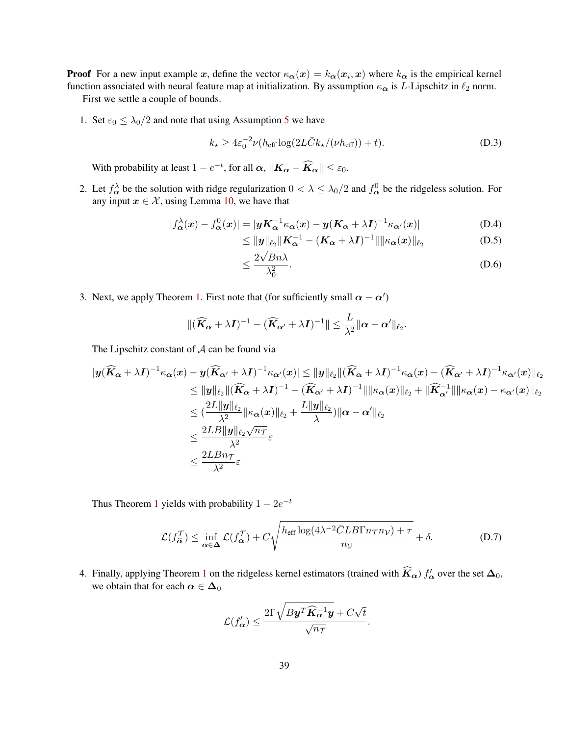**Proof** For a new input example $\boldsymbol{x}$, define the vector $\kappa_{\boldsymbol{\alpha}}(\boldsymbol{x}) = k_{\boldsymbol{\alpha}}(\boldsymbol{x}_i, \boldsymbol{x})$ where $k_{\boldsymbol{\alpha}}$ is the empirical kernel function associated with neural feature map at initialization. By assumption $\kappa_{\boldsymbol{\alpha}}$ is $L$-Lipschitz in $\ell_2$ norm.

First we settle a couple of bounds.

1. Set $\varepsilon_0 \leq \lambda_0/2$ and note that using Assumption 5 we have

$$k_\star \geq 4\varepsilon_0^{-2}\nu(h_{\text{eff}} \log(2L\bar{C}k_\star/(\nu h_{\text{eff}})) + t). \tag{D.3}$$

   With probability at least $1 - e^{-t}$, for all $\boldsymbol{\alpha}$, $\|\boldsymbol{K}_{\boldsymbol{\alpha}} - \widehat{\boldsymbol{K}}_{\boldsymbol{\alpha}}\| \leq \varepsilon_0$.

2. Let $f^\lambda_{\boldsymbol{\alpha}}$ be the solution with ridge regularization $0 < \lambda \leq \lambda_0/2$ and $f^0_{\boldsymbol{\alpha}}$ be the ridgeless solution. For any input $\boldsymbol{x} \in \mathcal{X}$, using Lemma 10, we have that

$$\begin{aligned}
|f^\lambda_{\boldsymbol{\alpha}}(\boldsymbol{x}) - f^0_{\boldsymbol{\alpha}}(\boldsymbol{x})| &= |\boldsymbol{y}\boldsymbol{K}_{\boldsymbol{\alpha}}^{-1}\kappa_{\boldsymbol{\alpha}}(\boldsymbol{x}) - \boldsymbol{y}(\boldsymbol{K}_{\boldsymbol{\alpha}} + \lambda\boldsymbol{I})^{-1}\kappa_{\boldsymbol{\alpha}'}(\boldsymbol{x})| &\text{(D.4)}\\
&\leq \|\boldsymbol{y}\|_{\ell_2}\|\boldsymbol{K}_{\boldsymbol{\alpha}}^{-1} - (\boldsymbol{K}_{\boldsymbol{\alpha}} + \lambda\boldsymbol{I})^{-1}\|\|\kappa_{\boldsymbol{\alpha}}(\boldsymbol{x})\|_{\ell_2} &\text{(D.5)}\\
&\leq \frac{2\sqrt{Bn}\lambda}{\lambda_0^2}. &\text{(D.6)}
\end{aligned}$$

3. Next, we apply Theorem 1. First note that (for sufficiently small $\boldsymbol{\alpha} - \boldsymbol{\alpha}'$)

$$\|(\widehat{\boldsymbol{K}}_{\boldsymbol{\alpha}} + \lambda\boldsymbol{I})^{-1} - (\widehat{\boldsymbol{K}}_{\boldsymbol{\alpha}'} + \lambda\boldsymbol{I})^{-1}\| \leq \frac{L}{\lambda^2}\|\boldsymbol{\alpha} - \boldsymbol{\alpha}'\|_{\ell_2}.$$

   The Lipschitz constant of $\mathcal{A}$ can be found via

$$\begin{aligned}
|\boldsymbol{y}(\widehat{\boldsymbol{K}}_{\boldsymbol{\alpha}} + \lambda\boldsymbol{I})^{-1}\kappa_{\boldsymbol{\alpha}}(\boldsymbol{x}) - \boldsymbol{y}(\widehat{\boldsymbol{K}}_{\boldsymbol{\alpha}'} + \lambda\boldsymbol{I})^{-1}\kappa_{\boldsymbol{\alpha}'}(\boldsymbol{x})| &\leq \|\boldsymbol{y}\|_{\ell_2}\|(\widehat{\boldsymbol{K}}_{\boldsymbol{\alpha}} + \lambda\boldsymbol{I})^{-1}\kappa_{\boldsymbol{\alpha}}(\boldsymbol{x}) - (\widehat{\boldsymbol{K}}_{\boldsymbol{\alpha}'} + \lambda\boldsymbol{I})^{-1}\kappa_{\boldsymbol{\alpha}'}(\boldsymbol{x})\|_{\ell_2}\\
&\leq \|\boldsymbol{y}\|_{\ell_2}\|(\widehat{\boldsymbol{K}}_{\boldsymbol{\alpha}} + \lambda\boldsymbol{I})^{-1} - (\widehat{\boldsymbol{K}}_{\boldsymbol{\alpha}'} + \lambda\boldsymbol{I})^{-1}\|\|\kappa_{\boldsymbol{\alpha}}(\boldsymbol{x})\|_{\ell_2} + \|\widehat{\boldsymbol{K}}_{\boldsymbol{\alpha}'}^{-1}\|\|\kappa_{\boldsymbol{\alpha}}(\boldsymbol{x}) - \kappa_{\boldsymbol{\alpha}'}(\boldsymbol{x})\|_{\ell_2}\\
&\leq (\frac{2L\|\boldsymbol{y}\|_{\ell_2}}{\lambda^2}\|\kappa_{\boldsymbol{\alpha}}(\boldsymbol{x})\|_{\ell_2} + \frac{L\|\boldsymbol{y}\|_{\ell_2}}{\lambda})\|\boldsymbol{\alpha} - \boldsymbol{\alpha}'\|_{\ell_2}\\
&\leq \frac{2LB\|\boldsymbol{y}\|_{\ell_2}\sqrt{n_\mathcal{T}}}{\lambda^2}\varepsilon\\
&\leq \frac{2LBn_\mathcal{T}}{\lambda^2}\varepsilon
\end{aligned}$$

   Thus Theorem 1 yields with probability $1 - 2e^{-t}$

$$\mathcal{L}(f^\mathcal{T}_{\widehat{\boldsymbol{\alpha}}}) \leq \inf_{\boldsymbol{\alpha}\in\boldsymbol{\Delta}} \mathcal{L}(f^\mathcal{T}_{\boldsymbol{\alpha}}) + C\sqrt{\frac{h_{\text{eff}}\log(4\lambda^{-2}\bar{C}LB\Gamma n_\mathcal{T} n_\mathcal{V}) + \tau}{n_\mathcal{V}}} + \delta. \tag{D.7}$$

4. Finally, applying Theorem 1 on the ridgeless kernel estimators (trained with $\widehat{\boldsymbol{K}}_{\boldsymbol{\alpha}}$) $f'_{\boldsymbol{\alpha}}$ over the set $\boldsymbol{\Delta}_0$, we obtain that for each $\boldsymbol{\alpha} \in \boldsymbol{\Delta}_0$

$$\mathcal{L}(f'_{\boldsymbol{\alpha}}) \leq \frac{2\Gamma\sqrt{B\boldsymbol{y}^T\widehat{\boldsymbol{K}}_{\boldsymbol{\alpha}}^{-1}\boldsymbol{y}} + C\sqrt{t}}{\sqrt{n_\mathcal{T}}}.$$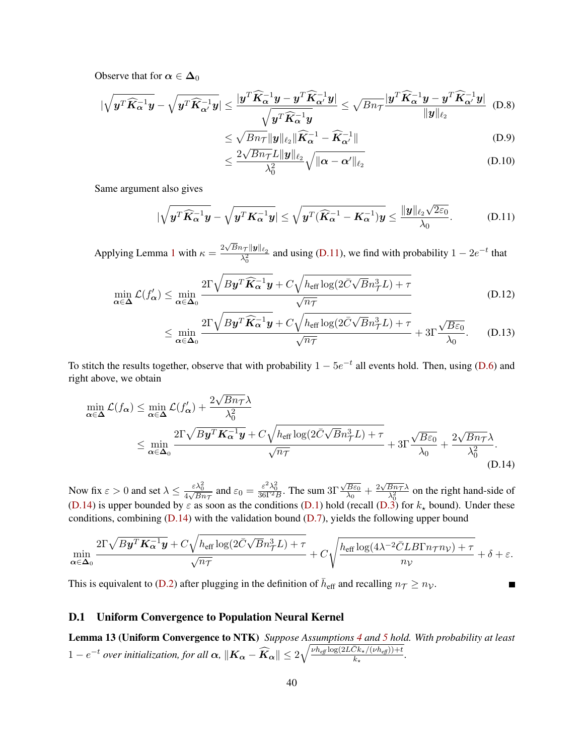Observe that for $\boldsymbol{\alpha} \in \boldsymbol{\Delta}_0$

$$|\sqrt{\boldsymbol{y}^T\widehat{\boldsymbol{K}}_{\boldsymbol{\alpha}}^{-1}\boldsymbol{y}} - \sqrt{\boldsymbol{y}^T\widehat{\boldsymbol{K}}_{\boldsymbol{\alpha}'}^{-1}\boldsymbol{y}}| \leq \frac{|\boldsymbol{y}^T\widehat{\boldsymbol{K}}_{\boldsymbol{\alpha}}^{-1}\boldsymbol{y} - \boldsymbol{y}^T\widehat{\boldsymbol{K}}_{\boldsymbol{\alpha}'}^{-1}\boldsymbol{y}|}{\sqrt{\boldsymbol{y}^T\widehat{\boldsymbol{K}}_{\boldsymbol{\alpha}}^{-1}\boldsymbol{y}}} \leq \sqrt{Bn_{\mathcal{T}}}\frac{|\boldsymbol{y}^T\widehat{\boldsymbol{K}}_{\boldsymbol{\alpha}}^{-1}\boldsymbol{y} - \boldsymbol{y}^T\widehat{\boldsymbol{K}}_{\boldsymbol{\alpha}'}^{-1}\boldsymbol{y}|}{\|\boldsymbol{y}\|_{\ell_2}} \tag{D.8}$$

$$\leq \sqrt{Bn_{\mathcal{T}}}\|\boldsymbol{y}\|_{\ell_2}\|\widehat{\boldsymbol{K}}_{\boldsymbol{\alpha}}^{-1} - \widehat{\boldsymbol{K}}_{\boldsymbol{\alpha}'}^{-1}\| \tag{D.9}$$

$$\leq \frac{2\sqrt{Bn_{\mathcal{T}}}L\|\boldsymbol{y}\|_{\ell_2}}{\lambda_0^2}\sqrt{\|\boldsymbol{\alpha} - \boldsymbol{\alpha}'\|_{\ell_2}} \tag{D.10}$$

Same argument also gives

$$|\sqrt{\boldsymbol{y}^T\widehat{\boldsymbol{K}}_{\boldsymbol{\alpha}}^{-1}\boldsymbol{y}} - \sqrt{\boldsymbol{y}^T\boldsymbol{K}_{\boldsymbol{\alpha}}^{-1}\boldsymbol{y}}| \leq \sqrt{\boldsymbol{y}^T(\widehat{\boldsymbol{K}}_{\boldsymbol{\alpha}}^{-1} - \boldsymbol{K}_{\boldsymbol{\alpha}}^{-1})\boldsymbol{y}} \leq \frac{\|\boldsymbol{y}\|_{\ell_2}\sqrt{2\varepsilon_0}}{\lambda_0}. \tag{D.11}$$

Applying Lemma 1 with $\kappa = \frac{2\sqrt{Bn_{\mathcal{T}}}\|\boldsymbol{y}\|_{\ell_2}}{\lambda_0^2}$ and using (D.11), we find with probability $1 - 2e^{-t}$ that

$$\min_{\boldsymbol{\alpha}\in\boldsymbol{\Delta}} \mathcal{L}(f'_{\boldsymbol{\alpha}}) \leq \min_{\boldsymbol{\alpha}\in\boldsymbol{\Delta}_0} \frac{2\Gamma\sqrt{B\boldsymbol{y}^T\widehat{\boldsymbol{K}}_{\boldsymbol{\alpha}}^{-1}\boldsymbol{y}} + C\sqrt{h_{\text{eff}}\log(2\bar{C}\sqrt{B}n_{\mathcal{T}}^3L) + \tau}}{\sqrt{n_{\mathcal{T}}}} \tag{D.12}$$

$$\leq \min_{\boldsymbol{\alpha}\in\boldsymbol{\Delta}_0} \frac{2\Gamma\sqrt{B\boldsymbol{y}^T\widehat{\boldsymbol{K}}_{\boldsymbol{\alpha}}^{-1}\boldsymbol{y}} + C\sqrt{h_{\text{eff}}\log(2\bar{C}\sqrt{B}n_{\mathcal{T}}^3L) + \tau}}{\sqrt{n_{\mathcal{T}}}} + 3\Gamma\frac{\sqrt{B\varepsilon_0}}{\lambda_0}. \tag{D.13}$$

To stitch the results together, observe that with probability $1 - 5e^{-t}$ all events hold. Then, using (D.6) and right above, we obtain

$$\min_{\boldsymbol{\alpha}\in\boldsymbol{\Delta}} \mathcal{L}(f_{\boldsymbol{\alpha}}) \leq \min_{\boldsymbol{\alpha}\in\boldsymbol{\Delta}} \mathcal{L}(f'_{\boldsymbol{\alpha}}) + \frac{2\sqrt{Bn_{\mathcal{T}}}\lambda}{\lambda_0^2}$$
$$\leq \min_{\boldsymbol{\alpha}\in\boldsymbol{\Delta}_0} \frac{2\Gamma\sqrt{B\boldsymbol{y}^T\boldsymbol{K}_{\boldsymbol{\alpha}}^{-1}\boldsymbol{y}} + C\sqrt{h_{\text{eff}}\log(2\bar{C}\sqrt{B}n_{\mathcal{T}}^3L) + \tau}}{\sqrt{n_{\mathcal{T}}}} + 3\Gamma\frac{\sqrt{B\varepsilon_0}}{\lambda_0} + \frac{2\sqrt{Bn_{\mathcal{T}}}\lambda}{\lambda_0^2}. \tag{D.14}$$

Now fix $\varepsilon > 0$ and set $\lambda \leq \frac{\varepsilon\lambda_0^2}{4\sqrt{Bn_{\mathcal{T}}}}$ and $\varepsilon_0 = \frac{\varepsilon^2\lambda_0^2}{36\Gamma^2B}$. The sum $3\Gamma\frac{\sqrt{B\varepsilon_0}}{\lambda_0} + \frac{2\sqrt{Bn_{\mathcal{T}}}\lambda}{\lambda_0^2}$ on the right hand-side of (D.14) is upper bounded by $\varepsilon$ as soon as the conditions (D.1) hold (recall (D.3) for $k_\star$ bound). Under these conditions, combining (D.14) with the validation bound (D.7), yields the following upper bound

$$\min_{\boldsymbol{\alpha}\in\boldsymbol{\Delta}_0} \frac{2\Gamma\sqrt{B\boldsymbol{y}^T\boldsymbol{K}_{\boldsymbol{\alpha}}^{-1}\boldsymbol{y}} + C\sqrt{h_{\text{eff}}\log(2\bar{C}\sqrt{B}n_{\mathcal{T}}^3L) + \tau}}{\sqrt{n_{\mathcal{T}}}} + C\sqrt{\frac{h_{\text{eff}}\log(4\lambda^{-2}\bar{C}LB\Gamma n_{\mathcal{T}}n_{\mathcal{V}}) + \tau}{n_{\mathcal{V}}}} + \delta + \varepsilon.$$

This is equivalent to (D.2) after plugging in the definition of $\bar{h}_{\text{eff}}$ and recalling $n_{\mathcal{T}} \geq n_{\mathcal{V}}$. ■

### D.1 Uniform Convergence to Population Neural Kernel

**Lemma 13 (Uniform Convergence to NTK)** *Suppose Assumptions 4 and 5 hold. With probability at least $1 - e^{-t}$ over initialization, for all $\boldsymbol{\alpha}$, $\|\boldsymbol{K}_{\boldsymbol{\alpha}} - \widehat{\boldsymbol{K}}_{\boldsymbol{\alpha}}\| \leq 2\sqrt{\frac{\nu h_{\text{eff}}\log(2L\bar{C}k_\star/(\nu h_{\text{eff}})) + t}{k_\star}}$.*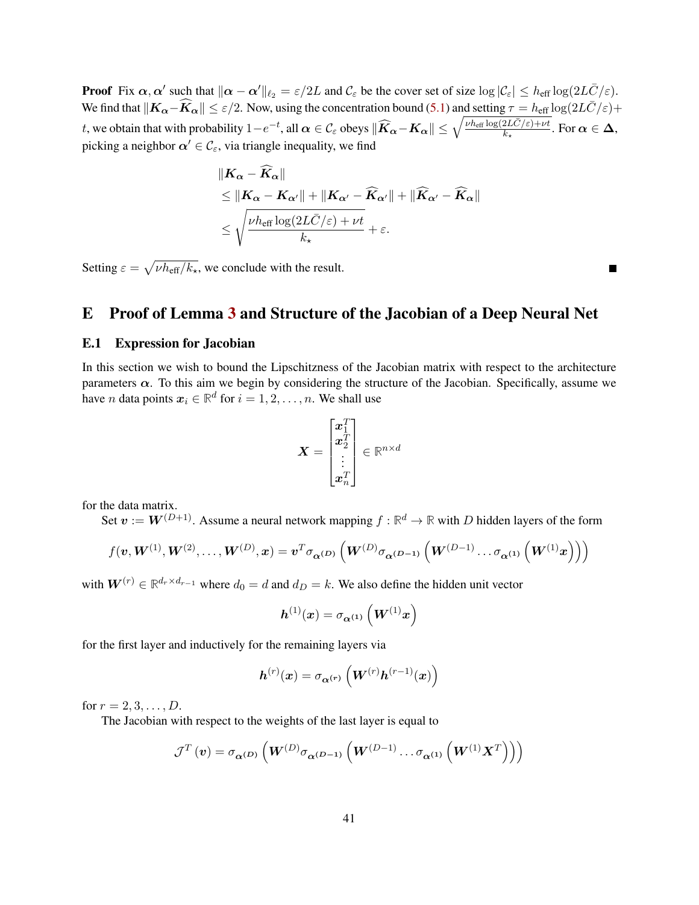**Proof** Fix $\boldsymbol{\alpha}, \boldsymbol{\alpha}'$ such that $\|\boldsymbol{\alpha} - \boldsymbol{\alpha}'\|_{\ell_2} = \varepsilon/2L$ and $\mathcal{C}_\varepsilon$ be the cover set of size $\log|\mathcal{C}_\varepsilon| \leq h_{\text{eff}} \log(2L\bar{C}/\varepsilon)$. We find that $\|\boldsymbol{K}_{\boldsymbol{\alpha}} - \widehat{\boldsymbol{K}}_{\boldsymbol{\alpha}}\| \leq \varepsilon/2$. Now, using the concentration bound (5.1) and setting $\tau = h_{\text{eff}} \log(2L\bar{C}/\varepsilon) + t$, we obtain that with probability $1 - e^{-t}$, all $\boldsymbol{\alpha} \in \mathcal{C}_\varepsilon$ obeys $\|\widehat{\boldsymbol{K}}_{\boldsymbol{\alpha}} - \boldsymbol{K}_{\boldsymbol{\alpha}}\| \leq \sqrt{\frac{\nu h_{\text{eff}} \log(2L\bar{C}/\varepsilon) + \nu t}{k_\star}}$. For $\boldsymbol{\alpha} \in \boldsymbol{\Delta}$, picking a neighbor $\boldsymbol{\alpha}' \in \mathcal{C}_\varepsilon$, via triangle inequality, we find

$$
\begin{aligned}
&\|\boldsymbol{K}_{\boldsymbol{\alpha}} - \widehat{\boldsymbol{K}}_{\boldsymbol{\alpha}}\| \\
&\leq \|\boldsymbol{K}_{\boldsymbol{\alpha}} - \boldsymbol{K}_{\boldsymbol{\alpha}'}\| + \|\boldsymbol{K}_{\boldsymbol{\alpha}'} - \widehat{\boldsymbol{K}}_{\boldsymbol{\alpha}'}\| + \|\widehat{\boldsymbol{K}}_{\boldsymbol{\alpha}'} - \widehat{\boldsymbol{K}}_{\boldsymbol{\alpha}}\| \\
&\leq \sqrt{\frac{\nu h_{\text{eff}} \log(2L\bar{C}/\varepsilon) + \nu t}{k_\star}} + \varepsilon.
\end{aligned}
$$

Setting $\varepsilon = \sqrt{\nu h_{\text{eff}}/k_\star}$, we conclude with the result. ■

# E Proof of Lemma 3 and Structure of the Jacobian of a Deep Neural Net

## E.1 Expression for Jacobian

In this section we wish to bound the Lipschitzness of the Jacobian matrix with respect to the architecture parameters $\boldsymbol{\alpha}$. To this aim we begin by considering the structure of the Jacobian. Specifically, assume we have $n$ data points $\boldsymbol{x}_i \in \mathbb{R}^d$ for $i = 1, 2, \ldots, n$. We shall use

$$
\boldsymbol{X} = \begin{bmatrix} \boldsymbol{x}_1^T \\ \boldsymbol{x}_2^T \\ \vdots \\ \boldsymbol{x}_n^T \end{bmatrix} \in \mathbb{R}^{n \times d}
$$

for the data matrix.

Set $\boldsymbol{v} := \boldsymbol{W}^{(D+1)}$. Assume a neural network mapping $f : \mathbb{R}^d \to \mathbb{R}$ with $D$ hidden layers of the form

$$
f(\boldsymbol{v}, \boldsymbol{W}^{(1)}, \boldsymbol{W}^{(2)}, \ldots, \boldsymbol{W}^{(D)}, \boldsymbol{x}) = \boldsymbol{v}^T \sigma_{\boldsymbol{\alpha}^{(D)}}\left(\boldsymbol{W}^{(D)} \sigma_{\boldsymbol{\alpha}^{(D-1)}}\left(\boldsymbol{W}^{(D-1)} \ldots \sigma_{\boldsymbol{\alpha}^{(1)}}\left(\boldsymbol{W}^{(1)} \boldsymbol{x}\right)\right)\right)
$$

with $\boldsymbol{W}^{(r)} \in \mathbb{R}^{d_r \times d_{r-1}}$ where $d_0 = d$ and $d_D = k$. We also define the hidden unit vector

$$
\boldsymbol{h}^{(1)}(\boldsymbol{x}) = \sigma_{\boldsymbol{\alpha}^{(1)}}\left(\boldsymbol{W}^{(1)} \boldsymbol{x}\right)
$$

for the first layer and inductively for the remaining layers via

$$
\boldsymbol{h}^{(r)}(\boldsymbol{x}) = \sigma_{\boldsymbol{\alpha}^{(r)}}\left(\boldsymbol{W}^{(r)} \boldsymbol{h}^{(r-1)}(\boldsymbol{x})\right)
$$

for $r = 2, 3, \ldots, D$.

The Jacobian with respect to the weights of the last layer is equal to

$$
\mathcal{J}^T(\boldsymbol{v}) = \sigma_{\boldsymbol{\alpha}^{(D)}}\left(\boldsymbol{W}^{(D)} \sigma_{\boldsymbol{\alpha}^{(D-1)}}\left(\boldsymbol{W}^{(D-1)} \ldots \sigma_{\boldsymbol{\alpha}^{(1)}}\left(\boldsymbol{W}^{(1)} \boldsymbol{X}^T\right)\right)\right)
$$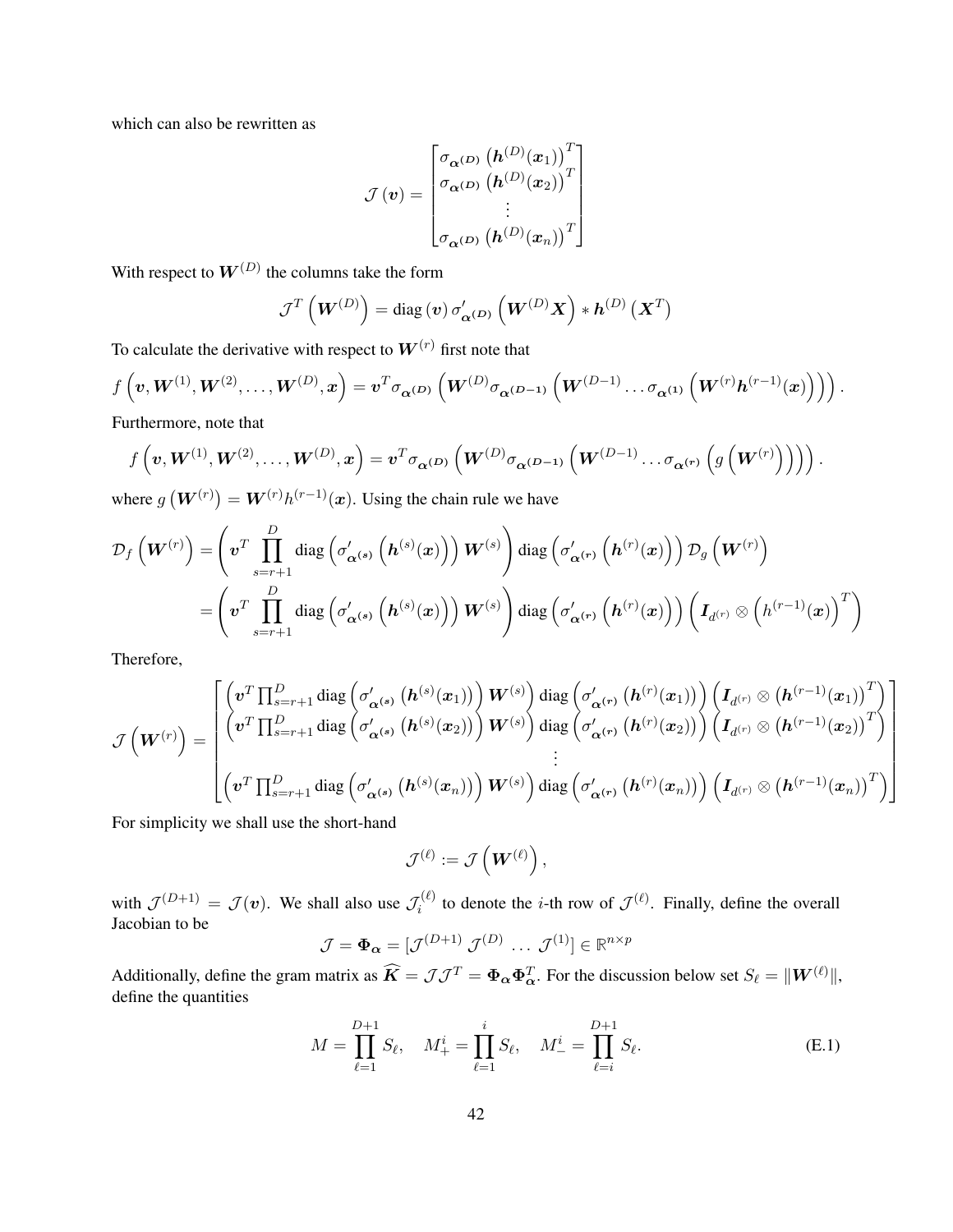which can also be rewritten as

$$\mathcal{J}\left(\boldsymbol{v}\right)=\begin{bmatrix}\sigma_{\boldsymbol{\alpha^{(D)}}}\left(\boldsymbol{h}^{(D)}(\boldsymbol{x}_1)\right)^T\\ \sigma_{\boldsymbol{\alpha^{(D)}}}\left(\boldsymbol{h}^{(D)}(\boldsymbol{x}_2)\right)^T\\ \vdots\\ \sigma_{\boldsymbol{\alpha^{(D)}}}\left(\boldsymbol{h}^{(D)}(\boldsymbol{x}_n)\right)^T\end{bmatrix}$$

With respect to $\boldsymbol{W}^{(D)}$ the columns take the form

$$\mathcal{J}^T\left(\boldsymbol{W}^{(D)}\right)=\text{diag}\left(\boldsymbol{v}\right)\sigma'_{\boldsymbol{\alpha^{(D)}}}\left(\boldsymbol{W}^{(D)}\boldsymbol{X}\right)*\boldsymbol{h}^{(D)}\left(\boldsymbol{X}^T\right)$$

To calculate the derivative with respect to $\boldsymbol{W}^{(r)}$ first note that

$$f\left(\boldsymbol{v},\boldsymbol{W}^{(1)},\boldsymbol{W}^{(2)},\ldots,\boldsymbol{W}^{(D)},\boldsymbol{x}\right)=\boldsymbol{v}^T\sigma_{\boldsymbol{\alpha^{(D)}}}\left(\boldsymbol{W}^{(D)}\sigma_{\boldsymbol{\alpha^{(D-1)}}}\left(\boldsymbol{W}^{(D-1)}\ldots\sigma_{\boldsymbol{\alpha^{(1)}}}\left(\boldsymbol{W}^{(r)}\boldsymbol{h}^{(r-1)}(\boldsymbol{x})\right)\right)\right).$$

Furthermore, note that

$$f\left(\boldsymbol{v},\boldsymbol{W}^{(1)},\boldsymbol{W}^{(2)},\ldots,\boldsymbol{W}^{(D)},\boldsymbol{x}\right)=\boldsymbol{v}^T\sigma_{\boldsymbol{\alpha^{(D)}}}\left(\boldsymbol{W}^{(D)}\sigma_{\boldsymbol{\alpha^{(D-1)}}}\left(\boldsymbol{W}^{(D-1)}\ldots\sigma_{\boldsymbol{\alpha^{(r)}}}\left(g\left(\boldsymbol{W}^{(r)}\right)\right)\right)\right).$$

where $g\left(\boldsymbol{W}^{(r)}\right)=\boldsymbol{W}^{(r)}h^{(r-1)}(\boldsymbol{x})$. Using the chain rule we have

$$\begin{aligned}\mathcal{D}_f\left(\boldsymbol{W}^{(r)}\right)&=\left(\boldsymbol{v}^T\prod_{s=r+1}^{D}\text{diag}\left(\sigma'_{\boldsymbol{\alpha^{(s)}}}\left(\boldsymbol{h}^{(s)}(\boldsymbol{x})\right)\right)\boldsymbol{W}^{(s)}\right)\text{diag}\left(\sigma'_{\boldsymbol{\alpha^{(r)}}}\left(\boldsymbol{h}^{(r)}(\boldsymbol{x})\right)\right)\mathcal{D}_g\left(\boldsymbol{W}^{(r)}\right)\\&=\left(\boldsymbol{v}^T\prod_{s=r+1}^{D}\text{diag}\left(\sigma'_{\boldsymbol{\alpha^{(s)}}}\left(\boldsymbol{h}^{(s)}(\boldsymbol{x})\right)\right)\boldsymbol{W}^{(s)}\right)\text{diag}\left(\sigma'_{\boldsymbol{\alpha^{(r)}}}\left(\boldsymbol{h}^{(r)}(\boldsymbol{x})\right)\right)\left(\boldsymbol{I}_{d^{(r)}}\otimes\left(h^{(r-1)}(\boldsymbol{x})\right)^T\right)\end{aligned}$$

Therefore,

$$\mathcal{J}\left(\boldsymbol{W}^{(r)}\right)=\begin{bmatrix}\left(\boldsymbol{v}^T\prod_{s=r+1}^{D}\text{diag}\left(\sigma'_{\boldsymbol{\alpha^{(s)}}}\left(\boldsymbol{h}^{(s)}(\boldsymbol{x}_1)\right)\right)\boldsymbol{W}^{(s)}\right)\text{diag}\left(\sigma'_{\boldsymbol{\alpha^{(r)}}}\left(\boldsymbol{h}^{(r)}(\boldsymbol{x}_1)\right)\right)\left(\boldsymbol{I}_{d^{(r)}}\otimes\left(\boldsymbol{h}^{(r-1)}(\boldsymbol{x}_1)\right)^T\right)\\ \left(\boldsymbol{v}^T\prod_{s=r+1}^{D}\text{diag}\left(\sigma'_{\boldsymbol{\alpha^{(s)}}}\left(\boldsymbol{h}^{(s)}(\boldsymbol{x}_2)\right)\right)\boldsymbol{W}^{(s)}\right)\text{diag}\left(\sigma'_{\boldsymbol{\alpha^{(r)}}}\left(\boldsymbol{h}^{(r)}(\boldsymbol{x}_2)\right)\right)\left(\boldsymbol{I}_{d^{(r)}}\otimes\left(\boldsymbol{h}^{(r-1)}(\boldsymbol{x}_2)\right)^T\right)\\ \vdots\\ \left(\boldsymbol{v}^T\prod_{s=r+1}^{D}\text{diag}\left(\sigma'_{\boldsymbol{\alpha^{(s)}}}\left(\boldsymbol{h}^{(s)}(\boldsymbol{x}_n)\right)\right)\boldsymbol{W}^{(s)}\right)\text{diag}\left(\sigma'_{\boldsymbol{\alpha^{(r)}}}\left(\boldsymbol{h}^{(r)}(\boldsymbol{x}_n)\right)\right)\left(\boldsymbol{I}_{d^{(r)}}\otimes\left(\boldsymbol{h}^{(r-1)}(\boldsymbol{x}_n)\right)^T\right)\end{bmatrix}$$

For simplicity we shall use the short-hand

$$\mathcal{J}^{(\ell)}:=\mathcal{J}\left(\boldsymbol{W}^{(\ell)}\right),$$

with $\mathcal{J}^{(D+1)}=\mathcal{J}(\boldsymbol{v})$. We shall also use $\mathcal{J}_i^{(\ell)}$ to denote the $i$-th row of $\mathcal{J}^{(\ell)}$. Finally, define the overall Jacobian to be

$$\mathcal{J}=\boldsymbol{\Phi_\alpha}=[\mathcal{J}^{(D+1)}\;\mathcal{J}^{(D)}\;\ldots\;\mathcal{J}^{(1)}]\in\mathbb{R}^{n\times p}$$

Additionally, define the gram matrix as $\widehat{\boldsymbol{K}}=\mathcal{J}\mathcal{J}^T=\boldsymbol{\Phi_\alpha}\boldsymbol{\Phi_\alpha}^T$. For the discussion below set $S_\ell=\|\boldsymbol{W}^{(\ell)}\|$, define the quantities

$$M=\prod_{\ell=1}^{D+1}S_\ell,\quad M_+^i=\prod_{\ell=1}^{i}S_\ell,\quad M_-^i=\prod_{\ell=i}^{D+1}S_\ell.\tag{E.1}$$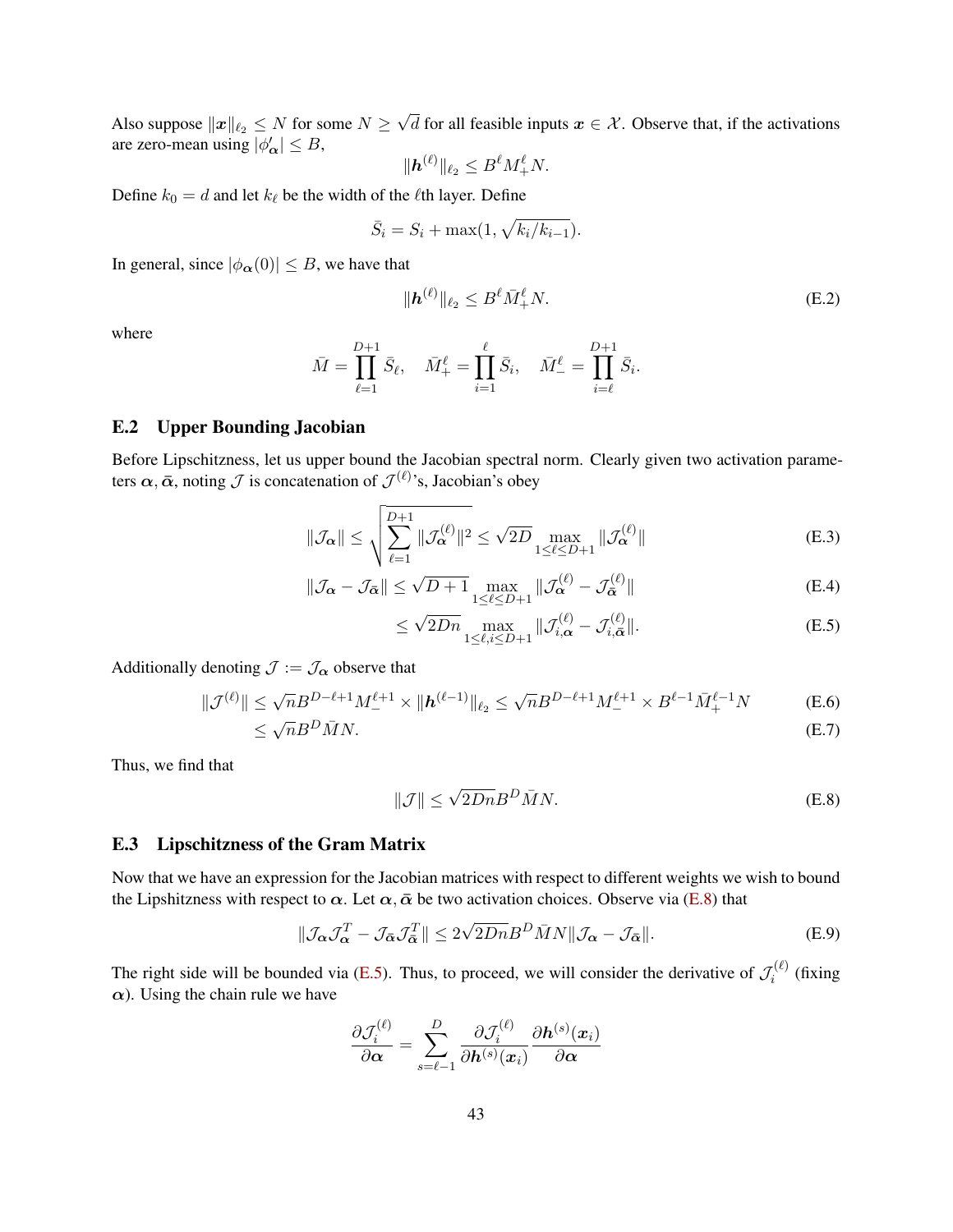Also suppose $\|\boldsymbol{x}\|_{\ell_2} \leq N$ for some $N \geq \sqrt{d}$ for all feasible inputs $\boldsymbol{x} \in \mathcal{X}$. Observe that, if the activations are zero-mean using $|\phi'_{\boldsymbol{\alpha}}| \leq B$,

$$\|\boldsymbol{h}^{(\ell)}\|_{\ell_2} \leq B^{\ell} M_{+}^{\ell} N.$$

Define $k_0 = d$ and let $k_\ell$ be the width of the $\ell$th layer. Define

$$\bar{S}_i = S_i + \max(1, \sqrt{k_i/k_{i-1}}).$$

In general, since $|\phi_{\boldsymbol{\alpha}}(0)| \leq B$, we have that

$$\|\boldsymbol{h}^{(\ell)}\|_{\ell_2} \leq B^{\ell} \bar{M}_{+}^{\ell} N. \tag{E.2}$$

where

$$\bar{M} = \prod_{\ell=1}^{D+1} \bar{S}_\ell, \quad \bar{M}_{+}^{\ell} = \prod_{i=1}^{\ell} \bar{S}_i, \quad \bar{M}_{-}^{\ell} = \prod_{i=\ell}^{D+1} \bar{S}_i.$$

## E.2 Upper Bounding Jacobian

Before Lipschitzness, let us upper bound the Jacobian spectral norm. Clearly given two activation parameters $\boldsymbol{\alpha}, \bar{\boldsymbol{\alpha}}$, noting $\mathcal{J}$ is concatenation of $\mathcal{J}^{(\ell)}$'s, Jacobian's obey

$$\|\mathcal{J}_{\boldsymbol{\alpha}}\| \leq \sqrt{\sum_{\ell=1}^{D+1} \|\mathcal{J}_{\boldsymbol{\alpha}}^{(\ell)}\|^2} \leq \sqrt{2D} \max_{1 \leq \ell \leq D+1} \|\mathcal{J}_{\boldsymbol{\alpha}}^{(\ell)}\| \tag{E.3}$$

$$\|\mathcal{J}_{\boldsymbol{\alpha}} - \mathcal{J}_{\bar{\boldsymbol{\alpha}}}\| \leq \sqrt{D+1} \max_{1 \leq \ell \leq D+1} \|\mathcal{J}_{\boldsymbol{\alpha}}^{(\ell)} - \mathcal{J}_{\bar{\boldsymbol{\alpha}}}^{(\ell)}\| \tag{E.4}$$

$$\leq \sqrt{2Dn} \max_{1 \leq \ell, i \leq D+1} \|\mathcal{J}_{i,\boldsymbol{\alpha}}^{(\ell)} - \mathcal{J}_{i,\bar{\boldsymbol{\alpha}}}^{(\ell)}\|. \tag{E.5}$$

Additionally denoting $\mathcal{J} := \mathcal{J}_{\boldsymbol{\alpha}}$ observe that

$$\|\mathcal{J}^{(\ell)}\| \leq \sqrt{n} B^{D-\ell+1} M_{-}^{\ell+1} \times \|\boldsymbol{h}^{(\ell-1)}\|_{\ell_2} \leq \sqrt{n} B^{D-\ell+1} M_{-}^{\ell+1} \times B^{\ell-1} \bar{M}_{+}^{\ell-1} N \tag{E.6}$$

$$\leq \sqrt{n} B^{D} \bar{M} N. \tag{E.7}$$

Thus, we find that

$$\|\mathcal{J}\| \leq \sqrt{2Dn} B^{D} \bar{M} N. \tag{E.8}$$

## E.3 Lipschitzness of the Gram Matrix

Now that we have an expression for the Jacobian matrices with respect to different weights we wish to bound the Lipshitzness with respect to $\boldsymbol{\alpha}$. Let $\boldsymbol{\alpha}, \bar{\boldsymbol{\alpha}}$ be two activation choices. Observe via (E.8) that

$$\|\mathcal{J}_{\boldsymbol{\alpha}} \mathcal{J}_{\boldsymbol{\alpha}}^T - \mathcal{J}_{\bar{\boldsymbol{\alpha}}} \mathcal{J}_{\bar{\boldsymbol{\alpha}}}^T\| \leq 2\sqrt{2Dn} B^{D} \bar{M} N \|\mathcal{J}_{\boldsymbol{\alpha}} - \mathcal{J}_{\bar{\boldsymbol{\alpha}}}\|. \tag{E.9}$$

The right side will be bounded via (E.5). Thus, to proceed, we will consider the derivative of $\mathcal{J}_i^{(\ell)}$ (fixing $\boldsymbol{\alpha}$). Using the chain rule we have

$$\frac{\partial \mathcal{J}_i^{(\ell)}}{\partial \boldsymbol{\alpha}} = \sum_{s=\ell-1}^{D} \frac{\partial \mathcal{J}_i^{(\ell)}}{\partial \boldsymbol{h}^{(s)}(\boldsymbol{x}_i)} \frac{\partial \boldsymbol{h}^{(s)}(\boldsymbol{x}_i)}{\partial \boldsymbol{\alpha}}$$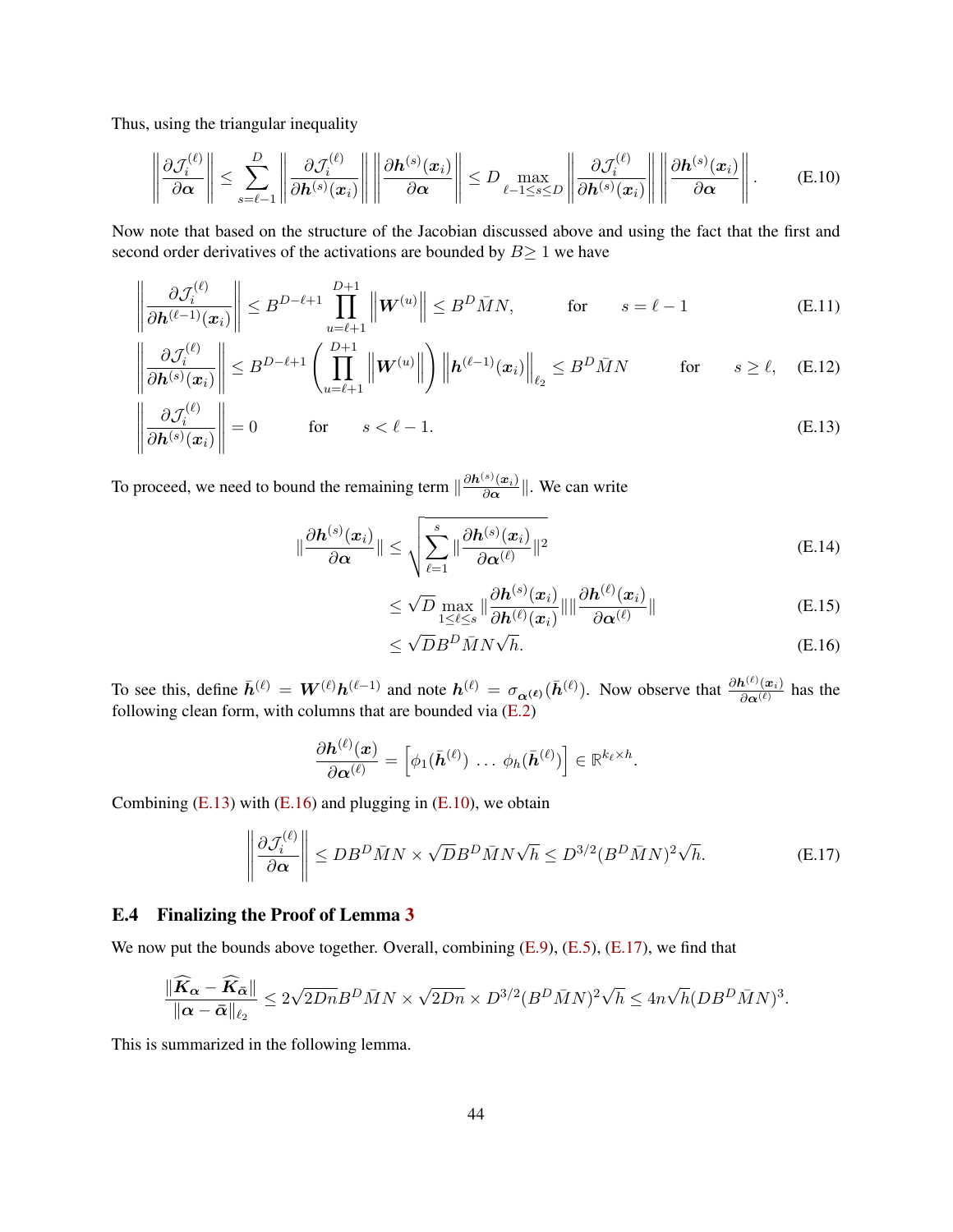Thus, using the triangular inequality

$$\left\| \frac{\partial \mathcal{J}_i^{(\ell)}}{\partial \boldsymbol{\alpha}} \right\| \leq \sum_{s=\ell-1}^{D} \left\| \frac{\partial \mathcal{J}_i^{(\ell)}}{\partial \boldsymbol{h}^{(s)}(\boldsymbol{x}_i)} \right\| \left\| \frac{\partial \boldsymbol{h}^{(s)}(\boldsymbol{x}_i)}{\partial \boldsymbol{\alpha}} \right\| \leq D \max_{\ell-1 \leq s \leq D} \left\| \frac{\partial \mathcal{J}_i^{(\ell)}}{\partial \boldsymbol{h}^{(s)}(\boldsymbol{x}_i)} \right\| \left\| \frac{\partial \boldsymbol{h}^{(s)}(\boldsymbol{x}_i)}{\partial \boldsymbol{\alpha}} \right\|. \tag{E.10}$$

Now note that based on the structure of the Jacobian discussed above and using the fact that the first and second order derivatives of the activations are bounded by $B \geq 1$ we have

$$\left\| \frac{\partial \mathcal{J}_i^{(\ell)}}{\partial \boldsymbol{h}^{(\ell-1)}(\boldsymbol{x}_i)} \right\| \leq B^{D-\ell+1} \prod_{u=\ell+1}^{D+1} \left\| \boldsymbol{W}^{(u)} \right\| \leq B^D \bar{M} N, \qquad \text{for} \qquad s = \ell - 1 \tag{E.11}$$

$$\left\| \frac{\partial \mathcal{J}_i^{(\ell)}}{\partial \boldsymbol{h}^{(s)}(\boldsymbol{x}_i)} \right\| \leq B^{D-\ell+1} \left( \prod_{u=\ell+1}^{D+1} \left\| \boldsymbol{W}^{(u)} \right\| \right) \left\| \boldsymbol{h}^{(\ell-1)}(\boldsymbol{x}_i) \right\|_{\ell_2} \leq B^D \bar{M} N \qquad \text{for} \qquad s \geq \ell, \tag{E.12}$$

$$\left\| \frac{\partial \mathcal{J}_i^{(\ell)}}{\partial \boldsymbol{h}^{(s)}(\boldsymbol{x}_i)} \right\| = 0 \qquad \text{for} \qquad s < \ell - 1. \tag{E.13}$$

To proceed, we need to bound the remaining term $\|\frac{\partial \boldsymbol{h}^{(s)}(\boldsymbol{x}_i)}{\partial \boldsymbol{\alpha}}\|$. We can write

$$\|\frac{\partial \boldsymbol{h}^{(s)}(\boldsymbol{x}_i)}{\partial \boldsymbol{\alpha}}\| \leq \sqrt{\sum_{\ell=1}^{s} \|\frac{\partial \boldsymbol{h}^{(s)}(\boldsymbol{x}_i)}{\partial \boldsymbol{\alpha}^{(\ell)}}\|^2} \tag{E.14}$$

$$\leq \sqrt{D} \max_{1 \leq \ell \leq s} \|\frac{\partial \boldsymbol{h}^{(s)}(\boldsymbol{x}_i)}{\partial \boldsymbol{h}^{(\ell)}(\boldsymbol{x}_i)}\| \|\frac{\partial \boldsymbol{h}^{(\ell)}(\boldsymbol{x}_i)}{\partial \boldsymbol{\alpha}^{(\ell)}}\| \tag{E.15}$$

$$\leq \sqrt{D} B^D \bar{M} N \sqrt{h}. \tag{E.16}$$

To see this, define $\bar{\boldsymbol{h}}^{(\ell)} = \boldsymbol{W}^{(\ell)} \boldsymbol{h}^{(\ell-1)}$ and note $\boldsymbol{h}^{(\ell)} = \sigma_{\boldsymbol{\alpha}^{(\ell)}}(\bar{\boldsymbol{h}}^{(\ell)})$. Now observe that $\frac{\partial \boldsymbol{h}^{(\ell)}(\boldsymbol{x}_i)}{\partial \boldsymbol{\alpha}^{(\ell)}}$ has the following clean form, with columns that are bounded via (E.2)

$$\frac{\partial \boldsymbol{h}^{(\ell)}(\boldsymbol{x})}{\partial \boldsymbol{\alpha}^{(\ell)}} = \begin{bmatrix} \phi_1(\bar{\boldsymbol{h}}^{(\ell)}) & \dots & \phi_h(\bar{\boldsymbol{h}}^{(\ell)}) \end{bmatrix} \in \mathbb{R}^{k_\ell \times h}.$$

Combining (E.13) with (E.16) and plugging in (E.10), we obtain

$$\left\| \frac{\partial \mathcal{J}_i^{(\ell)}}{\partial \boldsymbol{\alpha}} \right\| \leq D B^D \bar{M} N \times \sqrt{D} B^D \bar{M} N \sqrt{h} \leq D^{3/2} (B^D \bar{M} N)^2 \sqrt{h}. \tag{E.17}$$

### E.4 Finalizing the Proof of Lemma 3

We now put the bounds above together. Overall, combining (E.9), (E.5), (E.17), we find that

$$\frac{\|\widehat{\boldsymbol{K}}_{\boldsymbol{\alpha}} - \widehat{\boldsymbol{K}}_{\bar{\boldsymbol{\alpha}}}\|}{\|\boldsymbol{\alpha} - \bar{\boldsymbol{\alpha}}\|_{\ell_2}} \leq 2\sqrt{2Dn} B^D \bar{M} N \times \sqrt{2Dn} \times D^{3/2} (B^D \bar{M} N)^2 \sqrt{h} \leq 4n\sqrt{h} (D B^D \bar{M} N)^3.$$

This is summarized in the following lemma.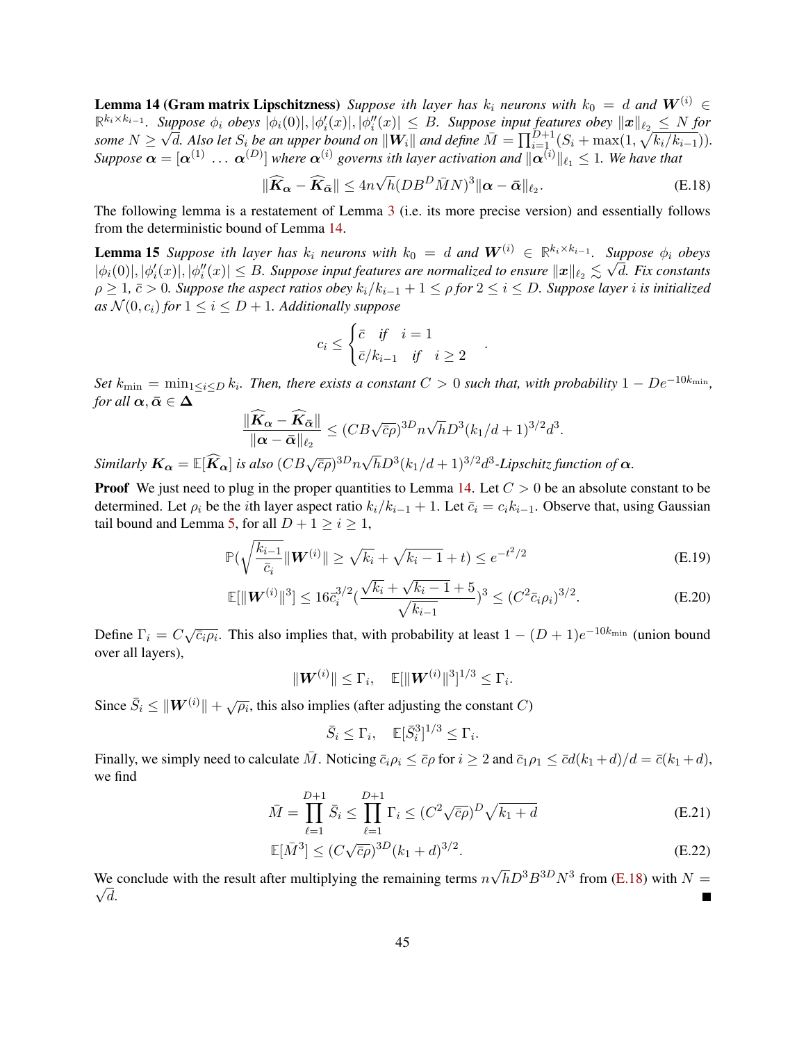**Lemma 14 (Gram matrix Lipschitzness)** *Suppose $i$th layer has $k_i$ neurons with $k_0 = d$ and $\boldsymbol{W}^{(i)} \in \mathbb{R}^{k_i \times k_{i-1}}$. Suppose $\phi_i$ obeys $|\phi_i(0)|, |\phi_i'(x)|, |\phi_i''(x)| \le B$. Suppose input features obey $\|\boldsymbol{x}\|_{\ell_2} \le N$ for some $N \ge \sqrt{d}$. Also let $S_i$ be an upper bound on $\|\boldsymbol{W}_i\|$ and define $\bar{M} = \prod_{i=1}^{D+1}(S_i + \max(1, \sqrt{k_i/k_{i-1}}))$. Suppose $\boldsymbol{\alpha} = [\boldsymbol{\alpha}^{(1)} \ \dots \ \boldsymbol{\alpha}^{(D)}]$ where $\boldsymbol{\alpha}^{(i)}$ governs $i$th layer activation and $\|\boldsymbol{\alpha}^{(i)}\|_{\ell_1} \le 1$. We have that*

$$\|\widehat{\boldsymbol{K}}_{\boldsymbol{\alpha}} - \widehat{\boldsymbol{K}}_{\bar{\boldsymbol{\alpha}}}\| \le 4n\sqrt{h}(DB^D\bar{M}N)^3\|\boldsymbol{\alpha} - \bar{\boldsymbol{\alpha}}\|_{\ell_2}. \tag{E.18}$$

The following lemma is a restatement of Lemma 3 (i.e. its more precise version) and essentially follows from the deterministic bound of Lemma 14.

**Lemma 15** *Suppose $i$th layer has $k_i$ neurons with $k_0 = d$ and $\boldsymbol{W}^{(i)} \in \mathbb{R}^{k_i \times k_{i-1}}$. Suppose $\phi_i$ obeys $|\phi_i(0)|, |\phi_i'(x)|, |\phi_i''(x)| \le B$. Suppose input features are normalized to ensure $\|\boldsymbol{x}\|_{\ell_2} \lesssim \sqrt{d}$. Fix constants $\rho \ge 1$, $\bar{c} > 0$. Suppose the aspect ratios obey $k_i/k_{i-1} + 1 \le \rho$ for $2 \le i \le D$. Suppose layer $i$ is initialized as $\mathcal{N}(0, c_i)$ for $1 \le i \le D+1$. Additionally suppose*

$$c_i \le \begin{cases} \bar{c} & \text{if} \quad i = 1 \\ \bar{c}/k_{i-1} & \text{if} \quad i \ge 2 \end{cases}.$$

*Set $k_{\min} = \min_{1 \le i \le D} k_i$. Then, there exists a constant $C > 0$ such that, with probability $1 - De^{-10k_{\min}}$, for all $\boldsymbol{\alpha}, \bar{\boldsymbol{\alpha}} \in \boldsymbol{\Delta}$*

$$\frac{\|\widehat{\boldsymbol{K}}_{\boldsymbol{\alpha}} - \widehat{\boldsymbol{K}}_{\bar{\boldsymbol{\alpha}}}\|}{\|\boldsymbol{\alpha} - \bar{\boldsymbol{\alpha}}\|_{\ell_2}} \le (CB\sqrt{\bar{c}}\rho)^{3D} n\sqrt{h}D^3(k_1/d + 1)^{3/2}d^3.$$

*Similarly $\boldsymbol{K}_{\boldsymbol{\alpha}} = \mathbb{E}[\widehat{\boldsymbol{K}}_{\boldsymbol{\alpha}}]$ is also $(CB\sqrt{\bar{c}}\rho)^{3D} n\sqrt{h}D^3(k_1/d + 1)^{3/2}d^3$-Lipschitz function of $\boldsymbol{\alpha}$.*

**Proof** We just need to plug in the proper quantities to Lemma 14. Let $C > 0$ be an absolute constant to be determined. Let $\rho_i$ be the $i$th layer aspect ratio $k_i/k_{i-1} + 1$. Let $\bar{c}_i = c_i k_{i-1}$. Observe that, using Gaussian tail bound and Lemma 5, for all $D + 1 \ge i \ge 1$,

$$\mathbb{P}(\sqrt{\frac{k_{i-1}}{\bar{c}_i}}\|\boldsymbol{W}^{(i)}\| \ge \sqrt{k_i} + \sqrt{k_i - 1} + t) \le e^{-t^2/2} \tag{E.19}$$

$$\mathbb{E}[\|\boldsymbol{W}^{(i)}\|^3] \le 16\bar{c}_i^{3/2}(\frac{\sqrt{k_i} + \sqrt{k_i - 1} + 5}{\sqrt{k_{i-1}}})^3 \le (C^2\bar{c}_i\rho_i)^{3/2}. \tag{E.20}$$

Define $\Gamma_i = C\sqrt{\bar{c}_i\rho_i}$. This also implies that, with probability at least $1 - (D+1)e^{-10k_{\min}}$ (union bound over all layers),

$$\|\boldsymbol{W}^{(i)}\| \le \Gamma_i, \quad \mathbb{E}[\|\boldsymbol{W}^{(i)}\|^3]^{1/3} \le \Gamma_i.$$

Since $\bar{S}_i \le \|\boldsymbol{W}^{(i)}\| + \sqrt{\rho_i}$, this also implies (after adjusting the constant $C$)

$$\bar{S}_i \le \Gamma_i, \quad \mathbb{E}[\bar{S}_i^3]^{1/3} \le \Gamma_i.$$

Finally, we simply need to calculate $\bar{M}$. Noticing $\bar{c}_i\rho_i \le \bar{c}\rho$ for $i \ge 2$ and $\bar{c}_1\rho_1 \le \bar{c}d(k_1 + d)/d = \bar{c}(k_1 + d)$, we find

$$\bar{M} = \prod_{\ell=1}^{D+1}\bar{S}_i \le \prod_{\ell=1}^{D+1}\Gamma_i \le (C^2\sqrt{\bar{c}}\rho)^D\sqrt{k_1 + d} \tag{E.21}$$

$$\mathbb{E}[\bar{M}^3] \le (C\sqrt{\bar{c}}\rho)^{3D}(k_1 + d)^{3/2}. \tag{E.22}$$

We conclude with the result after multiplying the remaining terms $n\sqrt{h}D^3B^{3D}N^3$ from (E.18) with $N = \sqrt{d}$. ∎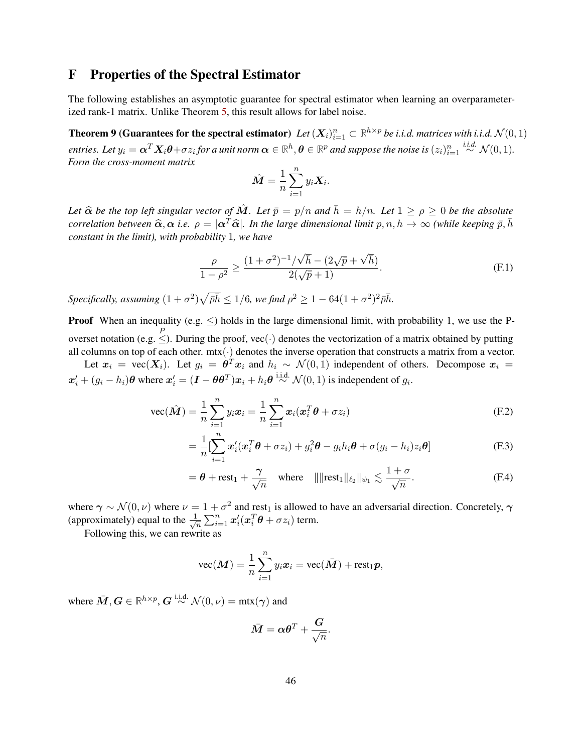# F Properties of the Spectral Estimator

The following establishes an asymptotic guarantee for spectral estimator when learning an overparameterized rank-1 matrix. Unlike Theorem 5, this result allows for label noise.

**Theorem 9 (Guarantees for the spectral estimator)** *Let $(\boldsymbol{X}_i)_{i=1}^n \subset \mathbb{R}^{h\times p}$ be i.i.d. matrices with i.i.d. $\mathcal{N}(0,1)$ entries. Let $y_i = \boldsymbol{\alpha}^T\boldsymbol{X}_i\boldsymbol{\theta}+\sigma z_i$ for a unit norm $\boldsymbol{\alpha} \in \mathbb{R}^h, \boldsymbol{\theta} \in \mathbb{R}^p$ and suppose the noise is $(z_i)_{i=1}^n \overset{i.i.d.}{\sim} \mathcal{N}(0,1)$. Form the cross-moment matrix*

$$\hat{\boldsymbol{M}} = \frac{1}{n}\sum_{i=1}^n y_i\boldsymbol{X}_i.$$

*Let $\widehat{\boldsymbol{\alpha}}$ be the top left singular vector of $\hat{\boldsymbol{M}}$. Let $\bar{p} = p/n$ and $\bar{h} = h/n$. Let $1 \geq \rho \geq 0$ be the absolute correlation between $\widehat{\boldsymbol{\alpha}}, \boldsymbol{\alpha}$ i.e. $\rho = |\boldsymbol{\alpha}^T\widehat{\boldsymbol{\alpha}}|$. In the large dimensional limit $p, n, h \to \infty$ (while keeping $\bar{p}, \bar{h}$ constant in the limit), with probability 1, we have*

$$\frac{\rho}{1-\rho^2} \geq \frac{(1+\sigma^2)^{-1}/\sqrt{\bar{h}} - (2\sqrt{\bar{p}}+\sqrt{\bar{h}})}{2(\sqrt{\bar{p}}+1)}. \tag{F.1}$$

*Specifically, assuming $(1+\sigma^2)\sqrt{\bar{p}\bar{h}} \leq 1/6$, we find $\rho^2 \geq 1 - 64(1+\sigma^2)^2\bar{p}\bar{h}$.*

**Proof** When an inequality (e.g. $\leq$) holds in the large dimensional limit, with probability 1, we use the P-overset notation (e.g. $\overset{P}{\leq}$). During the proof, $\text{vec}(\cdot)$ denotes the vectorization of a matrix obtained by putting all columns on top of each other. $\text{mtx}(\cdot)$ denotes the inverse operation that constructs a matrix from a vector.

Let $\boldsymbol{x}_i = \text{vec}(\boldsymbol{X}_i)$. Let $g_i = \boldsymbol{\theta}^T\boldsymbol{x}_i$ and $h_i \sim \mathcal{N}(0,1)$ independent of others. Decompose $\boldsymbol{x}_i = \boldsymbol{x}_i' + (g_i - h_i)\boldsymbol{\theta}$ where $\boldsymbol{x}_i' = (\boldsymbol{I} - \boldsymbol{\theta}\boldsymbol{\theta}^T)\boldsymbol{x}_i + h_i\boldsymbol{\theta} \overset{\text{i.i.d.}}{\sim} \mathcal{N}(0,1)$ is independent of $g_i$.

$$\text{vec}(\hat{\boldsymbol{M}}) = \frac{1}{n}\sum_{i=1}^n y_i\boldsymbol{x}_i = \frac{1}{n}\sum_{i=1}^n \boldsymbol{x}_i(\boldsymbol{x}_i^T\boldsymbol{\theta} + \sigma z_i) \tag{F.2}$$

$$= \frac{1}{n}[\sum_{i=1}^n \boldsymbol{x}_i'(\boldsymbol{x}_i^T\boldsymbol{\theta}+\sigma z_i) + g_i^2\boldsymbol{\theta} - g_ih_i\boldsymbol{\theta} + \sigma(g_i-h_i)z_i\boldsymbol{\theta}] \tag{F.3}$$

$$= \boldsymbol{\theta} + \text{rest}_1 + \frac{\boldsymbol{\gamma}}{\sqrt{n}} \quad \text{where} \quad \||\|\text{rest}_1\|_{\ell_2}\|_{\psi_1} \lesssim \frac{1+\sigma}{\sqrt{n}}. \tag{F.4}$$

where $\boldsymbol{\gamma} \sim \mathcal{N}(0,\nu)$ where $\nu = 1+\sigma^2$ and $\text{rest}_1$ is allowed to have an adversarial direction. Concretely, $\boldsymbol{\gamma}$ (approximately) equal to the $\frac{1}{\sqrt{n}}\sum_{i=1}^n \boldsymbol{x}_i'(\boldsymbol{x}_i^T\boldsymbol{\theta}+\sigma z_i)$ term.

Following this, we can rewrite as

$$\text{vec}(\boldsymbol{M}) = \frac{1}{n}\sum_{i=1}^n y_i\boldsymbol{x}_i = \text{vec}(\bar{\boldsymbol{M}}) + \text{rest}_1\boldsymbol{p},$$

where $\bar{\boldsymbol{M}}, \boldsymbol{G} \in \mathbb{R}^{h\times p}$, $\boldsymbol{G} \overset{\text{i.i.d.}}{\sim} \mathcal{N}(0,\nu) = \text{mtx}(\boldsymbol{\gamma})$ and

$$\bar{\boldsymbol{M}} = \boldsymbol{\alpha}\boldsymbol{\theta}^T + \frac{\boldsymbol{G}}{\sqrt{n}}.$$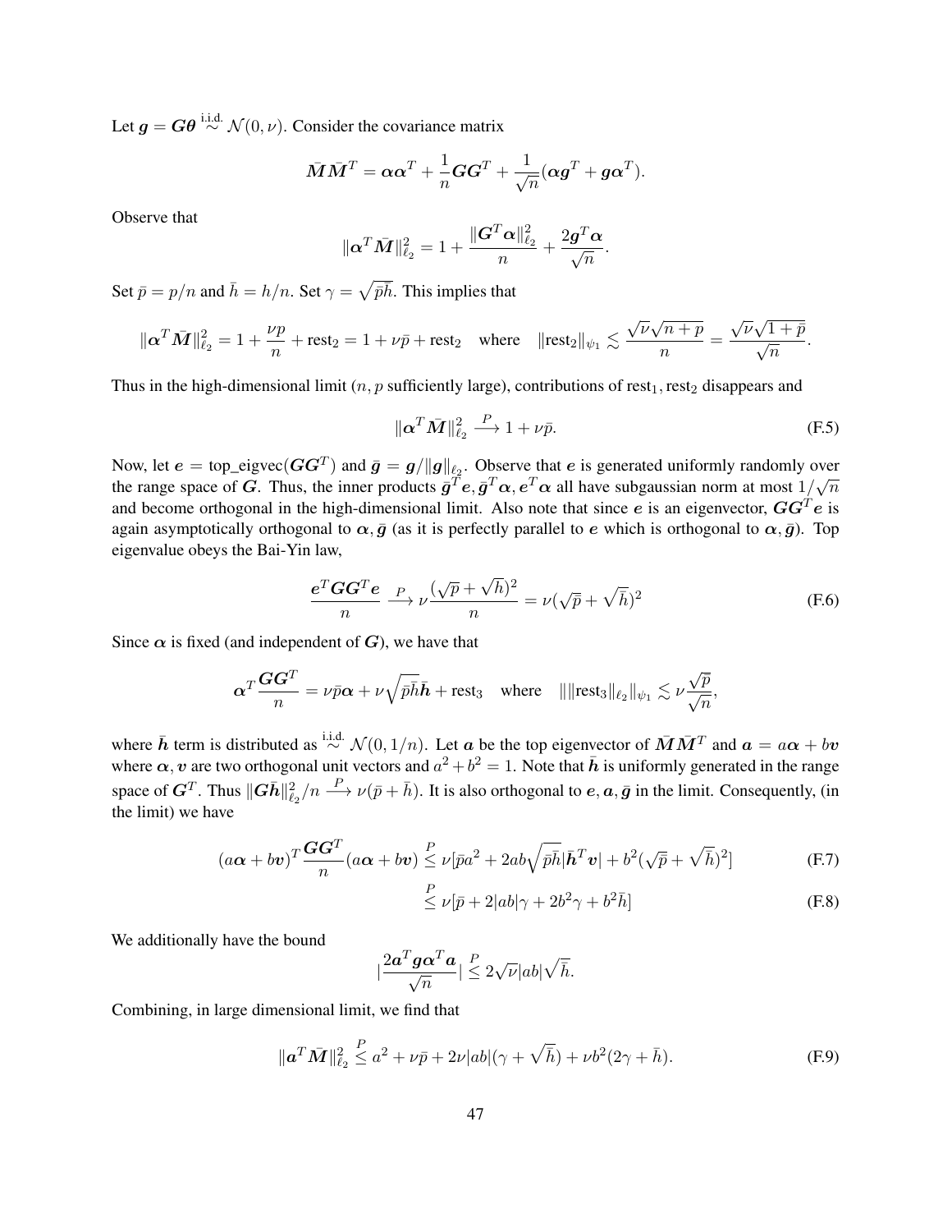Let $\boldsymbol{g} = \boldsymbol{G}\boldsymbol{\theta} \overset{\text{i.i.d.}}{\sim} \mathcal{N}(0, \nu)$. Consider the covariance matrix

$$\bar{\boldsymbol{M}}\bar{\boldsymbol{M}}^T = \boldsymbol{\alpha}\boldsymbol{\alpha}^T + \frac{1}{n}\boldsymbol{G}\boldsymbol{G}^T + \frac{1}{\sqrt{n}}(\boldsymbol{\alpha}\boldsymbol{g}^T + \boldsymbol{g}\boldsymbol{\alpha}^T).$$

Observe that

$$\|\boldsymbol{\alpha}^T\bar{\boldsymbol{M}}\|_{\ell_2}^2 = 1 + \frac{\|\boldsymbol{G}^T\boldsymbol{\alpha}\|_{\ell_2}^2}{n} + \frac{2\boldsymbol{g}^T\boldsymbol{\alpha}}{\sqrt{n}}.$$

Set $\bar{p} = p/n$ and $\bar{h} = h/n$. Set $\gamma = \sqrt{\bar{p}\bar{h}}$. This implies that

$$\|\boldsymbol{\alpha}^T\bar{\boldsymbol{M}}\|_{\ell_2}^2 = 1 + \frac{\nu p}{n} + \text{rest}_2 = 1 + \nu\bar{p} + \text{rest}_2 \quad \text{where} \quad \|\text{rest}_2\|_{\psi_1} \lesssim \frac{\sqrt{\nu}\sqrt{n+p}}{n} = \frac{\sqrt{\nu}\sqrt{1+\bar{p}}}{\sqrt{n}}.$$

Thus in the high-dimensional limit ($n, p$ sufficiently large), contributions of $\text{rest}_1, \text{rest}_2$ disappears and

$$\|\boldsymbol{\alpha}^T\bar{\boldsymbol{M}}\|_{\ell_2}^2 \xrightarrow{P} 1 + \nu\bar{p}. \tag{F.5}$$

Now, let $\boldsymbol{e} = \text{top\_eigvec}(\boldsymbol{G}\boldsymbol{G}^T)$ and $\bar{\boldsymbol{g}} = \boldsymbol{g}/\|\boldsymbol{g}\|_{\ell_2}$. Observe that $\boldsymbol{e}$ is generated uniformly randomly over the range space of $\boldsymbol{G}$. Thus, the inner products $\bar{\boldsymbol{g}}^T\boldsymbol{e}, \bar{\boldsymbol{g}}^T\boldsymbol{\alpha}, \boldsymbol{e}^T\boldsymbol{\alpha}$ all have subgaussian norm at most $1/\sqrt{n}$ and become orthogonal in the high-dimensional limit. Also note that since $\boldsymbol{e}$ is an eigenvector, $\boldsymbol{G}\boldsymbol{G}^T\boldsymbol{e}$ is again asymptotically orthogonal to $\boldsymbol{\alpha}, \bar{\boldsymbol{g}}$ (as it is perfectly parallel to $\boldsymbol{e}$ which is orthogonal to $\boldsymbol{\alpha}, \bar{\boldsymbol{g}}$). Top eigenvalue obeys the Bai-Yin law,

$$\frac{\boldsymbol{e}^T\boldsymbol{G}\boldsymbol{G}^T\boldsymbol{e}}{n} \xrightarrow{P} \nu\frac{(\sqrt{p}+\sqrt{h})^2}{n} = \nu(\sqrt{\bar{p}}+\sqrt{\bar{h}})^2 \tag{F.6}$$

Since $\boldsymbol{\alpha}$ is fixed (and independent of $\boldsymbol{G}$), we have that

$$\boldsymbol{\alpha}^T\frac{\boldsymbol{G}\boldsymbol{G}^T}{n} = \nu\bar{p}\boldsymbol{\alpha} + \nu\sqrt{\bar{p}\bar{h}}\bar{\boldsymbol{h}} + \text{rest}_3 \quad \text{where} \quad \|\|\text{rest}_3\|_{\ell_2}\|_{\psi_1} \lesssim \nu\frac{\sqrt{\bar{p}}}{\sqrt{n}},$$

where $\bar{\boldsymbol{h}}$ term is distributed as $\overset{\text{i.i.d.}}{\sim} \mathcal{N}(0, 1/n)$. Let $\boldsymbol{a}$ be the top eigenvector of $\bar{\boldsymbol{M}}\bar{\boldsymbol{M}}^T$ and $\boldsymbol{a} = a\boldsymbol{\alpha} + b\boldsymbol{v}$ where $\boldsymbol{\alpha}, \boldsymbol{v}$ are two orthogonal unit vectors and $a^2 + b^2 = 1$. Note that $\bar{\boldsymbol{h}}$ is uniformly generated in the range space of $\boldsymbol{G}^T$. Thus $\|\boldsymbol{G}\bar{\boldsymbol{h}}\|_{\ell_2}^2/n \xrightarrow{P} \nu(\bar{p}+\bar{h})$. It is also orthogonal to $\boldsymbol{e}, \boldsymbol{a}, \bar{\boldsymbol{g}}$ in the limit. Consequently, (in the limit) we have

$$(a\boldsymbol{\alpha}+b\boldsymbol{v})^T\frac{\boldsymbol{G}\boldsymbol{G}^T}{n}(a\boldsymbol{\alpha}+b\boldsymbol{v}) \overset{P}{\leq} \nu[\bar{p}a^2 + 2ab\sqrt{\bar{p}\bar{h}}|\bar{\boldsymbol{h}}^T\boldsymbol{v}| + b^2(\sqrt{\bar{p}}+\sqrt{\bar{h}})^2] \tag{F.7}$$

$$\overset{P}{\leq} \nu[\bar{p} + 2|ab|\gamma + 2b^2\gamma + b^2\bar{h}] \tag{F.8}$$

We additionally have the bound

$$|\frac{2\boldsymbol{a}^T\boldsymbol{g}\boldsymbol{\alpha}^T\boldsymbol{a}}{\sqrt{n}}| \overset{P}{\leq} 2\sqrt{\nu}|ab|\sqrt{\bar{h}}.$$

Combining, in large dimensional limit, we find that

$$\|\boldsymbol{a}^T\bar{\boldsymbol{M}}\|_{\ell_2}^2 \overset{P}{\leq} a^2 + \nu\bar{p} + 2\nu|ab|(\gamma + \sqrt{\bar{h}}) + \nu b^2(2\gamma + \bar{h}). \tag{F.9}$$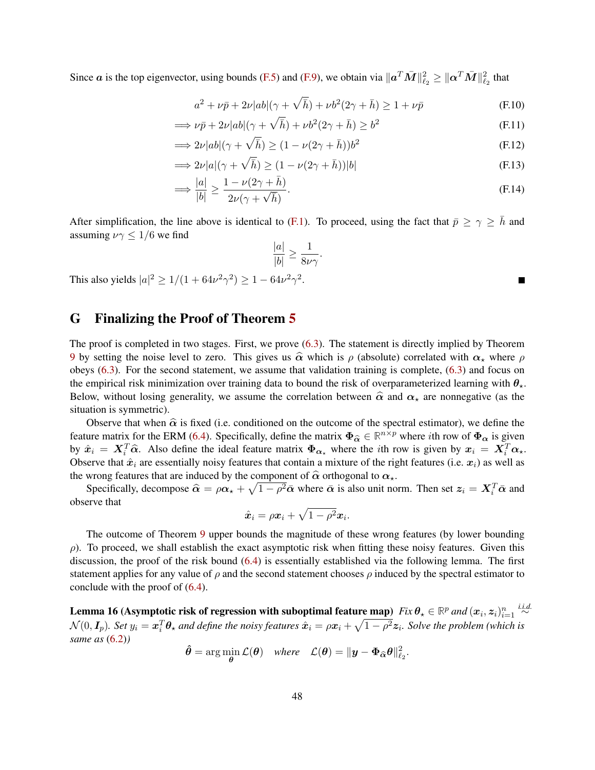Since $\boldsymbol{a}$ is the top eigenvector, using bounds (F.5) and (F.9), we obtain via $\|\boldsymbol{a}^T\bar{\boldsymbol{M}}\|_{\ell_2}^2 \geq \|\boldsymbol{\alpha}^T\bar{\boldsymbol{M}}\|_{\ell_2}^2$ that

$$a^2 + \nu\bar{p} + 2\nu|ab|(\gamma + \sqrt{\bar{h}}) + \nu b^2(2\gamma + \bar{h}) \geq 1 + \nu\bar{p} \tag{F.10}$$

$$\implies \nu\bar{p} + 2\nu|ab|(\gamma + \sqrt{\bar{h}}) + \nu b^2(2\gamma + \bar{h}) \geq b^2 \tag{F.11}$$

$$\implies 2\nu|ab|(\gamma + \sqrt{\bar{h}}) \geq (1 - \nu(2\gamma + \bar{h}))b^2 \tag{F.12}$$

$$\implies 2\nu|a|(\gamma + \sqrt{\bar{h}}) \geq (1 - \nu(2\gamma + \bar{h}))|b| \tag{F.13}$$

$$\implies \frac{|a|}{|b|} \geq \frac{1 - \nu(2\gamma + \bar{h})}{2\nu(\gamma + \sqrt{\bar{h}})}. \tag{F.14}$$

After simplification, the line above is identical to (F.1). To proceed, using the fact that $\bar{p} \geq \gamma \geq \bar{h}$ and assuming $\nu\gamma \leq 1/6$ we find

$$\frac{|a|}{|b|} \geq \frac{1}{8\nu\gamma}.$$

This also yields $|a|^2 \geq 1/(1 + 64\nu^2\gamma^2) \geq 1 - 64\nu^2\gamma^2$. ∎

# G Finalizing the Proof of Theorem 5

The proof is completed in two stages. First, we prove (6.3). The statement is directly implied by Theorem 9 by setting the noise level to zero. This gives us $\widehat{\boldsymbol{\alpha}}$ which is $\rho$ (absolute) correlated with $\boldsymbol{\alpha}_\star$ where $\rho$ obeys (6.3). For the second statement, we assume that validation training is complete, (6.3) and focus on the empirical risk minimization over training data to bound the risk of overparameterized learning with $\boldsymbol{\theta}_\star$. Below, without losing generality, we assume the correlation between $\widehat{\boldsymbol{\alpha}}$ and $\boldsymbol{\alpha}_\star$ are nonnegative (as the situation is symmetric).

Observe that when $\widehat{\boldsymbol{\alpha}}$ is fixed (i.e. conditioned on the outcome of the spectral estimator), we define the feature matrix for the ERM (6.4). Specifically, define the matrix $\boldsymbol{\Phi}_{\widehat{\boldsymbol{\alpha}}} \in \mathbb{R}^{n\times p}$ where $i$th row of $\boldsymbol{\Phi}_{\boldsymbol{\alpha}}$ is given by $\hat{\boldsymbol{x}}_i = \boldsymbol{X}_i^T\widehat{\boldsymbol{\alpha}}$. Also define the ideal feature matrix $\boldsymbol{\Phi}_{\boldsymbol{\alpha}_\star}$ where the $i$th row is given by $\boldsymbol{x}_i = \boldsymbol{X}_i^T\boldsymbol{\alpha}_\star$. Observe that $\hat{\boldsymbol{x}}_i$ are essentially noisy features that contain a mixture of the right features (i.e. $\boldsymbol{x}_i$) as well as the wrong features that are induced by the component of $\widehat{\boldsymbol{\alpha}}$ orthogonal to $\boldsymbol{\alpha}_\star$.

Specifically, decompose $\widehat{\boldsymbol{\alpha}} = \rho\boldsymbol{\alpha}_\star + \sqrt{1-\rho^2}\bar{\boldsymbol{\alpha}}$ where $\bar{\boldsymbol{\alpha}}$ is also unit norm. Then set $\boldsymbol{z}_i = \boldsymbol{X}_i^T\bar{\boldsymbol{\alpha}}$ and observe that

$$\hat{\boldsymbol{x}}_i = \rho\boldsymbol{x}_i + \sqrt{1-\rho^2}\boldsymbol{x}_i.$$

The outcome of Theorem 9 upper bounds the magnitude of these wrong features (by lower bounding $\rho$). To proceed, we shall establish the exact asymptotic risk when fitting these noisy features. Given this discussion, the proof of the risk bound (6.4) is essentially established via the following lemma. The first statement applies for any value of $\rho$ and the second statement chooses $\rho$ induced by the spectral estimator to conclude with the proof of (6.4).

**Lemma 16 (Asymptotic risk of regression with suboptimal feature map)** *Fix $\boldsymbol{\theta}_\star \in \mathbb{R}^p$ and $(\boldsymbol{x}_i, \boldsymbol{z}_i)_{i=1}^n \overset{i.i.d.}{\sim} \mathcal{N}(0, \boldsymbol{I}_p)$. Set $y_i = \boldsymbol{x}_i^T\boldsymbol{\theta}_\star$ and define the noisy features $\hat{\boldsymbol{x}}_i = \rho\boldsymbol{x}_i + \sqrt{1-\rho^2}\boldsymbol{z}_i$. Solve the problem (which is same as (6.2))*

$$\hat{\boldsymbol{\theta}} = \arg\min_{\boldsymbol{\theta}} \mathcal{L}(\boldsymbol{\theta}) \quad \textit{where} \quad \mathcal{L}(\boldsymbol{\theta}) = \|\boldsymbol{y} - \boldsymbol{\Phi}_{\widehat{\boldsymbol{\alpha}}}\boldsymbol{\theta}\|_{\ell_2}^2.$$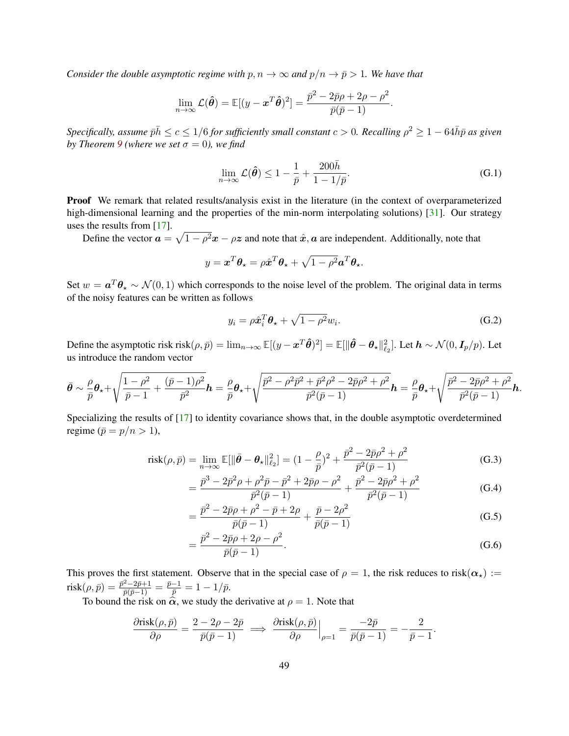*Consider the double asymptotic regime with $p, n \to \infty$ and $p/n \to \bar{p} > 1$. We have that*

$$\lim_{n\to\infty} \mathcal{L}(\hat{\boldsymbol{\theta}}) = \mathbb{E}[(y - \boldsymbol{x}^T\hat{\boldsymbol{\theta}})^2] = \frac{\bar{p}^2 - 2\bar{p}\rho + 2\rho - \rho^2}{\bar{p}(\bar{p}-1)}.$$

*Specifically, assume $\bar{p}\bar{h} \le c \le 1/6$ for sufficiently small constant $c > 0$. Recalling $\rho^2 \ge 1 - 64\bar{h}\bar{p}$ as given by Theorem 9 (where we set $\sigma = 0$), we find*

$$\lim_{n\to\infty} \mathcal{L}(\hat{\boldsymbol{\theta}}) \le 1 - \frac{1}{\bar{p}} + \frac{200\bar{h}}{1 - 1/\bar{p}}. \tag{G.1}$$

**Proof** We remark that related results/analysis exist in the literature (in the context of overparameterized high-dimensional learning and the properties of the min-norm interpolating solutions) [31]. Our strategy uses the results from [17].

Define the vector $\boldsymbol{a} = \sqrt{1-\rho^2}\boldsymbol{x} - \rho\boldsymbol{z}$ and note that $\hat{\boldsymbol{x}}, \boldsymbol{a}$ are independent. Additionally, note that

$$y = \boldsymbol{x}^T\boldsymbol{\theta}_\star = \rho\hat{\boldsymbol{x}}^T\boldsymbol{\theta}_\star + \sqrt{1-\rho^2}\boldsymbol{a}^T\boldsymbol{\theta}_\star.$$

Set $w = \boldsymbol{a}^T\boldsymbol{\theta}_\star \sim \mathcal{N}(0,1)$ which corresponds to the noise level of the problem. The original data in terms of the noisy features can be written as follows

$$y_i = \rho\hat{\boldsymbol{x}}_i^T\boldsymbol{\theta}_\star + \sqrt{1-\rho^2}w_i. \tag{G.2}$$

Define the asymptotic risk $\text{risk}(\rho, \bar{p}) = \lim_{n\to\infty} \mathbb{E}[(y - \boldsymbol{x}^T\hat{\boldsymbol{\theta}})^2] = \mathbb{E}[\|\hat{\boldsymbol{\theta}} - \boldsymbol{\theta}_\star\|_{\ell_2}^2]$. Let $\boldsymbol{h} \sim \mathcal{N}(0, \boldsymbol{I}_p/p)$. Let us introduce the random vector

$$\bar{\boldsymbol{\theta}} \sim \frac{\rho}{\bar{p}}\boldsymbol{\theta}_\star + \sqrt{\frac{1-\rho^2}{\bar{p}-1} + \frac{(\bar{p}-1)\rho^2}{\bar{p}^2}}\boldsymbol{h} = \frac{\rho}{\bar{p}}\boldsymbol{\theta}_\star + \sqrt{\frac{\bar{p}^2 - \rho^2\bar{p}^2 + \bar{p}^2\rho^2 - 2\bar{p}\rho^2 + \rho^2}{\bar{p}^2(\bar{p}-1)}}\boldsymbol{h} = \frac{\rho}{\bar{p}}\boldsymbol{\theta}_\star + \sqrt{\frac{\bar{p}^2 - 2\bar{p}\rho^2 + \rho^2}{\bar{p}^2(\bar{p}-1)}}\boldsymbol{h}.$$

Specializing the results of [17] to identity covariance shows that, in the double asymptotic overdetermined regime ($\bar{p} = p/n > 1$),

$$\text{risk}(\rho, \bar{p}) = \lim_{n\to\infty} \mathbb{E}[\|\bar{\boldsymbol{\theta}} - \boldsymbol{\theta}_\star\|_{\ell_2}^2] = (1 - \frac{\rho}{\bar{p}})^2 + \frac{\bar{p}^2 - 2\bar{p}\rho^2 + \rho^2}{\bar{p}^2(\bar{p}-1)} \tag{G.3}$$

$$= \frac{\bar{p}^3 - 2\bar{p}^2\rho + \rho^2\bar{p} - \bar{p}^2 + 2\bar{p}\rho - \rho^2}{\bar{p}^2(\bar{p}-1)} + \frac{\bar{p}^2 - 2\bar{p}\rho^2 + \rho^2}{\bar{p}^2(\bar{p}-1)} \tag{G.4}$$

$$= \frac{\bar{p}^2 - 2\bar{p}\rho + \rho^2 - \bar{p} + 2\rho}{\bar{p}(\bar{p}-1)} + \frac{\bar{p} - 2\rho^2}{\bar{p}(\bar{p}-1)} \tag{G.5}$$

$$= \frac{\bar{p}^2 - 2\bar{p}\rho + 2\rho - \rho^2}{\bar{p}(\bar{p}-1)}. \tag{G.6}$$

This proves the first statement. Observe that in the special case of $\rho = 1$, the risk reduces to $\text{risk}(\boldsymbol{\alpha}_\star) := \text{risk}(\rho, \bar{p}) = \frac{\bar{p}^2 - 2\bar{p} + 1}{\bar{p}(\bar{p}-1)} = \frac{\bar{p}-1}{\bar{p}} = 1 - 1/\bar{p}$.

To bound the risk on $\hat{\boldsymbol{\alpha}}$, we study the derivative at $\rho = 1$. Note that

$$\frac{\partial \text{risk}(\rho, \bar{p})}{\partial \rho} = \frac{2 - 2\rho - 2\bar{p}}{\bar{p}(\bar{p}-1)} \implies \frac{\partial \text{risk}(\rho, \bar{p})}{\partial \rho}\Big|_{\rho=1} = \frac{-2\bar{p}}{\bar{p}(\bar{p}-1)} = -\frac{2}{\bar{p}-1}.$$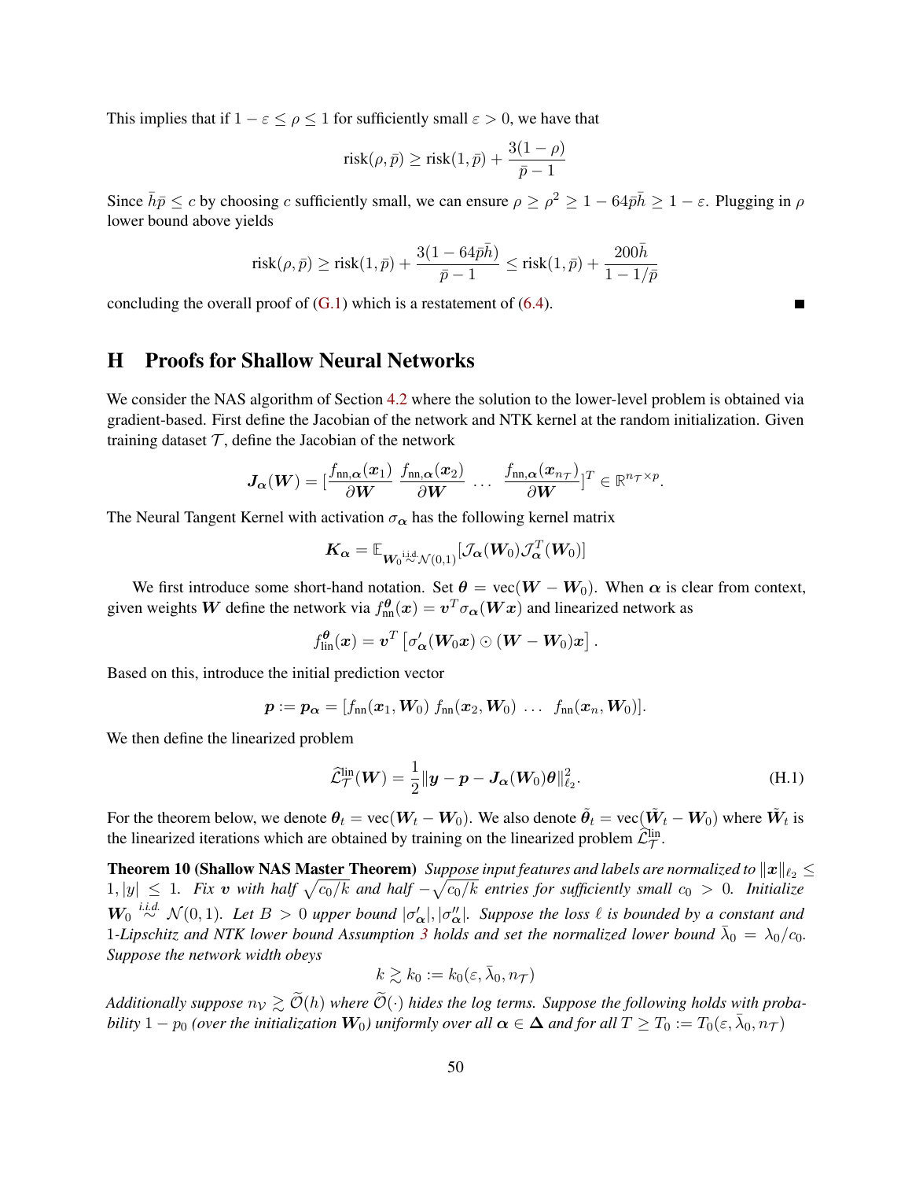This implies that if $1 - \varepsilon \leq \rho \leq 1$ for sufficiently small $\varepsilon > 0$, we have that

$$\text{risk}(\rho, \bar{p}) \geq \text{risk}(1, \bar{p}) + \frac{3(1-\rho)}{\bar{p}-1}$$

Since $\bar{h}\bar{p} \leq c$ by choosing $c$ sufficiently small, we can ensure $\rho \geq \rho^2 \geq 1 - 64\bar{p}\bar{h} \geq 1 - \varepsilon$. Plugging in $\rho$ lower bound above yields

$$\text{risk}(\rho, \bar{p}) \geq \text{risk}(1, \bar{p}) + \frac{3(1-64\bar{p}\bar{h})}{\bar{p}-1} \leq \text{risk}(1, \bar{p}) + \frac{200\bar{h}}{1 - 1/\bar{p}}$$

concluding the overall proof of (G.1) which is a restatement of (6.4). ■

# H Proofs for Shallow Neural Networks

We consider the NAS algorithm of Section 4.2 where the solution to the lower-level problem is obtained via gradient-based. First define the Jacobian of the network and NTK kernel at the random initialization. Given training dataset $\mathcal{T}$, define the Jacobian of the network

$$\boldsymbol{J}_{\boldsymbol{\alpha}}(\boldsymbol{W}) = [\frac{f_{\text{nn},\boldsymbol{\alpha}}(\boldsymbol{x}_1)}{\partial \boldsymbol{W}} \; \frac{f_{\text{nn},\boldsymbol{\alpha}}(\boldsymbol{x}_2)}{\partial \boldsymbol{W}} \; \dots \; \frac{f_{\text{nn},\boldsymbol{\alpha}}(\boldsymbol{x}_{n_\mathcal{T}})}{\partial \boldsymbol{W}}]^T \in \mathbb{R}^{n_\mathcal{T} \times p}.$$

The Neural Tangent Kernel with activation $\sigma_{\boldsymbol{\alpha}}$ has the following kernel matrix

$$\boldsymbol{K}_{\boldsymbol{\alpha}} = \mathbb{E}_{\boldsymbol{W}_0 \overset{\text{i.i.d.}}{\sim} \mathcal{N}(0,1)}[\mathcal{J}_{\boldsymbol{\alpha}}(\boldsymbol{W}_0)\mathcal{J}_{\boldsymbol{\alpha}}^T(\boldsymbol{W}_0)]$$

We first introduce some short-hand notation. Set $\boldsymbol{\theta} = \text{vec}(\boldsymbol{W} - \boldsymbol{W}_0)$. When $\boldsymbol{\alpha}$ is clear from context, given weights $\boldsymbol{W}$ define the network via $f_{\text{nn}}^{\boldsymbol{\theta}}(\boldsymbol{x}) = \boldsymbol{v}^T\sigma_{\boldsymbol{\alpha}}(\boldsymbol{W}\boldsymbol{x})$ and linearized network as

$$f_{\text{lin}}^{\boldsymbol{\theta}}(\boldsymbol{x}) = \boldsymbol{v}^T\left[\sigma_{\boldsymbol{\alpha}}'(\boldsymbol{W}_0\boldsymbol{x}) \odot (\boldsymbol{W} - \boldsymbol{W}_0)\boldsymbol{x}\right].$$

Based on this, introduce the initial prediction vector

$$\boldsymbol{p} := \boldsymbol{p}_{\boldsymbol{\alpha}} = [f_{\text{nn}}(\boldsymbol{x}_1, \boldsymbol{W}_0) \; f_{\text{nn}}(\boldsymbol{x}_2, \boldsymbol{W}_0) \; \dots \; f_{\text{nn}}(\boldsymbol{x}_n, \boldsymbol{W}_0)].$$

We then define the linearized problem

$$\widehat{\mathcal{L}}_{\mathcal{T}}^{\text{lin}}(\boldsymbol{W}) = \frac{1}{2}\|\boldsymbol{y} - \boldsymbol{p} - \boldsymbol{J}_{\boldsymbol{\alpha}}(\boldsymbol{W}_0)\boldsymbol{\theta}\|_{\ell_2}^2. \tag{H.1}$$

For the theorem below, we denote $\boldsymbol{\theta}_t = \text{vec}(\boldsymbol{W}_t - \boldsymbol{W}_0)$. We also denote $\tilde{\boldsymbol{\theta}}_t = \text{vec}(\tilde{\boldsymbol{W}}_t - \boldsymbol{W}_0)$ where $\tilde{\boldsymbol{W}}_t$ is the linearized iterations which are obtained by training on the linearized problem $\widehat{\mathcal{L}}_{\mathcal{T}}^{\text{lin}}$.

**Theorem 10 (Shallow NAS Master Theorem)** *Suppose input features and labels are normalized to $\|\boldsymbol{x}\|_{\ell_2} \leq 1, |y| \leq 1$. Fix $\boldsymbol{v}$ with half $\sqrt{c_0/k}$ and half $-\sqrt{c_0/k}$ entries for sufficiently small $c_0 > 0$. Initialize $\boldsymbol{W}_0 \overset{i.i.d.}{\sim} \mathcal{N}(0,1)$. Let $B > 0$ upper bound $|\sigma_{\boldsymbol{\alpha}}'|, |\sigma_{\boldsymbol{\alpha}}''|$. Suppose the loss $\ell$ is bounded by a constant and 1-Lipschitz and NTK lower bound Assumption 3 holds and set the normalized lower bound $\bar{\lambda}_0 = \lambda_0/c_0$. Suppose the network width obeys*

$$k \gtrsim k_0 := k_0(\varepsilon, \bar{\lambda}_0, n_\mathcal{T})$$

*Additionally suppose $n_\mathcal{V} \gtrsim \widetilde{\mathcal{O}}(h)$ where $\widetilde{\mathcal{O}}(\cdot)$ hides the log terms. Suppose the following holds with probability $1 - p_0$ (over the initialization $\boldsymbol{W}_0$) uniformly over all $\boldsymbol{\alpha} \in \boldsymbol{\Delta}$ and for all $T \geq T_0 := T_0(\varepsilon, \bar{\lambda}_0, n_\mathcal{T})$*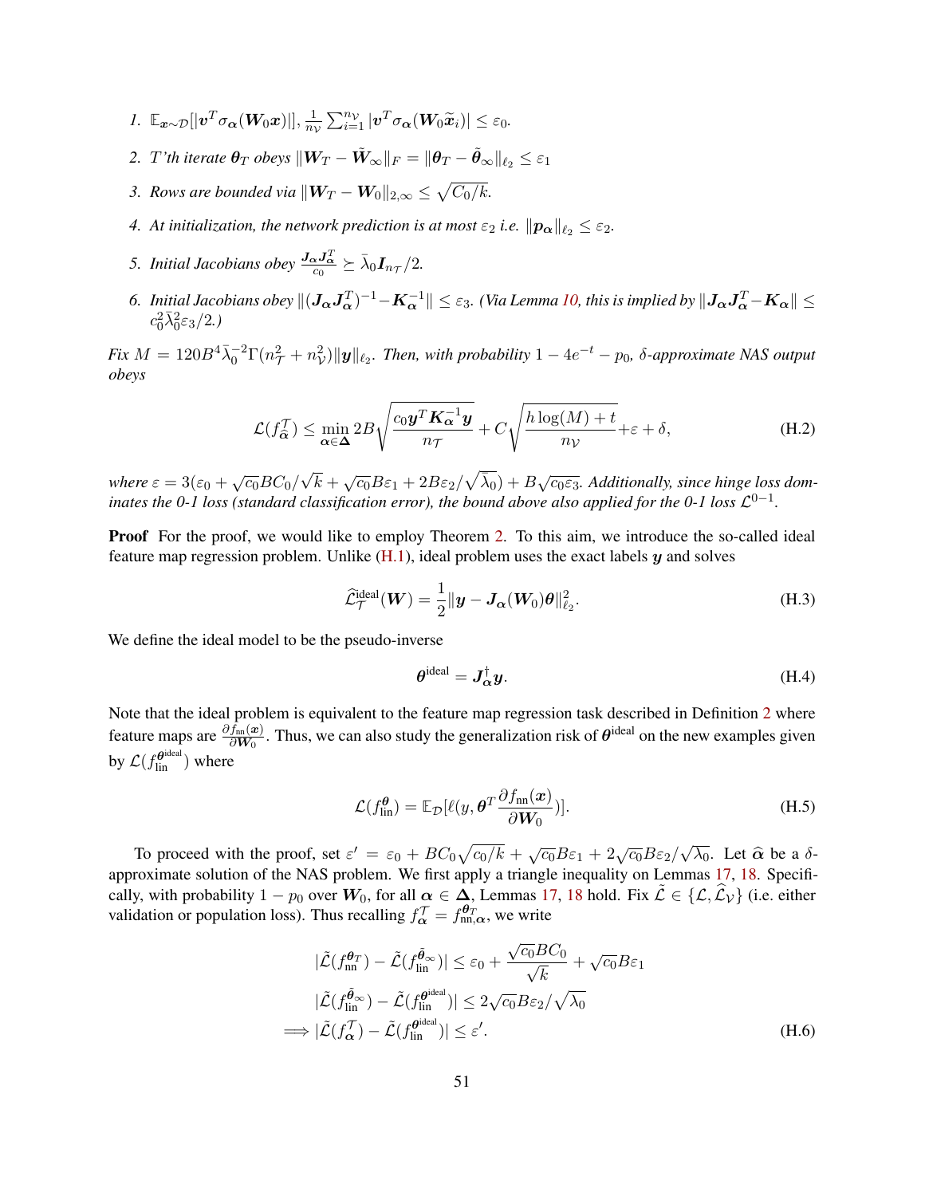1. $\mathbb{E}_{\boldsymbol{x}\sim\mathcal{D}}[|\boldsymbol{v}^T\sigma_{\boldsymbol{\alpha}}(\boldsymbol{W}_0\boldsymbol{x})|], \frac{1}{n_\mathcal{V}}\sum_{i=1}^{n_\mathcal{V}}|\boldsymbol{v}^T\sigma_{\boldsymbol{\alpha}}(\boldsymbol{W}_0\widetilde{\boldsymbol{x}}_i)| \le \varepsilon_0$.
2. $T$'th iterate $\boldsymbol{\theta}_T$ obeys $\|\boldsymbol{W}_T - \tilde{\boldsymbol{W}}_\infty\|_F = \|\boldsymbol{\theta}_T - \tilde{\boldsymbol{\theta}}_\infty\|_{\ell_2} \le \varepsilon_1$
3. Rows are bounded via $\|\boldsymbol{W}_T - \boldsymbol{W}_0\|_{2,\infty} \le \sqrt{C_0/k}$.
4. At initialization, the network prediction is at most $\varepsilon_2$ i.e. $\|\boldsymbol{p}_{\boldsymbol{\alpha}}\|_{\ell_2} \le \varepsilon_2$.
5. Initial Jacobians obey $\frac{\boldsymbol{J}_{\boldsymbol{\alpha}}\boldsymbol{J}_{\boldsymbol{\alpha}}^T}{c_0} \succeq \bar{\lambda}_0 \boldsymbol{I}_{n_\mathcal{T}}/2$.
6. Initial Jacobians obey $\|(\boldsymbol{J}_{\boldsymbol{\alpha}}\boldsymbol{J}_{\boldsymbol{\alpha}}^T)^{-1} - \boldsymbol{K}_{\boldsymbol{\alpha}}^{-1}\| \le \varepsilon_3$. (Via Lemma 10, this is implied by $\|\boldsymbol{J}_{\boldsymbol{\alpha}}\boldsymbol{J}_{\boldsymbol{\alpha}}^T - \boldsymbol{K}_{\boldsymbol{\alpha}}\| \le c_0^2\bar{\lambda}_0^2\varepsilon_3/2$.)

*Fix $M = 120B^4\bar{\lambda}_0^{-2}\Gamma(n_\mathcal{T}^2 + n_\mathcal{V}^2)\|\boldsymbol{y}\|_{\ell_2}$. Then, with probability $1 - 4e^{-t} - p_0$, $\delta$-approximate NAS output obeys*

$$
\mathcal{L}(f_{\widehat{\boldsymbol{\alpha}}}^\mathcal{T}) \le \min_{\boldsymbol{\alpha}\in\boldsymbol{\Delta}} 2B\sqrt{\frac{c_0\boldsymbol{y}^T\boldsymbol{K}_{\boldsymbol{\alpha}}^{-1}\boldsymbol{y}}{n_\mathcal{T}}} + C\sqrt{\frac{h\log(M) + t}{n_\mathcal{V}}} + \varepsilon + \delta, \tag{H.2}
$$

*where $\varepsilon = 3(\varepsilon_0 + \sqrt{c_0}BC_0/\sqrt{k} + \sqrt{c_0}B\varepsilon_1 + 2B\varepsilon_2/\sqrt{\lambda_0}) + B\sqrt{c_0\varepsilon_3}$. Additionally, since hinge loss dominates the 0-1 loss (standard classification error), the bound above also applied for the 0-1 loss $\mathcal{L}^{0-1}$.*

**Proof** For the proof, we would like to employ Theorem 2. To this aim, we introduce the so-called ideal feature map regression problem. Unlike (H.1), ideal problem uses the exact labels $\boldsymbol{y}$ and solves

$$
\widehat{\mathcal{L}}_\mathcal{T}^{\text{ideal}}(\boldsymbol{W}) = \frac{1}{2}\|\boldsymbol{y} - \boldsymbol{J}_{\boldsymbol{\alpha}}(\boldsymbol{W}_0)\boldsymbol{\theta}\|_{\ell_2}^2. \tag{H.3}
$$

We define the ideal model to be the pseudo-inverse

$$
\boldsymbol{\theta}^{\text{ideal}} = \boldsymbol{J}_{\boldsymbol{\alpha}}^\dagger \boldsymbol{y}. \tag{H.4}
$$

Note that the ideal problem is equivalent to the feature map regression task described in Definition 2 where feature maps are $\frac{\partial f_{\text{nn}}(\boldsymbol{x})}{\partial \boldsymbol{W}_0}$. Thus, we can also study the generalization risk of $\boldsymbol{\theta}^{\text{ideal}}$ on the new examples given by $\mathcal{L}(f_{\text{lin}}^{\boldsymbol{\theta}^{\text{ideal}}})$ where

$$
\mathcal{L}(f_{\text{lin}}^{\boldsymbol{\theta}}) = \mathbb{E}_\mathcal{D}[\ell(y, \boldsymbol{\theta}^T\frac{\partial f_{\text{nn}}(\boldsymbol{x})}{\partial \boldsymbol{W}_0})]. \tag{H.5}
$$

To proceed with the proof, set $\varepsilon' = \varepsilon_0 + BC_0\sqrt{c_0/k} + \sqrt{c_0}B\varepsilon_1 + 2\sqrt{c_0}B\varepsilon_2/\sqrt{\lambda_0}$. Let $\widehat{\boldsymbol{\alpha}}$ be a $\delta$-approximate solution of the NAS problem. We first apply a triangle inequality on Lemmas 17, 18. Specifically, with probability $1 - p_0$ over $\boldsymbol{W}_0$, for all $\boldsymbol{\alpha} \in \boldsymbol{\Delta}$, Lemmas 17, 18 hold. Fix $\tilde{\mathcal{L}} \in \{\mathcal{L}, \widehat{\mathcal{L}}_\mathcal{V}\}$ (i.e. either validation or population loss). Thus recalling $f_{\boldsymbol{\alpha}}^\mathcal{T} = f_{\text{nn},\boldsymbol{\alpha}}^{\boldsymbol{\theta}_T}$, we write

$$
\begin{aligned}
|\tilde{\mathcal{L}}(f_{\text{nn}}^{\boldsymbol{\theta}_T}) - \tilde{\mathcal{L}}(f_{\text{lin}}^{\tilde{\boldsymbol{\theta}}_\infty})| &\le \varepsilon_0 + \frac{\sqrt{c_0}BC_0}{\sqrt{k}} + \sqrt{c_0}B\varepsilon_1 \\
|\tilde{\mathcal{L}}(f_{\text{lin}}^{\tilde{\boldsymbol{\theta}}_\infty}) - \tilde{\mathcal{L}}(f_{\text{lin}}^{\boldsymbol{\theta}^{\text{ideal}}})| &\le 2\sqrt{c_0}B\varepsilon_2/\sqrt{\lambda_0} \\
\implies |\tilde{\mathcal{L}}(f_{\boldsymbol{\alpha}}^\mathcal{T}) - \tilde{\mathcal{L}}(f_{\text{lin}}^{\boldsymbol{\theta}^{\text{ideal}}})| &\le \varepsilon'.
\end{aligned} \tag{H.6}
$$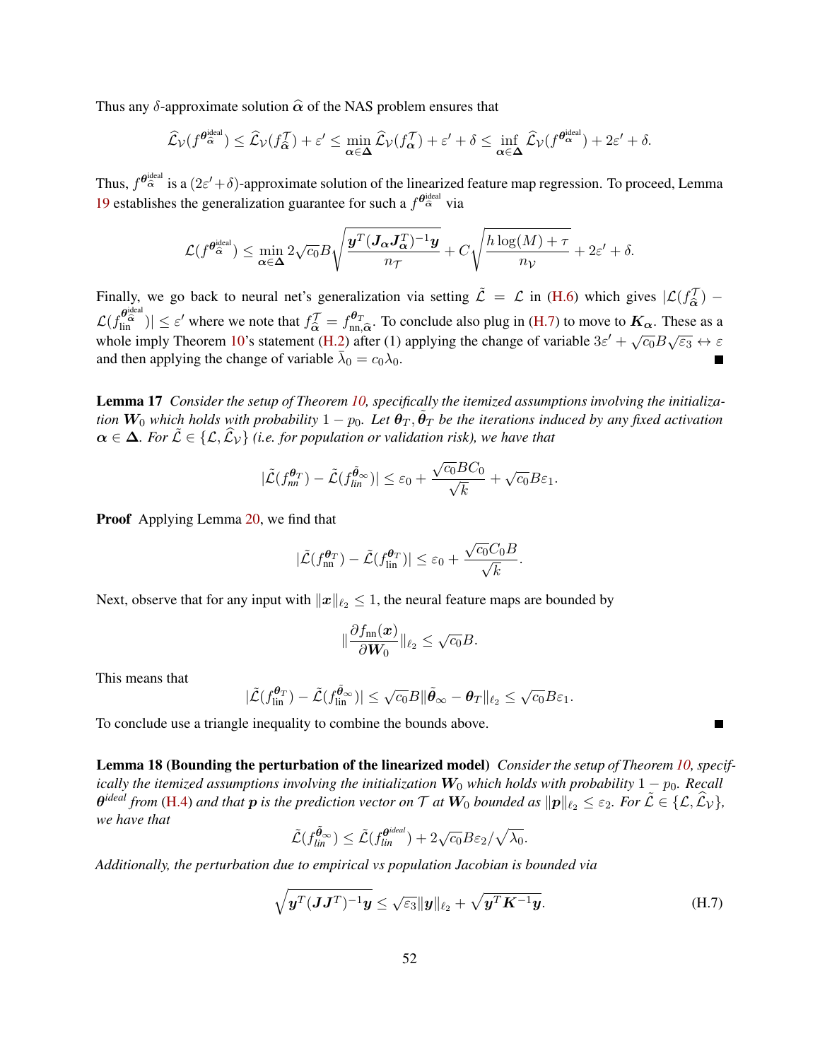Thus any $\delta$-approximate solution $\widehat{\boldsymbol{\alpha}}$ of the NAS problem ensures that

$$\widehat{\mathcal{L}}_{\mathcal{V}}(f^{\boldsymbol{\theta}^{\text{ideal}}_{\widehat{\boldsymbol{\alpha}}}}) \leq \widehat{\mathcal{L}}_{\mathcal{V}}(f^{\mathcal{T}}_{\widehat{\boldsymbol{\alpha}}}) + \varepsilon' \leq \min_{\boldsymbol{\alpha}\in\boldsymbol{\Delta}} \widehat{\mathcal{L}}_{\mathcal{V}}(f^{\mathcal{T}}_{\boldsymbol{\alpha}}) + \varepsilon' + \delta \leq \inf_{\boldsymbol{\alpha}\in\boldsymbol{\Delta}} \widehat{\mathcal{L}}_{\mathcal{V}}(f^{\boldsymbol{\theta}^{\text{ideal}}_{\boldsymbol{\alpha}}}) + 2\varepsilon' + \delta.$$

Thus, $f^{\boldsymbol{\theta}^{\text{ideal}}_{\widehat{\boldsymbol{\alpha}}}}$ is a $(2\varepsilon'+\delta)$-approximate solution of the linearized feature map regression. To proceed, Lemma 19 establishes the generalization guarantee for such a $f^{\boldsymbol{\theta}^{\text{ideal}}_{\widehat{\boldsymbol{\alpha}}}}$ via

$$\mathcal{L}(f^{\boldsymbol{\theta}^{\text{ideal}}_{\widehat{\boldsymbol{\alpha}}}}) \leq \min_{\boldsymbol{\alpha}\in\boldsymbol{\Delta}} 2\sqrt{c_0}B\sqrt{\frac{\boldsymbol{y}^T(\boldsymbol{J}_{\boldsymbol{\alpha}}\boldsymbol{J}_{\boldsymbol{\alpha}}^T)^{-1}\boldsymbol{y}}{n_{\mathcal{T}}}} + C\sqrt{\frac{h\log(M)+\tau}{n_{\mathcal{V}}}} + 2\varepsilon' + \delta.$$

Finally, we go back to neural net's generalization via setting $\tilde{\mathcal{L}} = \mathcal{L}$ in (H.6) which gives $|\mathcal{L}(f^{\mathcal{T}}_{\widehat{\boldsymbol{\alpha}}}) - \mathcal{L}(f_{\text{lin}}^{\boldsymbol{\theta}^{\text{ideal}}_{\widehat{\boldsymbol{\alpha}}}})| \leq \varepsilon'$ where we note that $f^{\mathcal{T}}_{\widehat{\boldsymbol{\alpha}}} = f^{\boldsymbol{\theta}_T}_{\text{nn},\widehat{\boldsymbol{\alpha}}}$. To conclude also plug in (H.7) to move to $\boldsymbol{K}_{\boldsymbol{\alpha}}$. These as a whole imply Theorem 10's statement (H.2) after (1) applying the change of variable $3\varepsilon' + \sqrt{c_0}B\sqrt{\varepsilon_3} \leftrightarrow \varepsilon$ and then applying the change of variable $\bar{\lambda}_0 = c_0\lambda_0$. ∎

**Lemma 17** *Consider the setup of Theorem 10, specifically the itemized assumptions involving the initialization $\boldsymbol{W}_0$ which holds with probability $1-p_0$. Let $\boldsymbol{\theta}_T, \tilde{\boldsymbol{\theta}}_T$ be the iterations induced by any fixed activation $\boldsymbol{\alpha}\in\boldsymbol{\Delta}$. For $\tilde{\mathcal{L}} \in \{\mathcal{L}, \widehat{\mathcal{L}}_{\mathcal{V}}\}$ (i.e. for population or validation risk), we have that*

$$|\tilde{\mathcal{L}}(f_{nn}^{\boldsymbol{\theta}_T}) - \tilde{\mathcal{L}}(f_{lin}^{\tilde{\boldsymbol{\theta}}_\infty})| \leq \varepsilon_0 + \frac{\sqrt{c_0}BC_0}{\sqrt{k}} + \sqrt{c_0}B\varepsilon_1.$$

**Proof** Applying Lemma 20, we find that

$$|\tilde{\mathcal{L}}(f_{\text{nn}}^{\boldsymbol{\theta}_T}) - \tilde{\mathcal{L}}(f_{\text{lin}}^{\boldsymbol{\theta}_T})| \leq \varepsilon_0 + \frac{\sqrt{c_0}C_0B}{\sqrt{k}}.$$

Next, observe that for any input with $\|\boldsymbol{x}\|_{\ell_2} \leq 1$, the neural feature maps are bounded by

$$\|\frac{\partial f_{\text{nn}}(\boldsymbol{x})}{\partial \boldsymbol{W}_0}\|_{\ell_2} \leq \sqrt{c_0}B.$$

This means that

$$|\tilde{\mathcal{L}}(f_{\text{lin}}^{\boldsymbol{\theta}_T}) - \tilde{\mathcal{L}}(f_{\text{lin}}^{\tilde{\boldsymbol{\theta}}_\infty})| \leq \sqrt{c_0}B\|\tilde{\boldsymbol{\theta}}_\infty - \boldsymbol{\theta}_T\|_{\ell_2} \leq \sqrt{c_0}B\varepsilon_1.$$

To conclude use a triangle inequality to combine the bounds above. ∎

**Lemma 18 (Bounding the perturbation of the linearized model)** *Consider the setup of Theorem 10, specifically the itemized assumptions involving the initialization $\boldsymbol{W}_0$ which holds with probability $1-p_0$. Recall $\boldsymbol{\theta}^{ideal}$ from (H.4) and that $\boldsymbol{p}$ is the prediction vector on $\mathcal{T}$ at $\boldsymbol{W}_0$ bounded as $\|\boldsymbol{p}\|_{\ell_2} \leq \varepsilon_2$. For $\tilde{\mathcal{L}} \in \{\mathcal{L}, \widehat{\mathcal{L}}_{\mathcal{V}}\}$, we have that*

$$\tilde{\mathcal{L}}(f_{lin}^{\tilde{\boldsymbol{\theta}}_\infty}) \leq \tilde{\mathcal{L}}(f_{lin}^{\boldsymbol{\theta}^{ideal}}) + 2\sqrt{c_0}B\varepsilon_2/\sqrt{\lambda_0}.$$

*Additionally, the perturbation due to empirical vs population Jacobian is bounded via*

$$\sqrt{\boldsymbol{y}^T(\boldsymbol{J}\boldsymbol{J}^T)^{-1}\boldsymbol{y}} \leq \sqrt{\varepsilon_3}\|\boldsymbol{y}\|_{\ell_2} + \sqrt{\boldsymbol{y}^T\boldsymbol{K}^{-1}\boldsymbol{y}}. \tag{H.7}$$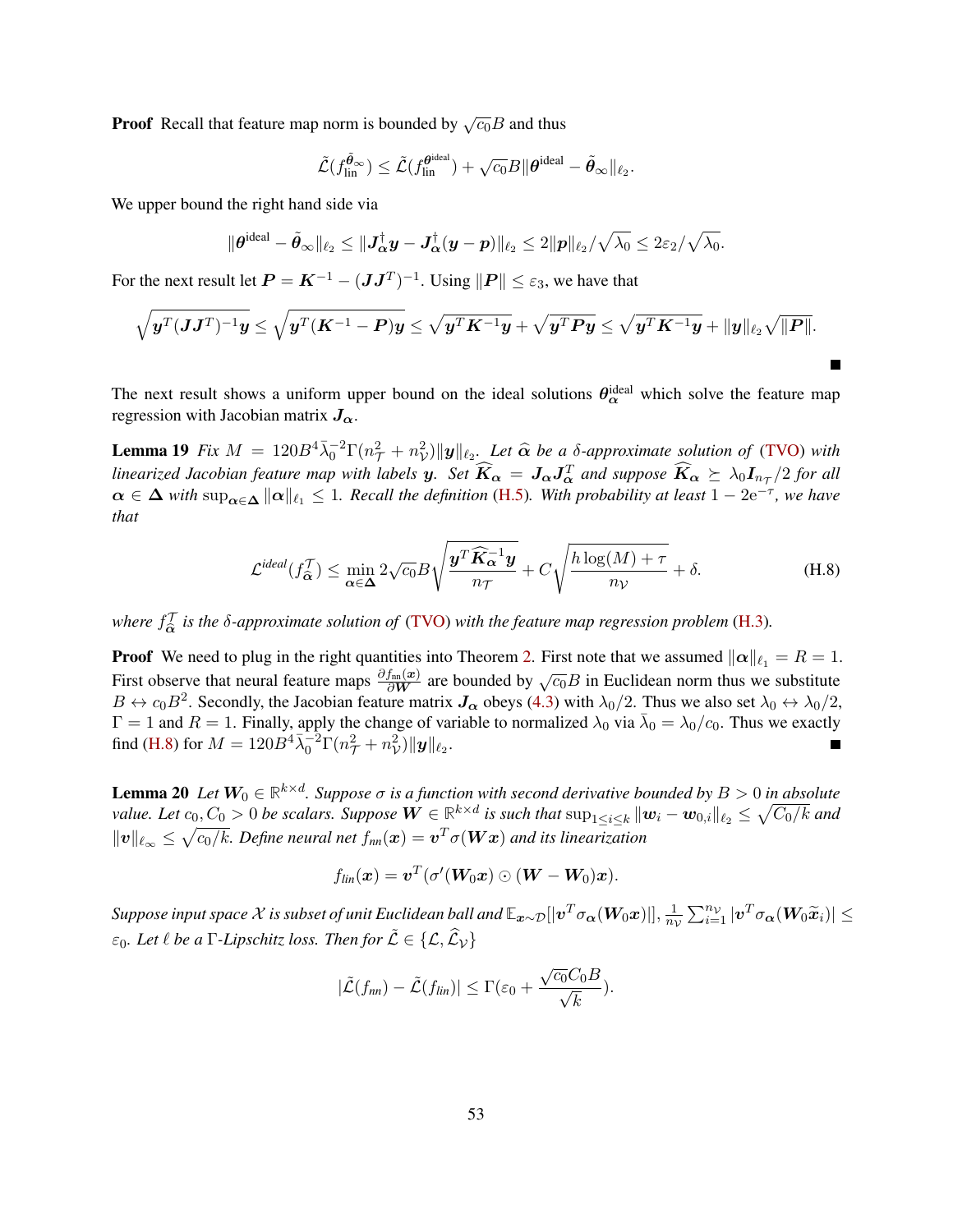**Proof** Recall that feature map norm is bounded by $\sqrt{c_0}B$ and thus

$$\tilde{\mathcal{L}}(f_{\text{lin}}^{\tilde{\boldsymbol{\theta}}_\infty}) \leq \tilde{\mathcal{L}}(f_{\text{lin}}^{\boldsymbol{\theta}^{\text{ideal}}}) + \sqrt{c_0}B\|\boldsymbol{\theta}^{\text{ideal}} - \tilde{\boldsymbol{\theta}}_\infty\|_{\ell_2}.$$

We upper bound the right hand side via

$$\|\boldsymbol{\theta}^{\text{ideal}} - \tilde{\boldsymbol{\theta}}_\infty\|_{\ell_2} \leq \|\boldsymbol{J}_{\boldsymbol{\alpha}}^\dagger \boldsymbol{y} - \boldsymbol{J}_{\boldsymbol{\alpha}}^\dagger(\boldsymbol{y} - \boldsymbol{p})\|_{\ell_2} \leq 2\|\boldsymbol{p}\|_{\ell_2}/\sqrt{\lambda_0} \leq 2\varepsilon_2/\sqrt{\lambda_0}.$$

For the next result let $\boldsymbol{P} = \boldsymbol{K}^{-1} - (\boldsymbol{J}\boldsymbol{J}^T)^{-1}$. Using $\|\boldsymbol{P}\| \leq \varepsilon_3$, we have that

$$\sqrt{\boldsymbol{y}^T(\boldsymbol{J}\boldsymbol{J}^T)^{-1}\boldsymbol{y}} \leq \sqrt{\boldsymbol{y}^T(\boldsymbol{K}^{-1} - \boldsymbol{P})\boldsymbol{y}} \leq \sqrt{\boldsymbol{y}^T\boldsymbol{K}^{-1}\boldsymbol{y}} + \sqrt{\boldsymbol{y}^T\boldsymbol{P}\boldsymbol{y}} \leq \sqrt{\boldsymbol{y}^T\boldsymbol{K}^{-1}\boldsymbol{y}} + \|\boldsymbol{y}\|_{\ell_2}\sqrt{\|\boldsymbol{P}\|}.$$

■

The next result shows a uniform upper bound on the ideal solutions $\boldsymbol{\theta}_{\boldsymbol{\alpha}}^{\text{ideal}}$ which solve the feature map regression with Jacobian matrix $\boldsymbol{J}_{\boldsymbol{\alpha}}$.

**Lemma 19** *Fix $M = 120B^4\bar{\lambda}_0^{-2}\Gamma(n_{\mathcal{T}}^2 + n_{\mathcal{V}}^2)\|\boldsymbol{y}\|_{\ell_2}$. Let $\widehat{\boldsymbol{\alpha}}$ be a $\delta$-approximate solution of (TVO) with linearized Jacobian feature map with labels $\boldsymbol{y}$. Set $\widehat{\boldsymbol{K}}_{\boldsymbol{\alpha}} = \boldsymbol{J}_{\boldsymbol{\alpha}}\boldsymbol{J}_{\boldsymbol{\alpha}}^T$ and suppose $\widehat{\boldsymbol{K}}_{\boldsymbol{\alpha}} \succeq \lambda_0\boldsymbol{I}_{n_{\mathcal{T}}}/2$ for all $\boldsymbol{\alpha} \in \boldsymbol{\Delta}$ with $\sup_{\boldsymbol{\alpha}\in\boldsymbol{\Delta}}\|\boldsymbol{\alpha}\|_{\ell_1} \leq 1$. Recall the definition (H.5). With probability at least $1 - 2\mathrm{e}^{-\tau}$, we have that*

$$\mathcal{L}^{\text{ideal}}(f_{\widehat{\boldsymbol{\alpha}}}^{\mathcal{T}}) \leq \min_{\boldsymbol{\alpha}\in\boldsymbol{\Delta}} 2\sqrt{c_0}B\sqrt{\frac{\boldsymbol{y}^T\widehat{\boldsymbol{K}}_{\boldsymbol{\alpha}}^{-1}\boldsymbol{y}}{n_{\mathcal{T}}}} + C\sqrt{\frac{h\log(M) + \tau}{n_{\mathcal{V}}}} + \delta. \tag{H.8}$$

*where $f_{\widehat{\boldsymbol{\alpha}}}^{\mathcal{T}}$ is the $\delta$-approximate solution of (TVO) with the feature map regression problem (H.3).*

**Proof** We need to plug in the right quantities into Theorem 2. First note that we assumed $\|\boldsymbol{\alpha}\|_{\ell_1} = R = 1$. First observe that neural feature maps $\frac{\partial f_{\text{nn}}(\boldsymbol{x})}{\partial \boldsymbol{W}}$ are bounded by $\sqrt{c_0}B$ in Euclidean norm thus we substitute $B \leftrightarrow c_0B^2$. Secondly, the Jacobian feature matrix $\boldsymbol{J}_{\boldsymbol{\alpha}}$ obeys (4.3) with $\lambda_0/2$. Thus we also set $\lambda_0 \leftrightarrow \lambda_0/2$, $\Gamma = 1$ and $R = 1$. Finally, apply the change of variable to normalized $\lambda_0$ via $\bar{\lambda}_0 = \lambda_0/c_0$. Thus we exactly find (H.8) for $M = 120B^4\bar{\lambda}_0^{-2}\Gamma(n_{\mathcal{T}}^2 + n_{\mathcal{V}}^2)\|\boldsymbol{y}\|_{\ell_2}$. ■

**Lemma 20** *Let $\boldsymbol{W}_0 \in \mathbb{R}^{k\times d}$. Suppose $\sigma$ is a function with second derivative bounded by $B > 0$ in absolute value. Let $c_0, C_0 > 0$ be scalars. Suppose $\boldsymbol{W} \in \mathbb{R}^{k\times d}$ is such that $\sup_{1\leq i\leq k}\|\boldsymbol{w}_i - \boldsymbol{w}_{0,i}\|_{\ell_2} \leq \sqrt{C_0/k}$ and $\|\boldsymbol{v}\|_{\ell_\infty} \leq \sqrt{c_0/k}$. Define neural net $f_{nn}(\boldsymbol{x}) = \boldsymbol{v}^T\sigma(\boldsymbol{W}\boldsymbol{x})$ and its linearization*

$$f_{lin}(\boldsymbol{x}) = \boldsymbol{v}^T(\sigma'(\boldsymbol{W}_0\boldsymbol{x}) \odot (\boldsymbol{W} - \boldsymbol{W}_0)\boldsymbol{x}).$$

*Suppose input space $\mathcal{X}$ is subset of unit Euclidean ball and $\mathbb{E}_{\boldsymbol{x}\sim\mathcal{D}}[|\boldsymbol{v}^T\sigma_{\boldsymbol{\alpha}}(\boldsymbol{W}_0\boldsymbol{x})|]$, $\frac{1}{n_{\mathcal{V}}}\sum_{i=1}^{n_{\mathcal{V}}}|\boldsymbol{v}^T\sigma_{\boldsymbol{\alpha}}(\boldsymbol{W}_0\widetilde{\boldsymbol{x}}_i)| \leq \varepsilon_0$. Let $\ell$ be a $\Gamma$-Lipschitz loss. Then for $\tilde{\mathcal{L}} \in \{\mathcal{L}, \widehat{\mathcal{L}}_{\mathcal{V}}\}$*

$$|\tilde{\mathcal{L}}(f_{nn}) - \tilde{\mathcal{L}}(f_{lin})| \leq \Gamma(\varepsilon_0 + \frac{\sqrt{c_0}C_0B}{\sqrt{k}}).$$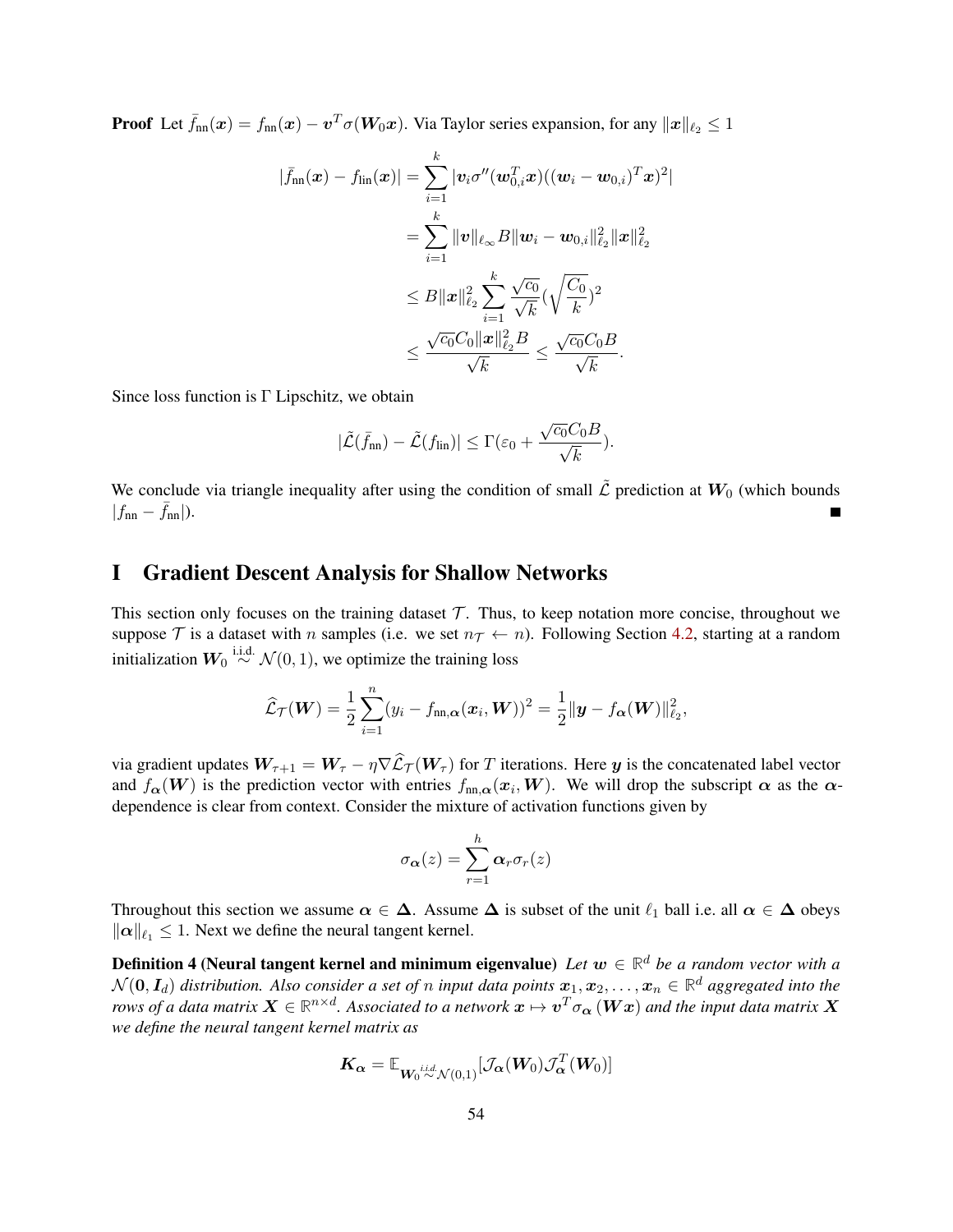**Proof** Let $\bar{f}_{\text{nn}}(\boldsymbol{x}) = f_{\text{nn}}(\boldsymbol{x}) - \boldsymbol{v}^T\sigma(\boldsymbol{W}_0\boldsymbol{x})$. Via Taylor series expansion, for any $\|\boldsymbol{x}\|_{\ell_2} \leq 1$

$$
\begin{aligned}
|\bar{f}_{\text{nn}}(\boldsymbol{x}) - f_{\text{lin}}(\boldsymbol{x})| &= \sum_{i=1}^{k} |\boldsymbol{v}_i \sigma''(\boldsymbol{w}_{0,i}^T\boldsymbol{x})((\boldsymbol{w}_i - \boldsymbol{w}_{0,i})^T\boldsymbol{x})^2| \\
&= \sum_{i=1}^{k} \|\boldsymbol{v}\|_{\ell_\infty} B \|\boldsymbol{w}_i - \boldsymbol{w}_{0,i}\|_{\ell_2}^2 \|\boldsymbol{x}\|_{\ell_2}^2 \\
&\leq B\|\boldsymbol{x}\|_{\ell_2}^2 \sum_{i=1}^{k} \frac{\sqrt{c_0}}{\sqrt{k}} (\sqrt{\frac{C_0}{k}})^2 \\
&\leq \frac{\sqrt{c_0} C_0 \|\boldsymbol{x}\|_{\ell_2}^2 B}{\sqrt{k}} \leq \frac{\sqrt{c_0} C_0 B}{\sqrt{k}}.
\end{aligned}
$$

Since loss function is $\Gamma$ Lipschitz, we obtain

$$
|\tilde{\mathcal{L}}(\bar{f}_{\text{nn}}) - \tilde{\mathcal{L}}(f_{\text{lin}})| \leq \Gamma(\varepsilon_0 + \frac{\sqrt{c_0} C_0 B}{\sqrt{k}}).
$$

We conclude via triangle inequality after using the condition of small $\tilde{\mathcal{L}}$ prediction at $\boldsymbol{W}_0$ (which bounds $|f_{\text{nn}} - \bar{f}_{\text{nn}}|$). ■

# I Gradient Descent Analysis for Shallow Networks

This section only focuses on the training dataset $\mathcal{T}$. Thus, to keep notation more concise, throughout we suppose $\mathcal{T}$ is a dataset with $n$ samples (i.e. we set $n_{\mathcal{T}} \leftarrow n$). Following Section 4.2, starting at a random initialization $\boldsymbol{W}_0 \overset{\text{i.i.d.}}{\sim} \mathcal{N}(0, 1)$, we optimize the training loss

$$
\widehat{\mathcal{L}}_{\mathcal{T}}(\boldsymbol{W}) = \frac{1}{2}\sum_{i=1}^{n}(y_i - f_{\text{nn},\boldsymbol{\alpha}}(\boldsymbol{x}_i, \boldsymbol{W}))^2 = \frac{1}{2}\|\boldsymbol{y} - f_{\boldsymbol{\alpha}}(\boldsymbol{W})\|_{\ell_2}^2,
$$

via gradient updates $\boldsymbol{W}_{\tau+1} = \boldsymbol{W}_{\tau} - \eta\nabla\widehat{\mathcal{L}}_{\mathcal{T}}(\boldsymbol{W}_{\tau})$ for $T$ iterations. Here $\boldsymbol{y}$ is the concatenated label vector and $f_{\boldsymbol{\alpha}}(\boldsymbol{W})$ is the prediction vector with entries $f_{\text{nn},\boldsymbol{\alpha}}(\boldsymbol{x}_i, \boldsymbol{W})$. We will drop the subscript $\boldsymbol{\alpha}$ as the $\boldsymbol{\alpha}$-dependence is clear from context. Consider the mixture of activation functions given by

$$
\sigma_{\boldsymbol{\alpha}}(z) = \sum_{r=1}^{h} \boldsymbol{\alpha}_r \sigma_r(z)
$$

Throughout this section we assume $\boldsymbol{\alpha} \in \boldsymbol{\Delta}$. Assume $\boldsymbol{\Delta}$ is subset of the unit $\ell_1$ ball i.e. all $\boldsymbol{\alpha} \in \boldsymbol{\Delta}$ obeys $\|\boldsymbol{\alpha}\|_{\ell_1} \leq 1$. Next we define the neural tangent kernel.

**Definition 4 (Neural tangent kernel and minimum eigenvalue)** *Let $\boldsymbol{w} \in \mathbb{R}^d$ be a random vector with a $\mathcal{N}(\boldsymbol{0}, \boldsymbol{I}_d)$ distribution. Also consider a set of $n$ input data points $\boldsymbol{x}_1, \boldsymbol{x}_2, \ldots, \boldsymbol{x}_n \in \mathbb{R}^d$ aggregated into the rows of a data matrix $\boldsymbol{X} \in \mathbb{R}^{n \times d}$. Associated to a network $\boldsymbol{x} \mapsto \boldsymbol{v}^T\sigma_{\boldsymbol{\alpha}}(\boldsymbol{W}\boldsymbol{x})$ and the input data matrix $\boldsymbol{X}$ we define the neural tangent kernel matrix as*

$$
\boldsymbol{K}_{\boldsymbol{\alpha}} = \mathbb{E}_{\boldsymbol{W}_0 \overset{i.i.d.}{\sim} \mathcal{N}(0,1)}[\mathcal{J}_{\boldsymbol{\alpha}}(\boldsymbol{W}_0)\mathcal{J}_{\boldsymbol{\alpha}}^T(\boldsymbol{W}_0)]
$$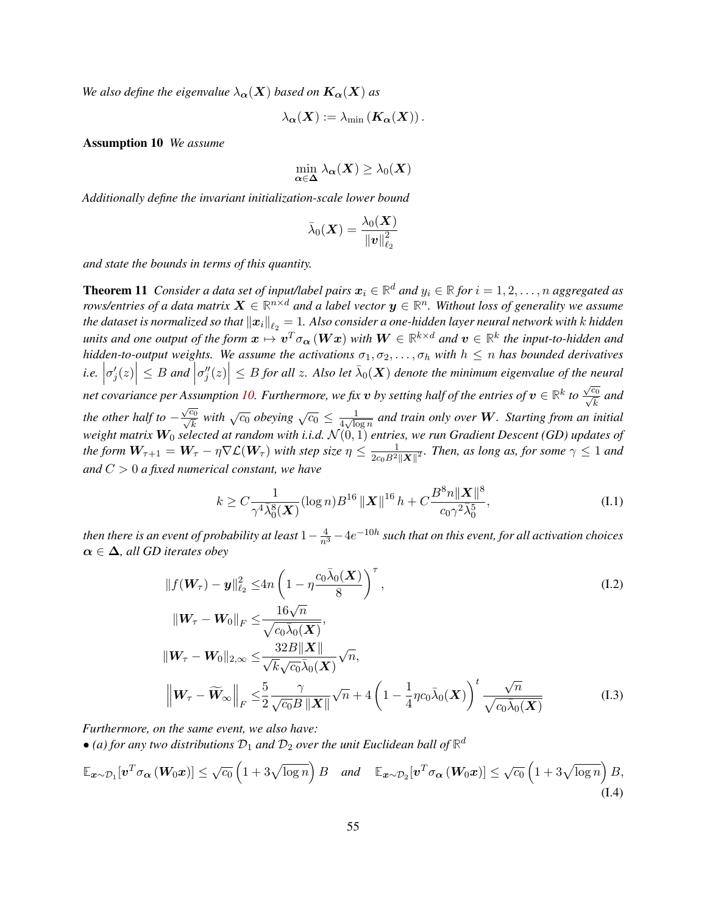*We also define the eigenvalue $\lambda_{\boldsymbol{\alpha}}(\boldsymbol{X})$ based on $\boldsymbol{K}_{\boldsymbol{\alpha}}(\boldsymbol{X})$ as*

$$\lambda_{\boldsymbol{\alpha}}(\boldsymbol{X}) := \lambda_{\min}\left(\boldsymbol{K}_{\boldsymbol{\alpha}}(\boldsymbol{X})\right).$$

**Assumption 10** *We assume*

$$\min_{\boldsymbol{\alpha}\in\boldsymbol{\Delta}} \lambda_{\boldsymbol{\alpha}}(\boldsymbol{X}) \geq \lambda_0(\boldsymbol{X})$$

*Additionally define the invariant initialization-scale lower bound*

$$\bar{\lambda}_0(\boldsymbol{X}) = \frac{\lambda_0(\boldsymbol{X})}{\|\boldsymbol{v}\|_{\ell_2}^2}$$

*and state the bounds in terms of this quantity.*

**Theorem 11** *Consider a data set of input/label pairs $\boldsymbol{x}_i \in \mathbb{R}^d$ and $y_i \in \mathbb{R}$ for $i = 1, 2, \ldots, n$ aggregated as rows/entries of a data matrix $\boldsymbol{X} \in \mathbb{R}^{n\times d}$ and a label vector $\boldsymbol{y} \in \mathbb{R}^n$. Without loss of generality we assume the dataset is normalized so that $\|\boldsymbol{x}_i\|_{\ell_2} = 1$. Also consider a one-hidden layer neural network with $k$ hidden units and one output of the form $\boldsymbol{x} \mapsto \boldsymbol{v}^T\sigma_{\boldsymbol{\alpha}}(\boldsymbol{W}\boldsymbol{x})$ with $\boldsymbol{W} \in \mathbb{R}^{k\times d}$ and $\boldsymbol{v} \in \mathbb{R}^k$ the input-to-hidden and hidden-to-output weights. We assume the activations $\sigma_1, \sigma_2, \ldots, \sigma_h$ with $h \leq n$ has bounded derivatives i.e. $\left|\sigma_j'(z)\right| \leq B$ and $\left|\sigma_j''(z)\right| \leq B$ for all $z$. Also let $\bar{\lambda}_0(\boldsymbol{X})$ denote the minimum eigenvalue of the neural net covariance per Assumption 10. Furthermore, we fix $\boldsymbol{v}$ by setting half of the entries of $\boldsymbol{v} \in \mathbb{R}^k$ to $\frac{\sqrt{c_0}}{\sqrt{k}}$ and the other half to $-\frac{\sqrt{c_0}}{\sqrt{k}}$ with $\sqrt{c_0}$ obeying $\sqrt{c_0} \leq \frac{1}{4\sqrt{\log n}}$ and train only over $\boldsymbol{W}$. Starting from an initial weight matrix $\boldsymbol{W}_0$ selected at random with i.i.d. $\mathcal{N}(0,1)$ entries, we run Gradient Descent (GD) updates of the form $\boldsymbol{W}_{\tau+1} = \boldsymbol{W}_\tau - \eta\nabla\mathcal{L}(\boldsymbol{W}_\tau)$ with step size $\eta \leq \frac{1}{2c_0B^2\|\boldsymbol{X}\|^2}$. Then, as long as, for some $\gamma \leq 1$ and and $C > 0$ a fixed numerical constant, we have*

$$k \geq C\frac{1}{\gamma^4\bar{\lambda}_0^8(\boldsymbol{X})}(\log n)B^{16}\|\boldsymbol{X}\|^{16}h + C\frac{B^8n\|\boldsymbol{X}\|^8}{c_0\gamma^2\bar{\lambda}_0^5}, \tag{I.1}$$

*then there is an event of probability at least $1 - \frac{4}{n^3} - 4e^{-10h}$ such that on this event, for all activation choices $\boldsymbol{\alpha} \in \boldsymbol{\Delta}$, all GD iterates obey*

$$\|f(\boldsymbol{W}_\tau) - \boldsymbol{y}\|_{\ell_2}^2 \leq 4n\left(1 - \eta\frac{c_0\bar{\lambda}_0(\boldsymbol{X})}{8}\right)^\tau, \tag{I.2}$$

$$\|\boldsymbol{W}_\tau - \boldsymbol{W}_0\|_F \leq \frac{16\sqrt{n}}{\sqrt{c_0\bar{\lambda}_0(\boldsymbol{X})}},$$

$$\|\boldsymbol{W}_\tau - \boldsymbol{W}_0\|_{2,\infty} \leq \frac{32B\|\boldsymbol{X}\|}{\sqrt{k}\sqrt{c_0}\bar{\lambda}_0(\boldsymbol{X})}\sqrt{n},$$

$$\left\|\boldsymbol{W}_\tau - \widetilde{\boldsymbol{W}}_\infty\right\|_F \leq \frac{5}{2}\frac{\gamma}{\sqrt{c_0}B\|\boldsymbol{X}\|}\sqrt{n} + 4\left(1 - \frac{1}{4}\eta c_0\bar{\lambda}_0(\boldsymbol{X})\right)^t\frac{\sqrt{n}}{\sqrt{c_0\bar{\lambda}_0(\boldsymbol{X})}} \tag{I.3}$$

*Furthermore, on the same event, we also have:*

*• (a) for any two distributions $\mathcal{D}_1$ and $\mathcal{D}_2$ over the unit Euclidean ball of $\mathbb{R}^d$*

$$\mathbb{E}_{\boldsymbol{x}\sim\mathcal{D}_1}[\boldsymbol{v}^T\sigma_{\boldsymbol{\alpha}}(\boldsymbol{W}_0\boldsymbol{x})] \leq \sqrt{c_0}\left(1 + 3\sqrt{\log n}\right)B \quad \text{and} \quad \mathbb{E}_{\boldsymbol{x}\sim\mathcal{D}_2}[\boldsymbol{v}^T\sigma_{\boldsymbol{\alpha}}(\boldsymbol{W}_0\boldsymbol{x})] \leq \sqrt{c_0}\left(1 + 3\sqrt{\log n}\right)B, \tag{I.4}$$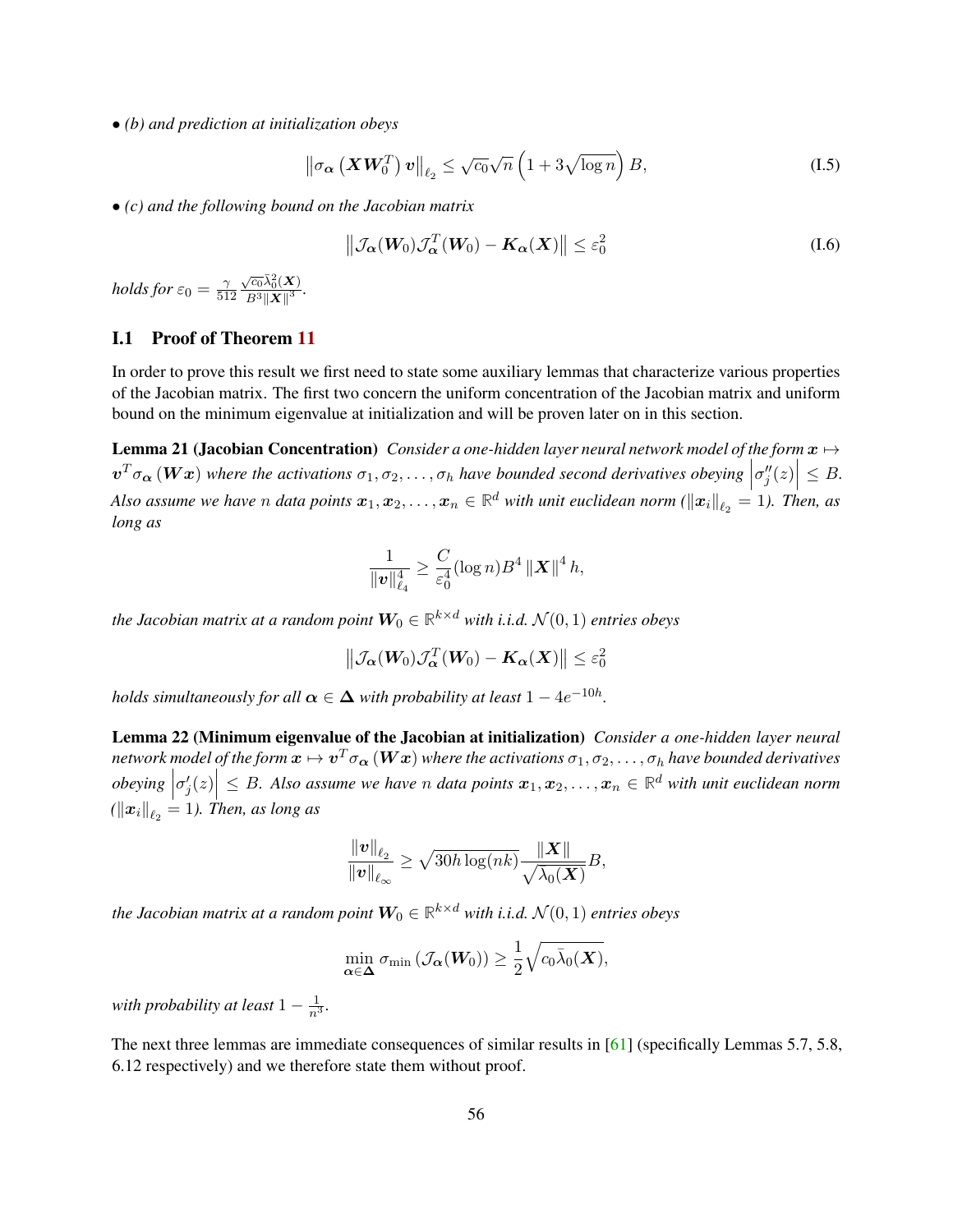• *(b) and prediction at initialization obeys*

$$\left\|\sigma_{\boldsymbol{\alpha}}\left(\boldsymbol{X}\boldsymbol{W}_0^T\right)\boldsymbol{v}\right\|_{\ell_2} \le \sqrt{c_0}\sqrt{n}\left(1+3\sqrt{\log n}\right)B, \tag{I.5}$$

• *(c) and the following bound on the Jacobian matrix*

$$\left\|\mathcal{J}_{\boldsymbol{\alpha}}(\boldsymbol{W}_0)\mathcal{J}_{\boldsymbol{\alpha}}^T(\boldsymbol{W}_0)-\boldsymbol{K}_{\boldsymbol{\alpha}}(\boldsymbol{X})\right\| \le \varepsilon_0^2 \tag{I.6}$$

*holds for* $\varepsilon_0 = \frac{\gamma}{512}\frac{\sqrt{c_0}\bar{\lambda}_0^2(\boldsymbol{X})}{B^3\|\boldsymbol{X}\|^3}$.

## I.1 Proof of Theorem 11

In order to prove this result we first need to state some auxiliary lemmas that characterize various properties of the Jacobian matrix. The first two concern the uniform concentration of the Jacobian matrix and uniform bound on the minimum eigenvalue at initialization and will be proven later on in this section.

**Lemma 21 (Jacobian Concentration)** *Consider a one-hidden layer neural network model of the form* $\boldsymbol{x}\mapsto \boldsymbol{v}^T\sigma_{\boldsymbol{\alpha}}(\boldsymbol{W}\boldsymbol{x})$ *where the activations* $\sigma_1,\sigma_2,\ldots,\sigma_h$ *have bounded second derivatives obeying* $\left|\sigma_j''(z)\right|\le B$. *Also assume we have* $n$ *data points* $\boldsymbol{x}_1,\boldsymbol{x}_2,\ldots,\boldsymbol{x}_n\in\mathbb{R}^d$ *with unit euclidean norm* ($\|\boldsymbol{x}_i\|_{\ell_2}=1$)*. Then, as long as*

$$\frac{1}{\|\boldsymbol{v}\|_{\ell_4}^4}\ge \frac{C}{\varepsilon_0^4}(\log n)B^4\left\|\boldsymbol{X}\right\|^4 h,$$

*the Jacobian matrix at a random point* $\boldsymbol{W}_0\in\mathbb{R}^{k\times d}$ *with i.i.d.* $\mathcal{N}(0,1)$ *entries obeys*

$$\left\|\mathcal{J}_{\boldsymbol{\alpha}}(\boldsymbol{W}_0)\mathcal{J}_{\boldsymbol{\alpha}}^T(\boldsymbol{W}_0)-\boldsymbol{K}_{\boldsymbol{\alpha}}(\boldsymbol{X})\right\|\le\varepsilon_0^2$$

*holds simultaneously for all* $\boldsymbol{\alpha}\in\boldsymbol{\Delta}$ *with probability at least* $1-4e^{-10h}$.

**Lemma 22 (Minimum eigenvalue of the Jacobian at initialization)** *Consider a one-hidden layer neural network model of the form* $\boldsymbol{x}\mapsto\boldsymbol{v}^T\sigma_{\boldsymbol{\alpha}}(\boldsymbol{W}\boldsymbol{x})$ *where the activations* $\sigma_1,\sigma_2,\ldots,\sigma_h$ *have bounded derivatives obeying* $\left|\sigma_j'(z)\right|\le B$. *Also assume we have* $n$ *data points* $\boldsymbol{x}_1,\boldsymbol{x}_2,\ldots,\boldsymbol{x}_n\in\mathbb{R}^d$ *with unit euclidean norm* ($\|\boldsymbol{x}_i\|_{\ell_2}=1$)*. Then, as long as*

$$\frac{\|\boldsymbol{v}\|_{\ell_2}}{\|\boldsymbol{v}\|_{\ell_\infty}}\ge\sqrt{30h\log(nk)}\frac{\|\boldsymbol{X}\|}{\sqrt{\bar{\lambda}_0(\boldsymbol{X})}}B,$$

*the Jacobian matrix at a random point* $\boldsymbol{W}_0\in\mathbb{R}^{k\times d}$ *with i.i.d.* $\mathcal{N}(0,1)$ *entries obeys*

$$\min_{\boldsymbol{\alpha}\in\boldsymbol{\Delta}}\sigma_{\min}\left(\mathcal{J}_{\boldsymbol{\alpha}}(\boldsymbol{W}_0)\right)\ge\frac{1}{2}\sqrt{c_0\bar{\lambda}_0(\boldsymbol{X})},$$

*with probability at least* $1-\frac{1}{n^3}$.

The next three lemmas are immediate consequences of similar results in [61] (specifically Lemmas 5.7, 5.8, 6.12 respectively) and we therefore state them without proof.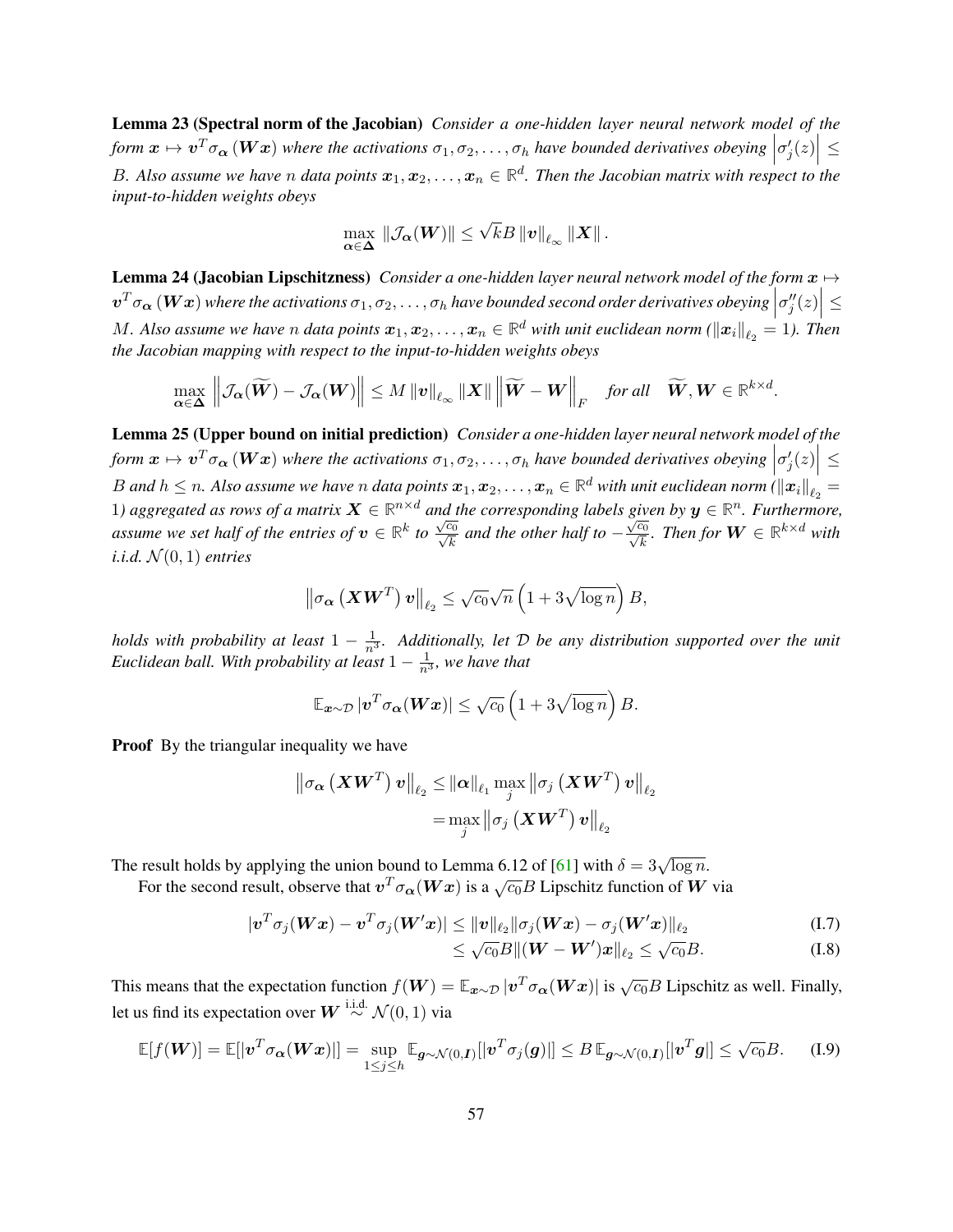**Lemma 23 (Spectral norm of the Jacobian)** *Consider a one-hidden layer neural network model of the form $\boldsymbol{x} \mapsto \boldsymbol{v}^T \sigma_{\boldsymbol{\alpha}}(\boldsymbol{W}\boldsymbol{x})$ where the activations $\sigma_1, \sigma_2, \ldots, \sigma_h$ have bounded derivatives obeying $\left|\sigma_j'(z)\right| \leq B$. Also assume we have $n$ data points $\boldsymbol{x}_1, \boldsymbol{x}_2, \ldots, \boldsymbol{x}_n \in \mathbb{R}^d$. Then the Jacobian matrix with respect to the input-to-hidden weights obeys*

$$\max_{\boldsymbol{\alpha} \in \boldsymbol{\Delta}} \|\mathcal{J}_{\boldsymbol{\alpha}}(\boldsymbol{W})\| \leq \sqrt{k} B \|\boldsymbol{v}\|_{\ell_\infty} \|\boldsymbol{X}\|.$$

**Lemma 24 (Jacobian Lipschitzness)** *Consider a one-hidden layer neural network model of the form $\boldsymbol{x} \mapsto \boldsymbol{v}^T \sigma_{\boldsymbol{\alpha}}(\boldsymbol{W}\boldsymbol{x})$ where the activations $\sigma_1, \sigma_2, \ldots, \sigma_h$ have bounded second order derivatives obeying $\left|\sigma_j''(z)\right| \leq M$. Also assume we have $n$ data points $\boldsymbol{x}_1, \boldsymbol{x}_2, \ldots, \boldsymbol{x}_n \in \mathbb{R}^d$ with unit euclidean norm ($\|\boldsymbol{x}_i\|_{\ell_2} = 1$). Then the Jacobian mapping with respect to the input-to-hidden weights obeys*

$$\max_{\boldsymbol{\alpha} \in \boldsymbol{\Delta}} \left\|\mathcal{J}_{\boldsymbol{\alpha}}(\widetilde{\boldsymbol{W}}) - \mathcal{J}_{\boldsymbol{\alpha}}(\boldsymbol{W})\right\| \leq M \|\boldsymbol{v}\|_{\ell_\infty} \|\boldsymbol{X}\| \left\|\widetilde{\boldsymbol{W}} - \boldsymbol{W}\right\|_F \quad \text{for all} \quad \widetilde{\boldsymbol{W}}, \boldsymbol{W} \in \mathbb{R}^{k \times d}.$$

**Lemma 25 (Upper bound on initial prediction)** *Consider a one-hidden layer neural network model of the form $\boldsymbol{x} \mapsto \boldsymbol{v}^T \sigma_{\boldsymbol{\alpha}}(\boldsymbol{W}\boldsymbol{x})$ where the activations $\sigma_1, \sigma_2, \ldots, \sigma_h$ have bounded derivatives obeying $\left|\sigma_j'(z)\right| \leq B$ and $h \leq n$. Also assume we have $n$ data points $\boldsymbol{x}_1, \boldsymbol{x}_2, \ldots, \boldsymbol{x}_n \in \mathbb{R}^d$ with unit euclidean norm ($\|\boldsymbol{x}_i\|_{\ell_2} = 1$) aggregated as rows of a matrix $\boldsymbol{X} \in \mathbb{R}^{n \times d}$ and the corresponding labels given by $\boldsymbol{y} \in \mathbb{R}^n$. Furthermore, assume we set half of the entries of $\boldsymbol{v} \in \mathbb{R}^k$ to $\frac{\sqrt{c_0}}{\sqrt{k}}$ and the other half to $-\frac{\sqrt{c_0}}{\sqrt{k}}$. Then for $\boldsymbol{W} \in \mathbb{R}^{k \times d}$ with i.i.d. $\mathcal{N}(0,1)$ entries*

$$\left\|\sigma_{\boldsymbol{\alpha}}\left(\boldsymbol{X}\boldsymbol{W}^T\right)\boldsymbol{v}\right\|_{\ell_2} \leq \sqrt{c_0}\sqrt{n}\left(1 + 3\sqrt{\log n}\right) B,$$

*holds with probability at least $1 - \frac{1}{n^3}$. Additionally, let $\mathcal{D}$ be any distribution supported over the unit Euclidean ball. With probability at least $1 - \frac{1}{n^3}$, we have that*

$$\mathbb{E}_{\boldsymbol{x} \sim \mathcal{D}} |\boldsymbol{v}^T \sigma_{\boldsymbol{\alpha}}(\boldsymbol{W}\boldsymbol{x})| \leq \sqrt{c_0}\left(1 + 3\sqrt{\log n}\right) B.$$

**Proof** By the triangular inequality we have

$$\begin{aligned}
\left\|\sigma_{\boldsymbol{\alpha}}\left(\boldsymbol{X}\boldsymbol{W}^T\right)\boldsymbol{v}\right\|_{\ell_2} &\leq \|\boldsymbol{\alpha}\|_{\ell_1} \max_j \left\|\sigma_j\left(\boldsymbol{X}\boldsymbol{W}^T\right)\boldsymbol{v}\right\|_{\ell_2} \\
&= \max_j \left\|\sigma_j\left(\boldsymbol{X}\boldsymbol{W}^T\right)\boldsymbol{v}\right\|_{\ell_2}
\end{aligned}$$

The result holds by applying the union bound to Lemma 6.12 of [61] with $\delta = 3\sqrt{\log n}$.

For the second result, observe that $\boldsymbol{v}^T \sigma_{\boldsymbol{\alpha}}(\boldsymbol{W}\boldsymbol{x})$ is a $\sqrt{c_0}B$ Lipschitz function of $\boldsymbol{W}$ via

$$\begin{aligned}
|\boldsymbol{v}^T \sigma_j(\boldsymbol{W}\boldsymbol{x}) - \boldsymbol{v}^T \sigma_j(\boldsymbol{W}'\boldsymbol{x})| &\leq \|\boldsymbol{v}\|_{\ell_2} \|\sigma_j(\boldsymbol{W}\boldsymbol{x}) - \sigma_j(\boldsymbol{W}'\boldsymbol{x})\|_{\ell_2} && \text{(I.7)} \\
&\leq \sqrt{c_0} B \|(\boldsymbol{W} - \boldsymbol{W}')\boldsymbol{x}\|_{\ell_2} \leq \sqrt{c_0} B. && \text{(I.8)}
\end{aligned}$$

This means that the expectation function $f(\boldsymbol{W}) = \mathbb{E}_{\boldsymbol{x} \sim \mathcal{D}} |\boldsymbol{v}^T \sigma_{\boldsymbol{\alpha}}(\boldsymbol{W}\boldsymbol{x})|$ is $\sqrt{c_0}B$ Lipschitz as well. Finally, let us find its expectation over $\boldsymbol{W} \overset{\text{i.i.d.}}{\sim} \mathcal{N}(0,1)$ via

$$\mathbb{E}[f(\boldsymbol{W})] = \mathbb{E}[|\boldsymbol{v}^T \sigma_{\boldsymbol{\alpha}}(\boldsymbol{W}\boldsymbol{x})|] = \sup_{1 \leq j \leq h} \mathbb{E}_{\boldsymbol{g} \sim \mathcal{N}(0, \boldsymbol{I})}[|\boldsymbol{v}^T \sigma_j(\boldsymbol{g})|] \leq B\, \mathbb{E}_{\boldsymbol{g} \sim \mathcal{N}(0, \boldsymbol{I})}[|\boldsymbol{v}^T \boldsymbol{g}|] \leq \sqrt{c_0} B. \quad \text{(I.9)}$$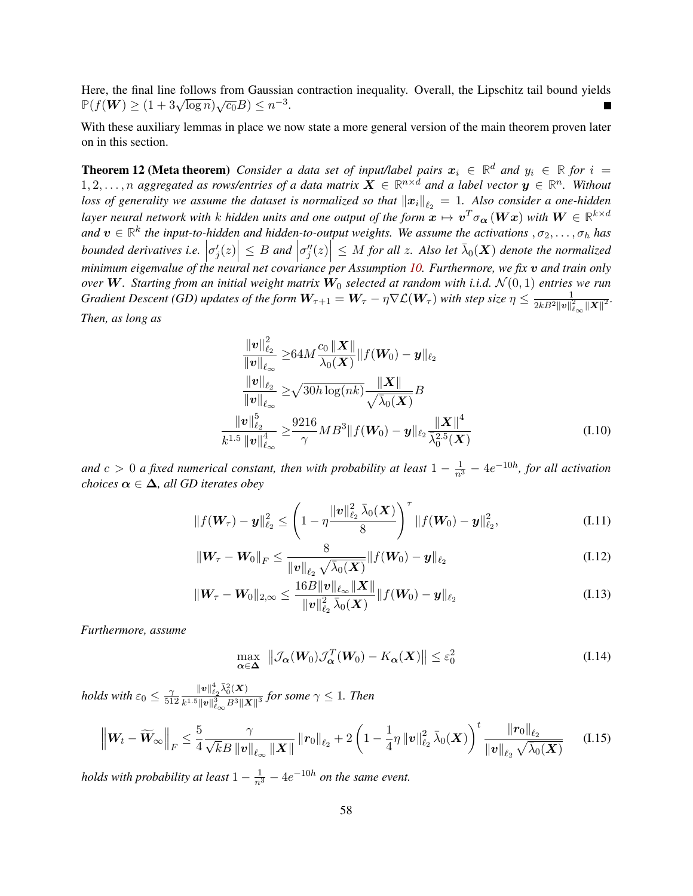Here, the final line follows from Gaussian contraction inequality. Overall, the Lipschitz tail bound yields $\mathbb{P}(f(\boldsymbol{W}) \geq (1 + 3\sqrt{\log n})\sqrt{c_0}B) \leq n^{-3}$. ∎

With these auxiliary lemmas in place we now state a more general version of the main theorem proven later on in this section.

**Theorem 12 (Meta theorem)** *Consider a data set of input/label pairs $\boldsymbol{x}_i \in \mathbb{R}^d$ and $y_i \in \mathbb{R}$ for $i = 1, 2, \ldots, n$ aggregated as rows/entries of a data matrix $\boldsymbol{X} \in \mathbb{R}^{n \times d}$ and a label vector $\boldsymbol{y} \in \mathbb{R}^n$. Without loss of generality we assume the dataset is normalized so that $\|\boldsymbol{x}_i\|_{\ell_2} = 1$. Also consider a one-hidden layer neural network with $k$ hidden units and one output of the form $\boldsymbol{x} \mapsto \boldsymbol{v}^T \sigma_{\boldsymbol{\alpha}}(\boldsymbol{W}\boldsymbol{x})$ with $\boldsymbol{W} \in \mathbb{R}^{k \times d}$ and $\boldsymbol{v} \in \mathbb{R}^k$ the input-to-hidden and hidden-to-output weights. We assume the activations $, \sigma_2, \ldots, \sigma_h$ has bounded derivatives i.e. $\left|\sigma_j'(z)\right| \leq B$ and $\left|\sigma_j''(z)\right| \leq M$ for all $z$. Also let $\bar{\lambda}_0(\boldsymbol{X})$ denote the normalized minimum eigenvalue of the neural net covariance per Assumption 10. Furthermore, we fix $\boldsymbol{v}$ and train only over $\boldsymbol{W}$. Starting from an initial weight matrix $\boldsymbol{W}_0$ selected at random with i.i.d. $\mathcal{N}(0, 1)$ entries we run Gradient Descent (GD) updates of the form $\boldsymbol{W}_{\tau+1} = \boldsymbol{W}_\tau - \eta \nabla \mathcal{L}(\boldsymbol{W}_\tau)$ with step size $\eta \leq \frac{1}{2kB^2\|\boldsymbol{v}\|_{\ell_\infty}^2\|\boldsymbol{X}\|^2}$. Then, as long as*

$$
\begin{aligned}
\frac{\|\boldsymbol{v}\|_{\ell_2}^2}{\|\boldsymbol{v}\|_{\ell_\infty}} \geq & 64M \frac{c_0 \|\boldsymbol{X}\|}{\lambda_0(\boldsymbol{X})} \|f(\boldsymbol{W}_0) - \boldsymbol{y}\|_{\ell_2} \\
\frac{\|\boldsymbol{v}\|_{\ell_2}}{\|\boldsymbol{v}\|_{\ell_\infty}} \geq & \sqrt{30h \log(nk)} \frac{\|\boldsymbol{X}\|}{\sqrt{\bar{\lambda}_0(\boldsymbol{X})}} B \\
\frac{\|\boldsymbol{v}\|_{\ell_2}^5}{k^{1.5}\|\boldsymbol{v}\|_{\ell_\infty}^4} \geq & \frac{9216}{\gamma} M B^3 \|f(\boldsymbol{W}_0) - \boldsymbol{y}\|_{\ell_2} \frac{\|\boldsymbol{X}\|^4}{\bar{\lambda}_0^{2.5}(\boldsymbol{X})}
\end{aligned} \tag{I.10}
$$

*and $c > 0$ a fixed numerical constant, then with probability at least $1 - \frac{1}{n^3} - 4e^{-10h}$, for all activation choices $\boldsymbol{\alpha} \in \boldsymbol{\Delta}$, all GD iterates obey*

$$
\|f(\boldsymbol{W}_\tau) - \boldsymbol{y}\|_{\ell_2}^2 \leq \left(1 - \eta \frac{\|\boldsymbol{v}\|_{\ell_2}^2 \bar{\lambda}_0(\boldsymbol{X})}{8}\right)^\tau \|f(\boldsymbol{W}_0) - \boldsymbol{y}\|_{\ell_2}^2, \tag{I.11}
$$

$$
\|\boldsymbol{W}_\tau - \boldsymbol{W}_0\|_F \leq \frac{8}{\|\boldsymbol{v}\|_{\ell_2}\sqrt{\bar{\lambda}_0(\boldsymbol{X})}} \|f(\boldsymbol{W}_0) - \boldsymbol{y}\|_{\ell_2} \tag{I.12}
$$

$$
\|\boldsymbol{W}_\tau - \boldsymbol{W}_0\|_{2,\infty} \leq \frac{16B\|\boldsymbol{v}\|_{\ell_\infty}\|\boldsymbol{X}\|}{\|\boldsymbol{v}\|_{\ell_2}^2 \bar{\lambda}_0(\boldsymbol{X})} \|f(\boldsymbol{W}_0) - \boldsymbol{y}\|_{\ell_2} \tag{I.13}
$$

*Furthermore, assume*

$$
\max_{\boldsymbol{\alpha} \in \boldsymbol{\Delta}} \left\|\mathcal{J}_{\boldsymbol{\alpha}}(\boldsymbol{W}_0)\mathcal{J}_{\boldsymbol{\alpha}}^T(\boldsymbol{W}_0) - K_{\boldsymbol{\alpha}}(\boldsymbol{X})\right\| \leq \varepsilon_0^2 \tag{I.14}
$$

*holds with $\varepsilon_0 \leq \frac{\gamma}{512} \frac{\|\boldsymbol{v}\|_{\ell_2}^4 \bar{\lambda}_0^2(\boldsymbol{X})}{k^{1.5}\|\boldsymbol{v}\|_{\ell_\infty}^3 B^3 \|\boldsymbol{X}\|^3}$ for some $\gamma \leq 1$. Then*

$$
\left\|\boldsymbol{W}_t - \widetilde{\boldsymbol{W}}_\infty\right\|_F \leq \frac{5}{4} \frac{\gamma}{\sqrt{k}B\|\boldsymbol{v}\|_{\ell_\infty}\|\boldsymbol{X}\|} \|\boldsymbol{r}_0\|_{\ell_2} + 2\left(1 - \frac{1}{4}\eta\|\boldsymbol{v}\|_{\ell_2}^2 \bar{\lambda}_0(\boldsymbol{X})\right)^t \frac{\|\boldsymbol{r}_0\|_{\ell_2}}{\|\boldsymbol{v}\|_{\ell_2}\sqrt{\lambda_0(\boldsymbol{X})}} \tag{I.15}
$$

*holds with probability at least $1 - \frac{1}{n^3} - 4e^{-10h}$ on the same event.*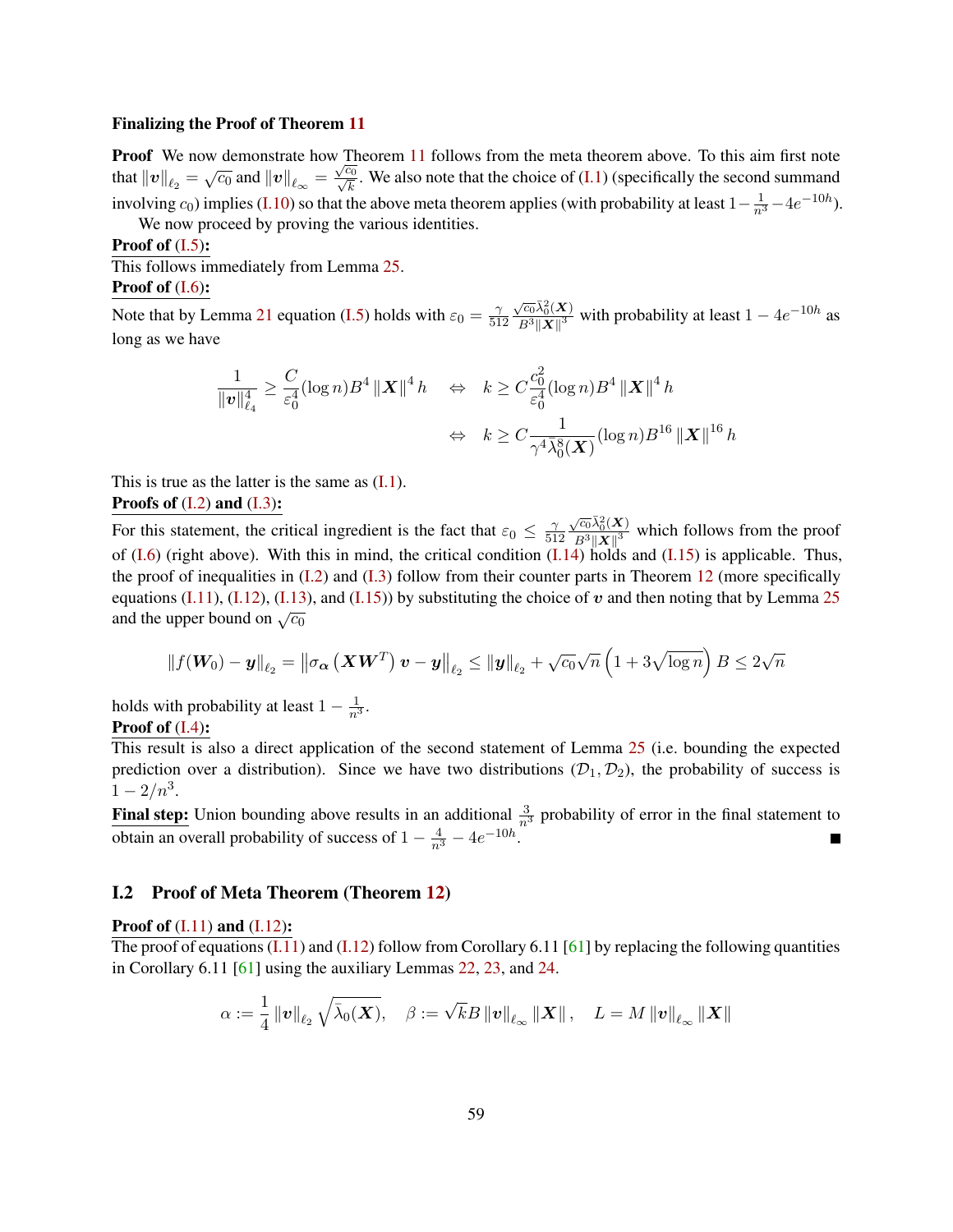**Finalizing the Proof of Theorem 11**

**Proof** We now demonstrate how Theorem 11 follows from the meta theorem above. To this aim first note that $\|\boldsymbol{v}\|_{\ell_2} = \sqrt{c_0}$ and $\|\boldsymbol{v}\|_{\ell_\infty} = \frac{\sqrt{c_0}}{\sqrt{k}}$. We also note that the choice of (I.1) (specifically the second summand involving $c_0$) implies (I.10) so that the above meta theorem applies (with probability at least $1-\frac{1}{n^3}-4e^{-10h}$).

We now proceed by proving the various identities.

**Proof of (I.5):**

This follows immediately from Lemma 25.

**Proof of (I.6):**

Note that by Lemma 21 equation (I.5) holds with $\varepsilon_0 = \frac{\gamma}{512}\frac{\sqrt{c_0}\bar{\lambda}_0^2(\boldsymbol{X})}{B^3\|\boldsymbol{X}\|^3}$ with probability at least $1-4e^{-10h}$ as long as we have

$$
\begin{aligned}
\frac{1}{\|\boldsymbol{v}\|_{\ell_4}^4} \geq \frac{C}{\varepsilon_0^4}(\log n)B^4\|\boldsymbol{X}\|^4 h \quad &\Leftrightarrow \quad k \geq C\frac{c_0^2}{\varepsilon_0^4}(\log n)B^4\|\boldsymbol{X}\|^4 h \\
&\Leftrightarrow \quad k \geq C\frac{1}{\gamma^4\bar{\lambda}_0^8(\boldsymbol{X})}(\log n)B^{16}\|\boldsymbol{X}\|^{16} h
\end{aligned}
$$

This is true as the latter is the same as (I.1).

**Proofs of (I.2) and (I.3):**

For this statement, the critical ingredient is the fact that $\varepsilon_0 \leq \frac{\gamma}{512}\frac{\sqrt{c_0}\bar{\lambda}_0^2(\boldsymbol{X})}{B^3\|\boldsymbol{X}\|^3}$ which follows from the proof of (I.6) (right above). With this in mind, the critical condition (I.14) holds and (I.15) is applicable. Thus, the proof of inequalities in (I.2) and (I.3) follow from their counter parts in Theorem 12 (more specifically equations (I.11), (I.12), (I.13), and (I.15)) by substituting the choice of $\boldsymbol{v}$ and then noting that by Lemma 25 and the upper bound on $\sqrt{c_0}$

$$
\|f(\boldsymbol{W}_0)-\boldsymbol{y}\|_{\ell_2} = \left\|\sigma_{\boldsymbol{\alpha}}\left(\boldsymbol{X}\boldsymbol{W}^T\right)\boldsymbol{v}-\boldsymbol{y}\right\|_{\ell_2} \leq \|\boldsymbol{y}\|_{\ell_2} + \sqrt{c_0}\sqrt{n}\left(1+3\sqrt{\log n}\right)B \leq 2\sqrt{n}
$$

holds with probability at least $1-\frac{1}{n^3}$.

**Proof of (I.4):**

This result is also a direct application of the second statement of Lemma 25 (i.e. bounding the expected prediction over a distribution). Since we have two distributions ($\mathcal{D}_1, \mathcal{D}_2$), the probability of success is $1-2/n^3$.

**Final step:** Union bounding above results in an additional $\frac{3}{n^3}$ probability of error in the final statement to obtain an overall probability of success of $1-\frac{4}{n^3}-4e^{-10h}$. ∎

## I.2 Proof of Meta Theorem (Theorem 12)

**Proof of (I.11) and (I.12):**

The proof of equations (I.11) and (I.12) follow from Corollary 6.11 [61] by replacing the following quantities in Corollary 6.11 [61] using the auxiliary Lemmas 22, 23, and 24.

$$
\alpha := \frac{1}{4}\|\boldsymbol{v}\|_{\ell_2}\sqrt{\bar{\lambda}_0(\boldsymbol{X})}, \quad \beta := \sqrt{k}B\|\boldsymbol{v}\|_{\ell_\infty}\|\boldsymbol{X}\|, \quad L = M\|\boldsymbol{v}\|_{\ell_\infty}\|\boldsymbol{X}\|
$$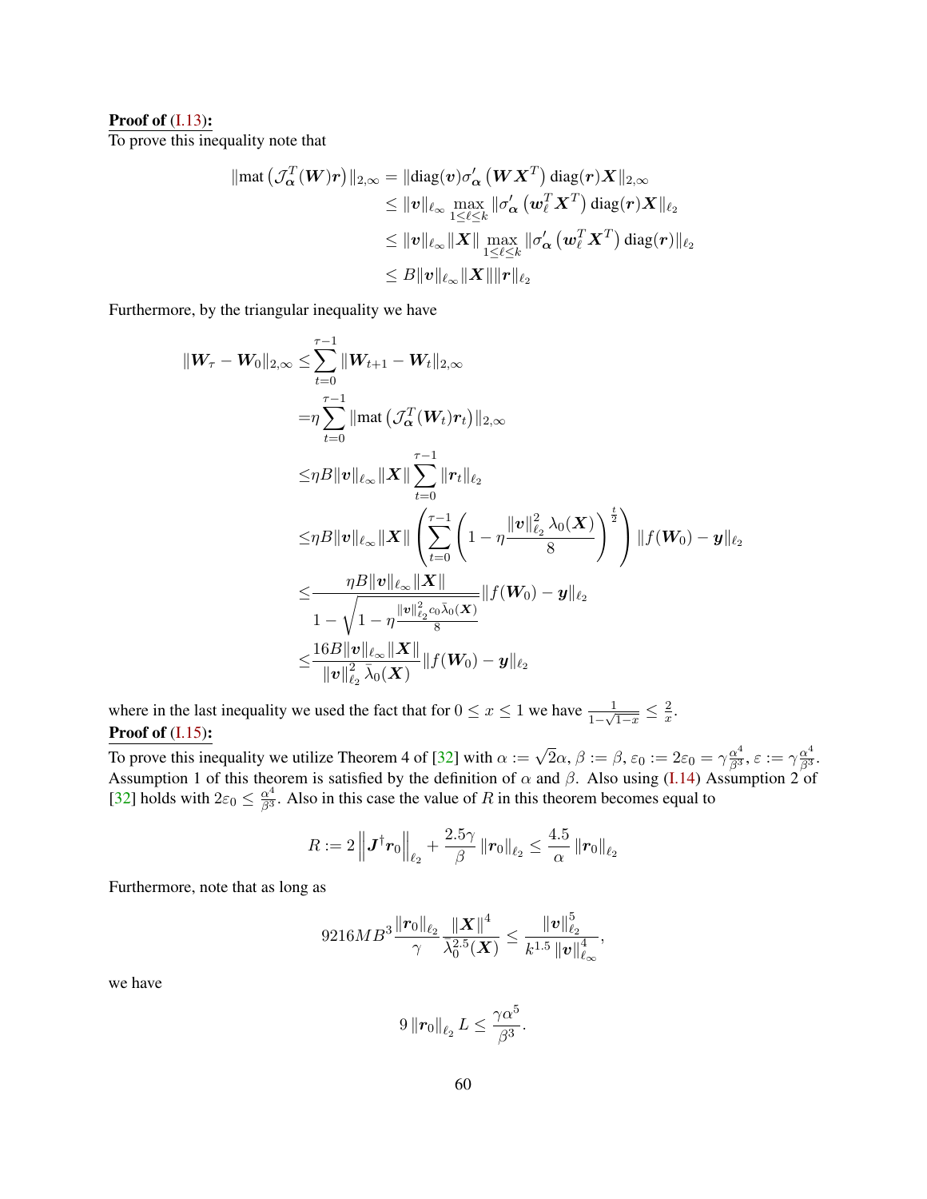**Proof of (I.13):**
To prove this inequality note that

$$
\begin{aligned}
\|\text{mat}\left(\mathcal{J}_{\boldsymbol{\alpha}}^T(\boldsymbol{W})\boldsymbol{r}\right)\|_{2,\infty} &= \|\text{diag}(\boldsymbol{v})\sigma'_{\boldsymbol{\alpha}}\left(\boldsymbol{W}\boldsymbol{X}^T\right)\text{diag}(\boldsymbol{r})\boldsymbol{X}\|_{2,\infty} \\
&\le \|\boldsymbol{v}\|_{\ell_\infty} \max_{1\le \ell\le k} \|\sigma'_{\boldsymbol{\alpha}}\left(\boldsymbol{w}_\ell^T\boldsymbol{X}^T\right)\text{diag}(\boldsymbol{r})\boldsymbol{X}\|_{\ell_2} \\
&\le \|\boldsymbol{v}\|_{\ell_\infty}\|\boldsymbol{X}\| \max_{1\le \ell\le k} \|\sigma'_{\boldsymbol{\alpha}}\left(\boldsymbol{w}_\ell^T\boldsymbol{X}^T\right)\text{diag}(\boldsymbol{r})\|_{\ell_2} \\
&\le B\|\boldsymbol{v}\|_{\ell_\infty}\|\boldsymbol{X}\|\|\boldsymbol{r}\|_{\ell_2}
\end{aligned}
$$

Furthermore, by the triangular inequality we have

$$
\begin{aligned}
\|\boldsymbol{W}_\tau - \boldsymbol{W}_0\|_{2,\infty} \le& \sum_{t=0}^{\tau-1}\|\boldsymbol{W}_{t+1}-\boldsymbol{W}_t\|_{2,\infty} \\
=&\eta\sum_{t=0}^{\tau-1}\|\text{mat}\left(\mathcal{J}_{\boldsymbol{\alpha}}^T(\boldsymbol{W}_t)\boldsymbol{r}_t\right)\|_{2,\infty} \\
\le&\eta B\|\boldsymbol{v}\|_{\ell_\infty}\|\boldsymbol{X}\|\sum_{t=0}^{\tau-1}\|\boldsymbol{r}_t\|_{\ell_2} \\
\le&\eta B\|\boldsymbol{v}\|_{\ell_\infty}\|\boldsymbol{X}\|\left(\sum_{t=0}^{\tau-1}\left(1-\eta\frac{\|\boldsymbol{v}\|_{\ell_2}^2\lambda_0(\boldsymbol{X})}{8}\right)^{\frac{t}{2}}\right)\|f(\boldsymbol{W}_0)-\boldsymbol{y}\|_{\ell_2} \\
\le&\frac{\eta B\|\boldsymbol{v}\|_{\ell_\infty}\|\boldsymbol{X}\|}{1-\sqrt{1-\eta\frac{\|\boldsymbol{v}\|_{\ell_2}^2 c_0\bar{\lambda}_0(\boldsymbol{X})}{8}}}\|f(\boldsymbol{W}_0)-\boldsymbol{y}\|_{\ell_2} \\
\le&\frac{16B\|\boldsymbol{v}\|_{\ell_\infty}\|\boldsymbol{X}\|}{\|\boldsymbol{v}\|_{\ell_2}^2\bar{\lambda}_0(\boldsymbol{X})}\|f(\boldsymbol{W}_0)-\boldsymbol{y}\|_{\ell_2}
\end{aligned}
$$

where in the last inequality we used the fact that for $0\le x\le 1$ we have $\frac{1}{1-\sqrt{1-x}}\le\frac{2}{x}$.

**Proof of (I.15):**
To prove this inequality we utilize Theorem 4 of [32] with $\alpha := \sqrt{2}\alpha$, $\beta := \beta$, $\varepsilon_0 := 2\varepsilon_0 = \gamma\frac{\alpha^4}{\beta^3}$, $\varepsilon := \gamma\frac{\alpha^4}{\beta^3}$. Assumption 1 of this theorem is satisfied by the definition of $\alpha$ and $\beta$. Also using (I.14) Assumption 2 of [32] holds with $2\varepsilon_0\le\frac{\alpha^4}{\beta^3}$. Also in this case the value of $R$ in this theorem becomes equal to

$$
R := 2\left\|\boldsymbol{J}^\dagger\boldsymbol{r}_0\right\|_{\ell_2} + \frac{2.5\gamma}{\beta}\left\|\boldsymbol{r}_0\right\|_{\ell_2} \le \frac{4.5}{\alpha}\left\|\boldsymbol{r}_0\right\|_{\ell_2}
$$

Furthermore, note that as long as

$$
9216MB^3\frac{\|\boldsymbol{r}_0\|_{\ell_2}}{\gamma}\frac{\|\boldsymbol{X}\|^4}{\bar{\lambda}_0^{2.5}(\boldsymbol{X})} \le \frac{\|\boldsymbol{v}\|_{\ell_2}^5}{k^{1.5}\|\boldsymbol{v}\|_{\ell_\infty}^4},
$$

we have

$$
9\left\|\boldsymbol{r}_0\right\|_{\ell_2}L \le \frac{\gamma\alpha^5}{\beta^3}.
$$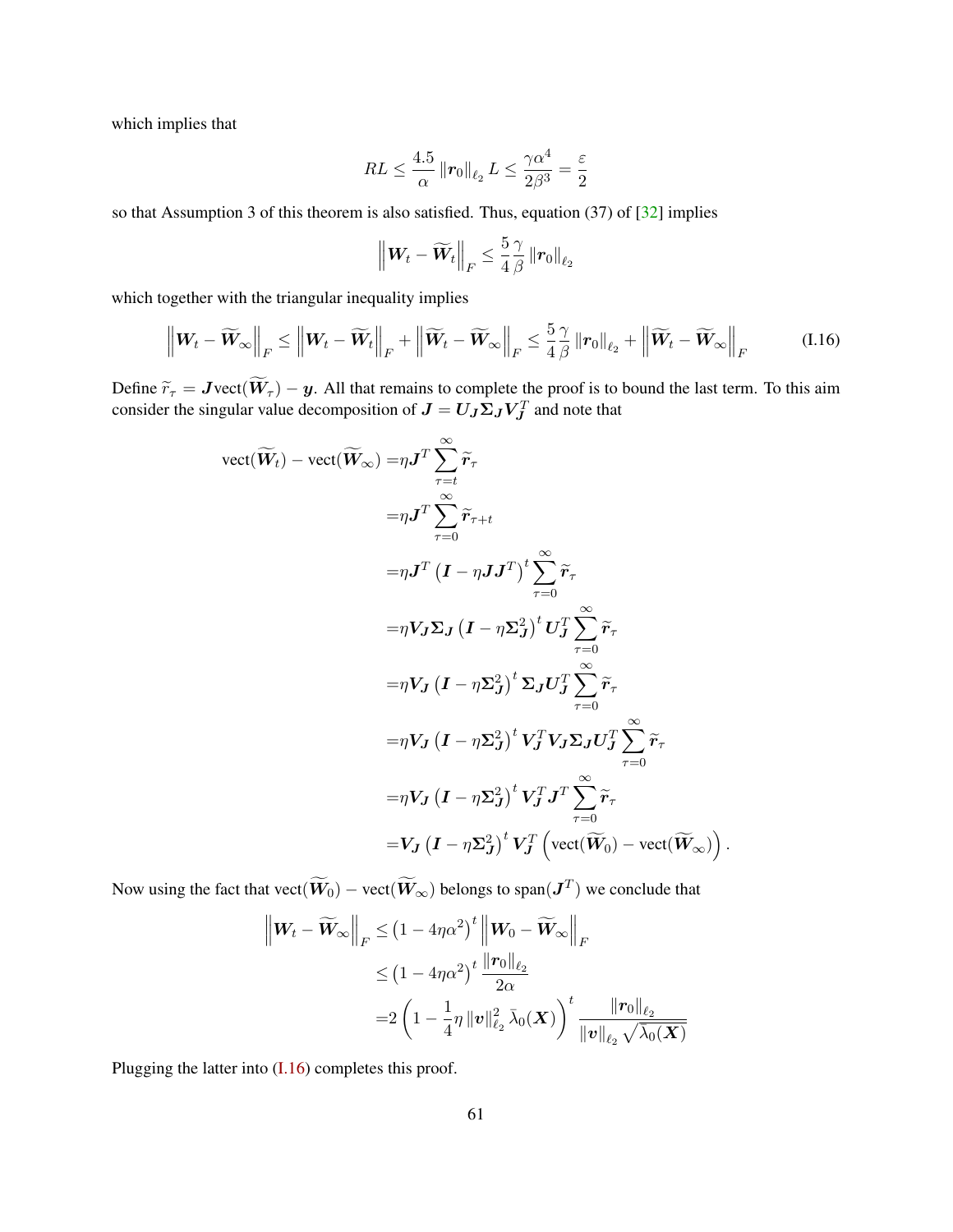which implies that

$$RL \leq \frac{4.5}{\alpha} \|\boldsymbol{r}_0\|_{\ell_2} L \leq \frac{\gamma\alpha^4}{2\beta^3} = \frac{\varepsilon}{2}$$

so that Assumption 3 of this theorem is also satisfied. Thus, equation (37) of [32] implies

$$\left\|\boldsymbol{W}_t - \widetilde{\boldsymbol{W}}_t\right\|_F \leq \frac{5}{4}\frac{\gamma}{\beta}\|\boldsymbol{r}_0\|_{\ell_2}$$

which together with the triangular inequality implies

$$\left\|\boldsymbol{W}_t - \widetilde{\boldsymbol{W}}_\infty\right\|_F \leq \left\|\boldsymbol{W}_t - \widetilde{\boldsymbol{W}}_t\right\|_F + \left\|\widetilde{\boldsymbol{W}}_t - \widetilde{\boldsymbol{W}}_\infty\right\|_F \leq \frac{5}{4}\frac{\gamma}{\beta}\|\boldsymbol{r}_0\|_{\ell_2} + \left\|\widetilde{\boldsymbol{W}}_t - \widetilde{\boldsymbol{W}}_\infty\right\|_F \tag{I.16}$$

Define $\widetilde{r}_\tau = \boldsymbol{J}\text{vect}(\widetilde{\boldsymbol{W}}_\tau) - \boldsymbol{y}$. All that remains to complete the proof is to bound the last term. To this aim consider the singular value decomposition of $\boldsymbol{J} = \boldsymbol{U}_{\boldsymbol{J}}\boldsymbol{\Sigma}_{\boldsymbol{J}}\boldsymbol{V}_{\boldsymbol{J}}^T$ and note that

$$\begin{aligned}
\text{vect}(\widetilde{\boldsymbol{W}}_t) - \text{vect}(\widetilde{\boldsymbol{W}}_\infty) =& \eta\boldsymbol{J}^T\sum_{\tau=t}^{\infty}\widetilde{\boldsymbol{r}}_\tau \\
=& \eta\boldsymbol{J}^T\sum_{\tau=0}^{\infty}\widetilde{\boldsymbol{r}}_{\tau+t} \\
=& \eta\boldsymbol{J}^T\left(\boldsymbol{I} - \eta\boldsymbol{J}\boldsymbol{J}^T\right)^t\sum_{\tau=0}^{\infty}\widetilde{\boldsymbol{r}}_\tau \\
=& \eta\boldsymbol{V}_{\boldsymbol{J}}\boldsymbol{\Sigma}_{\boldsymbol{J}}\left(\boldsymbol{I} - \eta\boldsymbol{\Sigma}_{\boldsymbol{J}}^2\right)^t\boldsymbol{U}_{\boldsymbol{J}}^T\sum_{\tau=0}^{\infty}\widetilde{\boldsymbol{r}}_\tau \\
=& \eta\boldsymbol{V}_{\boldsymbol{J}}\left(\boldsymbol{I} - \eta\boldsymbol{\Sigma}_{\boldsymbol{J}}^2\right)^t\boldsymbol{\Sigma}_{\boldsymbol{J}}\boldsymbol{U}_{\boldsymbol{J}}^T\sum_{\tau=0}^{\infty}\widetilde{\boldsymbol{r}}_\tau \\
=& \eta\boldsymbol{V}_{\boldsymbol{J}}\left(\boldsymbol{I} - \eta\boldsymbol{\Sigma}_{\boldsymbol{J}}^2\right)^t\boldsymbol{V}_{\boldsymbol{J}}^T\boldsymbol{V}_{\boldsymbol{J}}\boldsymbol{\Sigma}_{\boldsymbol{J}}\boldsymbol{U}_{\boldsymbol{J}}^T\sum_{\tau=0}^{\infty}\widetilde{\boldsymbol{r}}_\tau \\
=& \eta\boldsymbol{V}_{\boldsymbol{J}}\left(\boldsymbol{I} - \eta\boldsymbol{\Sigma}_{\boldsymbol{J}}^2\right)^t\boldsymbol{V}_{\boldsymbol{J}}^T\boldsymbol{J}^T\sum_{\tau=0}^{\infty}\widetilde{\boldsymbol{r}}_\tau \\
=& \boldsymbol{V}_{\boldsymbol{J}}\left(\boldsymbol{I} - \eta\boldsymbol{\Sigma}_{\boldsymbol{J}}^2\right)^t\boldsymbol{V}_{\boldsymbol{J}}^T\left(\text{vect}(\widetilde{\boldsymbol{W}}_0) - \text{vect}(\widetilde{\boldsymbol{W}}_\infty)\right).
\end{aligned}$$

Now using the fact that $\text{vect}(\widetilde{\boldsymbol{W}}_0) - \text{vect}(\widetilde{\boldsymbol{W}}_\infty)$ belongs to $\text{span}(\boldsymbol{J}^T)$ we conclude that

$$\begin{aligned}
\left\|\boldsymbol{W}_t - \widetilde{\boldsymbol{W}}_\infty\right\|_F \leq& \left(1 - 4\eta\alpha^2\right)^t\left\|\boldsymbol{W}_0 - \widetilde{\boldsymbol{W}}_\infty\right\|_F \\
\leq& \left(1 - 4\eta\alpha^2\right)^t\frac{\|\boldsymbol{r}_0\|_{\ell_2}}{2\alpha} \\
=& 2\left(1 - \frac{1}{4}\eta\|\boldsymbol{v}\|_{\ell_2}^2\bar{\lambda}_0(\boldsymbol{X})\right)^t\frac{\|\boldsymbol{r}_0\|_{\ell_2}}{\|\boldsymbol{v}\|_{\ell_2}\sqrt{\bar{\lambda}_0(\boldsymbol{X})}}
\end{aligned}$$

Plugging the latter into (I.16) completes this proof.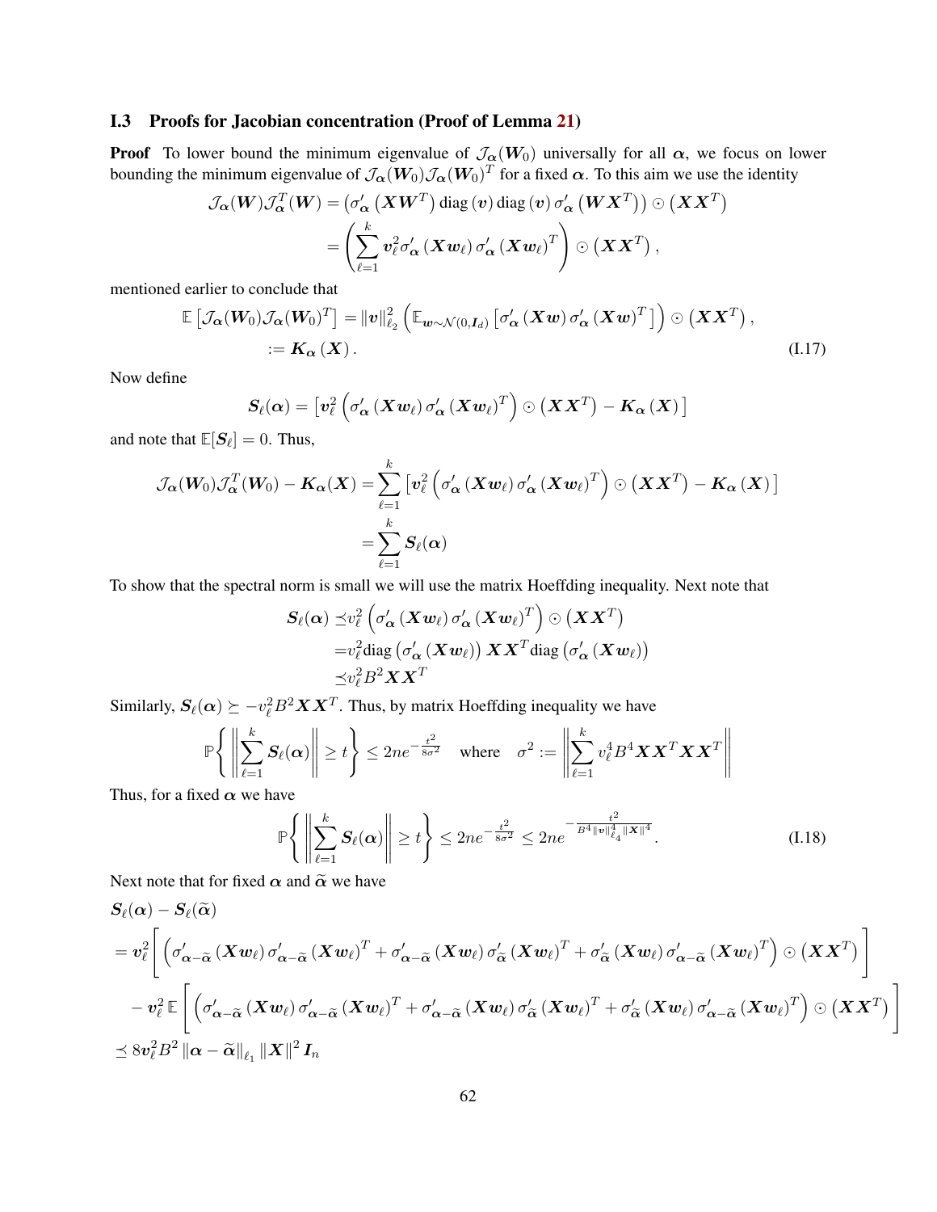### I.3 Proofs for Jacobian concentration (Proof of Lemma 21)

**Proof** To lower bound the minimum eigenvalue of $\mathcal{J}_{\boldsymbol{\alpha}}(\boldsymbol{W}_0)$ universally for all $\boldsymbol{\alpha}$, we focus on lower bounding the minimum eigenvalue of $\mathcal{J}_{\boldsymbol{\alpha}}(\boldsymbol{W}_0)\mathcal{J}_{\boldsymbol{\alpha}}(\boldsymbol{W}_0)^T$ for a fixed $\boldsymbol{\alpha}$. To this aim we use the identity

$$
\begin{aligned}
\mathcal{J}_{\boldsymbol{\alpha}}(\boldsymbol{W})\mathcal{J}_{\boldsymbol{\alpha}}^T(\boldsymbol{W}) &= \left(\sigma'_{\boldsymbol{\alpha}}\left(\boldsymbol{X}\boldsymbol{W}^T\right)\text{diag}\left(\boldsymbol{v}\right)\text{diag}\left(\boldsymbol{v}\right)\sigma'_{\boldsymbol{\alpha}}\left(\boldsymbol{W}\boldsymbol{X}^T\right)\right)\odot\left(\boldsymbol{X}\boldsymbol{X}^T\right)\\
&= \left(\sum_{\ell=1}^k \boldsymbol{v}_\ell^2\sigma'_{\boldsymbol{\alpha}}\left(\boldsymbol{X}\boldsymbol{w}_\ell\right)\sigma'_{\boldsymbol{\alpha}}\left(\boldsymbol{X}\boldsymbol{w}_\ell\right)^T\right)\odot\left(\boldsymbol{X}\boldsymbol{X}^T\right),
\end{aligned}
$$

mentioned earlier to conclude that

$$
\begin{aligned}
\mathbb{E}\left[\mathcal{J}_{\boldsymbol{\alpha}}(\boldsymbol{W}_0)\mathcal{J}_{\boldsymbol{\alpha}}(\boldsymbol{W}_0)^T\right] &= \|\boldsymbol{v}\|_{\ell_2}^2\left(\mathbb{E}_{\boldsymbol{w}\sim\mathcal{N}(0,\boldsymbol{I}_d)}\left[\sigma'_{\boldsymbol{\alpha}}\left(\boldsymbol{X}\boldsymbol{w}\right)\sigma'_{\boldsymbol{\alpha}}\left(\boldsymbol{X}\boldsymbol{w}\right)^T\right]\right)\odot\left(\boldsymbol{X}\boldsymbol{X}^T\right),\\
&:= \boldsymbol{K}_{\boldsymbol{\alpha}}\left(\boldsymbol{X}\right).
\end{aligned}
\tag{I.17}
$$

Now define

$$
\boldsymbol{S}_\ell(\boldsymbol{\alpha}) = \left[\boldsymbol{v}_\ell^2\left(\sigma'_{\boldsymbol{\alpha}}\left(\boldsymbol{X}\boldsymbol{w}_\ell\right)\sigma'_{\boldsymbol{\alpha}}\left(\boldsymbol{X}\boldsymbol{w}_\ell\right)^T\right)\odot\left(\boldsymbol{X}\boldsymbol{X}^T\right)-\boldsymbol{K}_{\boldsymbol{\alpha}}\left(\boldsymbol{X}\right)\right]
$$

and note that $\mathbb{E}[\boldsymbol{S}_\ell] = 0$. Thus,

$$
\begin{aligned}
\mathcal{J}_{\boldsymbol{\alpha}}(\boldsymbol{W}_0)\mathcal{J}_{\boldsymbol{\alpha}}^T(\boldsymbol{W}_0) - \boldsymbol{K}_{\boldsymbol{\alpha}}(\boldsymbol{X}) &= \sum_{\ell=1}^k\left[\boldsymbol{v}_\ell^2\left(\sigma'_{\boldsymbol{\alpha}}\left(\boldsymbol{X}\boldsymbol{w}_\ell\right)\sigma'_{\boldsymbol{\alpha}}\left(\boldsymbol{X}\boldsymbol{w}_\ell\right)^T\right)\odot\left(\boldsymbol{X}\boldsymbol{X}^T\right)-\boldsymbol{K}_{\boldsymbol{\alpha}}\left(\boldsymbol{X}\right)\right]\\
&= \sum_{\ell=1}^k \boldsymbol{S}_\ell(\boldsymbol{\alpha})
\end{aligned}
$$

To show that the spectral norm is small we will use the matrix Hoeffding inequality. Next note that

$$
\begin{aligned}
\boldsymbol{S}_\ell(\boldsymbol{\alpha}) \preceq & v_\ell^2\left(\sigma'_{\boldsymbol{\alpha}}\left(\boldsymbol{X}\boldsymbol{w}_\ell\right)\sigma'_{\boldsymbol{\alpha}}\left(\boldsymbol{X}\boldsymbol{w}_\ell\right)^T\right)\odot\left(\boldsymbol{X}\boldsymbol{X}^T\right)\\
=& v_\ell^2\text{diag}\left(\sigma'_{\boldsymbol{\alpha}}\left(\boldsymbol{X}\boldsymbol{w}_\ell\right)\right)\boldsymbol{X}\boldsymbol{X}^T\text{diag}\left(\sigma'_{\boldsymbol{\alpha}}\left(\boldsymbol{X}\boldsymbol{w}_\ell\right)\right)\\
\preceq & v_\ell^2 B^2\boldsymbol{X}\boldsymbol{X}^T
\end{aligned}
$$

Similarly, $\boldsymbol{S}_\ell(\boldsymbol{\alpha}) \succeq -v_\ell^2 B^2\boldsymbol{X}\boldsymbol{X}^T$. Thus, by matrix Hoeffding inequality we have

$$
\mathbb{P}\left\{\left\|\sum_{\ell=1}^k \boldsymbol{S}_\ell(\boldsymbol{\alpha})\right\| \ge t\right\} \le 2ne^{-\frac{t^2}{8\sigma^2}} \quad \text{where} \quad \sigma^2 := \left\|\sum_{\ell=1}^k v_\ell^4 B^4\boldsymbol{X}\boldsymbol{X}^T\boldsymbol{X}\boldsymbol{X}^T\right\|
$$

Thus, for a fixed $\boldsymbol{\alpha}$ we have

$$
\mathbb{P}\left\{\left\|\sum_{\ell=1}^k \boldsymbol{S}_\ell(\boldsymbol{\alpha})\right\| \ge t\right\} \le 2ne^{-\frac{t^2}{8\sigma^2}} \le 2ne^{-\frac{t^2}{B^4\|\boldsymbol{v}\|_{\ell_4}^4\|\boldsymbol{X}\|^4}}. \tag{I.18}
$$

Next note that for fixed $\boldsymbol{\alpha}$ and $\widetilde{\boldsymbol{\alpha}}$ we have

$$
\begin{aligned}
&\boldsymbol{S}_\ell(\boldsymbol{\alpha}) - \boldsymbol{S}_\ell(\widetilde{\boldsymbol{\alpha}})\\
&= \boldsymbol{v}_\ell^2\left[\left(\sigma'_{\boldsymbol{\alpha}-\widetilde{\boldsymbol{\alpha}}}\left(\boldsymbol{X}\boldsymbol{w}_\ell\right)\sigma'_{\boldsymbol{\alpha}-\widetilde{\boldsymbol{\alpha}}}\left(\boldsymbol{X}\boldsymbol{w}_\ell\right)^T + \sigma'_{\boldsymbol{\alpha}-\widetilde{\boldsymbol{\alpha}}}\left(\boldsymbol{X}\boldsymbol{w}_\ell\right)\sigma'_{\widetilde{\boldsymbol{\alpha}}}\left(\boldsymbol{X}\boldsymbol{w}_\ell\right)^T + \sigma'_{\widetilde{\boldsymbol{\alpha}}}\left(\boldsymbol{X}\boldsymbol{w}_\ell\right)\sigma'_{\boldsymbol{\alpha}-\widetilde{\boldsymbol{\alpha}}}\left(\boldsymbol{X}\boldsymbol{w}_\ell\right)^T\right)\odot\left(\boldsymbol{X}\boldsymbol{X}^T\right)\right]\\
&\quad - \boldsymbol{v}_\ell^2\,\mathbb{E}\left[\left(\sigma'_{\boldsymbol{\alpha}-\widetilde{\boldsymbol{\alpha}}}\left(\boldsymbol{X}\boldsymbol{w}_\ell\right)\sigma'_{\boldsymbol{\alpha}-\widetilde{\boldsymbol{\alpha}}}\left(\boldsymbol{X}\boldsymbol{w}_\ell\right)^T + \sigma'_{\boldsymbol{\alpha}-\widetilde{\boldsymbol{\alpha}}}\left(\boldsymbol{X}\boldsymbol{w}_\ell\right)\sigma'_{\widetilde{\boldsymbol{\alpha}}}\left(\boldsymbol{X}\boldsymbol{w}_\ell\right)^T + \sigma'_{\widetilde{\boldsymbol{\alpha}}}\left(\boldsymbol{X}\boldsymbol{w}_\ell\right)\sigma'_{\boldsymbol{\alpha}-\widetilde{\boldsymbol{\alpha}}}\left(\boldsymbol{X}\boldsymbol{w}_\ell\right)^T\right)\odot\left(\boldsymbol{X}\boldsymbol{X}^T\right)\right]\\
&\preceq 8\boldsymbol{v}_\ell^2 B^2\left\|\boldsymbol{\alpha}-\widetilde{\boldsymbol{\alpha}}\right\|_{\ell_1}\|\boldsymbol{X}\|^2\boldsymbol{I}_n
\end{aligned}
$$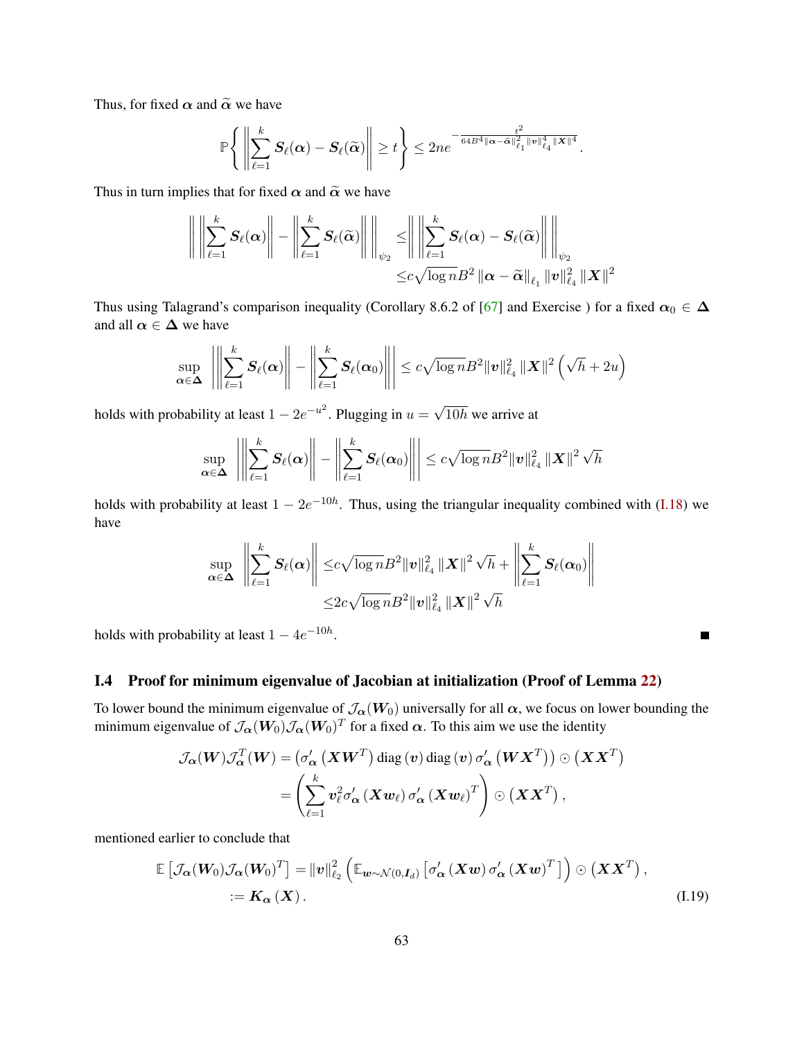Thus, for fixed $\boldsymbol{\alpha}$ and $\widetilde{\boldsymbol{\alpha}}$ we have

$$\mathbb{P}\left\{ \left\| \sum_{\ell=1}^{k} \boldsymbol{S}_\ell(\boldsymbol{\alpha}) - \boldsymbol{S}_\ell(\widetilde{\boldsymbol{\alpha}}) \right\| \geq t \right\} \leq 2ne^{-\frac{t^2}{64B^4\|\boldsymbol{\alpha}-\widetilde{\boldsymbol{\alpha}}\|_{\ell_1}^2 \|\boldsymbol{v}\|_{\ell_4}^4 \|\boldsymbol{X}\|^4}}.$$

Thus in turn implies that for fixed $\boldsymbol{\alpha}$ and $\widetilde{\boldsymbol{\alpha}}$ we have

$$\begin{aligned}
\left\| \left\| \sum_{\ell=1}^{k} \boldsymbol{S}_\ell(\boldsymbol{\alpha}) \right\| - \left\| \sum_{\ell=1}^{k} \boldsymbol{S}_\ell(\widetilde{\boldsymbol{\alpha}}) \right\| \right\|_{\psi_2} \leq& \left\| \left\| \sum_{\ell=1}^{k} \boldsymbol{S}_\ell(\boldsymbol{\alpha}) - \boldsymbol{S}_\ell(\widetilde{\boldsymbol{\alpha}}) \right\| \right\|_{\psi_2} \\
\leq& c\sqrt{\log n} B^2 \left\| \boldsymbol{\alpha} - \widetilde{\boldsymbol{\alpha}} \right\|_{\ell_1} \|\boldsymbol{v}\|_{\ell_4}^2 \|\boldsymbol{X}\|^2
\end{aligned}$$

Thus using Talagrand's comparison inequality (Corollary 8.6.2 of [67] and Exercise ) for a fixed $\boldsymbol{\alpha}_0 \in \boldsymbol{\Delta}$ and all $\boldsymbol{\alpha} \in \boldsymbol{\Delta}$ we have

$$\sup_{\boldsymbol{\alpha}\in\boldsymbol{\Delta}} \left| \left\| \sum_{\ell=1}^{k} \boldsymbol{S}_\ell(\boldsymbol{\alpha}) \right\| - \left\| \sum_{\ell=1}^{k} \boldsymbol{S}_\ell(\boldsymbol{\alpha}_0) \right\| \right| \leq c\sqrt{\log n} B^2 \|\boldsymbol{v}\|_{\ell_4}^2 \|\boldsymbol{X}\|^2 \left( \sqrt{h} + 2u \right)$$

holds with probability at least $1 - 2e^{-u^2}$. Plugging in $u = \sqrt{10h}$ we arrive at

$$\sup_{\boldsymbol{\alpha}\in\boldsymbol{\Delta}} \left| \left\| \sum_{\ell=1}^{k} \boldsymbol{S}_\ell(\boldsymbol{\alpha}) \right\| - \left\| \sum_{\ell=1}^{k} \boldsymbol{S}_\ell(\boldsymbol{\alpha}_0) \right\| \right| \leq c\sqrt{\log n} B^2 \|\boldsymbol{v}\|_{\ell_4}^2 \|\boldsymbol{X}\|^2 \sqrt{h}$$

holds with probability at least $1 - 2e^{-10h}$. Thus, using the triangular inequality combined with (I.18) we have

$$\begin{aligned}
\sup_{\boldsymbol{\alpha}\in\boldsymbol{\Delta}} \left\| \sum_{\ell=1}^{k} \boldsymbol{S}_\ell(\boldsymbol{\alpha}) \right\| \leq& c\sqrt{\log n} B^2 \|\boldsymbol{v}\|_{\ell_4}^2 \|\boldsymbol{X}\|^2 \sqrt{h} + \left\| \sum_{\ell=1}^{k} \boldsymbol{S}_\ell(\boldsymbol{\alpha}_0) \right\| \\
\leq& 2c\sqrt{\log n} B^2 \|\boldsymbol{v}\|_{\ell_4}^2 \|\boldsymbol{X}\|^2 \sqrt{h}
\end{aligned}$$

holds with probability at least $1 - 4e^{-10h}$. ∎

## I.4 Proof for minimum eigenvalue of Jacobian at initialization (Proof of Lemma 22)

To lower bound the minimum eigenvalue of $\mathcal{J}_{\boldsymbol{\alpha}}(\boldsymbol{W}_0)$ universally for all $\boldsymbol{\alpha}$, we focus on lower bounding the minimum eigenvalue of $\mathcal{J}_{\boldsymbol{\alpha}}(\boldsymbol{W}_0)\mathcal{J}_{\boldsymbol{\alpha}}(\boldsymbol{W}_0)^T$ for a fixed $\boldsymbol{\alpha}$. To this aim we use the identity

$$\begin{aligned}
\mathcal{J}_{\boldsymbol{\alpha}}(\boldsymbol{W})\mathcal{J}_{\boldsymbol{\alpha}}^T(\boldsymbol{W}) =& \left(\sigma_{\boldsymbol{\alpha}}'\left(\boldsymbol{X}\boldsymbol{W}^T\right) \operatorname{diag}\left(\boldsymbol{v}\right) \operatorname{diag}\left(\boldsymbol{v}\right) \sigma_{\boldsymbol{\alpha}}'\left(\boldsymbol{W}\boldsymbol{X}^T\right)\right) \odot \left(\boldsymbol{X}\boldsymbol{X}^T\right) \\
=& \left(\sum_{\ell=1}^{k} \boldsymbol{v}_\ell^2 \sigma_{\boldsymbol{\alpha}}'\left(\boldsymbol{X}\boldsymbol{w}_\ell\right) \sigma_{\boldsymbol{\alpha}}'\left(\boldsymbol{X}\boldsymbol{w}_\ell\right)^T\right) \odot \left(\boldsymbol{X}\boldsymbol{X}^T\right),
\end{aligned}$$

mentioned earlier to conclude that

$$\begin{aligned}
\mathbb{E}\left[\mathcal{J}_{\boldsymbol{\alpha}}(\boldsymbol{W}_0)\mathcal{J}_{\boldsymbol{\alpha}}(\boldsymbol{W}_0)^T\right] =& \|\boldsymbol{v}\|_{\ell_2}^2 \left(\mathbb{E}_{\boldsymbol{w}\sim\mathcal{N}(0,\boldsymbol{I}_d)}\left[\sigma_{\boldsymbol{\alpha}}'\left(\boldsymbol{X}\boldsymbol{w}\right)\sigma_{\boldsymbol{\alpha}}'\left(\boldsymbol{X}\boldsymbol{w}\right)^T\right]\right) \odot \left(\boldsymbol{X}\boldsymbol{X}^T\right), \\
:=& \boldsymbol{K}_{\boldsymbol{\alpha}}\left(\boldsymbol{X}\right).
\end{aligned} \tag{I.19}$$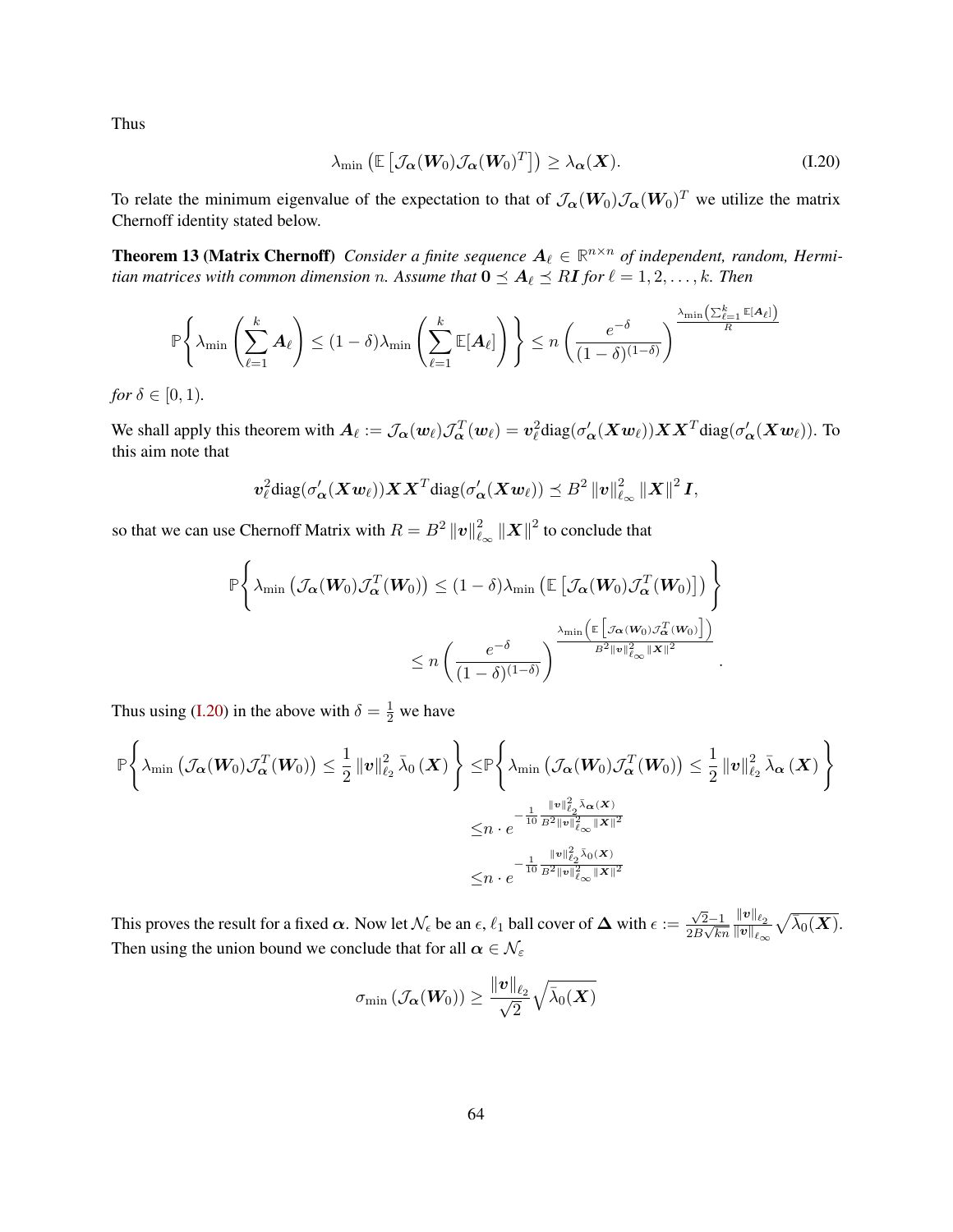Thus

$$
\lambda_{\min}\left(\mathbb{E}\left[\mathcal{J}_{\boldsymbol{\alpha}}(\boldsymbol{W}_0)\mathcal{J}_{\boldsymbol{\alpha}}(\boldsymbol{W}_0)^T\right]\right) \geq \lambda_{\boldsymbol{\alpha}}(\boldsymbol{X}). \tag{I.20}
$$

To relate the minimum eigenvalue of the expectation to that of $\mathcal{J}_{\boldsymbol{\alpha}}(\boldsymbol{W}_0)\mathcal{J}_{\boldsymbol{\alpha}}(\boldsymbol{W}_0)^T$ we utilize the matrix Chernoff identity stated below.

**Theorem 13 (Matrix Chernoff)** *Consider a finite sequence $\boldsymbol{A}_\ell \in \mathbb{R}^{n\times n}$ of independent, random, Hermitian matrices with common dimension $n$. Assume that $\boldsymbol{0} \preceq \boldsymbol{A}_\ell \preceq R\boldsymbol{I}$ for $\ell = 1, 2, \ldots, k$. Then*

$$
\mathbb{P}\Bigg\{\lambda_{\min}\left(\sum_{\ell=1}^{k}\boldsymbol{A}_\ell\right) \leq (1-\delta)\lambda_{\min}\left(\sum_{\ell=1}^{k}\mathbb{E}[\boldsymbol{A}_\ell]\right)\Bigg\} \leq n\left(\frac{e^{-\delta}}{(1-\delta)^{(1-\delta)}}\right)^{\frac{\lambda_{\min}\left(\sum_{\ell=1}^{k}\mathbb{E}[\boldsymbol{A}_\ell]\right)}{R}}
$$

*for $\delta \in [0, 1)$.*

We shall apply this theorem with $\boldsymbol{A}_\ell := \mathcal{J}_{\boldsymbol{\alpha}}(\boldsymbol{w}_\ell)\mathcal{J}_{\boldsymbol{\alpha}}^T(\boldsymbol{w}_\ell) = \boldsymbol{v}_\ell^2\text{diag}(\sigma_{\boldsymbol{\alpha}}'(\boldsymbol{X}\boldsymbol{w}_\ell))\boldsymbol{X}\boldsymbol{X}^T\text{diag}(\sigma_{\boldsymbol{\alpha}}'(\boldsymbol{X}\boldsymbol{w}_\ell))$. To this aim note that

$$
\boldsymbol{v}_\ell^2\text{diag}(\sigma_{\boldsymbol{\alpha}}'(\boldsymbol{X}\boldsymbol{w}_\ell))\boldsymbol{X}\boldsymbol{X}^T\text{diag}(\sigma_{\boldsymbol{\alpha}}'(\boldsymbol{X}\boldsymbol{w}_\ell)) \preceq B^2\left\|\boldsymbol{v}\right\|_{\ell_\infty}^2\left\|\boldsymbol{X}\right\|^2\boldsymbol{I},
$$

so that we can use Chernoff Matrix with $R = B^2\left\|\boldsymbol{v}\right\|_{\ell_\infty}^2\left\|\boldsymbol{X}\right\|^2$ to conclude that

$$
\begin{aligned}
\mathbb{P}\Bigg\{\lambda_{\min}\left(\mathcal{J}_{\boldsymbol{\alpha}}(\boldsymbol{W}_0)\mathcal{J}_{\boldsymbol{\alpha}}^T(\boldsymbol{W}_0)\right) &\leq (1-\delta)\lambda_{\min}\left(\mathbb{E}\left[\mathcal{J}_{\boldsymbol{\alpha}}(\boldsymbol{W}_0)\mathcal{J}_{\boldsymbol{\alpha}}^T(\boldsymbol{W}_0)\right]\right)\Bigg\} \\
&\leq n\left(\frac{e^{-\delta}}{(1-\delta)^{(1-\delta)}}\right)^{\frac{\lambda_{\min}\left(\mathbb{E}\left[\mathcal{J}_{\boldsymbol{\alpha}}(\boldsymbol{W}_0)\mathcal{J}_{\boldsymbol{\alpha}}^T(\boldsymbol{W}_0)\right]\right)}{B^2\left\|\boldsymbol{v}\right\|_{\ell_\infty}^2\left\|\boldsymbol{X}\right\|^2}}.
\end{aligned}
$$

Thus using (I.20) in the above with $\delta = \frac{1}{2}$ we have

$$
\begin{aligned}
\mathbb{P}\Bigg\{\lambda_{\min}\left(\mathcal{J}_{\boldsymbol{\alpha}}(\boldsymbol{W}_0)\mathcal{J}_{\boldsymbol{\alpha}}^T(\boldsymbol{W}_0)\right) \leq \frac{1}{2}\left\|\boldsymbol{v}\right\|_{\ell_2}^2\bar{\lambda}_0\left(\boldsymbol{X}\right)\Bigg\} \leq&\mathbb{P}\Bigg\{\lambda_{\min}\left(\mathcal{J}_{\boldsymbol{\alpha}}(\boldsymbol{W}_0)\mathcal{J}_{\boldsymbol{\alpha}}^T(\boldsymbol{W}_0)\right) \leq \frac{1}{2}\left\|\boldsymbol{v}\right\|_{\ell_2}^2\bar{\lambda}_{\boldsymbol{\alpha}}\left(\boldsymbol{X}\right)\Bigg\} \\
\leq& n\cdot e^{-\frac{1}{10}\frac{\left\|\boldsymbol{v}\right\|_{\ell_2}^2\bar{\lambda}_{\boldsymbol{\alpha}}(\boldsymbol{X})}{B^2\left\|\boldsymbol{v}\right\|_{\ell_\infty}^2\left\|\boldsymbol{X}\right\|^2}} \\
\leq& n\cdot e^{-\frac{1}{10}\frac{\left\|\boldsymbol{v}\right\|_{\ell_2}^2\bar{\lambda}_0(\boldsymbol{X})}{B^2\left\|\boldsymbol{v}\right\|_{\ell_\infty}^2\left\|\boldsymbol{X}\right\|^2}}
\end{aligned}
$$

This proves the result for a fixed $\boldsymbol{\alpha}$. Now let $\mathcal{N}_\epsilon$ be an $\epsilon$, $\ell_1$ ball cover of $\boldsymbol{\Delta}$ with $\epsilon := \frac{\sqrt{2}-1}{2B\sqrt{kn}}\frac{\left\|\boldsymbol{v}\right\|_{\ell_2}}{\left\|\boldsymbol{v}\right\|_{\ell_\infty}}\sqrt{\bar{\lambda}_0(\boldsymbol{X})}$. Then using the union bound we conclude that for all $\boldsymbol{\alpha} \in \mathcal{N}_\varepsilon$

$$
\sigma_{\min}\left(\mathcal{J}_{\boldsymbol{\alpha}}(\boldsymbol{W}_0)\right) \geq \frac{\left\|\boldsymbol{v}\right\|_{\ell_2}}{\sqrt{2}}\sqrt{\bar{\lambda}_0(\boldsymbol{X})}
$$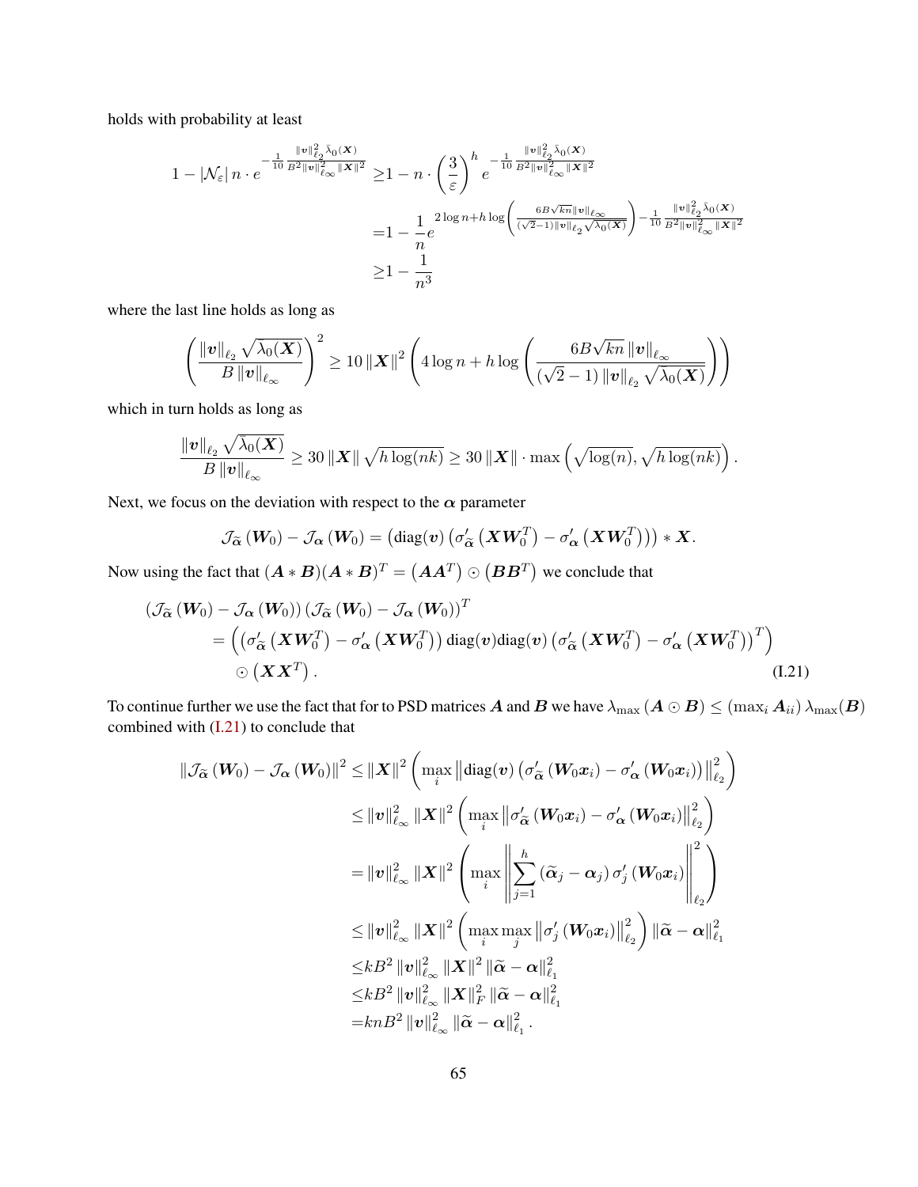holds with probability at least

$$
\begin{aligned}
1 - |\mathcal{N}_\varepsilon|\, n \cdot e^{-\frac{1}{10}\frac{\|\boldsymbol{v}\|_{\ell_2}^2 \bar{\lambda}_0(\boldsymbol{X})}{B^2\|\boldsymbol{v}\|_{\ell_\infty}^2 \|\boldsymbol{X}\|^2}} \geq & 1 - n \cdot \left(\frac{3}{\varepsilon}\right)^h e^{-\frac{1}{10}\frac{\|\boldsymbol{v}\|_{\ell_2}^2 \bar{\lambda}_0(\boldsymbol{X})}{B^2\|\boldsymbol{v}\|_{\ell_\infty}^2 \|\boldsymbol{X}\|^2}} \\
= & 1 - \frac{1}{n} e^{2\log n + h \log\left(\frac{6B\sqrt{kn}\|\boldsymbol{v}\|_{\ell_\infty}}{(\sqrt{2}-1)\|\boldsymbol{v}\|_{\ell_2}\sqrt{\lambda_0(\boldsymbol{X})}}\right) - \frac{1}{10}\frac{\|\boldsymbol{v}\|_{\ell_2}^2 \bar{\lambda}_0(\boldsymbol{X})}{B^2\|\boldsymbol{v}\|_{\ell_\infty}^2 \|\boldsymbol{X}\|^2}} \\
\geq & 1 - \frac{1}{n^3}
\end{aligned}
$$

where the last line holds as long as

$$
\left(\frac{\|\boldsymbol{v}\|_{\ell_2}\sqrt{\lambda_0(\boldsymbol{X})}}{B\|\boldsymbol{v}\|_{\ell_\infty}}\right)^2 \geq 10\|\boldsymbol{X}\|^2 \left(4\log n + h\log\left(\frac{6B\sqrt{kn}\|\boldsymbol{v}\|_{\ell_\infty}}{(\sqrt{2}-1)\|\boldsymbol{v}\|_{\ell_2}\sqrt{\lambda_0(\boldsymbol{X})}}\right)\right)
$$

which in turn holds as long as

$$
\frac{\|\boldsymbol{v}\|_{\ell_2}\sqrt{\bar{\lambda}_0(\boldsymbol{X})}}{B\|\boldsymbol{v}\|_{\ell_\infty}} \geq 30\|\boldsymbol{X}\|\sqrt{h\log(nk)} \geq 30\|\boldsymbol{X}\| \cdot \max\left(\sqrt{\log(n)}, \sqrt{h\log(nk)}\right).
$$

Next, we focus on the deviation with respect to the $\boldsymbol{\alpha}$ parameter

$$
\mathcal{J}_{\widetilde{\boldsymbol{\alpha}}}(\boldsymbol{W}_0) - \mathcal{J}_{\boldsymbol{\alpha}}(\boldsymbol{W}_0) = \left(\text{diag}(\boldsymbol{v})\left(\sigma'_{\widetilde{\boldsymbol{\alpha}}}\left(\boldsymbol{X}\boldsymbol{W}_0^T\right) - \sigma'_{\boldsymbol{\alpha}}\left(\boldsymbol{X}\boldsymbol{W}_0^T\right)\right)\right) * \boldsymbol{X}.
$$

Now using the fact that $(\boldsymbol{A} * \boldsymbol{B})(\boldsymbol{A} * \boldsymbol{B})^T = \left(\boldsymbol{A}\boldsymbol{A}^T\right) \odot \left(\boldsymbol{B}\boldsymbol{B}^T\right)$ we conclude that

$$
\begin{aligned}
&\left(\mathcal{J}_{\widetilde{\boldsymbol{\alpha}}}(\boldsymbol{W}_0) - \mathcal{J}_{\boldsymbol{\alpha}}(\boldsymbol{W}_0)\right)\left(\mathcal{J}_{\widetilde{\boldsymbol{\alpha}}}(\boldsymbol{W}_0) - \mathcal{J}_{\boldsymbol{\alpha}}(\boldsymbol{W}_0)\right)^T \\
&\quad = \left(\left(\sigma'_{\widetilde{\boldsymbol{\alpha}}}\left(\boldsymbol{X}\boldsymbol{W}_0^T\right) - \sigma'_{\boldsymbol{\alpha}}\left(\boldsymbol{X}\boldsymbol{W}_0^T\right)\right)\text{diag}(\boldsymbol{v})\text{diag}(\boldsymbol{v})\left(\sigma'_{\widetilde{\boldsymbol{\alpha}}}\left(\boldsymbol{X}\boldsymbol{W}_0^T\right) - \sigma'_{\boldsymbol{\alpha}}\left(\boldsymbol{X}\boldsymbol{W}_0^T\right)\right)^T\right) \\
&\qquad \odot \left(\boldsymbol{X}\boldsymbol{X}^T\right).
\end{aligned} \tag{I.21}
$$

To continue further we use the fact that for to PSD matrices $\boldsymbol{A}$ and $\boldsymbol{B}$ we have $\lambda_{\max}(\boldsymbol{A} \odot \boldsymbol{B}) \leq (\max_i \boldsymbol{A}_{ii})\,\lambda_{\max}(\boldsymbol{B})$ combined with (I.21) to conclude that

$$
\begin{aligned}
\|\mathcal{J}_{\widetilde{\boldsymbol{\alpha}}}(\boldsymbol{W}_0) - \mathcal{J}_{\boldsymbol{\alpha}}(\boldsymbol{W}_0)\|^2 &\leq \|\boldsymbol{X}\|^2 \left(\max_i \left\|\text{diag}(\boldsymbol{v})\left(\sigma'_{\widetilde{\boldsymbol{\alpha}}}(\boldsymbol{W}_0\boldsymbol{x}_i) - \sigma'_{\boldsymbol{\alpha}}(\boldsymbol{W}_0\boldsymbol{x}_i)\right)\right\|_{\ell_2}^2\right) \\
&\leq \|\boldsymbol{v}\|_{\ell_\infty}^2 \|\boldsymbol{X}\|^2 \left(\max_i \left\|\sigma'_{\widetilde{\boldsymbol{\alpha}}}(\boldsymbol{W}_0\boldsymbol{x}_i) - \sigma'_{\boldsymbol{\alpha}}(\boldsymbol{W}_0\boldsymbol{x}_i)\right\|_{\ell_2}^2\right) \\
&= \|\boldsymbol{v}\|_{\ell_\infty}^2 \|\boldsymbol{X}\|^2 \left(\max_i \left\|\sum_{j=1}^h (\widetilde{\boldsymbol{\alpha}}_j - \boldsymbol{\alpha}_j)\,\sigma'_j(\boldsymbol{W}_0\boldsymbol{x}_i)\right\|_{\ell_2}^2\right) \\
&\leq \|\boldsymbol{v}\|_{\ell_\infty}^2 \|\boldsymbol{X}\|^2 \left(\max_i \max_j \left\|\sigma'_j(\boldsymbol{W}_0\boldsymbol{x}_i)\right\|_{\ell_2}^2\right) \|\widetilde{\boldsymbol{\alpha}} - \boldsymbol{\alpha}\|_{\ell_1}^2 \\
&\leq kB^2 \|\boldsymbol{v}\|_{\ell_\infty}^2 \|\boldsymbol{X}\|^2 \|\widetilde{\boldsymbol{\alpha}} - \boldsymbol{\alpha}\|_{\ell_1}^2 \\
&\leq kB^2 \|\boldsymbol{v}\|_{\ell_\infty}^2 \|\boldsymbol{X}\|_F^2 \|\widetilde{\boldsymbol{\alpha}} - \boldsymbol{\alpha}\|_{\ell_1}^2 \\
&= knB^2 \|\boldsymbol{v}\|_{\ell_\infty}^2 \|\widetilde{\boldsymbol{\alpha}} - \boldsymbol{\alpha}\|_{\ell_1}^2.
\end{aligned}
$$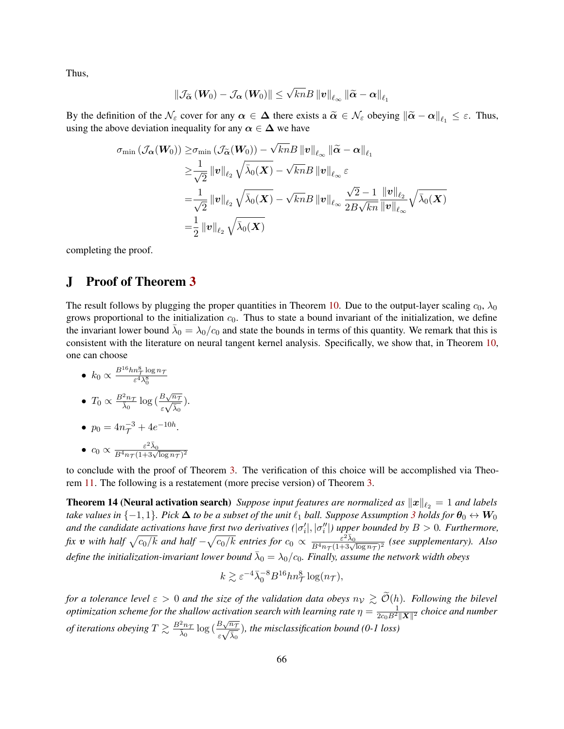Thus,

$$\left\|\mathcal{J}_{\widetilde{\boldsymbol{\alpha}}}\left(\boldsymbol{W}_0\right)-\mathcal{J}_{\boldsymbol{\alpha}}\left(\boldsymbol{W}_0\right)\right\| \leq \sqrt{kn}B\left\|\boldsymbol{v}\right\|_{\ell_\infty}\left\|\widetilde{\boldsymbol{\alpha}}-\boldsymbol{\alpha}\right\|_{\ell_1}$$

By the definition of the $\mathcal{N}_\varepsilon$ cover for any $\boldsymbol{\alpha} \in \boldsymbol{\Delta}$ there exists a $\widetilde{\boldsymbol{\alpha}} \in \mathcal{N}_\varepsilon$ obeying $\left\|\widetilde{\boldsymbol{\alpha}}-\boldsymbol{\alpha}\right\|_{\ell_1} \leq \varepsilon$. Thus, using the above deviation inequality for any $\boldsymbol{\alpha} \in \boldsymbol{\Delta}$ we have

$$\begin{aligned}
\sigma_{\min}\left(\mathcal{J}_{\boldsymbol{\alpha}}(\boldsymbol{W}_0)\right) \geq& \sigma_{\min}\left(\mathcal{J}_{\widetilde{\boldsymbol{\alpha}}}(\boldsymbol{W}_0)\right)-\sqrt{kn}B\left\|\boldsymbol{v}\right\|_{\ell_\infty}\left\|\widetilde{\boldsymbol{\alpha}}-\boldsymbol{\alpha}\right\|_{\ell_1}\\
\geq& \frac{1}{\sqrt{2}}\left\|\boldsymbol{v}\right\|_{\ell_2}\sqrt{\bar{\lambda}_0(\boldsymbol{X})}-\sqrt{kn}B\left\|\boldsymbol{v}\right\|_{\ell_\infty}\varepsilon\\
=& \frac{1}{\sqrt{2}}\left\|\boldsymbol{v}\right\|_{\ell_2}\sqrt{\bar{\lambda}_0(\boldsymbol{X})}-\sqrt{kn}B\left\|\boldsymbol{v}\right\|_{\ell_\infty}\frac{\sqrt{2}-1}{2B\sqrt{kn}}\frac{\left\|\boldsymbol{v}\right\|_{\ell_2}}{\left\|\boldsymbol{v}\right\|_{\ell_\infty}}\sqrt{\bar{\lambda}_0(\boldsymbol{X})}\\
=& \frac{1}{2}\left\|\boldsymbol{v}\right\|_{\ell_2}\sqrt{\bar{\lambda}_0(\boldsymbol{X})}
\end{aligned}$$

completing the proof.

## J Proof of Theorem 3

The result follows by plugging the proper quantities in Theorem 10. Due to the output-layer scaling $c_0$, $\lambda_0$ grows proportional to the initialization $c_0$. Thus to state a bound invariant of the initialization, we define the invariant lower bound $\bar{\lambda}_0 = \lambda_0/c_0$ and state the bounds in terms of this quantity. We remark that this is consistent with the literature on neural tangent kernel analysis. Specifically, we show that, in Theorem 10, one can choose

- $k_0 \propto \frac{B^{16}hn_{\mathcal{T}}^8\log n_{\mathcal{T}}}{\varepsilon^4\bar{\lambda}_0^8}$
- $T_0 \propto \frac{B^2 n_{\mathcal{T}}}{\bar{\lambda}_0}\log\left(\frac{B\sqrt{n_{\mathcal{T}}}}{\varepsilon\sqrt{\bar{\lambda}_0}}\right)$.
- $p_0 = 4n_{\mathcal{T}}^{-3} + 4e^{-10h}$.
- $c_0 \propto \frac{\varepsilon^2\bar{\lambda}_0}{B^4 n_{\mathcal{T}}(1+3\sqrt{\log n_{\mathcal{T}}})^2}$

to conclude with the proof of Theorem 3. The verification of this choice will be accomplished via Theorem 11. The following is a restatement (more precise version) of Theorem 3.

**Theorem 14 (Neural activation search)** *Suppose input features are normalized as $\|\boldsymbol{x}\|_{\ell_2} = 1$ and labels take values in $\{-1, 1\}$. Pick $\boldsymbol{\Delta}$ to be a subset of the unit $\ell_1$ ball. Suppose Assumption 3 holds for $\boldsymbol{\theta}_0 \leftrightarrow \boldsymbol{W}_0$ and the candidate activations have first two derivatives ($|\sigma_i'|, |\sigma_i''|$) upper bounded by $B > 0$. Furthermore, fix $\boldsymbol{v}$ with half $\sqrt{c_0/k}$ and half $-\sqrt{c_0/k}$ entries for $c_0 \propto \frac{\varepsilon^2\bar{\lambda}_0}{B^4 n_{\mathcal{T}}(1+3\sqrt{\log n_{\mathcal{T}}})^2}$ (see supplementary). Also define the initialization-invariant lower bound $\bar{\lambda}_0 = \lambda_0/c_0$. Finally, assume the network width obeys*

$$k \gtrsim \varepsilon^{-4}\bar{\lambda}_0^{-8}B^{16}hn_{\mathcal{T}}^8\log(n_{\mathcal{T}}),$$

*for a tolerance level $\varepsilon > 0$ and the size of the validation data obeys $n_{\mathcal{V}} \gtrsim \widetilde{\mathcal{O}}(h)$. Following the bilevel optimization scheme for the shallow activation search with learning rate $\eta = \frac{1}{2c_0B^2\|\boldsymbol{X}\|^2}$ choice and number of iterations obeying $T \gtrsim \frac{B^2 n_{\mathcal{T}}}{\bar{\lambda}_0}\log\left(\frac{B\sqrt{n_{\mathcal{T}}}}{\varepsilon\sqrt{\bar{\lambda}_0}}\right)$, the misclassification bound (0-1 loss)*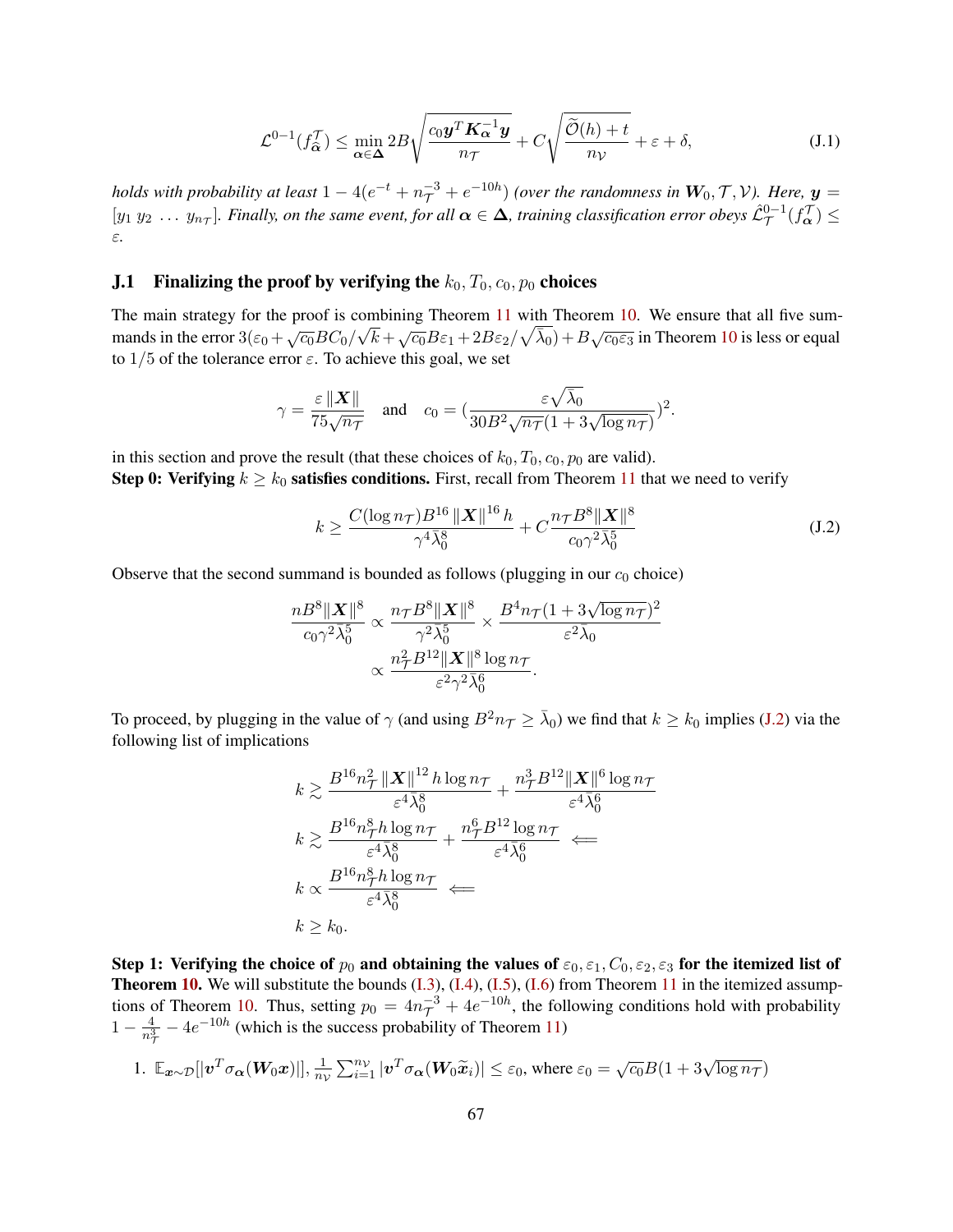$$\mathcal{L}^{0\text{-}1}(f^{\mathcal{T}}_{\hat{\boldsymbol{\alpha}}}) \le \min_{\boldsymbol{\alpha}\in\boldsymbol{\Delta}} 2B\sqrt{\frac{c_0\boldsymbol{y}^T\boldsymbol{K}_{\boldsymbol{\alpha}}^{-1}\boldsymbol{y}}{n_{\mathcal{T}}}} + C\sqrt{\frac{\widetilde{\mathcal{O}}(h)+t}{n_{\mathcal{V}}}} + \varepsilon + \delta, \tag{J.1}$$

*holds with probability at least* $1 - 4(e^{-t} + n_{\mathcal{T}}^{-3} + e^{-10h})$ *(over the randomness in* $\boldsymbol{W}_0, \mathcal{T}, \mathcal{V}$*). Here,* $\boldsymbol{y} = [y_1\ y_2\ \dots\ y_{n_{\mathcal{T}}}]$*. Finally, on the same event, for all* $\boldsymbol{\alpha} \in \boldsymbol{\Delta}$*, training classification error obeys* $\hat{\mathcal{L}}^{0\text{-}1}_{\mathcal{T}}(f^{\mathcal{T}}_{\boldsymbol{\alpha}}) \le \varepsilon$*.*

### J.1 Finalizing the proof by verifying the $k_0, T_0, c_0, p_0$ choices

The main strategy for the proof is combining Theorem 11 with Theorem 10. We ensure that all five summands in the error $3(\varepsilon_0 + \sqrt{c_0}BC_0/\sqrt{k} + \sqrt{c_0}B\varepsilon_1 + 2B\varepsilon_2/\sqrt{\bar{\lambda}_0}) + B\sqrt{c_0\varepsilon_3}$ in Theorem 10 is less or equal to $1/5$ of the tolerance error $\varepsilon$. To achieve this goal, we set

$$\gamma = \frac{\varepsilon\|\boldsymbol{X}\|}{75\sqrt{n_{\mathcal{T}}}} \quad \text{and} \quad c_0 = \Big(\frac{\varepsilon\sqrt{\bar{\lambda}_0}}{30B^2\sqrt{n_{\mathcal{T}}}(1+3\sqrt{\log n_{\mathcal{T}}})}\Big)^2.$$

in this section and prove the result (that these choices of $k_0, T_0, c_0, p_0$ are valid).

**Step 0: Verifying $k \ge k_0$ satisfies conditions.** First, recall from Theorem 11 that we need to verify

$$k \ge \frac{C(\log n_{\mathcal{T}})B^{16}\|\boldsymbol{X}\|^{16}h}{\gamma^4\bar{\lambda}_0^8} + C\frac{n_{\mathcal{T}}B^8\|\boldsymbol{X}\|^8}{c_0\gamma^2\bar{\lambda}_0^5} \tag{J.2}$$

Observe that the second summand is bounded as follows (plugging in our $c_0$ choice)

$$\begin{aligned}\frac{nB^8\|\boldsymbol{X}\|^8}{c_0\gamma^2\bar{\lambda}_0^5} &\propto \frac{n_{\mathcal{T}}B^8\|\boldsymbol{X}\|^8}{\gamma^2\bar{\lambda}_0^5} \times \frac{B^4n_{\mathcal{T}}(1+3\sqrt{\log n_{\mathcal{T}}})^2}{\varepsilon^2\bar{\lambda}_0}\\ &\propto \frac{n_{\mathcal{T}}^2B^{12}\|\boldsymbol{X}\|^8\log n_{\mathcal{T}}}{\varepsilon^2\gamma^2\bar{\lambda}_0^6}.\end{aligned}$$

To proceed, by plugging in the value of $\gamma$ (and using $B^2n_{\mathcal{T}} \ge \bar{\lambda}_0$) we find that $k \ge k_0$ implies (J.2) via the following list of implications

$$\begin{aligned}k &\gtrsim \frac{B^{16}n_{\mathcal{T}}^2\|\boldsymbol{X}\|^{12}h\log n_{\mathcal{T}}}{\varepsilon^4\bar{\lambda}_0^8} + \frac{n_{\mathcal{T}}^3B^{12}\|\boldsymbol{X}\|^6\log n_{\mathcal{T}}}{\varepsilon^4\bar{\lambda}_0^6}\\ k &\gtrsim \frac{B^{16}n_{\mathcal{T}}^8h\log n_{\mathcal{T}}}{\varepsilon^4\bar{\lambda}_0^8} + \frac{n_{\mathcal{T}}^6B^{12}\log n_{\mathcal{T}}}{\varepsilon^4\bar{\lambda}_0^6} \Longleftarrow\\ k &\propto \frac{B^{16}n_{\mathcal{T}}^8h\log n_{\mathcal{T}}}{\varepsilon^4\bar{\lambda}_0^8} \Longleftarrow\\ k &\ge k_0.\end{aligned}$$

**Step 1: Verifying the choice of $p_0$ and obtaining the values of $\varepsilon_0, \varepsilon_1, C_0, \varepsilon_2, \varepsilon_3$ for the itemized list of Theorem 10.** We will substitute the bounds (I.3), (I.4), (I.5), (I.6) from Theorem 11 in the itemized assumptions of Theorem 10. Thus, setting $p_0 = 4n_{\mathcal{T}}^{-3} + 4e^{-10h}$, the following conditions hold with probability $1 - \frac{4}{n_{\mathcal{T}}^3} - 4e^{-10h}$ (which is the success probability of Theorem 11)

1. $\mathbb{E}_{\boldsymbol{x}\sim\mathcal{D}}[|\boldsymbol{v}^T\sigma_{\boldsymbol{\alpha}}(\boldsymbol{W}_0\boldsymbol{x})|], \frac{1}{n_{\mathcal{V}}}\sum_{i=1}^{n_{\mathcal{V}}}|\boldsymbol{v}^T\sigma_{\boldsymbol{\alpha}}(\boldsymbol{W}_0\widetilde{\boldsymbol{x}}_i)| \le \varepsilon_0$, where $\varepsilon_0 = \sqrt{c_0}B(1+3\sqrt{\log n_{\mathcal{T}}})$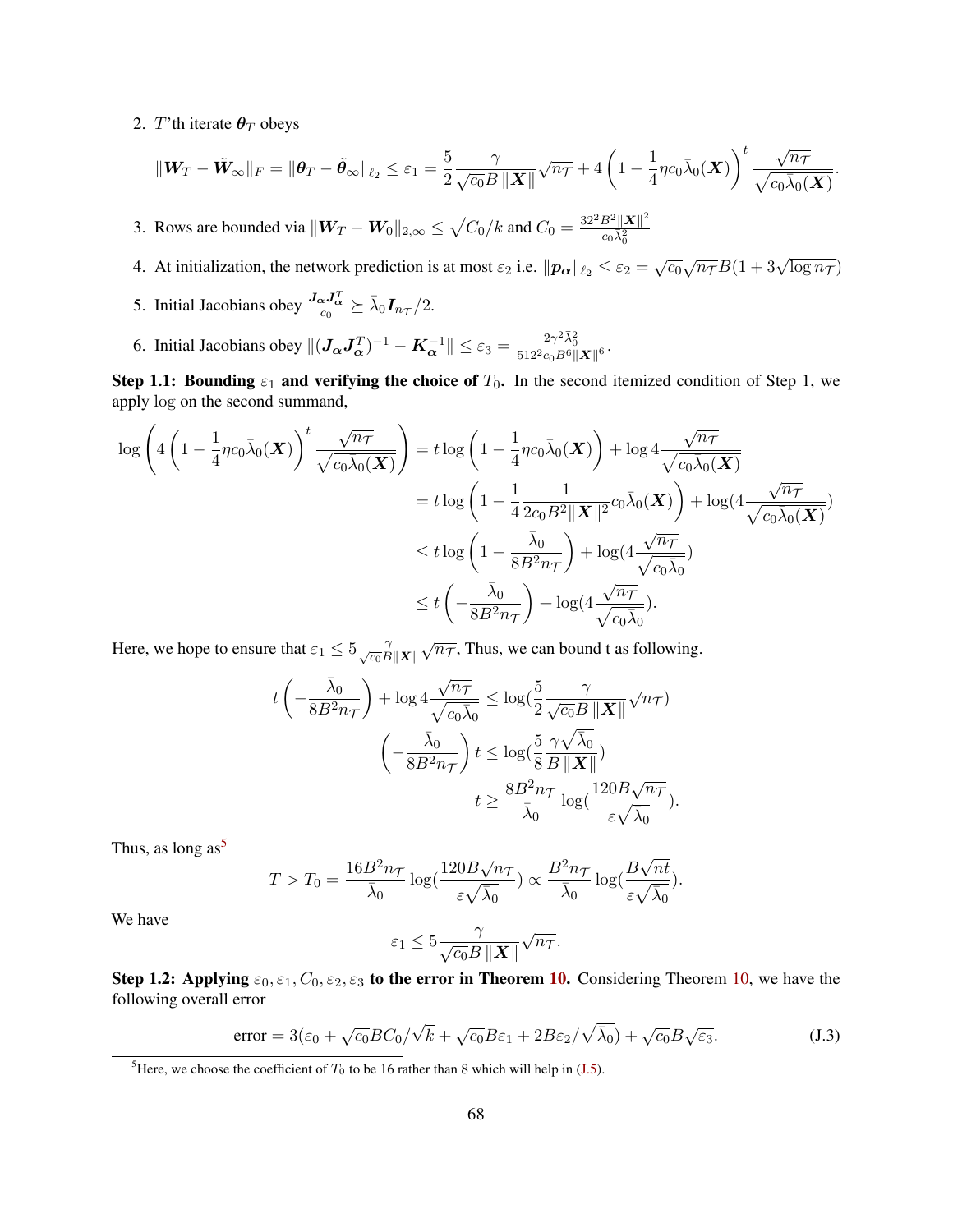2. $T$'th iterate $\boldsymbol{\theta}_T$ obeys

$$\|\boldsymbol{W}_T - \tilde{\boldsymbol{W}}_\infty\|_F = \|\boldsymbol{\theta}_T - \tilde{\boldsymbol{\theta}}_\infty\|_{\ell_2} \leq \varepsilon_1 = \frac{5}{2}\frac{\gamma}{\sqrt{c_0}B\,\|\boldsymbol{X}\|}\sqrt{n\mathcal{T}} + 4\left(1 - \frac{1}{4}\eta c_0 \bar{\lambda}_0(\boldsymbol{X})\right)^t \frac{\sqrt{n\mathcal{T}}}{\sqrt{c_0 \bar{\lambda}_0(\boldsymbol{X})}}.$$

3. Rows are bounded via $\|\boldsymbol{W}_T - \boldsymbol{W}_0\|_{2,\infty} \leq \sqrt{C_0/k}$ and $C_0 = \frac{32^2 B^2 \|\boldsymbol{X}\|^2}{c_0 \bar{\lambda}_0^2}$

4. At initialization, the network prediction is at most $\varepsilon_2$ i.e. $\|\boldsymbol{p}_{\boldsymbol{\alpha}}\|_{\ell_2} \leq \varepsilon_2 = \sqrt{c_0}\sqrt{n\mathcal{T}}B(1 + 3\sqrt{\log n\mathcal{T}})$

5. Initial Jacobians obey $\frac{\boldsymbol{J}_{\boldsymbol{\alpha}}\boldsymbol{J}_{\boldsymbol{\alpha}}^T}{c_0} \succeq \bar{\lambda}_0 \boldsymbol{I}_{n\mathcal{T}}/2$.

6. Initial Jacobians obey $\|(\boldsymbol{J}_{\boldsymbol{\alpha}}\boldsymbol{J}_{\boldsymbol{\alpha}}^T)^{-1} - \boldsymbol{K}_{\boldsymbol{\alpha}}^{-1}\| \leq \varepsilon_3 = \frac{2\gamma^2 \bar{\lambda}_0^2}{512^2 c_0 B^6 \|\boldsymbol{X}\|^6}$.

**Step 1.1: Bounding $\varepsilon_1$ and verifying the choice of $T_0$.** In the second itemized condition of Step 1, we apply log on the second summand,

$$\begin{aligned}
\log\left(4\left(1 - \frac{1}{4}\eta c_0 \bar{\lambda}_0(\boldsymbol{X})\right)^t \frac{\sqrt{n\mathcal{T}}}{\sqrt{c_0 \bar{\lambda}_0(\boldsymbol{X})}}\right) &= t\log\left(1 - \frac{1}{4}\eta c_0 \bar{\lambda}_0(\boldsymbol{X})\right) + \log 4\frac{\sqrt{n\mathcal{T}}}{\sqrt{c_0 \bar{\lambda}_0(\boldsymbol{X})}} \\
&= t\log\left(1 - \frac{1}{4}\frac{1}{2c_0 B^2 \|\boldsymbol{X}\|^2} c_0 \bar{\lambda}_0(\boldsymbol{X})\right) + \log(4\frac{\sqrt{n\mathcal{T}}}{\sqrt{c_0 \bar{\lambda}_0(\boldsymbol{X})}}) \\
&\leq t\log\left(1 - \frac{\bar{\lambda}_0}{8B^2 n\mathcal{T}}\right) + \log(4\frac{\sqrt{n\mathcal{T}}}{\sqrt{c_0\bar{\lambda}_0}}) \\
&\leq t\left(-\frac{\bar{\lambda}_0}{8B^2 n\mathcal{T}}\right) + \log(4\frac{\sqrt{n\mathcal{T}}}{\sqrt{c_0\bar{\lambda}_0}}).
\end{aligned}$$

Here, we hope to ensure that $\varepsilon_1 \leq 5\frac{\gamma}{\sqrt{c_0}B\|\boldsymbol{X}\|}\sqrt{n\mathcal{T}}$, Thus, we can bound t as following.

$$\begin{aligned}
t\left(-\frac{\bar{\lambda}_0}{8B^2 n\mathcal{T}}\right) + \log 4\frac{\sqrt{n\mathcal{T}}}{\sqrt{c_0\bar{\lambda}_0}} &\leq \log(\frac{5}{2}\frac{\gamma}{\sqrt{c_0}B\,\|\boldsymbol{X}\|}\sqrt{n\mathcal{T}}) \\
\left(-\frac{\bar{\lambda}_0}{8B^2 n\mathcal{T}}\right)t &\leq \log(\frac{5}{8}\frac{\gamma\sqrt{\bar{\lambda}_0}}{B\,\|\boldsymbol{X}\|}) \\
t &\geq \frac{8B^2 n\mathcal{T}}{\bar{\lambda}_0}\log(\frac{120B\sqrt{n\mathcal{T}}}{\varepsilon\sqrt{\bar{\lambda}_0}}).
\end{aligned}$$

Thus, as long as[5]

$$T > T_0 = \frac{16B^2 n\mathcal{T}}{\bar{\lambda}_0}\log(\frac{120B\sqrt{n\mathcal{T}}}{\varepsilon\sqrt{\bar{\lambda}_0}}) \propto \frac{B^2 n\mathcal{T}}{\bar{\lambda}_0}\log(\frac{B\sqrt{nt}}{\varepsilon\sqrt{\bar{\lambda}_0}}).$$

We have

$$\varepsilon_1 \leq 5\frac{\gamma}{\sqrt{c_0}B\,\|\boldsymbol{X}\|}\sqrt{n\mathcal{T}}.$$

**Step 1.2: Applying $\varepsilon_0, \varepsilon_1, C_0, \varepsilon_2, \varepsilon_3$ to the error in Theorem 10.** Considering Theorem 10, we have the following overall error

$$\text{error} = 3(\varepsilon_0 + \sqrt{c_0}BC_0/\sqrt{k} + \sqrt{c_0}B\varepsilon_1 + 2B\varepsilon_2/\sqrt{\bar{\lambda}_0}) + \sqrt{c_0}B\sqrt{\varepsilon_3}. \tag{J.3}$$

[5] Here, we choose the coefficient of $T_0$ to be 16 rather than 8 which will help in (J.5).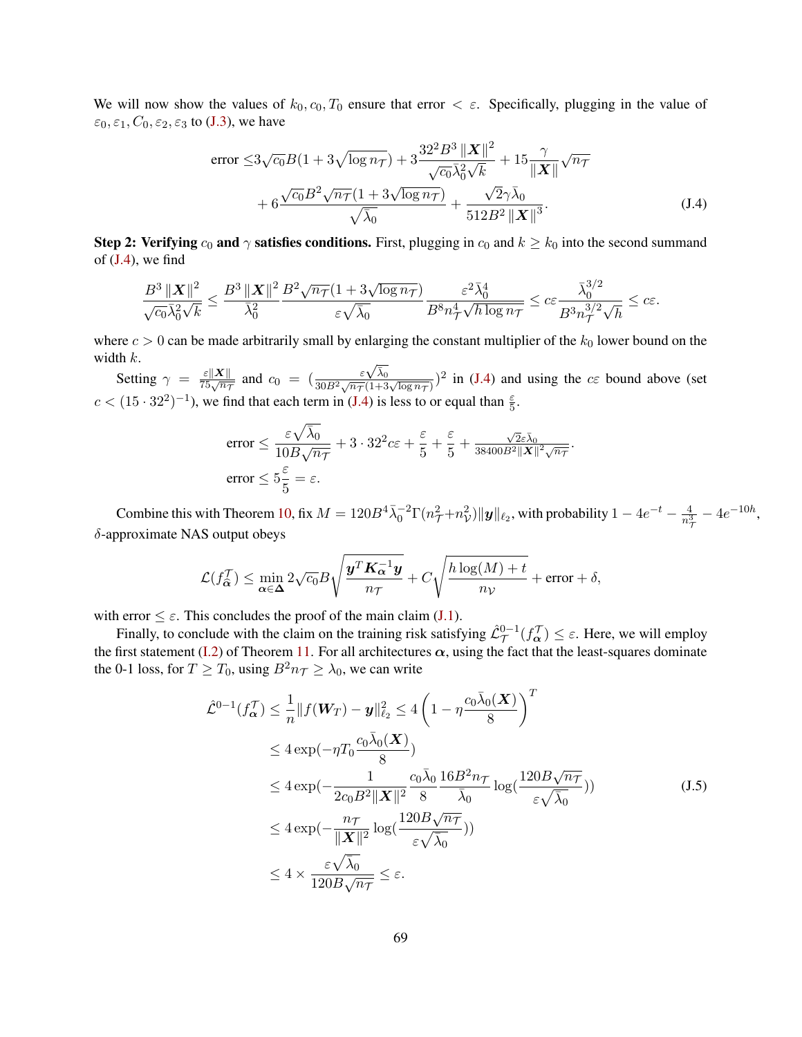We will now show the values of $k_0, c_0, T_0$ ensure that error $< \varepsilon$. Specifically, plugging in the value of $\varepsilon_0, \varepsilon_1, C_0, \varepsilon_2, \varepsilon_3$ to (J.3), we have

$$
\begin{aligned}
\text{error} \leq & 3\sqrt{c_0}B(1+3\sqrt{\log n_{\mathcal{T}}}) + 3\frac{32^2 B^3 \|\boldsymbol{X}\|^2}{\sqrt{c_0}\bar{\lambda}_0^2\sqrt{k}} + 15\frac{\gamma}{\|\boldsymbol{X}\|}\sqrt{n_{\mathcal{T}}} \\
& + 6\frac{\sqrt{c_0}B^2\sqrt{n_{\mathcal{T}}}(1+3\sqrt{\log n_{\mathcal{T}}})}{\sqrt{\bar{\lambda}_0}} + \frac{\sqrt{2}\gamma\bar{\lambda}_0}{512B^2\|\boldsymbol{X}\|^3}.
\end{aligned} \tag{J.4}
$$

**Step 2: Verifying $c_0$ and $\gamma$ satisfies conditions.** First, plugging in $c_0$ and $k \geq k_0$ into the second summand of (J.4), we find

$$
\frac{B^3\|\boldsymbol{X}\|^2}{\sqrt{c_0}\bar{\lambda}_0^2\sqrt{k}} \leq \frac{B^3\|\boldsymbol{X}\|^2}{\bar{\lambda}_0^2}\frac{B^2\sqrt{n_{\mathcal{T}}}(1+3\sqrt{\log n_{\mathcal{T}}})}{\varepsilon\sqrt{\bar{\lambda}_0}}\frac{\varepsilon^2\bar{\lambda}_0^4}{B^8 n_{\mathcal{T}}^4\sqrt{h\log n_{\mathcal{T}}}} \leq c\varepsilon\frac{\bar{\lambda}_0^{3/2}}{B^3 n_{\mathcal{T}}^{3/2}\sqrt{h}} \leq c\varepsilon.
$$

where $c > 0$ can be made arbitrarily small by enlarging the constant multiplier of the $k_0$ lower bound on the width $k$.

Setting $\gamma = \frac{\varepsilon\|\boldsymbol{X}\|}{75\sqrt{n_{\mathcal{T}}}}$ and $c_0 = (\frac{\varepsilon\sqrt{\bar{\lambda}_0}}{30B^2\sqrt{n_{\mathcal{T}}}(1+3\sqrt{\log n_{\mathcal{T}}})})^2$ in (J.4) and using the $c\varepsilon$ bound above (set $c < (15\cdot 32^2)^{-1}$), we find that each term in (J.4) is less to or equal than $\frac{\varepsilon}{5}$.

$$
\begin{aligned}
\text{error} &\leq \frac{\varepsilon\sqrt{\bar{\lambda}_0}}{10B\sqrt{n_{\mathcal{T}}}} + 3\cdot 32^2 c\varepsilon + \frac{\varepsilon}{5} + \frac{\varepsilon}{5} + \frac{\sqrt{2}\varepsilon\bar{\lambda}_0}{38400B^2\|\boldsymbol{X}\|^2\sqrt{n_{\mathcal{T}}}}. \\
\text{error} &\leq 5\frac{\varepsilon}{5} = \varepsilon.
\end{aligned}
$$

Combine this with Theorem 10, fix $M = 120B^4\bar{\lambda}_0^{-2}\Gamma(n_{\mathcal{T}}^2+n_{\mathcal{V}}^2)\|\boldsymbol{y}\|_{\ell_2}$, with probability $1-4e^{-t}-\frac{4}{n_{\mathcal{T}}^3}-4e^{-10h}$, $\delta$-approximate NAS output obeys

$$
\mathcal{L}(f_{\widehat{\boldsymbol{\alpha}}}^{\mathcal{T}}) \leq \min_{\boldsymbol{\alpha}\in\boldsymbol{\Delta}} 2\sqrt{c_0}B\sqrt{\frac{\boldsymbol{y}^T\boldsymbol{K}_{\boldsymbol{\alpha}}^{-1}\boldsymbol{y}}{n_{\mathcal{T}}}} + C\sqrt{\frac{h\log(M)+t}{n_{\mathcal{V}}}} + \text{error} + \delta,
$$

with error $\leq \varepsilon$. This concludes the proof of the main claim (J.1).

Finally, to conclude with the claim on the training risk satisfying $\hat{\mathcal{L}}_{\mathcal{T}}^{0-1}(f_{\boldsymbol{\alpha}}^{\mathcal{T}}) \leq \varepsilon$. Here, we will employ the first statement (I.2) of Theorem 11. For all architectures $\boldsymbol{\alpha}$, using the fact that the least-squares dominate the 0-1 loss, for $T \geq T_0$, using $B^2 n_{\mathcal{T}} \geq \lambda_0$, we can write

$$
\begin{aligned}
\hat{\mathcal{L}}^{0-1}(f_{\boldsymbol{\alpha}}^{\mathcal{T}}) &\leq \frac{1}{n}\|f(\boldsymbol{W}_T)-\boldsymbol{y}\|_{\ell_2}^2 \leq 4\left(1-\eta\frac{c_0\bar{\lambda}_0(\boldsymbol{X})}{8}\right)^T \\
&\leq 4\exp(-\eta T_0\frac{c_0\bar{\lambda}_0(\boldsymbol{X})}{8}) \\
&\leq 4\exp(-\frac{1}{2c_0B^2\|\boldsymbol{X}\|^2}\frac{c_0\bar{\lambda}_0}{8}\frac{16B^2 n_{\mathcal{T}}}{\bar{\lambda}_0}\log(\frac{120B\sqrt{n_{\mathcal{T}}}}{\varepsilon\sqrt{\bar{\lambda}_0}})) \\
&\leq 4\exp(-\frac{n_{\mathcal{T}}}{\|\boldsymbol{X}\|^2}\log(\frac{120B\sqrt{n_{\mathcal{T}}}}{\varepsilon\sqrt{\bar{\lambda}_0}})) \\
&\leq 4\times\frac{\varepsilon\sqrt{\bar{\lambda}_0}}{120B\sqrt{n_{\mathcal{T}}}} \leq \varepsilon.
\end{aligned} \tag{J.5}
$$